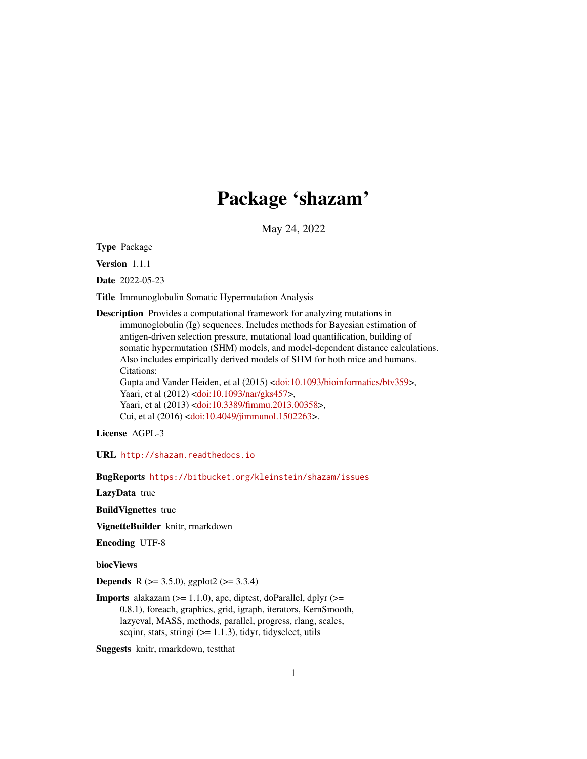# Package 'shazam'

May 24, 2022

**Type** Package

**Version** 1.1.1

**Date** 2022-05-23

**Title** Immunoglobulin Somatic Hypermutation Analysis

**Description** Provides a computational framework for analyzing mutations in immunoglobulin (Ig) sequences. Includes methods for Bayesian estimation of antigen-driven selection pressure, mutational load quantification, building of somatic hypermutation (SHM) models, and model-dependent distance calculations. Also includes empirically derived models of SHM for both mice and humans.
Citations:
Gupta and Vander Heiden, et al (2015) <doi:10.1093/bioinformatics/btv359>,
Yaari, et al (2012) <doi:10.1093/nar/gks457>,
Yaari, et al (2013) <doi:10.3389/fimmu.2013.00358>,
Cui, et al (2016) <doi:10.4049/jimmunol.1502263>.

**License** AGPL-3

**URL** http://shazam.readthedocs.io

**BugReports** https://bitbucket.org/kleinstein/shazam/issues

**LazyData** true

**BuildVignettes** true

**VignetteBuilder** knitr, rmarkdown

**Encoding** UTF-8

**biocViews**

**Depends** R (>= 3.5.0), ggplot2 (>= 3.3.4)

**Imports** alakazam (>= 1.1.0), ape, diptest, doParallel, dplyr (>= 0.8.1), foreach, graphics, grid, igraph, iterators, KernSmooth, lazyeval, MASS, methods, parallel, progress, rlang, scales, seqinr, stats, stringi (>= 1.1.3), tidyr, tidyselect, utils

**Suggests** knitr, rmarkdown, testthat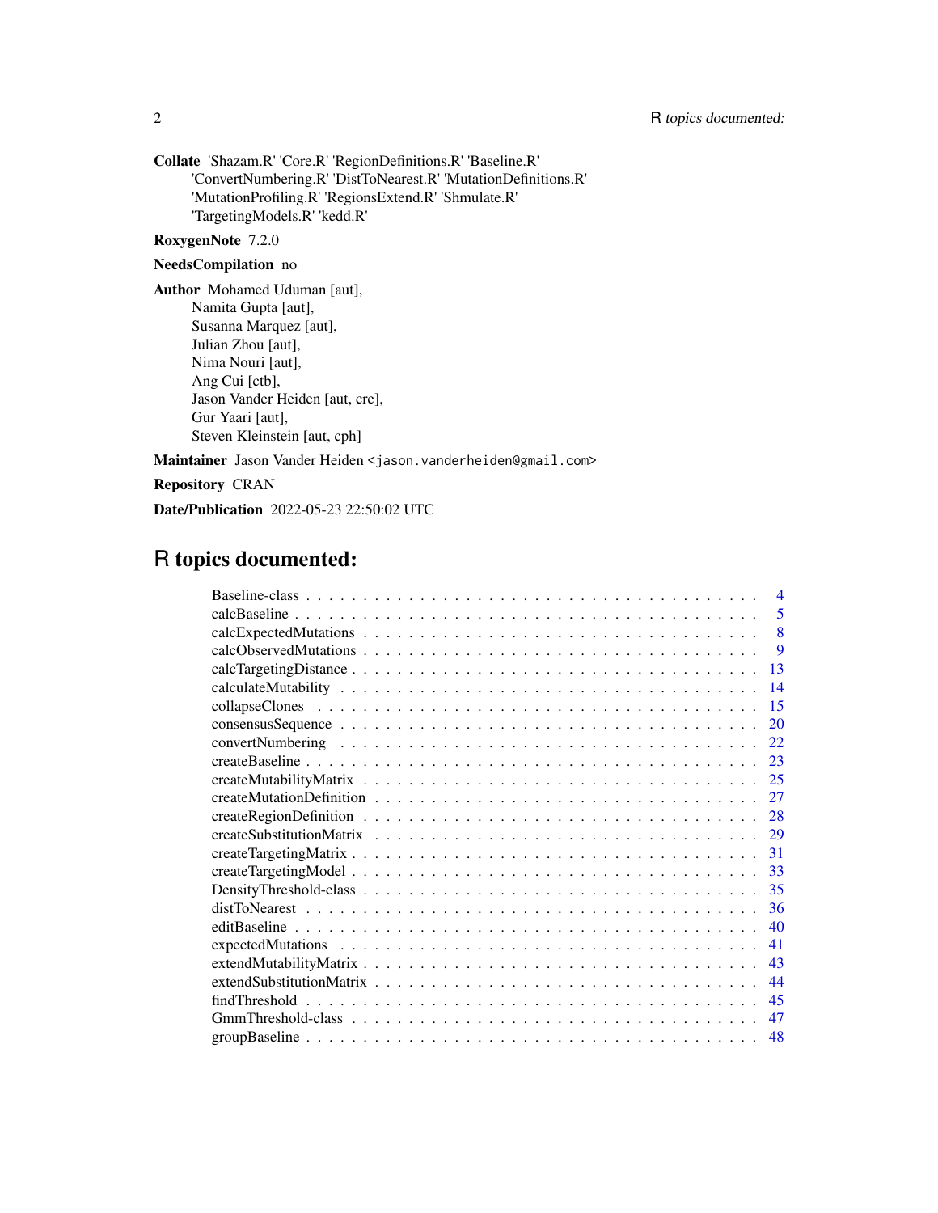**Collate** 'Shazam.R' 'Core.R' 'RegionDefinitions.R' 'Baseline.R' 'ConvertNumbering.R' 'DistToNearest.R' 'MutationDefinitions.R' 'MutationProfiling.R' 'RegionsExtend.R' 'Shmulate.R' 'TargetingModels.R' 'kedd.R'

**RoxygenNote** 7.2.0

**NeedsCompilation** no

**Author** Mohamed Uduman [aut], Namita Gupta [aut], Susanna Marquez [aut], Julian Zhou [aut], Nima Nouri [aut], Ang Cui [ctb], Jason Vander Heiden [aut, cre], Gur Yaari [aut], Steven Kleinstein [aut, cph]

**Maintainer** Jason Vander Heiden <jason.vanderheiden@gmail.com>

**Repository** CRAN

**Date/Publication** 2022-05-23 22:50:02 UTC

# R topics documented:

| | |
|---|---|
| Baseline-class | 4 |
| calcBaseline | 5 |
| calcExpectedMutations | 8 |
| calcObservedMutations | 9 |
| calcTargetingDistance | 13 |
| calculateMutability | 14 |
| collapseClones | 15 |
| consensusSequence | 20 |
| convertNumbering | 22 |
| createBaseline | 23 |
| createMutabilityMatrix | 25 |
| createMutationDefinition | 27 |
| createRegionDefinition | 28 |
| createSubstitutionMatrix | 29 |
| createTargetingMatrix | 31 |
| createTargetingModel | 33 |
| DensityThreshold-class | 35 |
| distToNearest | 36 |
| editBaseline | 40 |
| expectedMutations | 41 |
| extendMutabilityMatrix | 43 |
| extendSubstitutionMatrix | 44 |
| findThreshold | 45 |
| GmmThreshold-class | 47 |
| groupBaseline | 48 |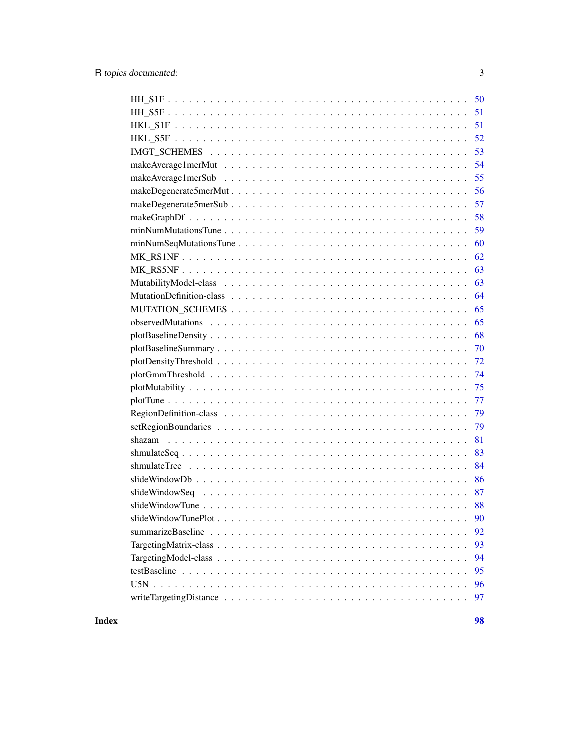| | |
|---|---|
| HH_S1F | 50 |
| HH_S5F | 51 |
| HKL_S1F | 51 |
| HKL_S5F | 52 |
| IMGT_SCHEMES | 53 |
| makeAverage1merMut | 54 |
| makeAverage1merSub | 55 |
| makeDegenerate5merMut | 56 |
| makeDegenerate5merSub | 57 |
| makeGraphDf | 58 |
| minNumMutationsTune | 59 |
| minNumSeqMutationsTune | 60 |
| MK_RS1NF | 62 |
| MK_RS5NF | 63 |
| MutabilityModel-class | 63 |
| MutationDefinition-class | 64 |
| MUTATION_SCHEMES | 65 |
| observedMutations | 65 |
| plotBaselineDensity | 68 |
| plotBaselineSummary | 70 |
| plotDensityThreshold | 72 |
| plotGmmThreshold | 74 |
| plotMutability | 75 |
| plotTune | 77 |
| RegionDefinition-class | 79 |
| setRegionBoundaries | 79 |
| shazam | 81 |
| shmulateSeq | 83 |
| shmulateTree | 84 |
| slideWindowDb | 86 |
| slideWindowSeq | 87 |
| slideWindowTune | 88 |
| slideWindowTunePlot | 90 |
| summarizeBaseline | 92 |
| TargetingMatrix-class | 93 |
| TargetingModel-class | 94 |
| testBaseline | 95 |
| U5N | 96 |
| writeTargetingDistance | 97 |

**Index** **98**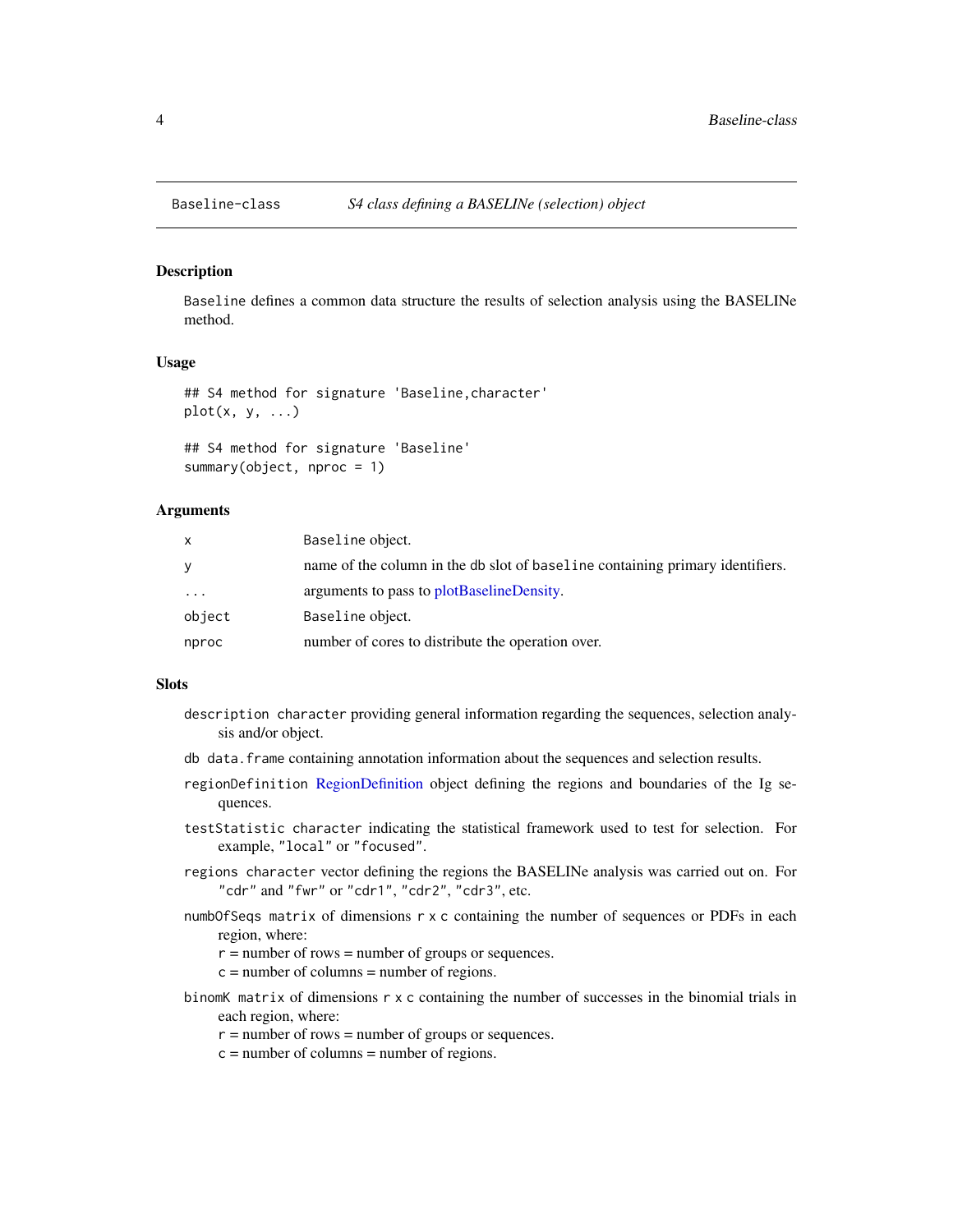## Baseline-class    *S4 class defining a BASELINe (selection) object*

### Description

`Baseline` defines a common data structure the results of selection analysis using the BASELINe method.

### Usage

```
## S4 method for signature 'Baseline,character'
plot(x, y, ...)

## S4 method for signature 'Baseline'
summary(object, nproc = 1)
```

### Arguments

| | |
|---|---|
| `x` | `Baseline` object. |
| `y` | name of the column in the `db` slot of `baseline` containing primary identifiers. |
| `...` | arguments to pass to plotBaselineDensity. |
| `object` | `Baseline` object. |
| `nproc` | number of cores to distribute the operation over. |

### Slots

`description` `character` providing general information regarding the sequences, selection analysis and/or object.

`db` `data.frame` containing annotation information about the sequences and selection results.

`regionDefinition` RegionDefinition object defining the regions and boundaries of the Ig sequences.

`testStatistic` `character` indicating the statistical framework used to test for selection. For example, `"local"` or `"focused"`.

`regions` `character` vector defining the regions the BASELINe analysis was carried out on. For `"cdr"` and `"fwr"` or `"cdr1"`, `"cdr2"`, `"cdr3"`, etc.

`numbOfSeqs` `matrix` of dimensions `r x c` containing the number of sequences or PDFs in each region, where:
`r` = number of rows = number of groups or sequences.
`c` = number of columns = number of regions.

`binomK` `matrix` of dimensions `r x c` containing the number of successes in the binomial trials in each region, where:
`r` = number of rows = number of groups or sequences.
`c` = number of columns = number of regions.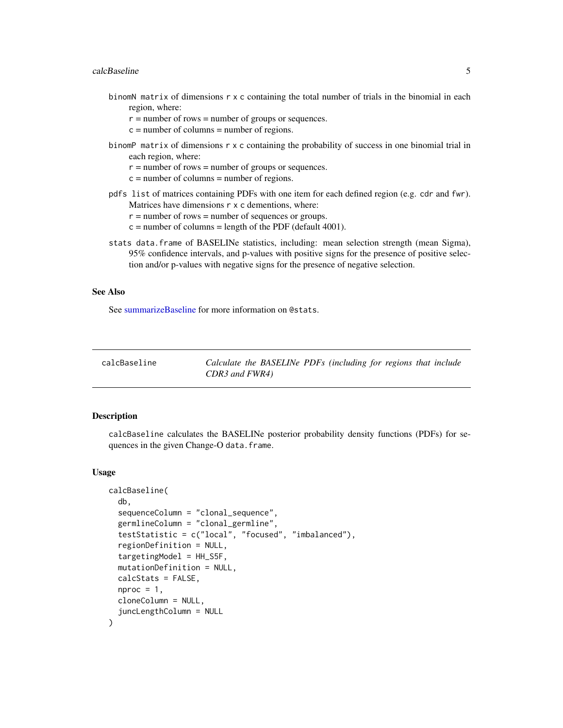binomN `matrix` of dimensions `r x c` containing the total number of trials in the binomial in each region, where:
  r = number of rows = number of groups or sequences.
  c = number of columns = number of regions.

binomP `matrix` of dimensions `r x c` containing the probability of success in one binomial trial in each region, where:
  r = number of rows = number of groups or sequences.
  c = number of columns = number of regions.

pdfs `list` of matrices containing PDFs with one item for each defined region (e.g. `cdr` and `fwr`). Matrices have dimensions `r x c` dementions, where:
  r = number of rows = number of sequences or groups.
  c = number of columns = length of the PDF (default 4001).

stats `data.frame` of BASELINe statistics, including: mean selection strength (mean Sigma), 95% confidence intervals, and p-values with positive signs for the presence of positive selection and/or p-values with negative signs for the presence of negative selection.

### See Also

See summarizeBaseline for more information on `@stats`.

---

## calcBaseline — *Calculate the BASELINe PDFs (including for regions that include CDR3 and FWR4)*

---

### Description

`calcBaseline` calculates the BASELINe posterior probability density functions (PDFs) for sequences in the given Change-O `data.frame`.

### Usage

```
calcBaseline(
  db,
  sequenceColumn = "clonal_sequence",
  germlineColumn = "clonal_germline",
  testStatistic = c("local", "focused", "imbalanced"),
  regionDefinition = NULL,
  targetingModel = HH_S5F,
  mutationDefinition = NULL,
  calcStats = FALSE,
  nproc = 1,
  cloneColumn = NULL,
  juncLengthColumn = NULL
)
```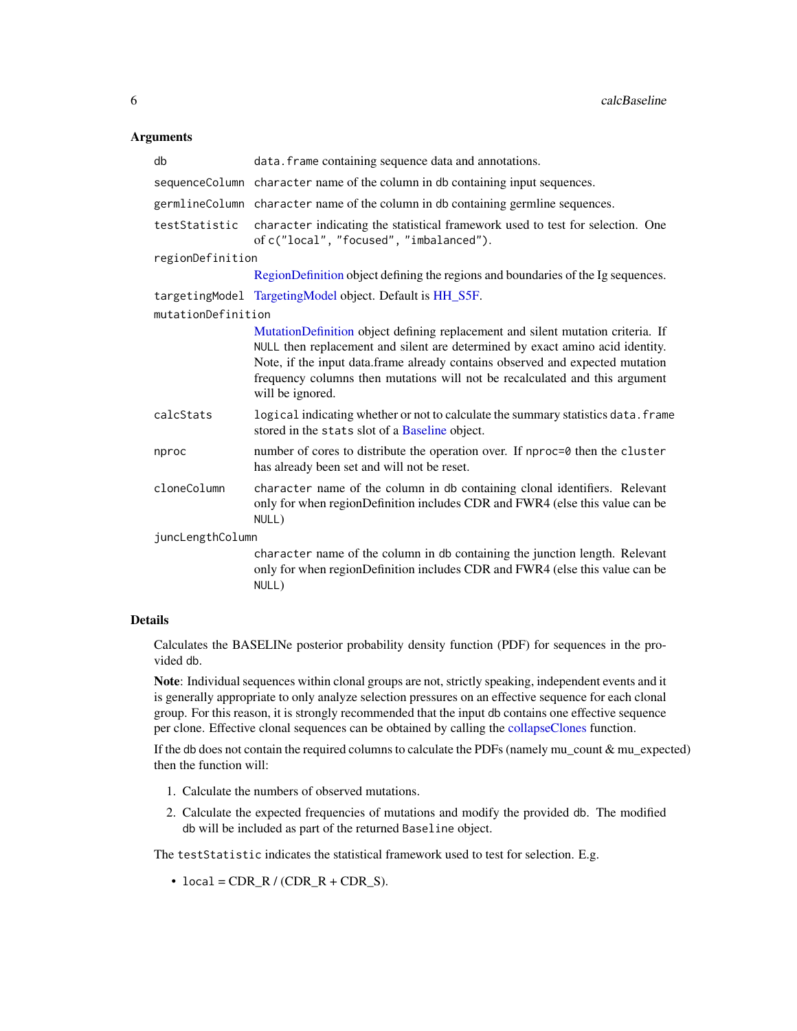## Arguments

- `db` — `data.frame` containing sequence data and annotations.
- `sequenceColumn` — `character` name of the column in db containing input sequences.
- `germlineColumn` — `character` name of the column in db containing germline sequences.
- `testStatistic` — `character` indicating the statistical framework used to test for selection. One of `c("local", "focused", "imbalanced")`.
- `regionDefinition` — RegionDefinition object defining the regions and boundaries of the Ig sequences.
- `targetingModel` — TargetingModel object. Default is HH_S5F.
- `mutationDefinition` — MutationDefinition object defining replacement and silent mutation criteria. If `NULL` then replacement and silent are determined by exact amino acid identity. Note, if the input data.frame already contains observed and expected mutation frequency columns then mutations will not be recalculated and this argument will be ignored.
- `calcStats` — `logical` indicating whether or not to calculate the summary statistics `data.frame` stored in the `stats` slot of a Baseline object.
- `nproc` — number of cores to distribute the operation over. If `nproc=0` then the `cluster` has already been set and will not be reset.
- `cloneColumn` — `character` name of the column in db containing clonal identifiers. Relevant only for when regionDefinition includes CDR and FWR4 (else this value can be `NULL`)
- `juncLengthColumn` — `character` name of the column in db containing the junction length. Relevant only for when regionDefinition includes CDR and FWR4 (else this value can be `NULL`)

## Details

Calculates the BASELINe posterior probability density function (PDF) for sequences in the provided `db`.

**Note**: Individual sequences within clonal groups are not, strictly speaking, independent events and it is generally appropriate to only analyze selection pressures on an effective sequence for each clonal group. For this reason, it is strongly recommended that the input `db` contains one effective sequence per clone. Effective clonal sequences can be obtained by calling the collapseClones function.

If the `db` does not contain the required columns to calculate the PDFs (namely mu_count & mu_expected) then the function will:

1. Calculate the numbers of observed mutations.
2. Calculate the expected frequencies of mutations and modify the provided `db`. The modified `db` will be included as part of the returned `Baseline` object.

The `testStatistic` indicates the statistical framework used to test for selection. E.g.

- `local` = CDR_R / (CDR_R + CDR_S).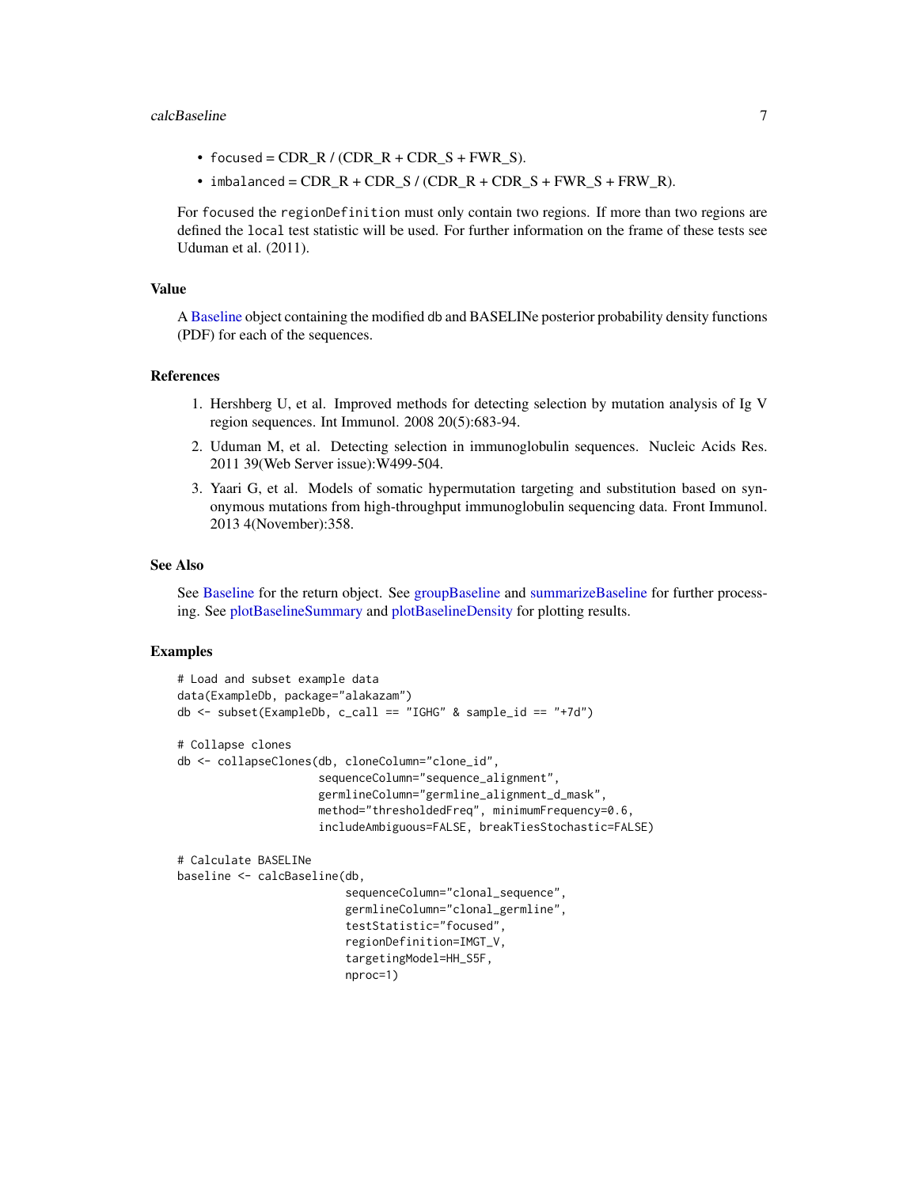- `focused` = CDR_R / (CDR_R + CDR_S + FWR_S).
- `imbalanced` = CDR_R + CDR_S / (CDR_R + CDR_S + FWR_S + FRW_R).

For `focused` the `regionDefinition` must only contain two regions. If more than two regions are defined the `local` test statistic will be used. For further information on the frame of these tests see Uduman et al. (2011).

## Value

A Baseline object containing the modified db and BASELINe posterior probability density functions (PDF) for each of the sequences.

## References

1. Hershberg U, et al. Improved methods for detecting selection by mutation analysis of Ig V region sequences. Int Immunol. 2008 20(5):683-94.
2. Uduman M, et al. Detecting selection in immunoglobulin sequences. Nucleic Acids Res. 2011 39(Web Server issue):W499-504.
3. Yaari G, et al. Models of somatic hypermutation targeting and substitution based on synonymous mutations from high-throughput immunoglobulin sequencing data. Front Immunol. 2013 4(November):358.

## See Also

See Baseline for the return object. See groupBaseline and summarizeBaseline for further processing. See plotBaselineSummary and plotBaselineDensity for plotting results.

## Examples

```
# Load and subset example data
data(ExampleDb, package="alakazam")
db <- subset(ExampleDb, c_call == "IGHG" & sample_id == "+7d")

# Collapse clones
db <- collapseClones(db, cloneColumn="clone_id",
                     sequenceColumn="sequence_alignment",
                     germlineColumn="germline_alignment_d_mask",
                     method="thresholdedFreq", minimumFrequency=0.6,
                     includeAmbiguous=FALSE, breakTiesStochastic=FALSE)

# Calculate BASELINe
baseline <- calcBaseline(db,
                         sequenceColumn="clonal_sequence",
                         germlineColumn="clonal_germline",
                         testStatistic="focused",
                         regionDefinition=IMGT_V,
                         targetingModel=HH_S5F,
                         nproc=1)
```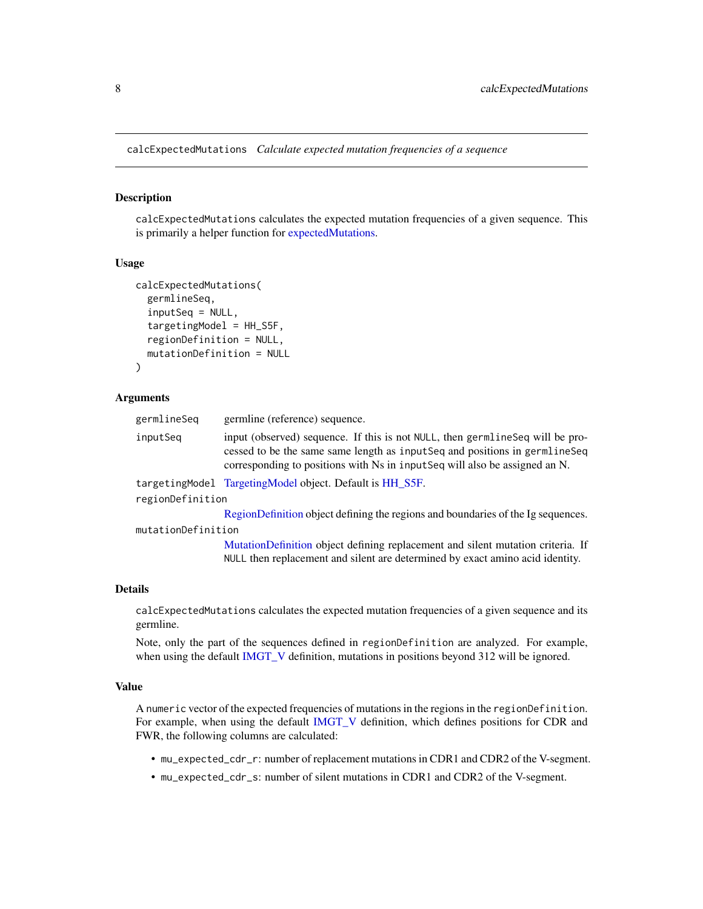## calcExpectedMutations *Calculate expected mutation frequencies of a sequence*

### Description

calcExpectedMutations calculates the expected mutation frequencies of a given sequence. This is primarily a helper function for expectedMutations.

### Usage

```
calcExpectedMutations(
  germlineSeq,
  inputSeq = NULL,
  targetingModel = HH_S5F,
  regionDefinition = NULL,
  mutationDefinition = NULL
)
```

### Arguments

- `germlineSeq` germline (reference) sequence.
- `inputSeq` input (observed) sequence. If this is not NULL, then germlineSeq will be processed to be the same same length as inputSeq and positions in germlineSeq corresponding to positions with Ns in inputSeq will also be assigned an N.
- `targetingModel` TargetingModel object. Default is HH_S5F.
- `regionDefinition` RegionDefinition object defining the regions and boundaries of the Ig sequences.
- `mutationDefinition` MutationDefinition object defining replacement and silent mutation criteria. If NULL then replacement and silent are determined by exact amino acid identity.

### Details

calcExpectedMutations calculates the expected mutation frequencies of a given sequence and its germline.

Note, only the part of the sequences defined in regionDefinition are analyzed. For example, when using the default IMGT_V definition, mutations in positions beyond 312 will be ignored.

### Value

A numeric vector of the expected frequencies of mutations in the regions in the regionDefinition. For example, when using the default IMGT_V definition, which defines positions for CDR and FWR, the following columns are calculated:

- mu_expected_cdr_r: number of replacement mutations in CDR1 and CDR2 of the V-segment.
- mu_expected_cdr_s: number of silent mutations in CDR1 and CDR2 of the V-segment.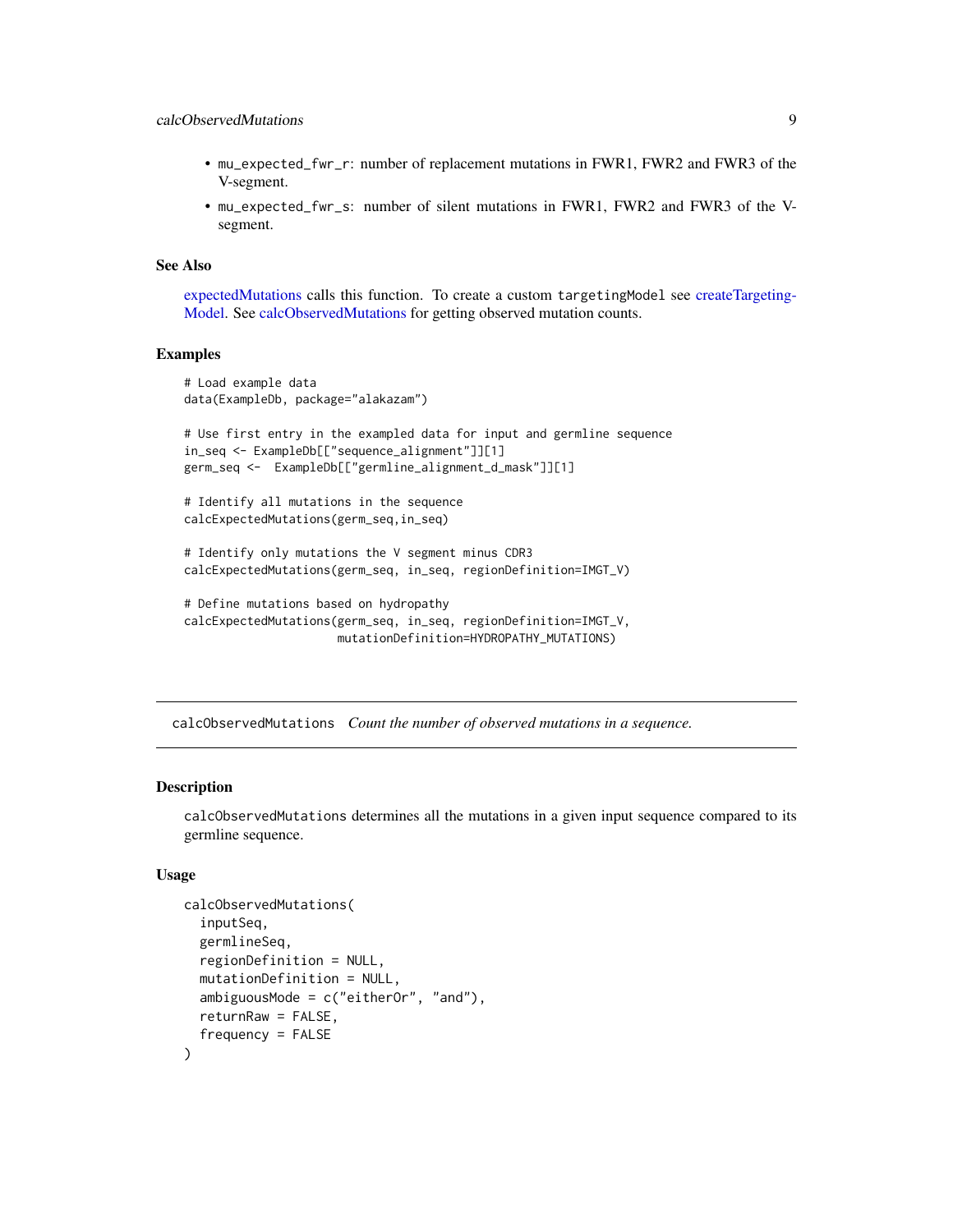- `mu_expected_fwr_r`: number of replacement mutations in FWR1, FWR2 and FWR3 of the V-segment.
- `mu_expected_fwr_s`: number of silent mutations in FWR1, FWR2 and FWR3 of the V-segment.

### See Also

expectedMutations calls this function. To create a custom `targetingModel` see createTargetingModel. See calcObservedMutations for getting observed mutation counts.

### Examples

```
# Load example data
data(ExampleDb, package="alakazam")

# Use first entry in the exampled data for input and germline sequence
in_seq <- ExampleDb[["sequence_alignment"]][1]
germ_seq <-  ExampleDb[["germline_alignment_d_mask"]][1]

# Identify all mutations in the sequence
calcExpectedMutations(germ_seq,in_seq)

# Identify only mutations the V segment minus CDR3
calcExpectedMutations(germ_seq, in_seq, regionDefinition=IMGT_V)

# Define mutations based on hydropathy
calcExpectedMutations(germ_seq, in_seq, regionDefinition=IMGT_V,
                      mutationDefinition=HYDROPATHY_MUTATIONS)
```

---

## `calcObservedMutations` *Count the number of observed mutations in a sequence.*

---

### Description

`calcObservedMutations` determines all the mutations in a given input sequence compared to its germline sequence.

### Usage

```
calcObservedMutations(
  inputSeq,
  germlineSeq,
  regionDefinition = NULL,
  mutationDefinition = NULL,
  ambiguousMode = c("eitherOr", "and"),
  returnRaw = FALSE,
  frequency = FALSE
)
```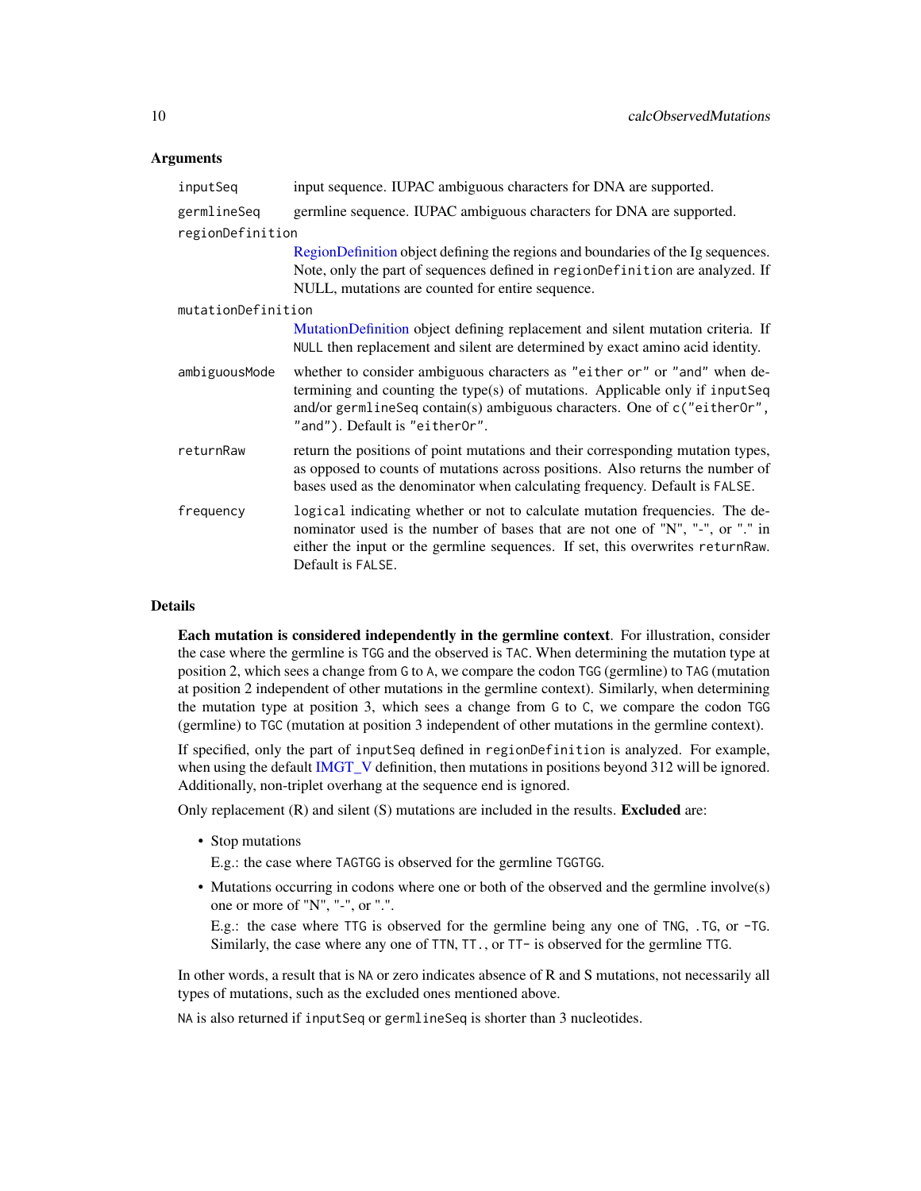## Arguments

- **inputSeq**: input sequence. IUPAC ambiguous characters for DNA are supported.
- **germlineSeq**: germline sequence. IUPAC ambiguous characters for DNA are supported.
- **regionDefinition**: RegionDefinition object defining the regions and boundaries of the Ig sequences. Note, only the part of sequences defined in `regionDefinition` are analyzed. If NULL, mutations are counted for entire sequence.
- **mutationDefinition**: MutationDefinition object defining replacement and silent mutation criteria. If `NULL` then replacement and silent are determined by exact amino acid identity.
- **ambiguousMode**: whether to consider ambiguous characters as `"either or"` or `"and"` when determining and counting the type(s) of mutations. Applicable only if `inputSeq` and/or `germlineSeq` contain(s) ambiguous characters. One of `c("eitherOr", "and")`. Default is `"eitherOr"`.
- **returnRaw**: return the positions of point mutations and their corresponding mutation types, as opposed to counts of mutations across positions. Also returns the number of bases used as the denominator when calculating frequency. Default is `FALSE`.
- **frequency**: `logical` indicating whether or not to calculate mutation frequencies. The denominator used is the number of bases that are not one of "N", "-", or "." in either the input or the germline sequences. If set, this overwrites `returnRaw`. Default is `FALSE`.

## Details

**Each mutation is considered independently in the germline context**. For illustration, consider the case where the germline is `TGG` and the observed is `TAC`. When determining the mutation type at position 2, which sees a change from `G` to `A`, we compare the codon `TGG` (germline) to `TAG` (mutation at position 2 independent of other mutations in the germline context). Similarly, when determining the mutation type at position 3, which sees a change from `G` to `C`, we compare the codon `TGG` (germline) to `TGC` (mutation at position 3 independent of other mutations in the germline context).

If specified, only the part of `inputSeq` defined in `regionDefinition` is analyzed. For example, when using the default IMGT_V definition, then mutations in positions beyond 312 will be ignored. Additionally, non-triplet overhang at the sequence end is ignored.

Only replacement (R) and silent (S) mutations are included in the results. **Excluded** are:

- Stop mutations

  E.g.: the case where `TAGTGG` is observed for the germline `TGGTGG`.

- Mutations occurring in codons where one or both of the observed and the germline involve(s) one or more of "N", "-", or ".".

  E.g.: the case where `TTG` is observed for the germline being any one of `TNG`, `.TG`, or `-TG`. Similarly, the case where any one of `TTN`, `TT.`, or `TT-` is observed for the germline `TTG`.

In other words, a result that is `NA` or zero indicates absence of R and S mutations, not necessarily all types of mutations, such as the excluded ones mentioned above.

`NA` is also returned if `inputSeq` or `germlineSeq` is shorter than 3 nucleotides.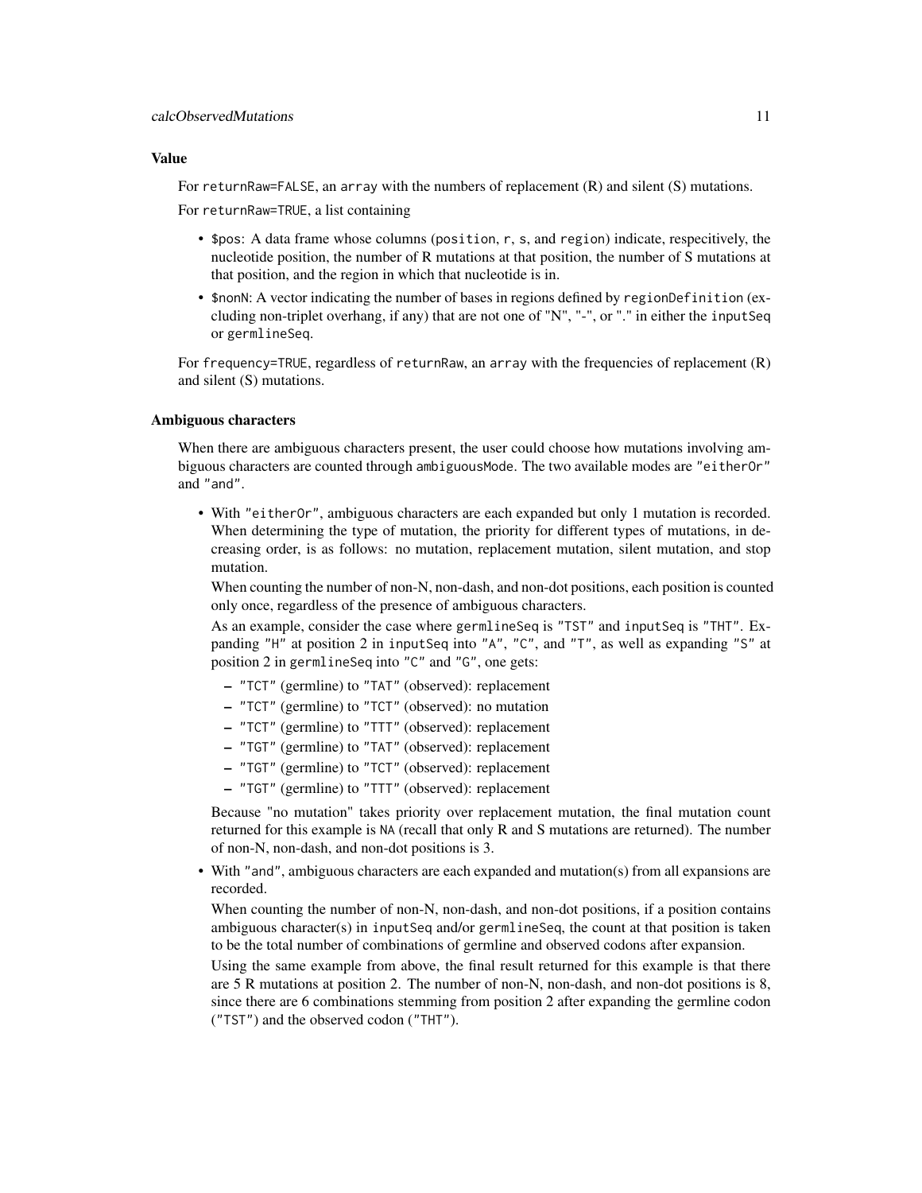### Value

For `returnRaw=FALSE`, an `array` with the numbers of replacement (R) and silent (S) mutations.

For `returnRaw=TRUE`, a list containing

- `$pos`: A data frame whose columns (`position`, `r`, `s`, and `region`) indicate, respecitively, the nucleotide position, the number of R mutations at that position, the number of S mutations at that position, and the region in which that nucleotide is in.
- `$nonN`: A vector indicating the number of bases in regions defined by `regionDefinition` (excluding non-triplet overhang, if any) that are not one of "N", "-", or "." in either the `inputSeq` or `germlineSeq`.

For `frequency=TRUE`, regardless of `returnRaw`, an `array` with the frequencies of replacement (R) and silent (S) mutations.

### Ambiguous characters

When there are ambiguous characters present, the user could choose how mutations involving ambiguous characters are counted through `ambiguousMode`. The two available modes are `"eitherOr"` and `"and"`.

- With `"eitherOr"`, ambiguous characters are each expanded but only 1 mutation is recorded. When determining the type of mutation, the priority for different types of mutations, in decreasing order, is as follows: no mutation, replacement mutation, silent mutation, and stop mutation.

  When counting the number of non-N, non-dash, and non-dot positions, each position is counted only once, regardless of the presence of ambiguous characters.

  As an example, consider the case where `germlineSeq` is `"TST"` and `inputSeq` is `"THT"`. Expanding `"H"` at position 2 in `inputSeq` into `"A"`, `"C"`, and `"T"`, as well as expanding `"S"` at position 2 in `germlineSeq` into `"C"` and `"G"`, one gets:

  – `"TCT"` (germline) to `"TAT"` (observed): replacement
  – `"TCT"` (germline) to `"TCT"` (observed): no mutation
  – `"TCT"` (germline) to `"TTT"` (observed): replacement
  – `"TGT"` (germline) to `"TAT"` (observed): replacement
  – `"TGT"` (germline) to `"TCT"` (observed): replacement
  – `"TGT"` (germline) to `"TTT"` (observed): replacement

  Because "no mutation" takes priority over replacement mutation, the final mutation count returned for this example is `NA` (recall that only R and S mutations are returned). The number of non-N, non-dash, and non-dot positions is 3.

- With `"and"`, ambiguous characters are each expanded and mutation(s) from all expansions are recorded.

  When counting the number of non-N, non-dash, and non-dot positions, if a position contains ambiguous character(s) in `inputSeq` and/or `germlineSeq`, the count at that position is taken to be the total number of combinations of germline and observed codons after expansion.

  Using the same example from above, the final result returned for this example is that there are 5 R mutations at position 2. The number of non-N, non-dash, and non-dot positions is 8, since there are 6 combinations stemming from position 2 after expanding the germline codon (`"TST"`) and the observed codon (`"THT"`).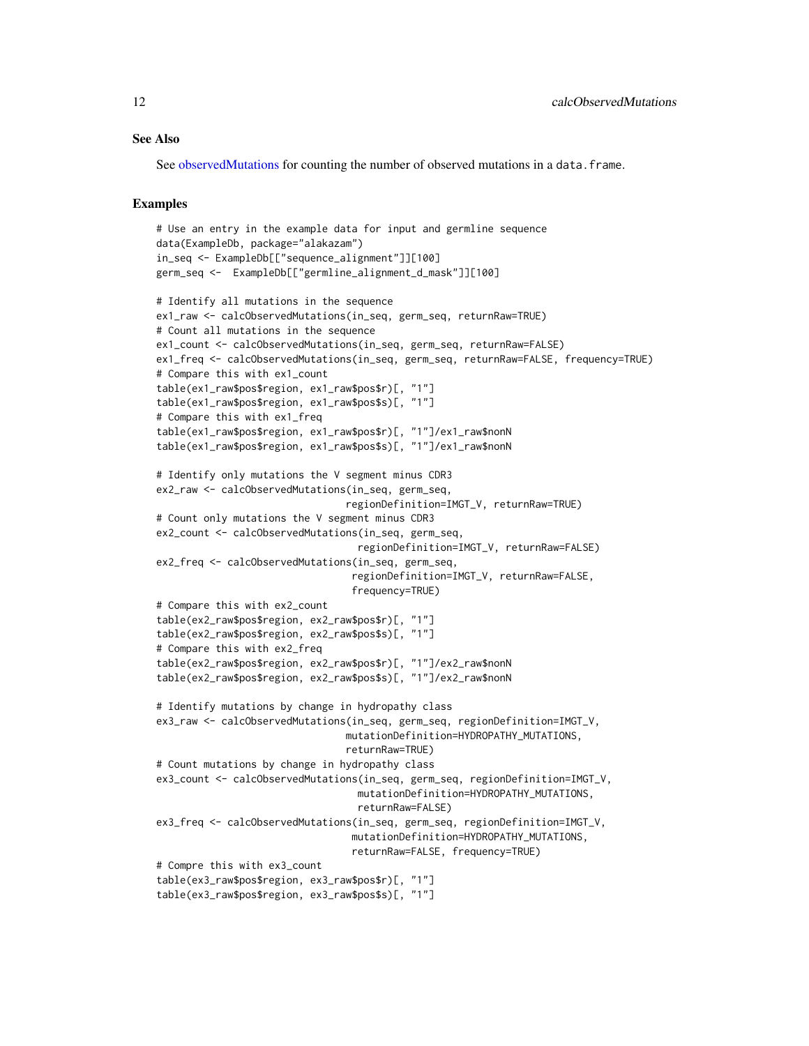### See Also

See observedMutations for counting the number of observed mutations in a data.frame.

### Examples

```
# Use an entry in the example data for input and germline sequence
data(ExampleDb, package="alakazam")
in_seq <- ExampleDb[["sequence_alignment"]][100]
germ_seq <-  ExampleDb[["germline_alignment_d_mask"]][100]

# Identify all mutations in the sequence
ex1_raw <- calcObservedMutations(in_seq, germ_seq, returnRaw=TRUE)
# Count all mutations in the sequence
ex1_count <- calcObservedMutations(in_seq, germ_seq, returnRaw=FALSE)
ex1_freq <- calcObservedMutations(in_seq, germ_seq, returnRaw=FALSE, frequency=TRUE)
# Compare this with ex1_count
table(ex1_raw$pos$region, ex1_raw$pos$r)[, "1"]
table(ex1_raw$pos$region, ex1_raw$pos$s)[, "1"]
# Compare this with ex1_freq
table(ex1_raw$pos$region, ex1_raw$pos$r)[, "1"]/ex1_raw$nonN
table(ex1_raw$pos$region, ex1_raw$pos$s)[, "1"]/ex1_raw$nonN

# Identify only mutations the V segment minus CDR3
ex2_raw <- calcObservedMutations(in_seq, germ_seq,
                                regionDefinition=IMGT_V, returnRaw=TRUE)
# Count only mutations the V segment minus CDR3
ex2_count <- calcObservedMutations(in_seq, germ_seq,
                                  regionDefinition=IMGT_V, returnRaw=FALSE)
ex2_freq <- calcObservedMutations(in_seq, germ_seq,
                                 regionDefinition=IMGT_V, returnRaw=FALSE,
                                 frequency=TRUE)
# Compare this with ex2_count
table(ex2_raw$pos$region, ex2_raw$pos$r)[, "1"]
table(ex2_raw$pos$region, ex2_raw$pos$s)[, "1"]
# Compare this with ex2_freq
table(ex2_raw$pos$region, ex2_raw$pos$r)[, "1"]/ex2_raw$nonN
table(ex2_raw$pos$region, ex2_raw$pos$s)[, "1"]/ex2_raw$nonN

# Identify mutations by change in hydropathy class
ex3_raw <- calcObservedMutations(in_seq, germ_seq, regionDefinition=IMGT_V,
                                mutationDefinition=HYDROPATHY_MUTATIONS,
                                returnRaw=TRUE)
# Count mutations by change in hydropathy class
ex3_count <- calcObservedMutations(in_seq, germ_seq, regionDefinition=IMGT_V,
                                  mutationDefinition=HYDROPATHY_MUTATIONS,
                                  returnRaw=FALSE)
ex3_freq <- calcObservedMutations(in_seq, germ_seq, regionDefinition=IMGT_V,
                                 mutationDefinition=HYDROPATHY_MUTATIONS,
                                 returnRaw=FALSE, frequency=TRUE)
# Compre this with ex3_count
table(ex3_raw$pos$region, ex3_raw$pos$r)[, "1"]
table(ex3_raw$pos$region, ex3_raw$pos$s)[, "1"]
```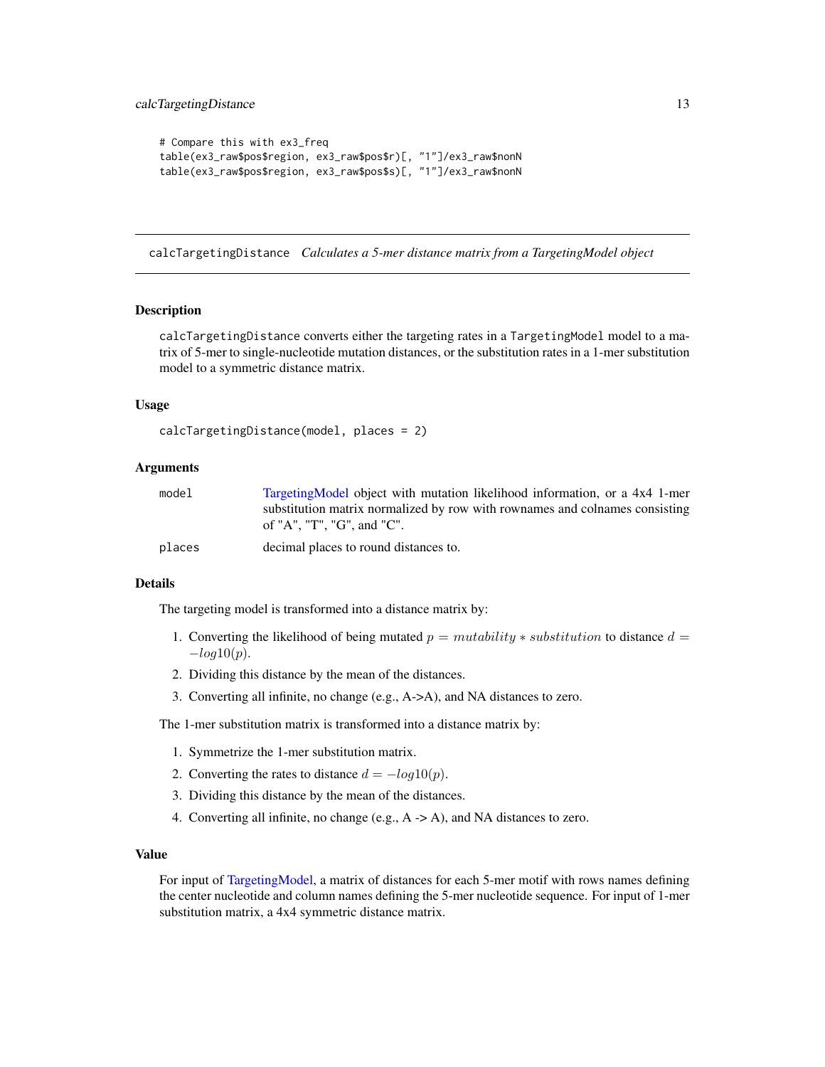```
# Compare this with ex3_freq
table(ex3_raw$pos$region, ex3_raw$pos$r)[, "1"]/ex3_raw$nonN
table(ex3_raw$pos$region, ex3_raw$pos$s)[, "1"]/ex3_raw$nonN
```

---

## calcTargetingDistance *Calculates a 5-mer distance matrix from a TargetingModel object*

---

### Description

calcTargetingDistance converts either the targeting rates in a TargetingModel model to a matrix of 5-mer to single-nucleotide mutation distances, or the substitution rates in a 1-mer substitution model to a symmetric distance matrix.

### Usage

```
calcTargetingDistance(model, places = 2)
```

### Arguments

| | |
|---|---|
| model | TargetingModel object with mutation likelihood information, or a 4x4 1-mer substitution matrix normalized by row with rownames and colnames consisting of "A", "T", "G", and "C". |
| places | decimal places to round distances to. |

### Details

The targeting model is transformed into a distance matrix by:

1. Converting the likelihood of being mutated $p = mutability * substitution$ to distance $d = -log10(p)$.
2. Dividing this distance by the mean of the distances.
3. Converting all infinite, no change (e.g., A->A), and NA distances to zero.

The 1-mer substitution matrix is transformed into a distance matrix by:

1. Symmetrize the 1-mer substitution matrix.
2. Converting the rates to distance $d = -log10(p)$.
3. Dividing this distance by the mean of the distances.
4. Converting all infinite, no change (e.g., A -> A), and NA distances to zero.

### Value

For input of TargetingModel, a matrix of distances for each 5-mer motif with rows names defining the center nucleotide and column names defining the 5-mer nucleotide sequence. For input of 1-mer substitution matrix, a 4x4 symmetric distance matrix.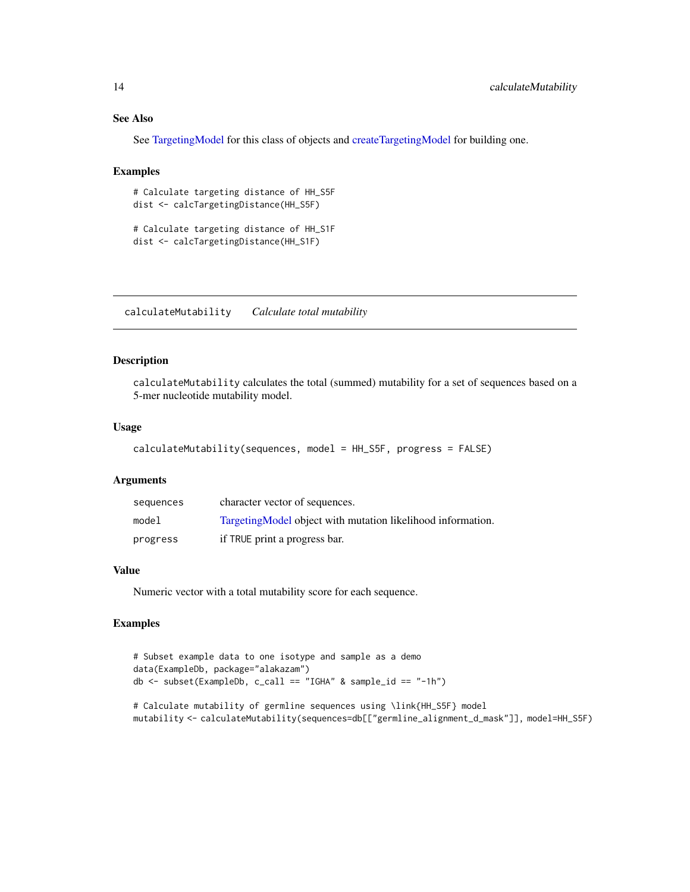### See Also

See TargetingModel for this class of objects and createTargetingModel for building one.

### Examples

```
# Calculate targeting distance of HH_S5F
dist <- calcTargetingDistance(HH_S5F)

# Calculate targeting distance of HH_S1F
dist <- calcTargetingDistance(HH_S1F)
```

---

## calculateMutability *Calculate total mutability*

---

### Description

`calculateMutability` calculates the total (summed) mutability for a set of sequences based on a 5-mer nucleotide mutability model.

### Usage

```
calculateMutability(sequences, model = HH_S5F, progress = FALSE)
```

### Arguments

| | |
|---|---|
| `sequences` | character vector of sequences. |
| `model` | TargetingModel object with mutation likelihood information. |
| `progress` | if TRUE print a progress bar. |

### Value

Numeric vector with a total mutability score for each sequence.

### Examples

```
# Subset example data to one isotype and sample as a demo
data(ExampleDb, package="alakazam")
db <- subset(ExampleDb, c_call == "IGHA" & sample_id == "-1h")

# Calculate mutability of germline sequences using \link{HH_S5F} model
mutability <- calculateMutability(sequences=db[["germline_alignment_d_mask"]], model=HH_S5F)
```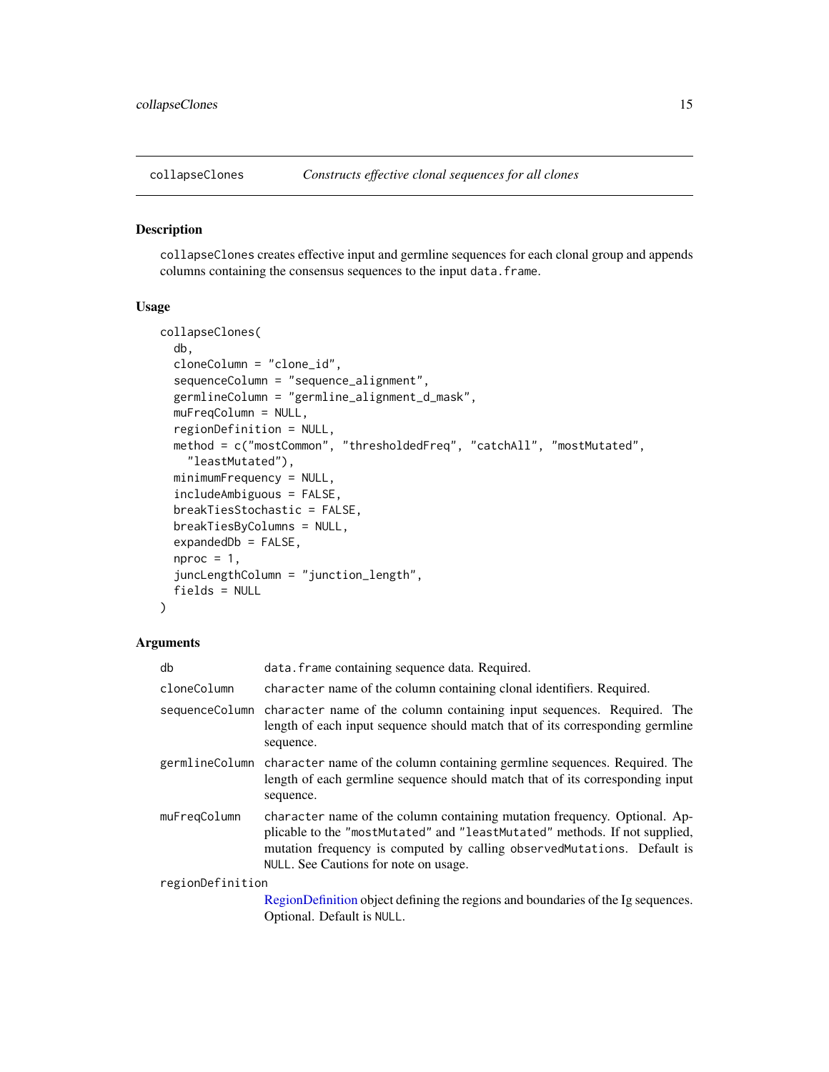## collapseClones — *Constructs effective clonal sequences for all clones*

### Description

collapseClones creates effective input and germline sequences for each clonal group and appends columns containing the consensus sequences to the input data.frame.

### Usage

```
collapseClones(
  db,
  cloneColumn = "clone_id",
  sequenceColumn = "sequence_alignment",
  germlineColumn = "germline_alignment_d_mask",
  muFreqColumn = NULL,
  regionDefinition = NULL,
  method = c("mostCommon", "thresholdedFreq", "catchAll", "mostMutated",
    "leastMutated"),
  minimumFrequency = NULL,
  includeAmbiguous = FALSE,
  breakTiesStochastic = FALSE,
  breakTiesByColumns = NULL,
  expandedDb = FALSE,
  nproc = 1,
  juncLengthColumn = "junction_length",
  fields = NULL
)
```

### Arguments

| Argument | Description |
|---|---|
| db | data.frame containing sequence data. Required. |
| cloneColumn | character name of the column containing clonal identifiers. Required. |
| sequenceColumn | character name of the column containing input sequences. Required. The length of each input sequence should match that of its corresponding germline sequence. |
| germlineColumn | character name of the column containing germline sequences. Required. The length of each germline sequence should match that of its corresponding input sequence. |
| muFreqColumn | character name of the column containing mutation frequency. Optional. Applicable to the "mostMutated" and "leastMutated" methods. If not supplied, mutation frequency is computed by calling observedMutations. Default is NULL. See Cautions for note on usage. |
| regionDefinition | RegionDefinition object defining the regions and boundaries of the Ig sequences. Optional. Default is NULL. |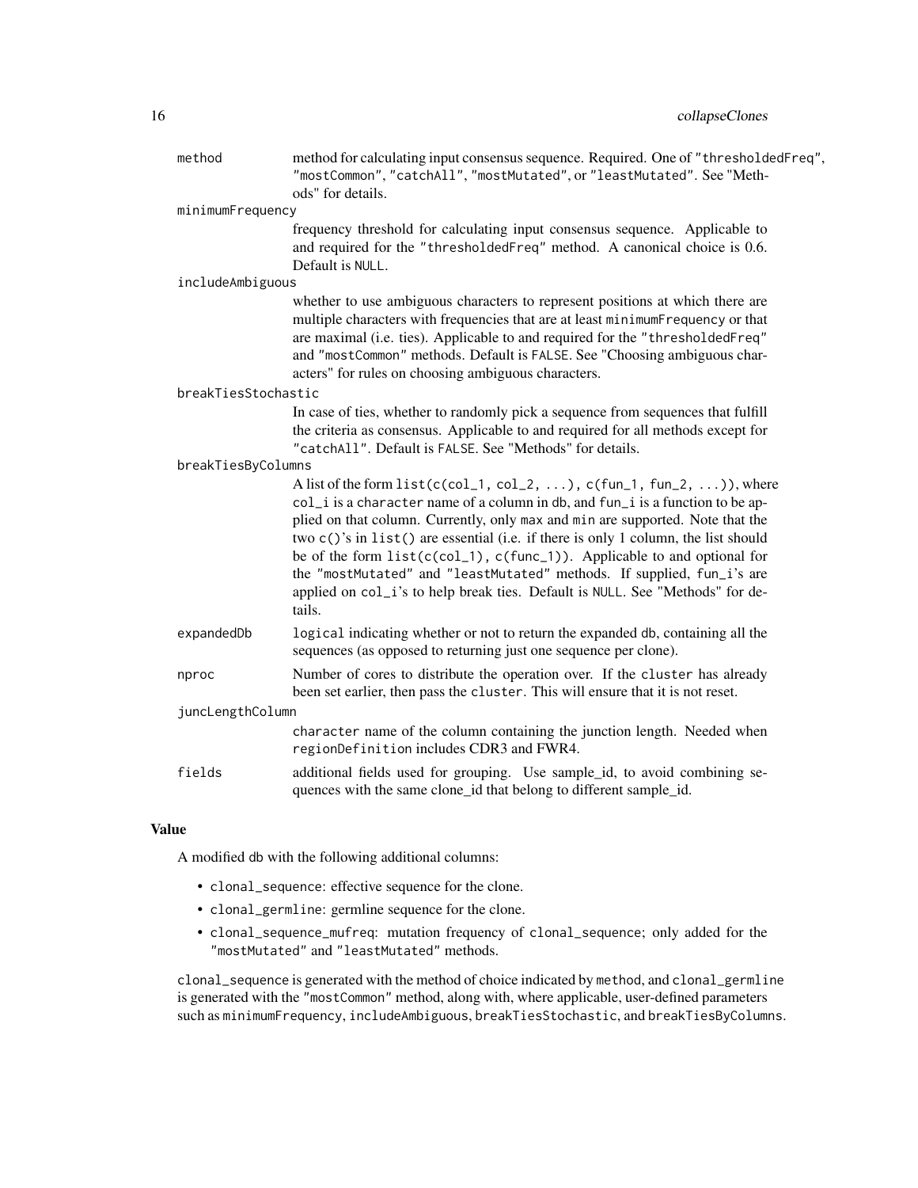| | |
|---|---|
| `method` | method for calculating input consensus sequence. Required. One of `"thresholdedFreq"`, `"mostCommon"`, `"catchAll"`, `"mostMutated"`, or `"leastMutated"`. See "Methods" for details. |
| `minimumFrequency` | frequency threshold for calculating input consensus sequence. Applicable to and required for the `"thresholdedFreq"` method. A canonical choice is 0.6. Default is `NULL`. |
| `includeAmbiguous` | whether to use ambiguous characters to represent positions at which there are multiple characters with frequencies that are at least `minimumFrequency` or that are maximal (i.e. ties). Applicable to and required for the `"thresholdedFreq"` and `"mostCommon"` methods. Default is `FALSE`. See "Choosing ambiguous characters" for rules on choosing ambiguous characters. |
| `breakTiesStochastic` | In case of ties, whether to randomly pick a sequence from sequences that fulfill the criteria as consensus. Applicable to and required for all methods except for `"catchAll"`. Default is `FALSE`. See "Methods" for details. |
| `breakTiesByColumns` | A list of the form `list(c(col_1, col_2, ...), c(fun_1, fun_2, ...))`, where `col_i` is a `character` name of a column in `db`, and `fun_i` is a function to be applied on that column. Currently, only `max` and `min` are supported. Note that the two `c()`'s in `list()` are essential (i.e. if there is only 1 column, the list should be of the form `list(c(col_1), c(func_1))`. Applicable to and optional for the `"mostMutated"` and `"leastMutated"` methods. If supplied, `fun_i`'s are applied on `col_i`'s to help break ties. Default is `NULL`. See "Methods" for details. |
| `expandedDb` | `logical` indicating whether or not to return the expanded `db`, containing all the sequences (as opposed to returning just one sequence per clone). |
| `nproc` | Number of cores to distribute the operation over. If the `cluster` has already been set earlier, then pass the `cluster`. This will ensure that it is not reset. |
| `juncLengthColumn` | `character` name of the column containing the junction length. Needed when `regionDefinition` includes CDR3 and FWR4. |
| `fields` | additional fields used for grouping. Use sample_id, to avoid combining sequences with the same clone_id that belong to different sample_id. |

## Value

A modified `db` with the following additional columns:

- `clonal_sequence`: effective sequence for the clone.
- `clonal_germline`: germline sequence for the clone.
- `clonal_sequence_mufreq`: mutation frequency of `clonal_sequence`; only added for the `"mostMutated"` and `"leastMutated"` methods.

`clonal_sequence` is generated with the method of choice indicated by `method`, and `clonal_germline` is generated with the `"mostCommon"` method, along with, where applicable, user-defined parameters such as `minimumFrequency`, `includeAmbiguous`, `breakTiesStochastic`, and `breakTiesByColumns`.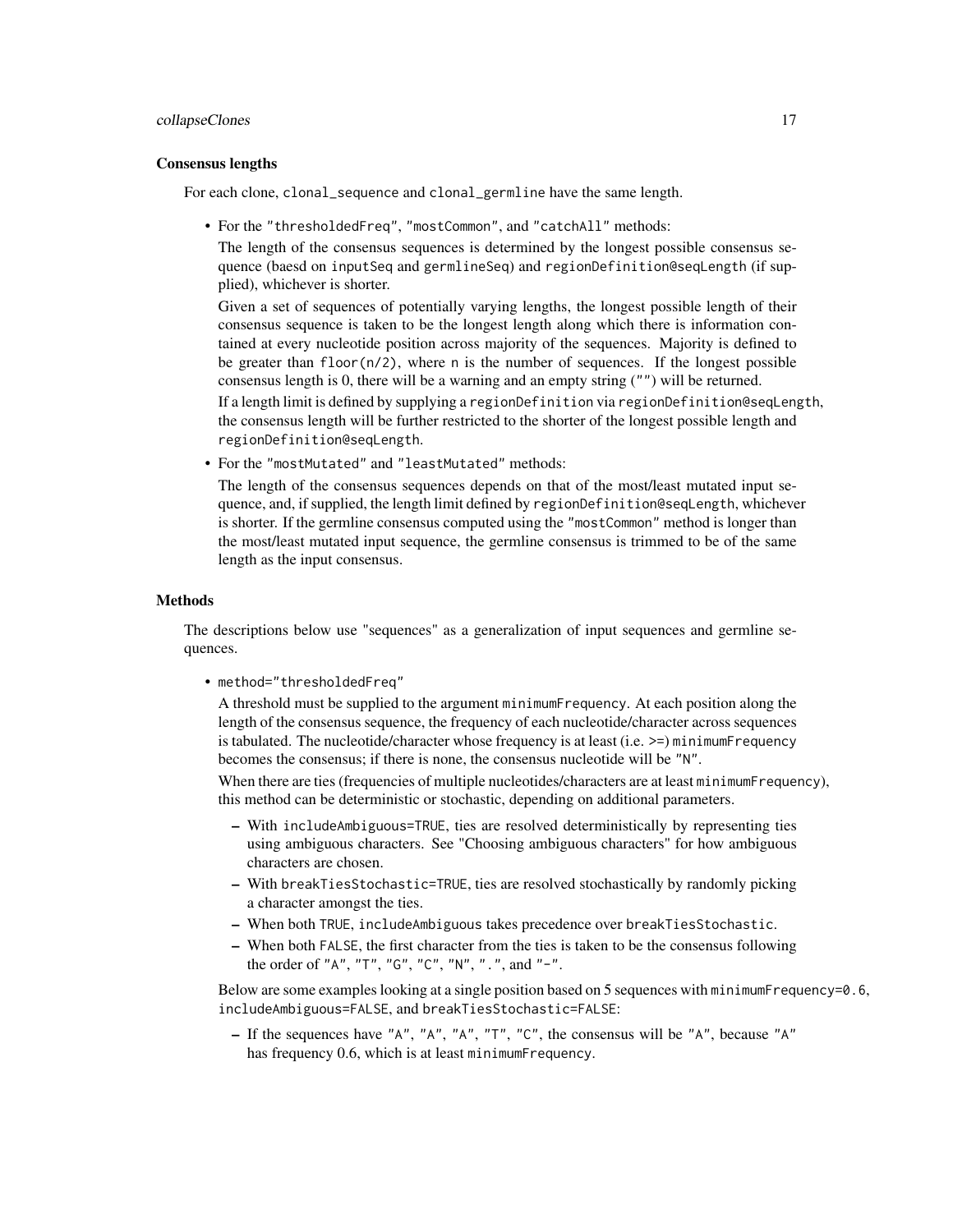### Consensus lengths

For each clone, `clonal_sequence` and `clonal_germline` have the same length.

- For the `"thresholdedFreq"`, `"mostCommon"`, and `"catchAll"` methods:

  The length of the consensus sequences is determined by the longest possible consensus sequence (baesd on `inputSeq` and `germlineSeq`) and `regionDefinition@seqLength` (if supplied), whichever is shorter.

  Given a set of sequences of potentially varying lengths, the longest possible length of their consensus sequence is taken to be the longest length along which there is information contained at every nucleotide position across majority of the sequences. Majority is defined to be greater than `floor(n/2)`, where `n` is the number of sequences. If the longest possible consensus length is 0, there will be a warning and an empty string (`""`) will be returned.

  If a length limit is defined by supplying a `regionDefinition` via `regionDefinition@seqLength`, the consensus length will be further restricted to the shorter of the longest possible length and `regionDefinition@seqLength`.

- For the `"mostMutated"` and `"leastMutated"` methods:

  The length of the consensus sequences depends on that of the most/least mutated input sequence, and, if supplied, the length limit defined by `regionDefinition@seqLength`, whichever is shorter. If the germline consensus computed using the `"mostCommon"` method is longer than the most/least mutated input sequence, the germline consensus is trimmed to be of the same length as the input consensus.

### Methods

The descriptions below use "sequences" as a generalization of input sequences and germline sequences.

- `method="thresholdedFreq"`

  A threshold must be supplied to the argument `minimumFrequency`. At each position along the length of the consensus sequence, the frequency of each nucleotide/character across sequences is tabulated. The nucleotide/character whose frequency is at least (i.e. `>=`) `minimumFrequency` becomes the consensus; if there is none, the consensus nucleotide will be `"N"`.

  When there are ties (frequencies of multiple nucleotides/characters are at least `minimumFrequency`), this method can be deterministic or stochastic, depending on additional parameters.

  - With `includeAmbiguous=TRUE`, ties are resolved deterministically by representing ties using ambiguous characters. See "Choosing ambiguous characters" for how ambiguous characters are chosen.
  - With `breakTiesStochastic=TRUE`, ties are resolved stochastically by randomly picking a character amongst the ties.
  - When both `TRUE`, `includeAmbiguous` takes precedence over `breakTiesStochastic`.
  - When both `FALSE`, the first character from the ties is taken to be the consensus following the order of `"A"`, `"T"`, `"G"`, `"C"`, `"N"`, `"."`, and `"-"`.

  Below are some examples looking at a single position based on 5 sequences with `minimumFrequency=0.6`, `includeAmbiguous=FALSE`, and `breakTiesStochastic=FALSE`:

  - If the sequences have `"A"`, `"A"`, `"A"`, `"T"`, `"C"`, the consensus will be `"A"`, because `"A"` has frequency 0.6, which is at least `minimumFrequency`.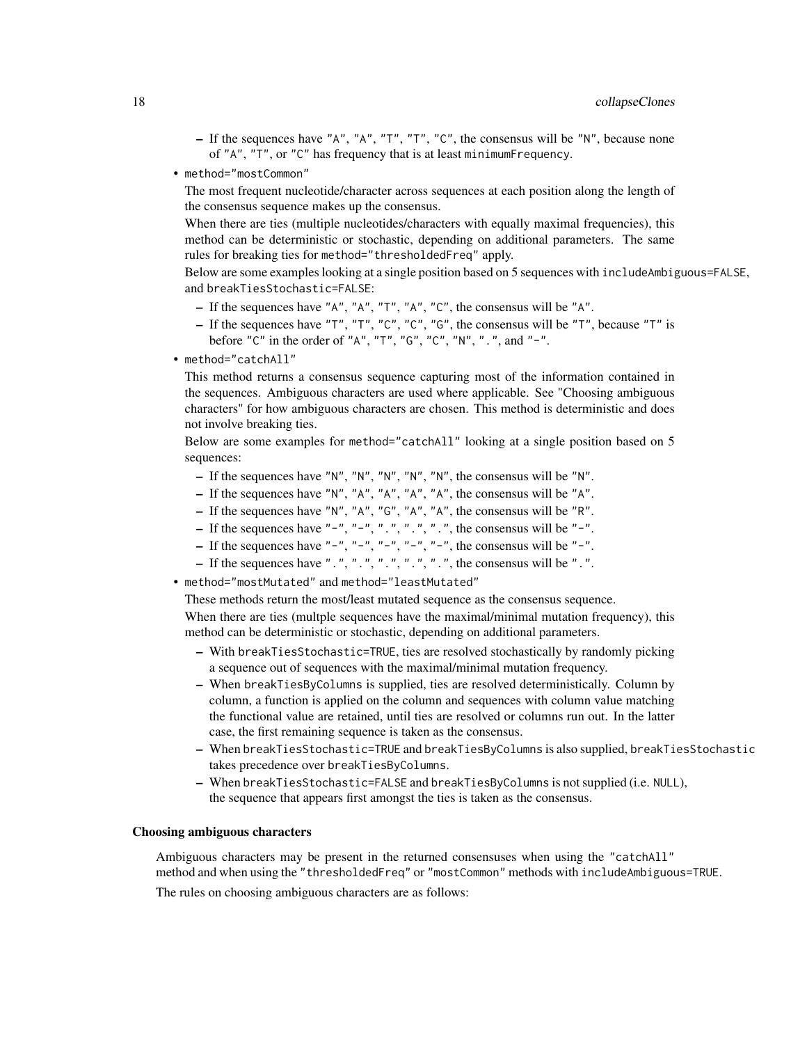- If the sequences have "A", "A", "T", "T", "C", the consensus will be "N", because none of "A", "T", or "C" has frequency that is at least `minimumFrequency`.

- `method="mostCommon"`

  The most frequent nucleotide/character across sequences at each position along the length of the consensus sequence makes up the consensus.

  When there are ties (multiple nucleotides/characters with equally maximal frequencies), this method can be deterministic or stochastic, depending on additional parameters. The same rules for breaking ties for `method="thresholdedFreq"` apply.

  Below are some examples looking at a single position based on 5 sequences with `includeAmbiguous=FALSE`, and `breakTiesStochastic=FALSE`:

  - If the sequences have "A", "A", "T", "A", "C", the consensus will be "A".
  - If the sequences have "T", "T", "C", "C", "G", the consensus will be "T", because "T" is before "C" in the order of "A", "T", "G", "C", "N", ".", and "-".

- `method="catchAll"`

  This method returns a consensus sequence capturing most of the information contained in the sequences. Ambiguous characters are used where applicable. See "Choosing ambiguous characters" for how ambiguous characters are chosen. This method is deterministic and does not involve breaking ties.

  Below are some examples for `method="catchAll"` looking at a single position based on 5 sequences:

  - If the sequences have "N", "N", "N", "N", "N", the consensus will be "N".
  - If the sequences have "N", "A", "A", "A", "A", the consensus will be "A".
  - If the sequences have "N", "A", "G", "A", "A", the consensus will be "R".
  - If the sequences have "-", "-", ".", ".", ".", the consensus will be "-".
  - If the sequences have "-", "-", "-", "-", "-", the consensus will be "-".
  - If the sequences have ".", ".", ".", ".", ".", the consensus will be ".".

- `method="mostMutated"` and `method="leastMutated"`

  These methods return the most/least mutated sequence as the consensus sequence.

  When there are ties (multple sequences have the maximal/minimal mutation frequency), this method can be deterministic or stochastic, depending on additional parameters.

  - With `breakTiesStochastic=TRUE`, ties are resolved stochastically by randomly picking a sequence out of sequences with the maximal/minimal mutation frequency.
  - When `breakTiesByColumns` is supplied, ties are resolved deterministically. Column by column, a function is applied on the column and sequences with column value matching the functional value are retained, until ties are resolved or columns run out. In the latter case, the first remaining sequence is taken as the consensus.
  - When `breakTiesStochastic=TRUE` and `breakTiesByColumns` is also supplied, `breakTiesStochastic` takes precedence over `breakTiesByColumns`.
  - When `breakTiesStochastic=FALSE` and `breakTiesByColumns` is not supplied (i.e. `NULL`), the sequence that appears first amongst the ties is taken as the consensus.

**Choosing ambiguous characters**

Ambiguous characters may be present in the returned consensuses when using the "catchAll" method and when using the "thresholdedFreq" or "mostCommon" methods with `includeAmbiguous=TRUE`.

The rules on choosing ambiguous characters are as follows: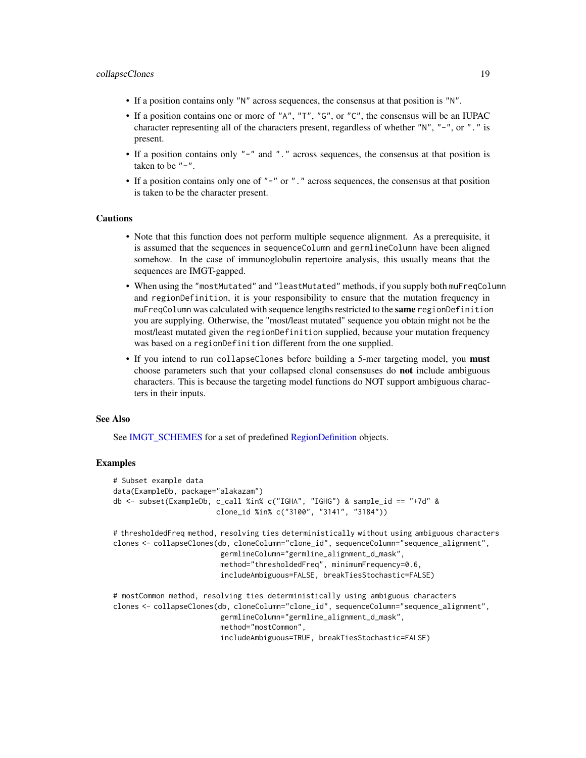- If a position contains only "N" across sequences, the consensus at that position is "N".
- If a position contains one or more of "A", "T", "G", or "C", the consensus will be an IUPAC character representing all of the characters present, regardless of whether "N", "-", or "." is present.
- If a position contains only "-" and "." across sequences, the consensus at that position is taken to be "-".
- If a position contains only one of "-" or "." across sequences, the consensus at that position is taken to be the character present.

## Cautions

- Note that this function does not perform multiple sequence alignment. As a prerequisite, it is assumed that the sequences in sequenceColumn and germlineColumn have been aligned somehow. In the case of immunoglobulin repertoire analysis, this usually means that the sequences are IMGT-gapped.
- When using the "mostMutated" and "leastMutated" methods, if you supply both muFreqColumn and regionDefinition, it is your responsibility to ensure that the mutation frequency in muFreqColumn was calculated with sequence lengths restricted to the **same** regionDefinition you are supplying. Otherwise, the "most/least mutated" sequence you obtain might not be the most/least mutated given the regionDefinition supplied, because your mutation frequency was based on a regionDefinition different from the one supplied.
- If you intend to run collapseClones before building a 5-mer targeting model, you **must** choose parameters such that your collapsed clonal consensuses do **not** include ambiguous characters. This is because the targeting model functions do NOT support ambiguous characters in their inputs.

## See Also

See IMGT_SCHEMES for a set of predefined RegionDefinition objects.

## Examples

```
# Subset example data
data(ExampleDb, package="alakazam")
db <- subset(ExampleDb, c_call %in% c("IGHA", "IGHG") & sample_id == "+7d" &
                        clone_id %in% c("3100", "3141", "3184"))

# thresholdedFreq method, resolving ties deterministically without using ambiguous characters
clones <- collapseClones(db, cloneColumn="clone_id", sequenceColumn="sequence_alignment",
                         germlineColumn="germline_alignment_d_mask",
                         method="thresholdedFreq", minimumFrequency=0.6,
                         includeAmbiguous=FALSE, breakTiesStochastic=FALSE)

# mostCommon method, resolving ties deterministically using ambiguous characters
clones <- collapseClones(db, cloneColumn="clone_id", sequenceColumn="sequence_alignment",
                         germlineColumn="germline_alignment_d_mask",
                         method="mostCommon",
                         includeAmbiguous=TRUE, breakTiesStochastic=FALSE)
```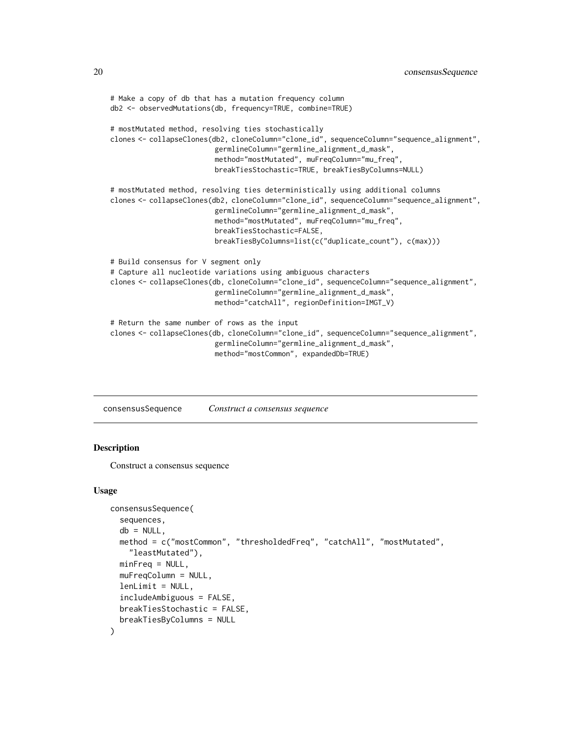```
# Make a copy of db that has a mutation frequency column
db2 <- observedMutations(db, frequency=TRUE, combine=TRUE)

# mostMutated method, resolving ties stochastically
clones <- collapseClones(db2, cloneColumn="clone_id", sequenceColumn="sequence_alignment",
                         germlineColumn="germline_alignment_d_mask",
                         method="mostMutated", muFreqColumn="mu_freq",
                         breakTiesStochastic=TRUE, breakTiesByColumns=NULL)

# mostMutated method, resolving ties deterministically using additional columns
clones <- collapseClones(db2, cloneColumn="clone_id", sequenceColumn="sequence_alignment",
                         germlineColumn="germline_alignment_d_mask",
                         method="mostMutated", muFreqColumn="mu_freq",
                         breakTiesStochastic=FALSE,
                         breakTiesByColumns=list(c("duplicate_count"), c(max)))

# Build consensus for V segment only
# Capture all nucleotide variations using ambiguous characters
clones <- collapseClones(db, cloneColumn="clone_id", sequenceColumn="sequence_alignment",
                         germlineColumn="germline_alignment_d_mask",
                         method="catchAll", regionDefinition=IMGT_V)

# Return the same number of rows as the input
clones <- collapseClones(db, cloneColumn="clone_id", sequenceColumn="sequence_alignment",
                         germlineColumn="germline_alignment_d_mask",
                         method="mostCommon", expandedDb=TRUE)
```

---

## consensusSequence — *Construct a consensus sequence*

---

### Description

Construct a consensus sequence

### Usage

```
consensusSequence(
  sequences,
  db = NULL,
  method = c("mostCommon", "thresholdedFreq", "catchAll", "mostMutated",
    "leastMutated"),
  minFreq = NULL,
  muFreqColumn = NULL,
  lenLimit = NULL,
  includeAmbiguous = FALSE,
  breakTiesStochastic = FALSE,
  breakTiesByColumns = NULL
)
```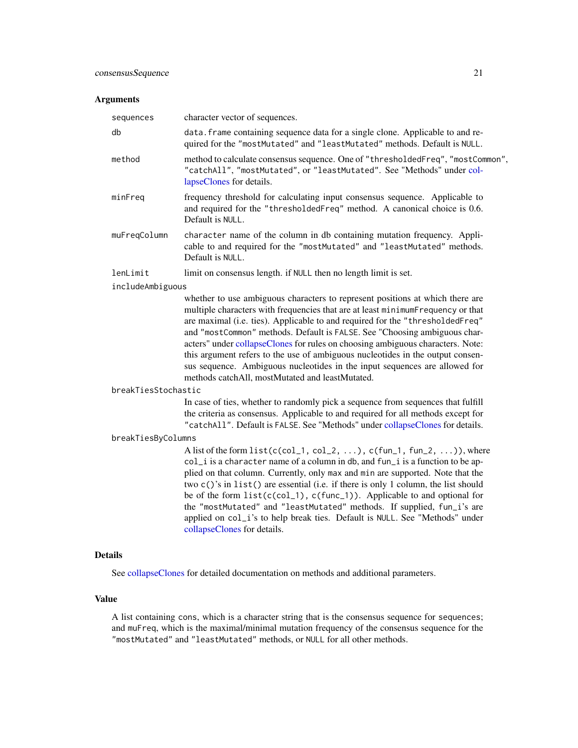### Arguments

| | |
|---|---|
| `sequences` | character vector of sequences. |
| `db` | `data.frame` containing sequence data for a single clone. Applicable to and required for the `"mostMutated"` and `"leastMutated"` methods. Default is `NULL`. |
| `method` | method to calculate consensus sequence. One of `"thresholdedFreq"`, `"mostCommon"`, `"catchAll"`, `"mostMutated"`, or `"leastMutated"`. See "Methods" under collapseClones for details. |
| `minFreq` | frequency threshold for calculating input consensus sequence. Applicable to and required for the `"thresholdedFreq"` method. A canonical choice is 0.6. Default is `NULL`. |
| `muFreqColumn` | `character` name of the column in db containing mutation frequency. Applicable to and required for the `"mostMutated"` and `"leastMutated"` methods. Default is `NULL`. |
| `lenLimit` | limit on consensus length. if `NULL` then no length limit is set. |
| `includeAmbiguous` | whether to use ambiguous characters to represent positions at which there are multiple characters with frequencies that are at least `minimumFrequency` or that are maximal (i.e. ties). Applicable to and required for the `"thresholdedFreq"` and `"mostCommon"` methods. Default is `FALSE`. See "Choosing ambiguous characters" under collapseClones for rules on choosing ambiguous characters. Note: this argument refers to the use of ambiguous nucleotides in the output consensus sequence. Ambiguous nucleotides in the input sequences are allowed for methods catchAll, mostMutated and leastMutated. |
| `breakTiesStochastic` | In case of ties, whether to randomly pick a sequence from sequences that fulfill the criteria as consensus. Applicable to and required for all methods except for `"catchAll"`. Default is `FALSE`. See "Methods" under collapseClones for details. |
| `breakTiesByColumns` | A list of the form `list(c(col_1, col_2, ...), c(fun_1, fun_2, ...))`, where `col_i` is a `character` name of a column in `db`, and `fun_i` is a function to be applied on that column. Currently, only `max` and `min` are supported. Note that the two `c()`'s in `list()` are essential (i.e. if there is only 1 column, the list should be of the form `list(c(col_1), c(func_1))`. Applicable to and optional for the `"mostMutated"` and `"leastMutated"` methods. If supplied, `fun_i`'s are applied on `col_i`'s to help break ties. Default is `NULL`. See "Methods" under collapseClones for details. |

### Details

See collapseClones for detailed documentation on methods and additional parameters.

### Value

A list containing `cons`, which is a character string that is the consensus sequence for `sequences`; and `muFreq`, which is the maximal/minimal mutation frequency of the consensus sequence for the `"mostMutated"` and `"leastMutated"` methods, or `NULL` for all other methods.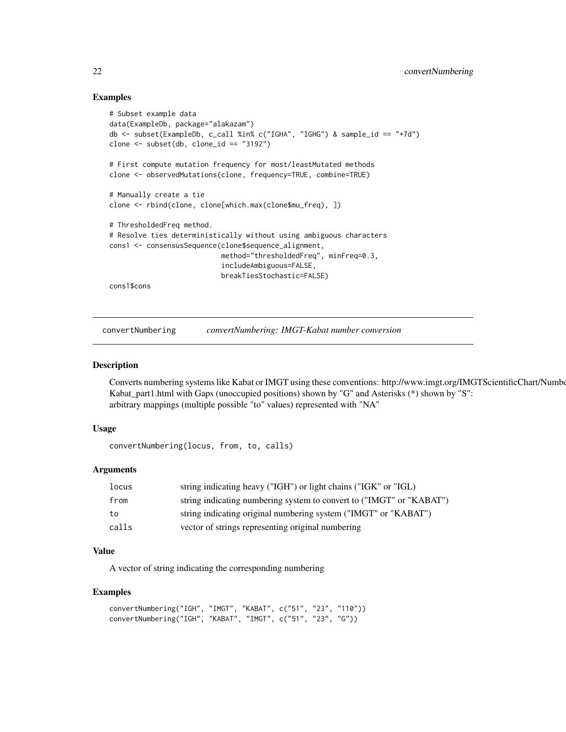## Examples

```
# Subset example data
data(ExampleDb, package="alakazam")
db <- subset(ExampleDb, c_call %in% c("IGHA", "IGHG") & sample_id == "+7d")
clone <- subset(db, clone_id == "3192")

# First compute mutation frequency for most/leastMutated methods
clone <- observedMutations(clone, frequency=TRUE, combine=TRUE)

# Manually create a tie
clone <- rbind(clone, clone[which.max(clone$mu_freq), ])

# ThresholdedFreq method.
# Resolve ties deterministically without using ambiguous characters
cons1 <- consensusSequence(clone$sequence_alignment,
                           method="thresholdedFreq", minFreq=0.3,
                           includeAmbiguous=FALSE,
                           breakTiesStochastic=FALSE)
cons1$cons
```

---

# convertNumbering *convertNumbering: IMGT-Kabat number conversion*

## Description

Converts numbering systems like Kabat or IMGT using these conventions: http://www.imgt.org/IMGTScientificChart/Numbe Kabat_part1.html with Gaps (unoccupied positions) shown by "G" and Asterisks (*) shown by "S": arbitrary mappings (multiple possible "to" values) represented with "NA"

## Usage

```
convertNumbering(locus, from, to, calls)
```

## Arguments

| | |
|---|---|
| locus | string indicating heavy ("IGH") or light chains ("IGK" or "IGL) |
| from | string indicating numbering system to convert to ("IMGT" or "KABAT") |
| to | string indicating original numbering system ("IMGT" or "KABAT") |
| calls | vector of strings representing original numbering |

## Value

A vector of string indicating the corresponding numbering

## Examples

```
convertNumbering("IGH", "IMGT", "KABAT", c("51", "23", "110"))
convertNumbering("IGH", "KABAT", "IMGT", c("51", "23", "G"))
```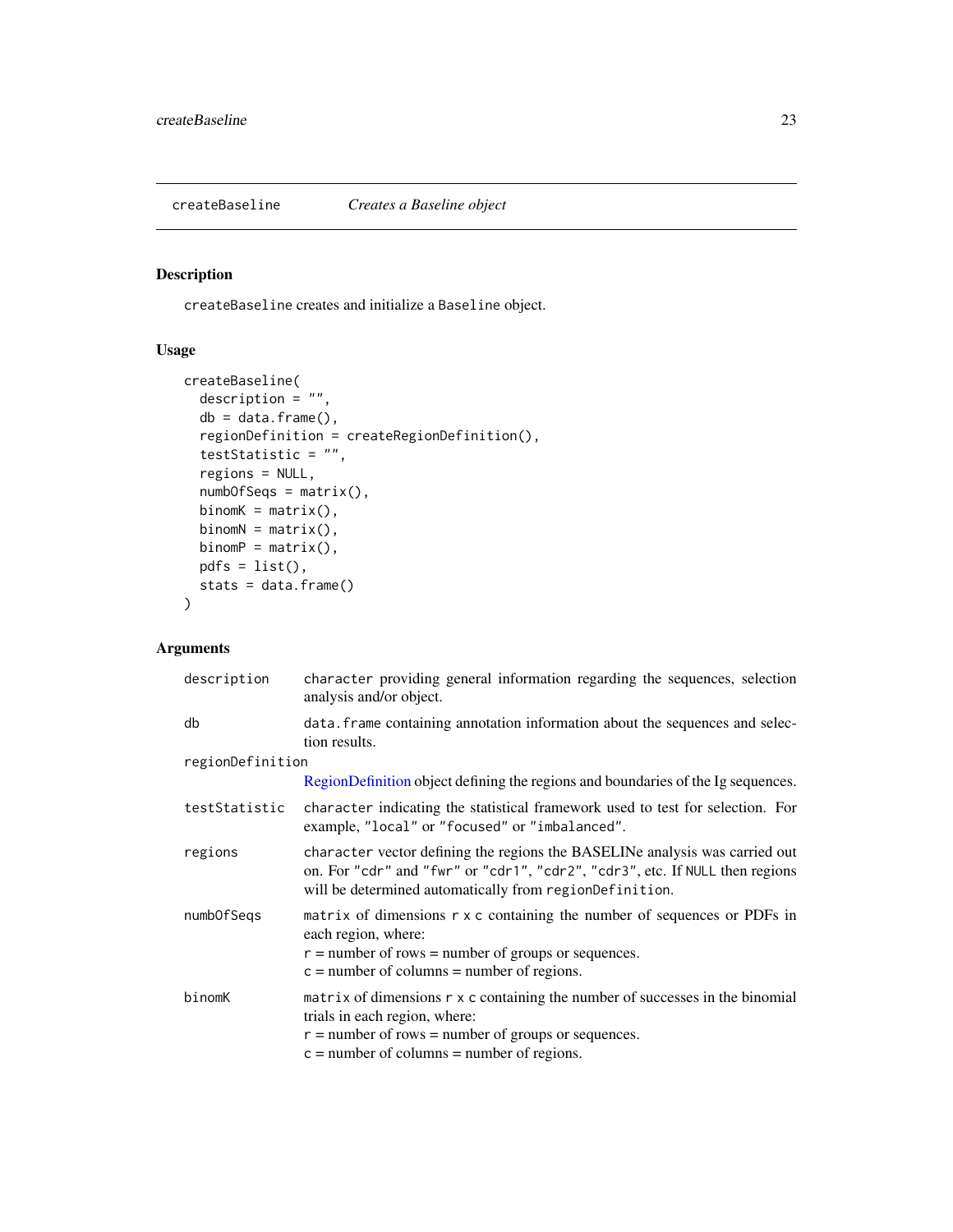## createBaseline *Creates a Baseline object*

### Description

`createBaseline` creates and initialize a `Baseline` object.

### Usage

```
createBaseline(
  description = "",
  db = data.frame(),
  regionDefinition = createRegionDefinition(),
  testStatistic = "",
  regions = NULL,
  numbOfSeqs = matrix(),
  binomK = matrix(),
  binomN = matrix(),
  binomP = matrix(),
  pdfs = list(),
  stats = data.frame()
)
```

### Arguments

| | |
|---|---|
| description | `character` providing general information regarding the sequences, selection analysis and/or object. |
| db | `data.frame` containing annotation information about the sequences and selection results. |
| regionDefinition | RegionDefinition object defining the regions and boundaries of the Ig sequences. |
| testStatistic | `character` indicating the statistical framework used to test for selection. For example, `"local"` or `"focused"` or `"imbalanced"`. |
| regions | `character` vector defining the regions the BASELINe analysis was carried out on. For `"cdr"` and `"fwr"` or `"cdr1"`, `"cdr2"`, `"cdr3"`, etc. If `NULL` then regions will be determined automatically from `regionDefinition`. |
| numbOfSeqs | `matrix` of dimensions `r x c` containing the number of sequences or PDFs in each region, where:<br>`r` = number of rows = number of groups or sequences.<br>`c` = number of columns = number of regions. |
| binomK | `matrix` of dimensions `r x c` containing the number of successes in the binomial trials in each region, where:<br>`r` = number of rows = number of groups or sequences.<br>`c` = number of columns = number of regions. |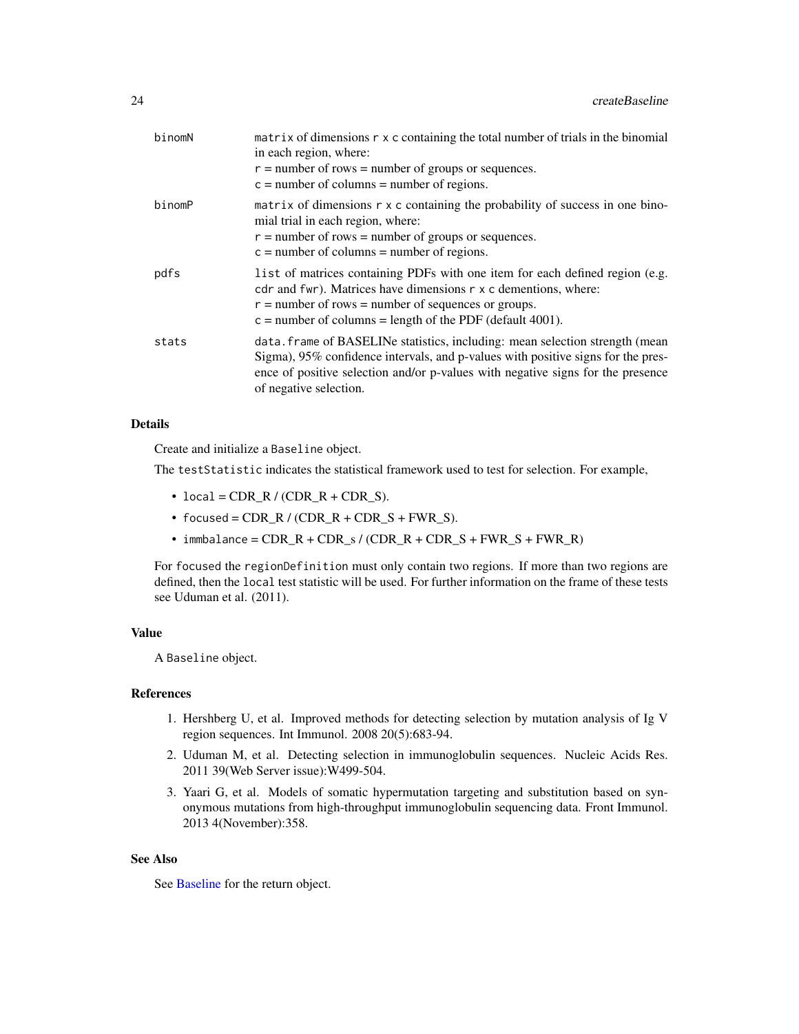| | |
|---|---|
| binomN | `matrix` of dimensions `r x c` containing the total number of trials in the binomial in each region, where:<br>`r` = number of rows = number of groups or sequences.<br>`c` = number of columns = number of regions. |
| binomP | `matrix` of dimensions `r x c` containing the probability of success in one binomial trial in each region, where:<br>`r` = number of rows = number of groups or sequences.<br>`c` = number of columns = number of regions. |
| pdfs | `list` of matrices containing PDFs with one item for each defined region (e.g. `cdr` and `fwr`). Matrices have dimensions `r x c` dementions, where:<br>`r` = number of rows = number of sequences or groups.<br>`c` = number of columns = length of the PDF (default 4001). |
| stats | `data.frame` of BASELINe statistics, including: mean selection strength (mean Sigma), 95% confidence intervals, and p-values with positive signs for the presence of positive selection and/or p-values with negative signs for the presence of negative selection. |

## Details

Create and initialize a `Baseline` object.

The `testStatistic` indicates the statistical framework used to test for selection. For example,

- `local` = CDR_R / (CDR_R + CDR_S).
- `focused` = CDR_R / (CDR_R + CDR_S + FWR_S).
- `immbalance` = CDR_R + CDR_s / (CDR_R + CDR_S + FWR_S + FWR_R)

For `focused` the `regionDefinition` must only contain two regions. If more than two regions are defined, then the `local` test statistic will be used. For further information on the frame of these tests see Uduman et al. (2011).

## Value

A `Baseline` object.

## References

1. Hershberg U, et al. Improved methods for detecting selection by mutation analysis of Ig V region sequences. Int Immunol. 2008 20(5):683-94.
2. Uduman M, et al. Detecting selection in immunoglobulin sequences. Nucleic Acids Res. 2011 39(Web Server issue):W499-504.
3. Yaari G, et al. Models of somatic hypermutation targeting and substitution based on synonymous mutations from high-throughput immunoglobulin sequencing data. Front Immunol. 2013 4(November):358.

## See Also

See Baseline for the return object.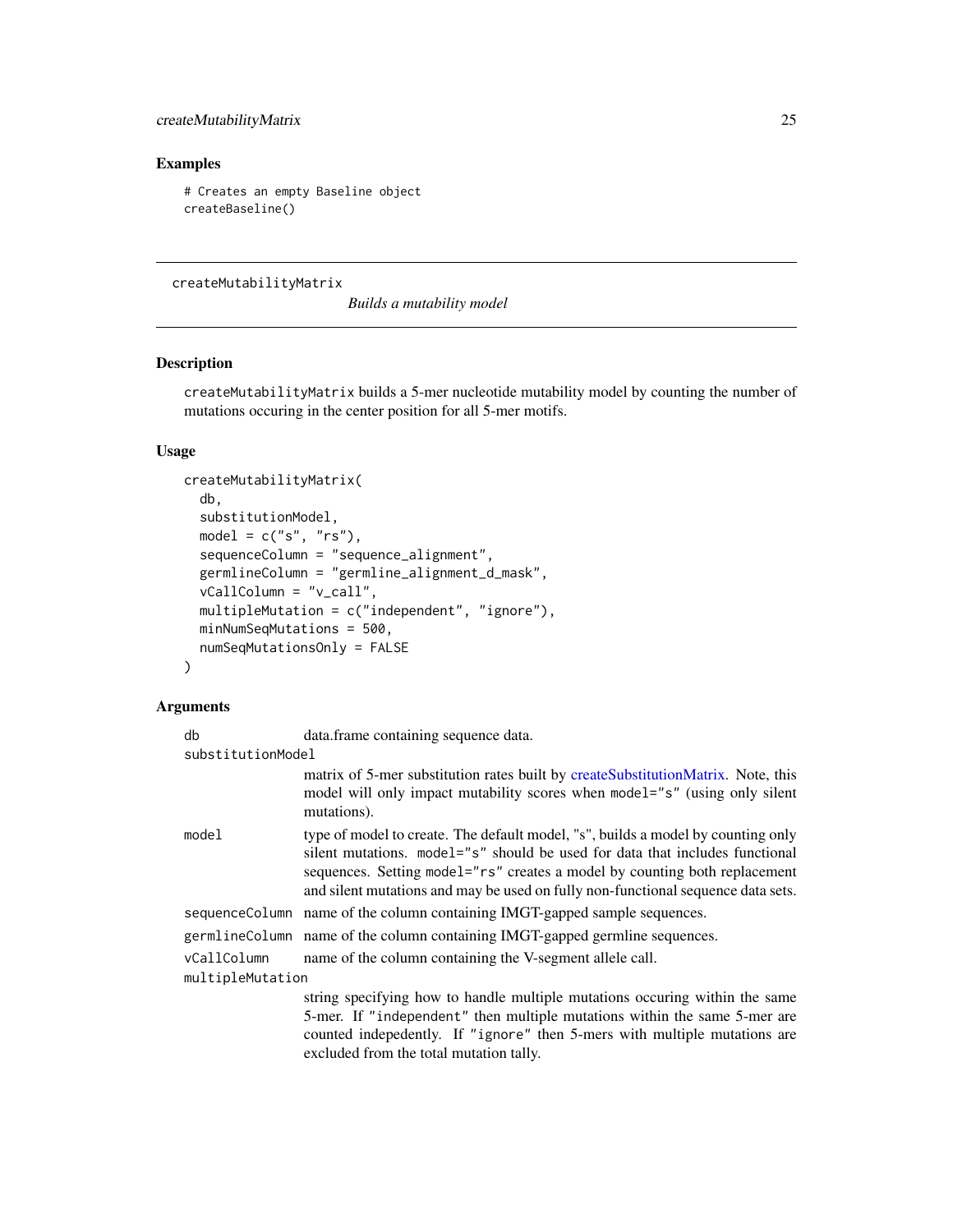### Examples

```
# Creates an empty Baseline object
createBaseline()
```

---

## createMutabilityMatrix

*Builds a mutability model*

---

### Description

createMutabilityMatrix builds a 5-mer nucleotide mutability model by counting the number of mutations occuring in the center position for all 5-mer motifs.

### Usage

```
createMutabilityMatrix(
  db,
  substitutionModel,
  model = c("s", "rs"),
  sequenceColumn = "sequence_alignment",
  germlineColumn = "germline_alignment_d_mask",
  vCallColumn = "v_call",
  multipleMutation = c("independent", "ignore"),
  minNumSeqMutations = 500,
  numSeqMutationsOnly = FALSE
)
```

### Arguments

| | |
|---|---|
| db | data.frame containing sequence data. |
| substitutionModel | matrix of 5-mer substitution rates built by createSubstitutionMatrix. Note, this model will only impact mutability scores when model="s" (using only silent mutations). |
| model | type of model to create. The default model, "s", builds a model by counting only silent mutations. model="s" should be used for data that includes functional sequences. Setting model="rs" creates a model by counting both replacement and silent mutations and may be used on fully non-functional sequence data sets. |
| sequenceColumn | name of the column containing IMGT-gapped sample sequences. |
| germlineColumn | name of the column containing IMGT-gapped germline sequences. |
| vCallColumn | name of the column containing the V-segment allele call. |
| multipleMutation | string specifying how to handle multiple mutations occuring within the same 5-mer. If "independent" then multiple mutations within the same 5-mer are counted indepedently. If "ignore" then 5-mers with multiple mutations are excluded from the total mutation tally. |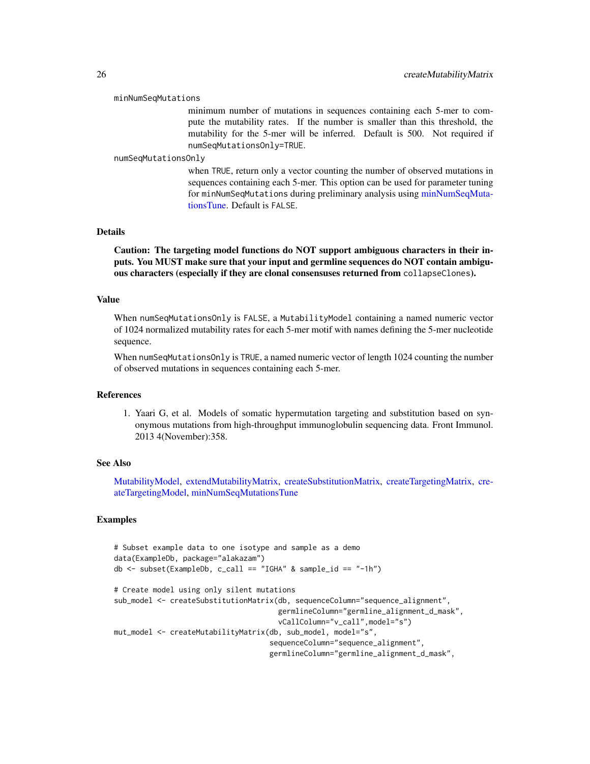`minNumSeqMutations`
: minimum number of mutations in sequences containing each 5-mer to compute the mutability rates. If the number is smaller than this threshold, the mutability for the 5-mer will be inferred. Default is 500. Not required if `numSeqMutationsOnly=TRUE`.

`numSeqMutationsOnly`
: when `TRUE`, return only a vector counting the number of observed mutations in sequences containing each 5-mer. This option can be used for parameter tuning for `minNumSeqMutations` during preliminary analysis using minNumSeqMutationsTune. Default is `FALSE`.

## Details

**Caution: The targeting model functions do NOT support ambiguous characters in their inputs. You MUST make sure that your input and germline sequences do NOT contain ambiguous characters (especially if they are clonal consensuses returned from `collapseClones`).**

## Value

When `numSeqMutationsOnly` is `FALSE`, a `MutabilityModel` containing a named numeric vector of 1024 normalized mutability rates for each 5-mer motif with names defining the 5-mer nucleotide sequence.

When `numSeqMutationsOnly` is `TRUE`, a named numeric vector of length 1024 counting the number of observed mutations in sequences containing each 5-mer.

## References

1. Yaari G, et al. Models of somatic hypermutation targeting and substitution based on synonymous mutations from high-throughput immunoglobulin sequencing data. Front Immunol. 2013 4(November):358.

## See Also

MutabilityModel, extendMutabilityMatrix, createSubstitutionMatrix, createTargetingMatrix, createTargetingModel, minNumSeqMutationsTune

## Examples

```
# Subset example data to one isotype and sample as a demo
data(ExampleDb, package="alakazam")
db <- subset(ExampleDb, c_call == "IGHA" & sample_id == "-1h")

# Create model using only silent mutations
sub_model <- createSubstitutionMatrix(db, sequenceColumn="sequence_alignment",
                                      germlineColumn="germline_alignment_d_mask",
                                      vCallColumn="v_call",model="s")
mut_model <- createMutabilityMatrix(db, sub_model, model="s",
                                    sequenceColumn="sequence_alignment",
                                    germlineColumn="germline_alignment_d_mask",
```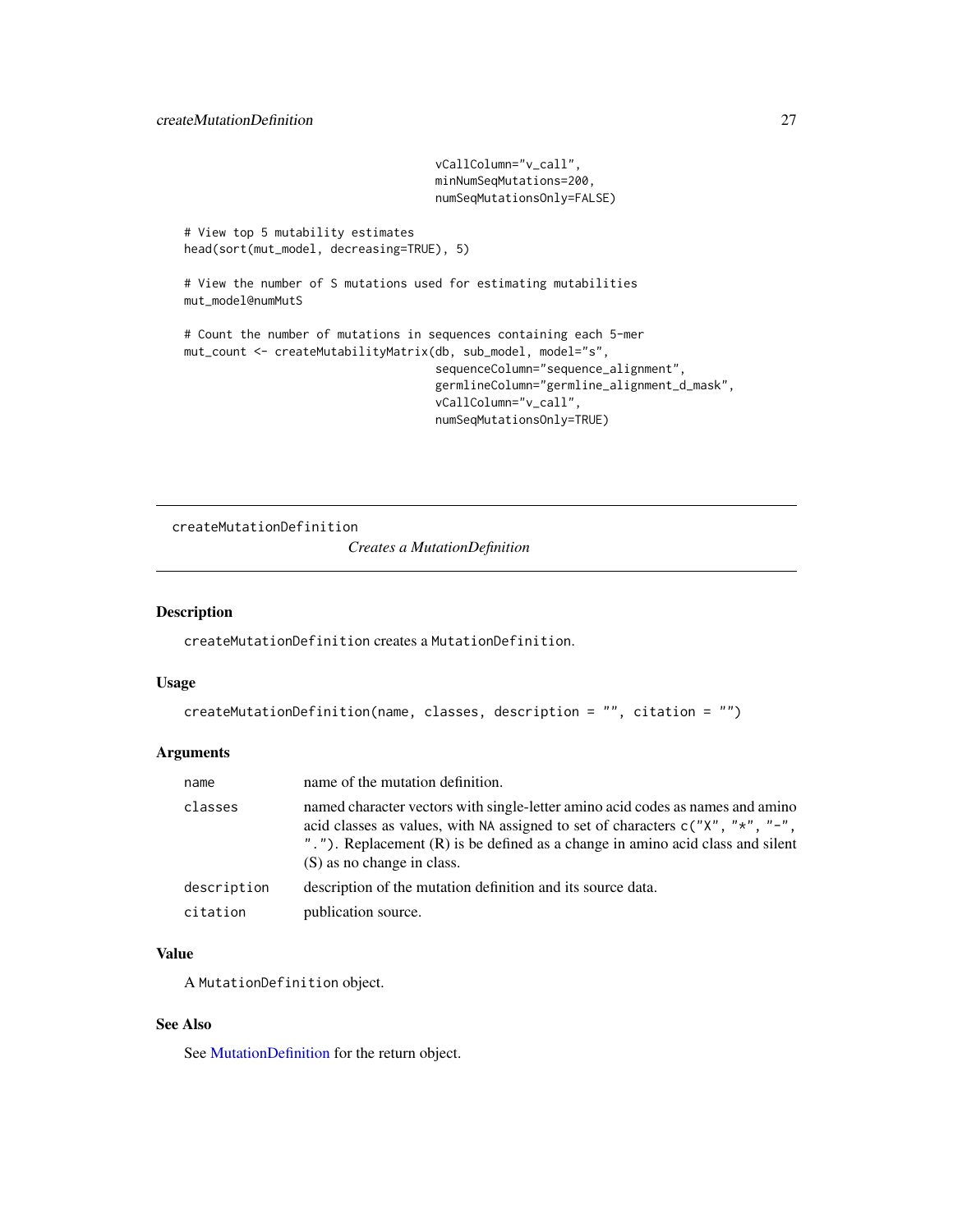```
                                   vCallColumn="v_call",
                                   minNumSeqMutations=200,
                                   numSeqMutationsOnly=FALSE)

# View top 5 mutability estimates
head(sort(mut_model, decreasing=TRUE), 5)

# View the number of S mutations used for estimating mutabilities
mut_model@numMutS

# Count the number of mutations in sequences containing each 5-mer
mut_count <- createMutabilityMatrix(db, sub_model, model="s",
                                   sequenceColumn="sequence_alignment",
                                   germlineColumn="germline_alignment_d_mask",
                                   vCallColumn="v_call",
                                   numSeqMutationsOnly=TRUE)
```

---

createMutationDefinition

*Creates a MutationDefinition*

---

## Description

createMutationDefinition creates a MutationDefinition.

## Usage

```
createMutationDefinition(name, classes, description = "", citation = "")
```

## Arguments

| | |
|---|---|
| name | name of the mutation definition. |
| classes | named character vectors with single-letter amino acid codes as names and amino acid classes as values, with NA assigned to set of characters c("X", "*", "-", "."). Replacement (R) is be defined as a change in amino acid class and silent (S) as no change in class. |
| description | description of the mutation definition and its source data. |
| citation | publication source. |

## Value

A MutationDefinition object.

## See Also

See MutationDefinition for the return object.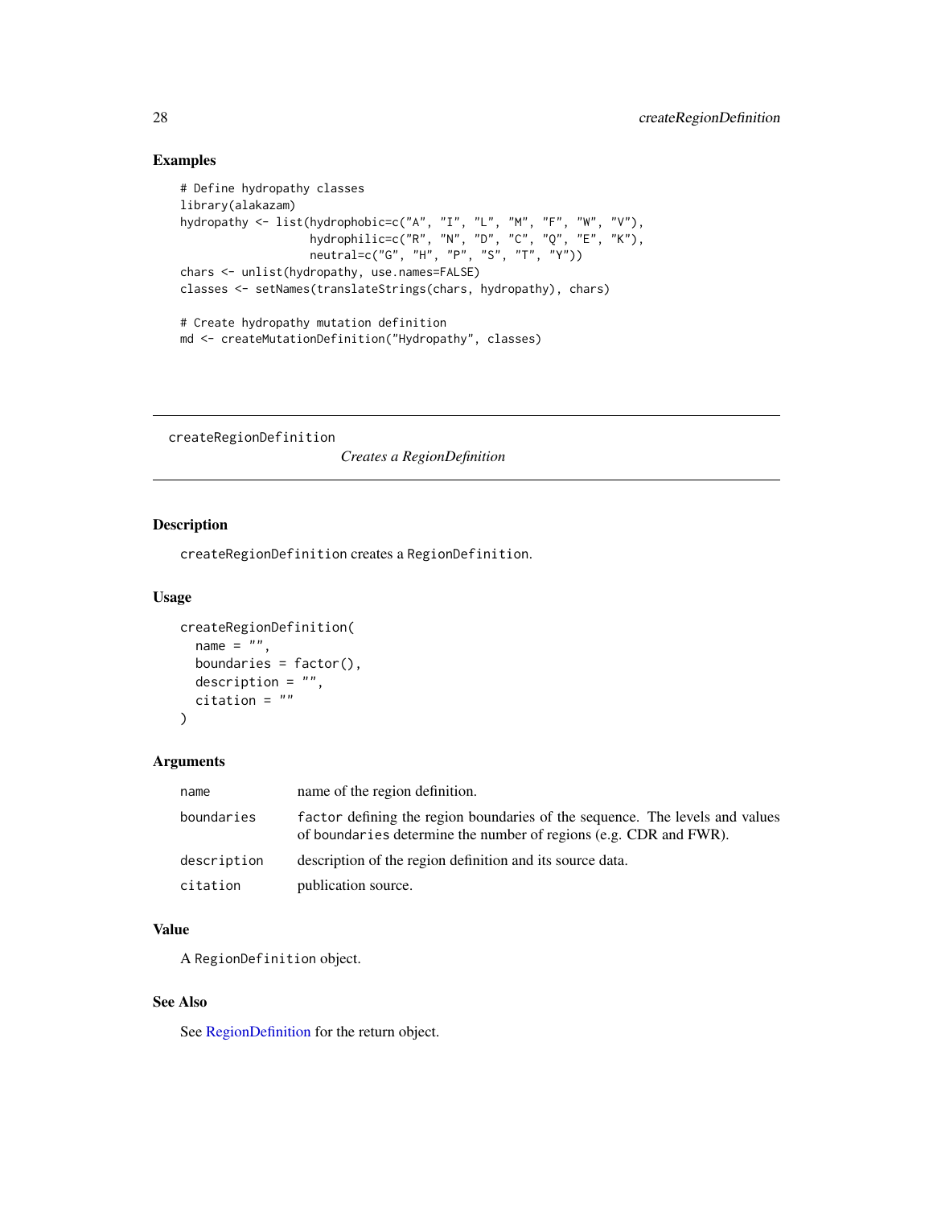## Examples

```
# Define hydropathy classes
library(alakazam)
hydropathy <- list(hydrophobic=c("A", "I", "L", "M", "F", "W", "V"),
                   hydrophilic=c("R", "N", "D", "C", "Q", "E", "K"),
                   neutral=c("G", "H", "P", "S", "T", "Y"))
chars <- unlist(hydropathy, use.names=FALSE)
classes <- setNames(translateStrings(chars, hydropathy), chars)

# Create hydropathy mutation definition
md <- createMutationDefinition("Hydropathy", classes)
```

---

# createRegionDefinition    *Creates a RegionDefinition*

---

## Description

`createRegionDefinition` creates a `RegionDefinition`.

## Usage

```
createRegionDefinition(
  name = "",
  boundaries = factor(),
  description = "",
  citation = ""
)
```

## Arguments

| | |
|---|---|
| `name` | name of the region definition. |
| `boundaries` | `factor` defining the region boundaries of the sequence. The levels and values of `boundaries` determine the number of regions (e.g. CDR and FWR). |
| `description` | description of the region definition and its source data. |
| `citation` | publication source. |

## Value

A `RegionDefinition` object.

## See Also

See RegionDefinition for the return object.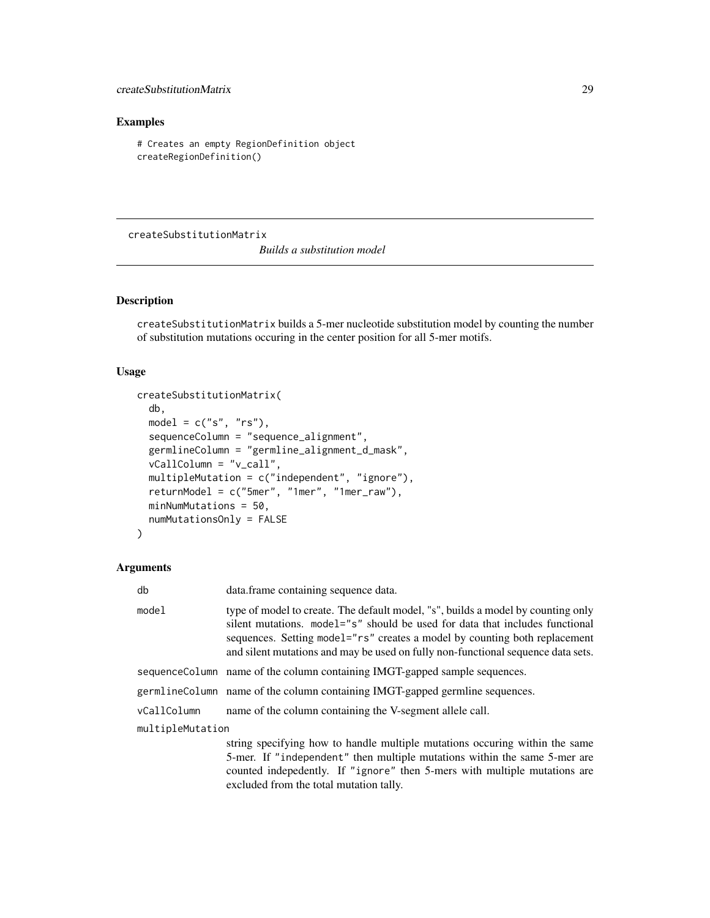## Examples

```
# Creates an empty RegionDefinition object
createRegionDefinition()
```

---

createSubstitutionMatrix &nbsp;&nbsp;&nbsp;&nbsp; *Builds a substitution model*

---

## Description

`createSubstitutionMatrix` builds a 5-mer nucleotide substitution model by counting the number of substitution mutations occuring in the center position for all 5-mer motifs.

## Usage

```
createSubstitutionMatrix(
  db,
  model = c("s", "rs"),
  sequenceColumn = "sequence_alignment",
  germlineColumn = "germline_alignment_d_mask",
  vCallColumn = "v_call",
  multipleMutation = c("independent", "ignore"),
  returnModel = c("5mer", "1mer", "1mer_raw"),
  minNumMutations = 50,
  numMutationsOnly = FALSE
)
```

## Arguments

| | |
|---|---|
| `db` | data.frame containing sequence data. |
| `model` | type of model to create. The default model, "s", builds a model by counting only silent mutations. `model="s"` should be used for data that includes functional sequences. Setting `model="rs"` creates a model by counting both replacement and silent mutations and may be used on fully non-functional sequence data sets. |
| `sequenceColumn` | name of the column containing IMGT-gapped sample sequences. |
| `germlineColumn` | name of the column containing IMGT-gapped germline sequences. |
| `vCallColumn` | name of the column containing the V-segment allele call. |
| `multipleMutation` | string specifying how to handle multiple mutations occuring within the same 5-mer. If `"independent"` then multiple mutations within the same 5-mer are counted indepedently. If `"ignore"` then 5-mers with multiple mutations are excluded from the total mutation tally. |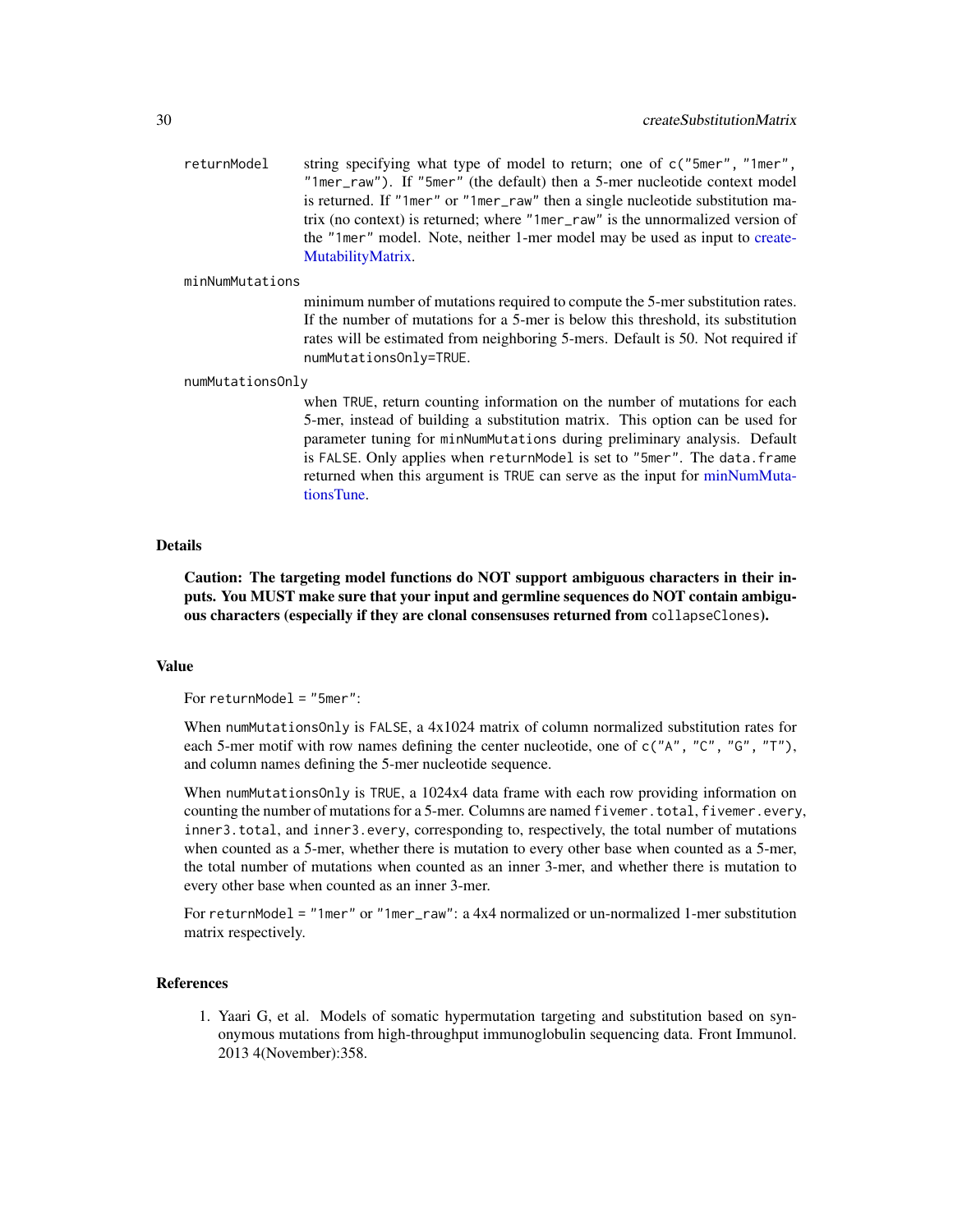`returnModel` string specifying what type of model to return; one of `c("5mer", "1mer", "1mer_raw")`. If `"5mer"` (the default) then a 5-mer nucleotide context model is returned. If `"1mer"` or `"1mer_raw"` then a single nucleotide substitution matrix (no context) is returned; where `"1mer_raw"` is the unnormalized version of the `"1mer"` model. Note, neither 1-mer model may be used as input to createMutabilityMatrix.

`minNumMutations` minimum number of mutations required to compute the 5-mer substitution rates. If the number of mutations for a 5-mer is below this threshold, its substitution rates will be estimated from neighboring 5-mers. Default is 50. Not required if `numMutationsOnly=TRUE`.

`numMutationsOnly` when `TRUE`, return counting information on the number of mutations for each 5-mer, instead of building a substitution matrix. This option can be used for parameter tuning for `minNumMutations` during preliminary analysis. Default is `FALSE`. Only applies when `returnModel` is set to `"5mer"`. The `data.frame` returned when this argument is `TRUE` can serve as the input for minNumMutationsTune.

## Details

**Caution: The targeting model functions do NOT support ambiguous characters in their inputs. You MUST make sure that your input and germline sequences do NOT contain ambiguous characters (especially if they are clonal consensuses returned from `collapseClones`).**

## Value

For `returnModel = "5mer"`:

When `numMutationsOnly` is `FALSE`, a 4x1024 matrix of column normalized substitution rates for each 5-mer motif with row names defining the center nucleotide, one of `c("A", "C", "G", "T")`, and column names defining the 5-mer nucleotide sequence.

When `numMutationsOnly` is `TRUE`, a 1024x4 data frame with each row providing information on counting the number of mutations for a 5-mer. Columns are named `fivemer.total`, `fivemer.every`, `inner3.total`, and `inner3.every`, corresponding to, respectively, the total number of mutations when counted as a 5-mer, whether there is mutation to every other base when counted as a 5-mer, the total number of mutations when counted as an inner 3-mer, and whether there is mutation to every other base when counted as an inner 3-mer.

For `returnModel = "1mer"` or `"1mer_raw"`: a 4x4 normalized or un-normalized 1-mer substitution matrix respectively.

## References

1. Yaari G, et al. Models of somatic hypermutation targeting and substitution based on synonymous mutations from high-throughput immunoglobulin sequencing data. Front Immunol. 2013 4(November):358.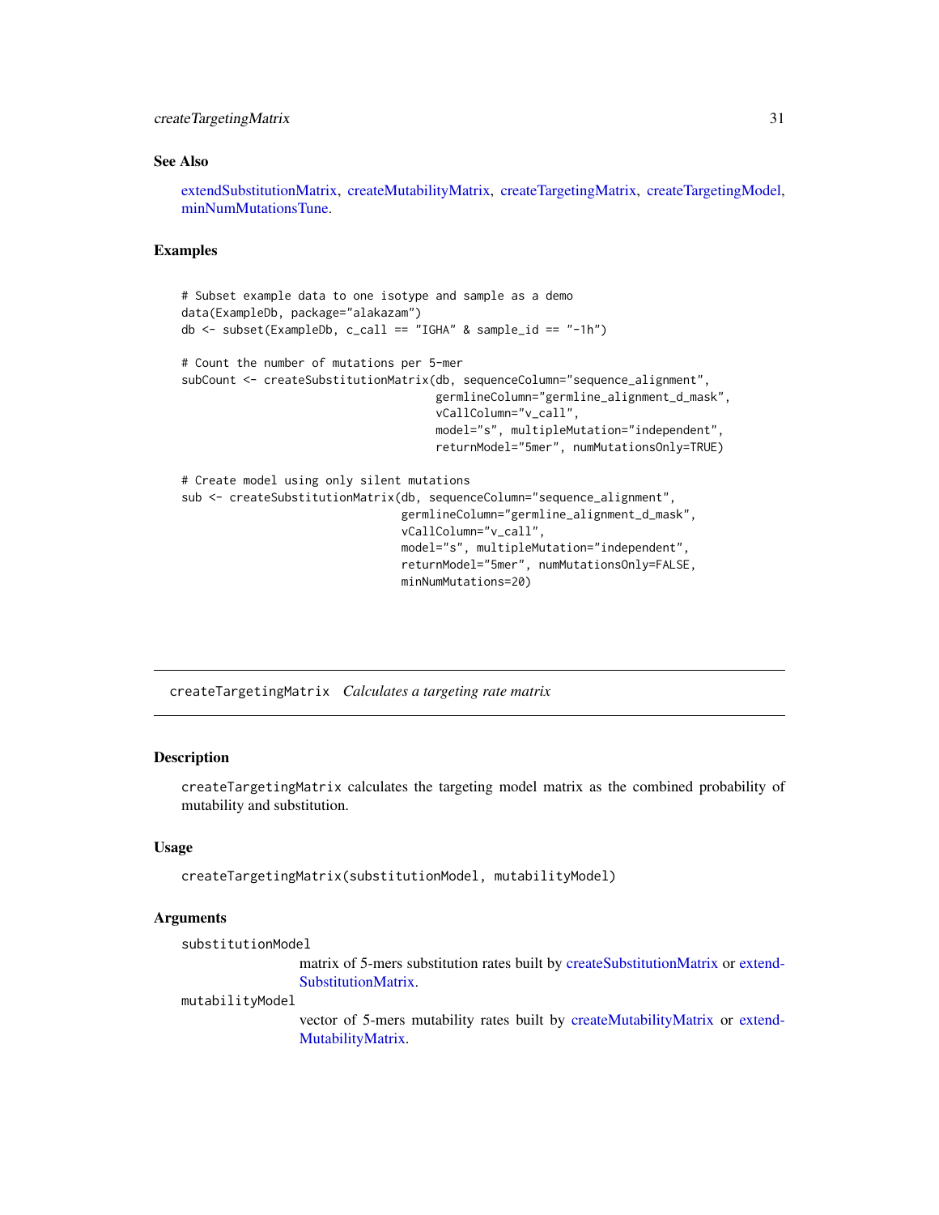## See Also

extendSubstitutionMatrix, createMutabilityMatrix, createTargetingMatrix, createTargetingModel, minNumMutationsTune.

## Examples

```
# Subset example data to one isotype and sample as a demo
data(ExampleDb, package="alakazam")
db <- subset(ExampleDb, c_call == "IGHA" & sample_id == "-1h")

# Count the number of mutations per 5-mer
subCount <- createSubstitutionMatrix(db, sequenceColumn="sequence_alignment",
                                     germlineColumn="germline_alignment_d_mask",
                                     vCallColumn="v_call",
                                     model="s", multipleMutation="independent",
                                     returnModel="5mer", numMutationsOnly=TRUE)

# Create model using only silent mutations
sub <- createSubstitutionMatrix(db, sequenceColumn="sequence_alignment",
                                germlineColumn="germline_alignment_d_mask",
                                vCallColumn="v_call",
                                model="s", multipleMutation="independent",
                                returnModel="5mer", numMutationsOnly=FALSE,
                                minNumMutations=20)
```

---

# createTargetingMatrix *Calculates a targeting rate matrix*

## Description

createTargetingMatrix calculates the targeting model matrix as the combined probability of mutability and substitution.

## Usage

```
createTargetingMatrix(substitutionModel, mutabilityModel)
```

## Arguments

substitutionModel
: matrix of 5-mers substitution rates built by createSubstitutionMatrix or extendSubstitutionMatrix.

mutabilityModel
: vector of 5-mers mutability rates built by createMutabilityMatrix or extendMutabilityMatrix.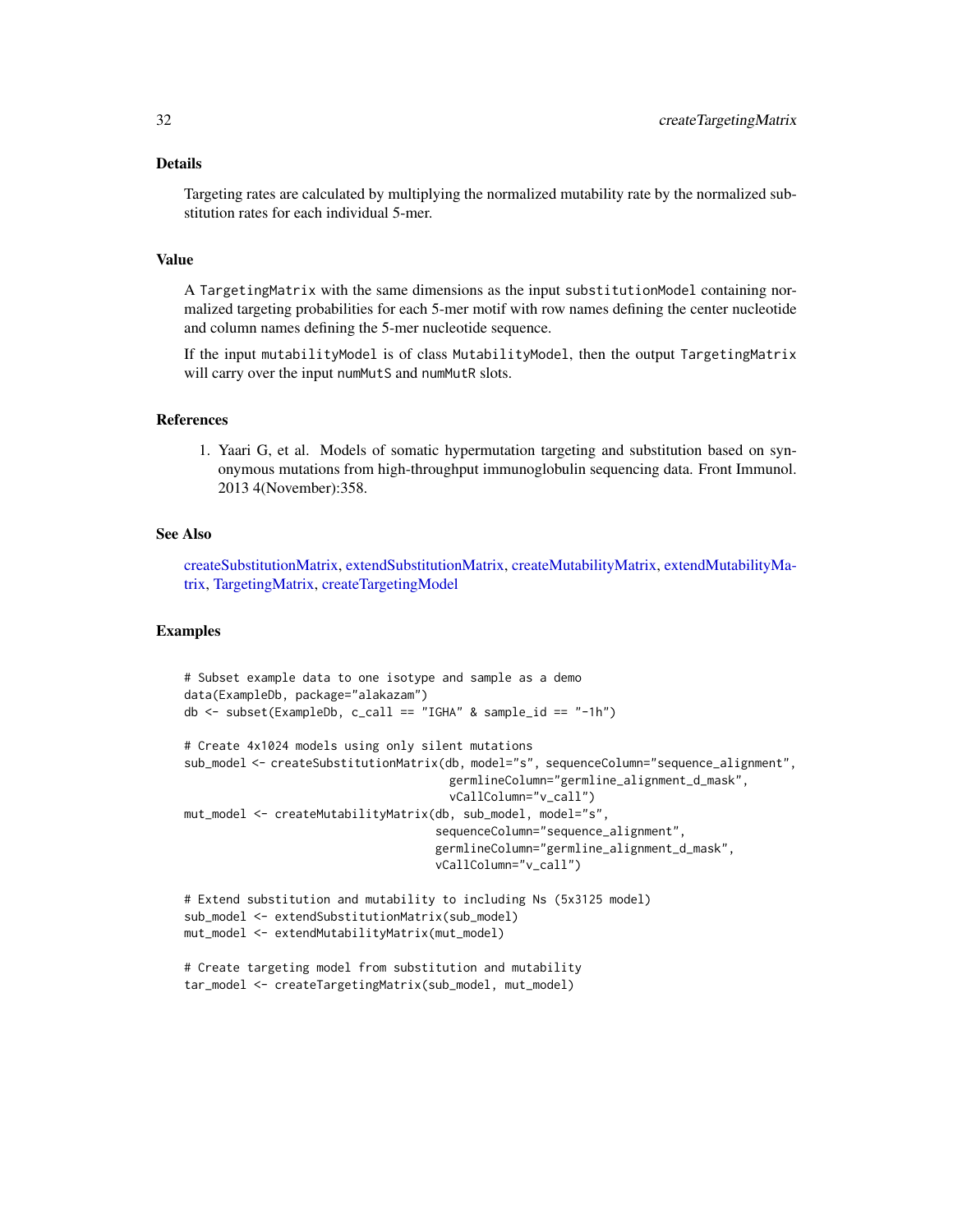## Details

Targeting rates are calculated by multiplying the normalized mutability rate by the normalized substitution rates for each individual 5-mer.

## Value

A `TargetingMatrix` with the same dimensions as the input `substitutionModel` containing normalized targeting probabilities for each 5-mer motif with row names defining the center nucleotide and column names defining the 5-mer nucleotide sequence.

If the input `mutabilityModel` is of class `MutabilityModel`, then the output `TargetingMatrix` will carry over the input `numMutS` and `numMutR` slots.

## References

1. Yaari G, et al. Models of somatic hypermutation targeting and substitution based on synonymous mutations from high-throughput immunoglobulin sequencing data. Front Immunol. 2013 4(November):358.

## See Also

createSubstitutionMatrix, extendSubstitutionMatrix, createMutabilityMatrix, extendMutabilityMatrix, TargetingMatrix, createTargetingModel

## Examples

```
# Subset example data to one isotype and sample as a demo
data(ExampleDb, package="alakazam")
db <- subset(ExampleDb, c_call == "IGHA" & sample_id == "-1h")

# Create 4x1024 models using only silent mutations
sub_model <- createSubstitutionMatrix(db, model="s", sequenceColumn="sequence_alignment",
                                      germlineColumn="germline_alignment_d_mask",
                                      vCallColumn="v_call")
mut_model <- createMutabilityMatrix(db, sub_model, model="s",
                                    sequenceColumn="sequence_alignment",
                                    germlineColumn="germline_alignment_d_mask",
                                    vCallColumn="v_call")

# Extend substitution and mutability to including Ns (5x3125 model)
sub_model <- extendSubstitutionMatrix(sub_model)
mut_model <- extendMutabilityMatrix(mut_model)

# Create targeting model from substitution and mutability
tar_model <- createTargetingMatrix(sub_model, mut_model)
```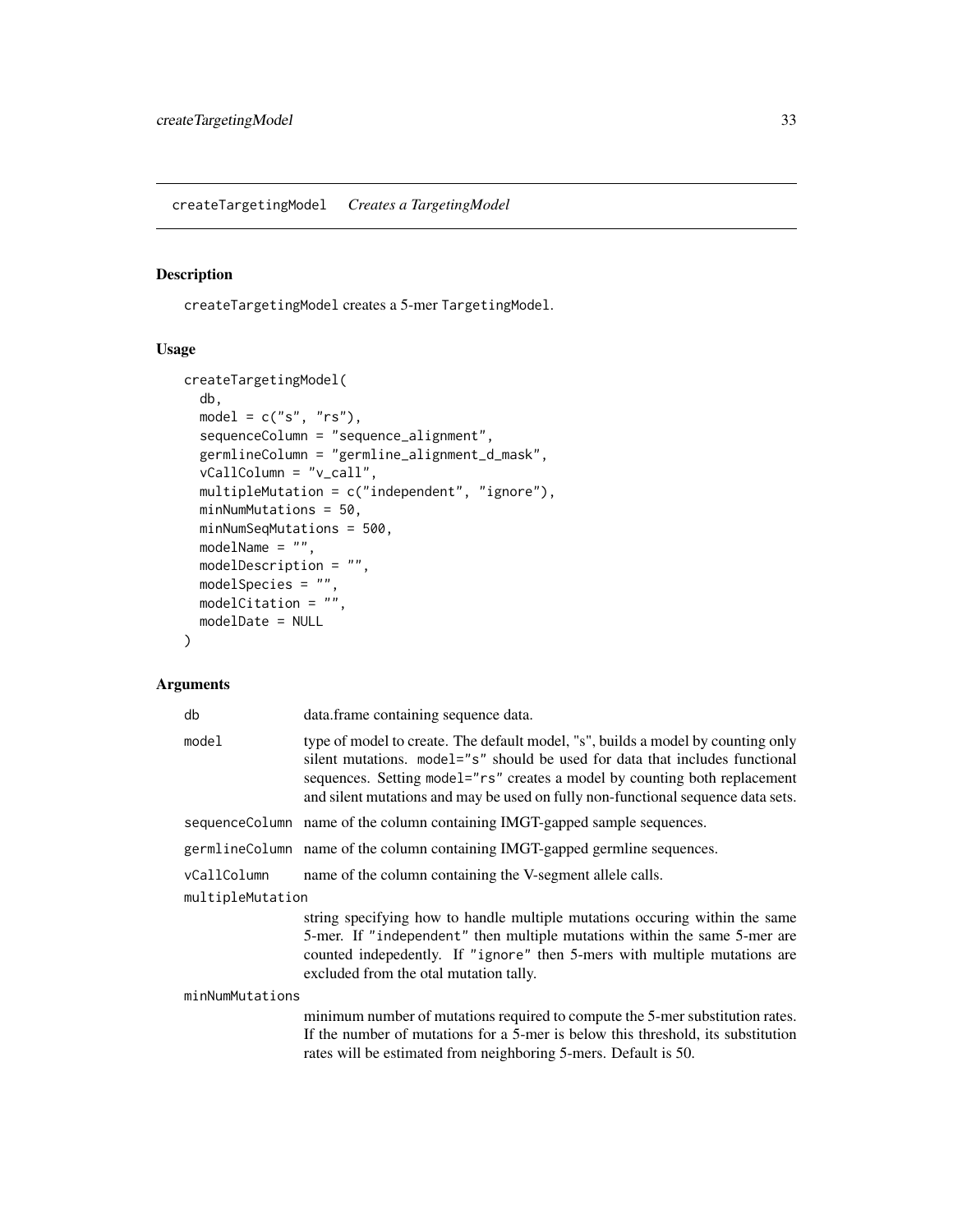## createTargetingModel *Creates a TargetingModel*

### Description

createTargetingModel creates a 5-mer TargetingModel.

### Usage

```
createTargetingModel(
  db,
  model = c("s", "rs"),
  sequenceColumn = "sequence_alignment",
  germlineColumn = "germline_alignment_d_mask",
  vCallColumn = "v_call",
  multipleMutation = c("independent", "ignore"),
  minNumMutations = 50,
  minNumSeqMutations = 500,
  modelName = "",
  modelDescription = "",
  modelSpecies = "",
  modelCitation = "",
  modelDate = NULL
)
```

### Arguments

| | |
|---|---|
| db | data.frame containing sequence data. |
| model | type of model to create. The default model, "s", builds a model by counting only silent mutations. model="s" should be used for data that includes functional sequences. Setting model="rs" creates a model by counting both replacement and silent mutations and may be used on fully non-functional sequence data sets. |
| sequenceColumn | name of the column containing IMGT-gapped sample sequences. |
| germlineColumn | name of the column containing IMGT-gapped germline sequences. |
| vCallColumn | name of the column containing the V-segment allele calls. |
| multipleMutation | string specifying how to handle multiple mutations occuring within the same 5-mer. If "independent" then multiple mutations within the same 5-mer are counted indepedently. If "ignore" then 5-mers with multiple mutations are excluded from the otal mutation tally. |
| minNumMutations | minimum number of mutations required to compute the 5-mer substitution rates. If the number of mutations for a 5-mer is below this threshold, its substitution rates will be estimated from neighboring 5-mers. Default is 50. |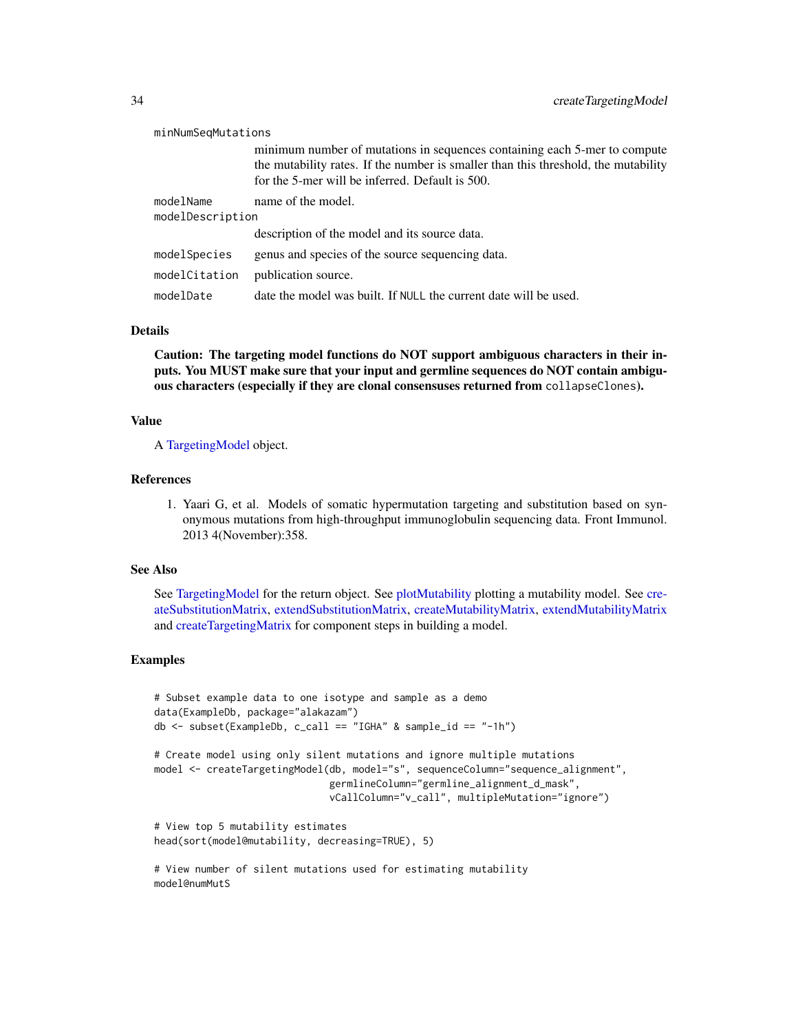`minNumSeqMutations`
: minimum number of mutations in sequences containing each 5-mer to compute the mutability rates. If the number is smaller than this threshold, the mutability for the 5-mer will be inferred. Default is 500.

`modelName`
: name of the model.

`modelDescription`
: description of the model and its source data.

`modelSpecies`
: genus and species of the source sequencing data.

`modelCitation`
: publication source.

`modelDate`
: date the model was built. If `NULL` the current date will be used.

## Details

**Caution: The targeting model functions do NOT support ambiguous characters in their inputs. You MUST make sure that your input and germline sequences do NOT contain ambiguous characters (especially if they are clonal consensuses returned from `collapseClones`).**

## Value

A TargetingModel object.

## References

1. Yaari G, et al. Models of somatic hypermutation targeting and substitution based on synonymous mutations from high-throughput immunoglobulin sequencing data. Front Immunol. 2013 4(November):358.

## See Also

See TargetingModel for the return object. See plotMutability plotting a mutability model. See createSubstitutionMatrix, extendSubstitutionMatrix, createMutabilityMatrix, extendMutabilityMatrix and createTargetingMatrix for component steps in building a model.

## Examples

```
# Subset example data to one isotype and sample as a demo
data(ExampleDb, package="alakazam")
db <- subset(ExampleDb, c_call == "IGHA" & sample_id == "-1h")

# Create model using only silent mutations and ignore multiple mutations
model <- createTargetingModel(db, model="s", sequenceColumn="sequence_alignment",
                              germlineColumn="germline_alignment_d_mask",
                              vCallColumn="v_call", multipleMutation="ignore")

# View top 5 mutability estimates
head(sort(model@mutability, decreasing=TRUE), 5)

# View number of silent mutations used for estimating mutability
model@numMutS
```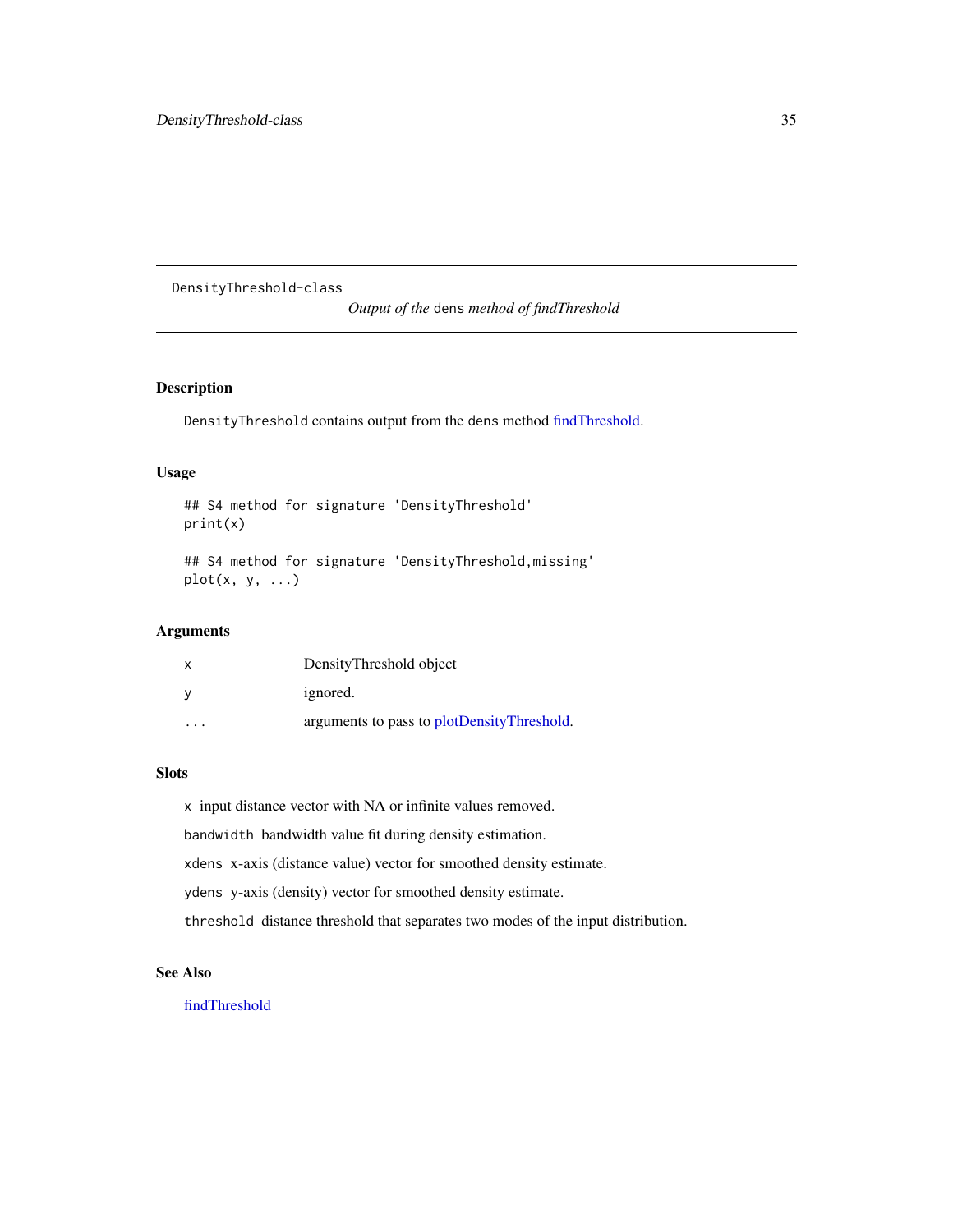# DensityThreshold-class

*Output of the `dens` method of findThreshold*

## Description

`DensityThreshold` contains output from the `dens` method findThreshold.

## Usage

```
## S4 method for signature 'DensityThreshold'
print(x)

## S4 method for signature 'DensityThreshold,missing'
plot(x, y, ...)
```

## Arguments

| | |
|---|---|
| `x` | DensityThreshold object |
| `y` | ignored. |
| `...` | arguments to pass to plotDensityThreshold. |

## Slots

`x` input distance vector with NA or infinite values removed.

`bandwidth` bandwidth value fit during density estimation.

`xdens` x-axis (distance value) vector for smoothed density estimate.

`ydens` y-axis (density) vector for smoothed density estimate.

`threshold` distance threshold that separates two modes of the input distribution.

## See Also

findThreshold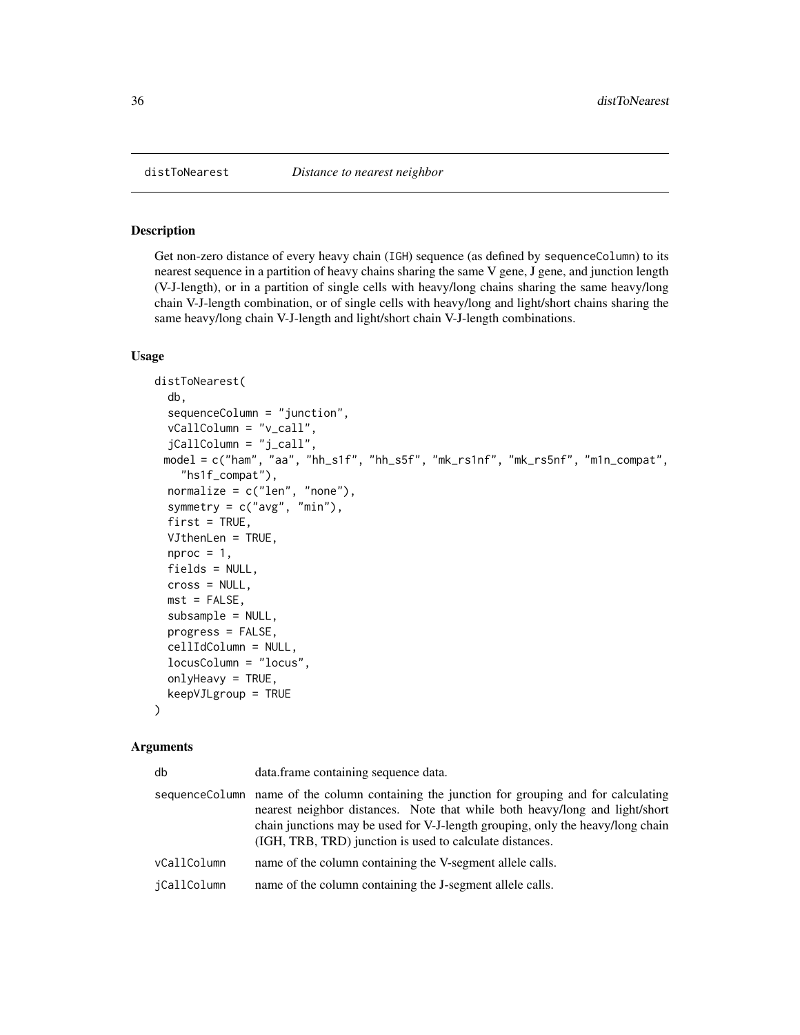distToNearest *Distance to nearest neighbor*

## Description

Get non-zero distance of every heavy chain (IGH) sequence (as defined by sequenceColumn) to its nearest sequence in a partition of heavy chains sharing the same V gene, J gene, and junction length (V-J-length), or in a partition of single cells with heavy/long chains sharing the same heavy/long chain V-J-length combination, or of single cells with heavy/long and light/short chains sharing the same heavy/long chain V-J-length and light/short chain V-J-length combinations.

## Usage

```
distToNearest(
  db,
  sequenceColumn = "junction",
  vCallColumn = "v_call",
  jCallColumn = "j_call",
 model = c("ham", "aa", "hh_s1f", "hh_s5f", "mk_rs1nf", "mk_rs5nf", "m1n_compat",
    "hs1f_compat"),
  normalize = c("len", "none"),
  symmetry = c("avg", "min"),
  first = TRUE,
  VJthenLen = TRUE,
  nproc = 1,
  fields = NULL,
  cross = NULL,
  mst = FALSE,
  subsample = NULL,
  progress = FALSE,
  cellIdColumn = NULL,
  locusColumn = "locus",
  onlyHeavy = TRUE,
  keepVJLgroup = TRUE
)
```

## Arguments

| | |
|---|---|
| db | data.frame containing sequence data. |
| sequenceColumn | name of the column containing the junction for grouping and for calculating nearest neighbor distances. Note that while both heavy/long and light/short chain junctions may be used for V-J-length grouping, only the heavy/long chain (IGH, TRB, TRD) junction is used to calculate distances. |
| vCallColumn | name of the column containing the V-segment allele calls. |
| jCallColumn | name of the column containing the J-segment allele calls. |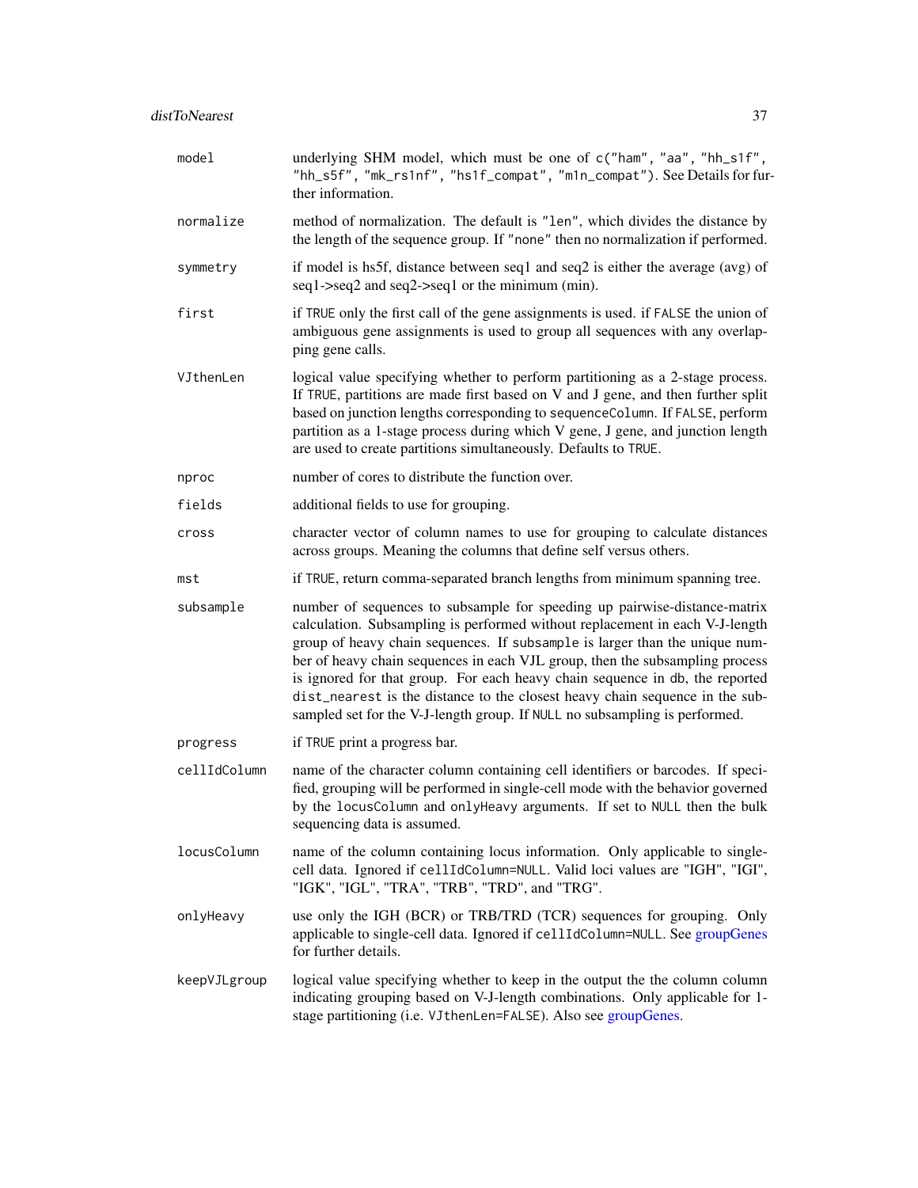| | |
|---|---|
| `model` | underlying SHM model, which must be one of `c("ham", "aa", "hh_s1f", "hh_s5f", "mk_rs1nf", "hs1f_compat", "m1n_compat")`. See Details for further information. |
| `normalize` | method of normalization. The default is `"len"`, which divides the distance by the length of the sequence group. If `"none"` then no normalization if performed. |
| `symmetry` | if model is hs5f, distance between seq1 and seq2 is either the average (avg) of seq1->seq2 and seq2->seq1 or the minimum (min). |
| `first` | if `TRUE` only the first call of the gene assignments is used. if `FALSE` the union of ambiguous gene assignments is used to group all sequences with any overlapping gene calls. |
| `VJthenLen` | logical value specifying whether to perform partitioning as a 2-stage process. If `TRUE`, partitions are made first based on V and J gene, and then further split based on junction lengths corresponding to `sequenceColumn`. If `FALSE`, perform partition as a 1-stage process during which V gene, J gene, and junction length are used to create partitions simultaneously. Defaults to `TRUE`. |
| `nproc` | number of cores to distribute the function over. |
| `fields` | additional fields to use for grouping. |
| `cross` | character vector of column names to use for grouping to calculate distances across groups. Meaning the columns that define self versus others. |
| `mst` | if `TRUE`, return comma-separated branch lengths from minimum spanning tree. |
| `subsample` | number of sequences to subsample for speeding up pairwise-distance-matrix calculation. Subsampling is performed without replacement in each V-J-length group of heavy chain sequences. If `subsample` is larger than the unique number of heavy chain sequences in each VJL group, then the subsampling process is ignored for that group. For each heavy chain sequence in db, the reported `dist_nearest` is the distance to the closest heavy chain sequence in the subsampled set for the V-J-length group. If `NULL` no subsampling is performed. |
| `progress` | if `TRUE` print a progress bar. |
| `cellIdColumn` | name of the character column containing cell identifiers or barcodes. If specified, grouping will be performed in single-cell mode with the behavior governed by the `locusColumn` and `onlyHeavy` arguments. If set to `NULL` then the bulk sequencing data is assumed. |
| `locusColumn` | name of the column containing locus information. Only applicable to single-cell data. Ignored if `cellIdColumn=NULL`. Valid loci values are "IGH", "IGI", "IGK", "IGL", "TRA", "TRB", "TRD", and "TRG". |
| `onlyHeavy` | use only the IGH (BCR) or TRB/TRD (TCR) sequences for grouping. Only applicable to single-cell data. Ignored if `cellIdColumn=NULL`. See groupGenes for further details. |
| `keepVJLgroup` | logical value specifying whether to keep in the output the the column column indicating grouping based on V-J-length combinations. Only applicable for 1-stage partitioning (i.e. `VJthenLen=FALSE`). Also see groupGenes. |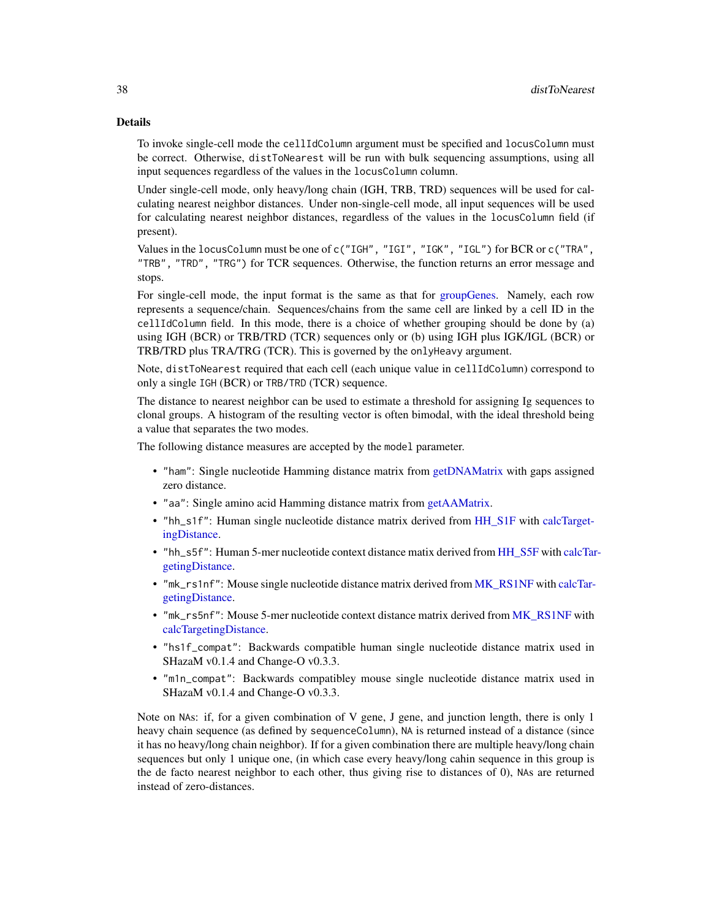### Details

To invoke single-cell mode the `cellIdColumn` argument must be specified and `locusColumn` must be correct. Otherwise, `distToNearest` will be run with bulk sequencing assumptions, using all input sequences regardless of the values in the `locusColumn` column.

Under single-cell mode, only heavy/long chain (IGH, TRB, TRD) sequences will be used for calculating nearest neighbor distances. Under non-single-cell mode, all input sequences will be used for calculating nearest neighbor distances, regardless of the values in the `locusColumn` field (if present).

Values in the `locusColumn` must be one of `c("IGH", "IGI", "IGK", "IGL")` for BCR or `c("TRA", "TRB", "TRD", "TRG")` for TCR sequences. Otherwise, the function returns an error message and stops.

For single-cell mode, the input format is the same as that for groupGenes. Namely, each row represents a sequence/chain. Sequences/chains from the same cell are linked by a cell ID in the `cellIdColumn` field. In this mode, there is a choice of whether grouping should be done by (a) using IGH (BCR) or TRB/TRD (TCR) sequences only or (b) using IGH plus IGK/IGL (BCR) or TRB/TRD plus TRA/TRG (TCR). This is governed by the `onlyHeavy` argument.

Note, `distToNearest` required that each cell (each unique value in `cellIdColumn`) correspond to only a single `IGH` (BCR) or `TRB/TRD` (TCR) sequence.

The distance to nearest neighbor can be used to estimate a threshold for assigning Ig sequences to clonal groups. A histogram of the resulting vector is often bimodal, with the ideal threshold being a value that separates the two modes.

The following distance measures are accepted by the `model` parameter.

- `"ham"`: Single nucleotide Hamming distance matrix from getDNAMatrix with gaps assigned zero distance.
- `"aa"`: Single amino acid Hamming distance matrix from getAAMatrix.
- `"hh_s1f"`: Human single nucleotide distance matrix derived from HH_S1F with calcTargetingDistance.
- `"hh_s5f"`: Human 5-mer nucleotide context distance matix derived from HH_S5F with calcTargetingDistance.
- `"mk_rs1nf"`: Mouse single nucleotide distance matrix derived from MK_RS1NF with calcTargetingDistance.
- `"mk_rs5nf"`: Mouse 5-mer nucleotide context distance matrix derived from MK_RS1NF with calcTargetingDistance.
- `"hs1f_compat"`: Backwards compatible human single nucleotide distance matrix used in SHazaM v0.1.4 and Change-O v0.3.3.
- `"m1n_compat"`: Backwards compatibley mouse single nucleotide distance matrix used in SHazaM v0.1.4 and Change-O v0.3.3.

Note on `NA`s: if, for a given combination of V gene, J gene, and junction length, there is only 1 heavy chain sequence (as defined by `sequenceColumn`), `NA` is returned instead of a distance (since it has no heavy/long chain neighbor). If for a given combination there are multiple heavy/long chain sequences but only 1 unique one, (in which case every heavy/long cahin sequence in this group is the de facto nearest neighbor to each other, thus giving rise to distances of 0), `NA`s are returned instead of zero-distances.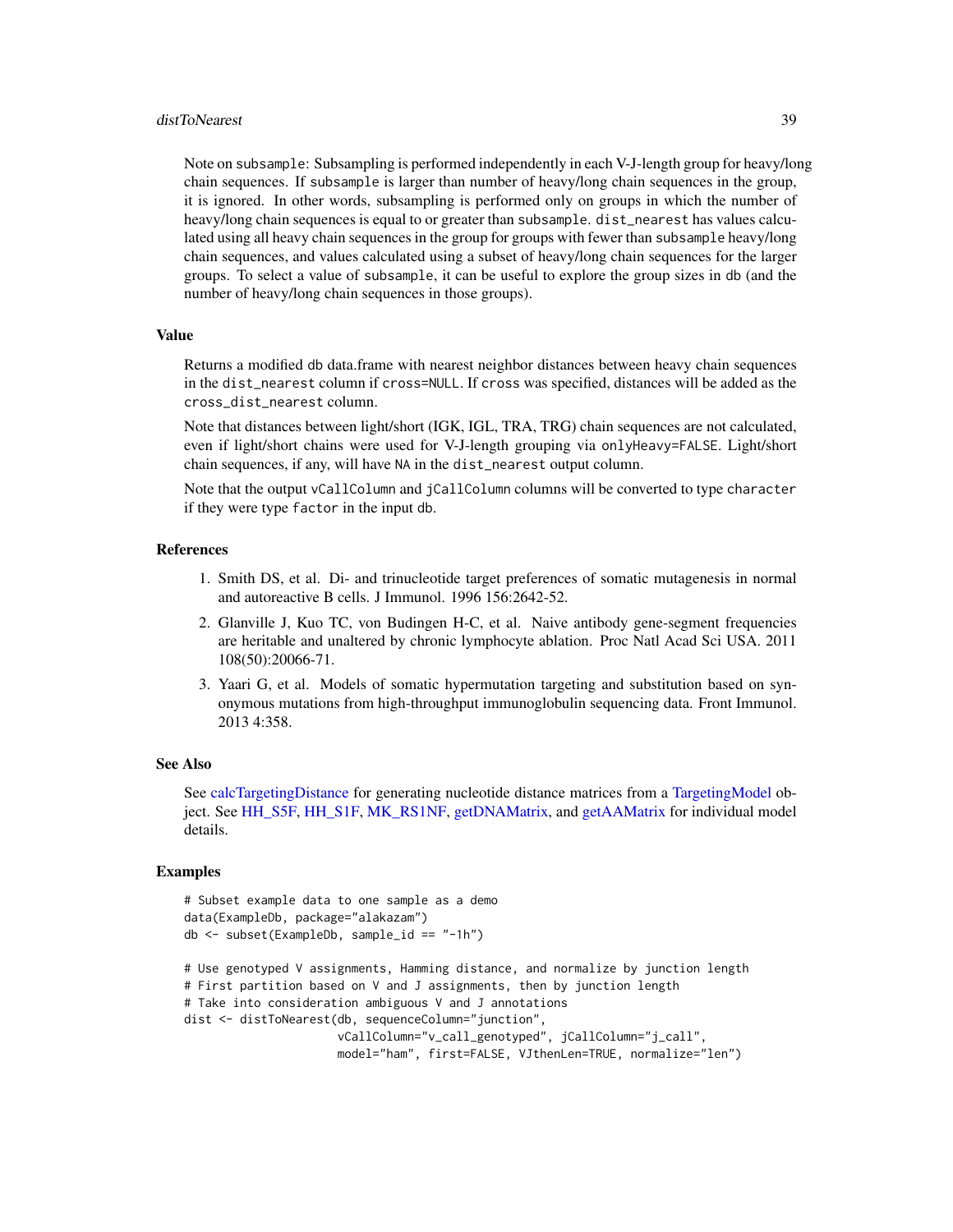Note on `subsample`: Subsampling is performed independently in each V-J-length group for heavy/long chain sequences. If `subsample` is larger than number of heavy/long chain sequences in the group, it is ignored. In other words, subsampling is performed only on groups in which the number of heavy/long chain sequences is equal to or greater than `subsample`. `dist_nearest` has values calculated using all heavy chain sequences in the group for groups with fewer than `subsample` heavy/long chain sequences, and values calculated using a subset of heavy/long chain sequences for the larger groups. To select a value of `subsample`, it can be useful to explore the group sizes in `db` (and the number of heavy/long chain sequences in those groups).

## Value

Returns a modified `db` data.frame with nearest neighbor distances between heavy chain sequences in the `dist_nearest` column if `cross=NULL`. If `cross` was specified, distances will be added as the `cross_dist_nearest` column.

Note that distances between light/short (IGK, IGL, TRA, TRG) chain sequences are not calculated, even if light/short chains were used for V-J-length grouping via `onlyHeavy=FALSE`. Light/short chain sequences, if any, will have `NA` in the `dist_nearest` output column.

Note that the output `vCallColumn` and `jCallColumn` columns will be converted to type `character` if they were type `factor` in the input `db`.

## References

1. Smith DS, et al. Di- and trinucleotide target preferences of somatic mutagenesis in normal and autoreactive B cells. J Immunol. 1996 156:2642-52.
2. Glanville J, Kuo TC, von Budingen H-C, et al. Naive antibody gene-segment frequencies are heritable and unaltered by chronic lymphocyte ablation. Proc Natl Acad Sci USA. 2011 108(50):20066-71.
3. Yaari G, et al. Models of somatic hypermutation targeting and substitution based on synonymous mutations from high-throughput immunoglobulin sequencing data. Front Immunol. 2013 4:358.

## See Also

See calcTargetingDistance for generating nucleotide distance matrices from a TargetingModel object. See HH_S5F, HH_S1F, MK_RS1NF, getDNAMatrix, and getAAMatrix for individual model details.

## Examples

```
# Subset example data to one sample as a demo
data(ExampleDb, package="alakazam")
db <- subset(ExampleDb, sample_id == "-1h")

# Use genotyped V assignments, Hamming distance, and normalize by junction length
# First partition based on V and J assignments, then by junction length
# Take into consideration ambiguous V and J annotations
dist <- distToNearest(db, sequenceColumn="junction",
                      vCallColumn="v_call_genotyped", jCallColumn="j_call",
                      model="ham", first=FALSE, VJthenLen=TRUE, normalize="len")
```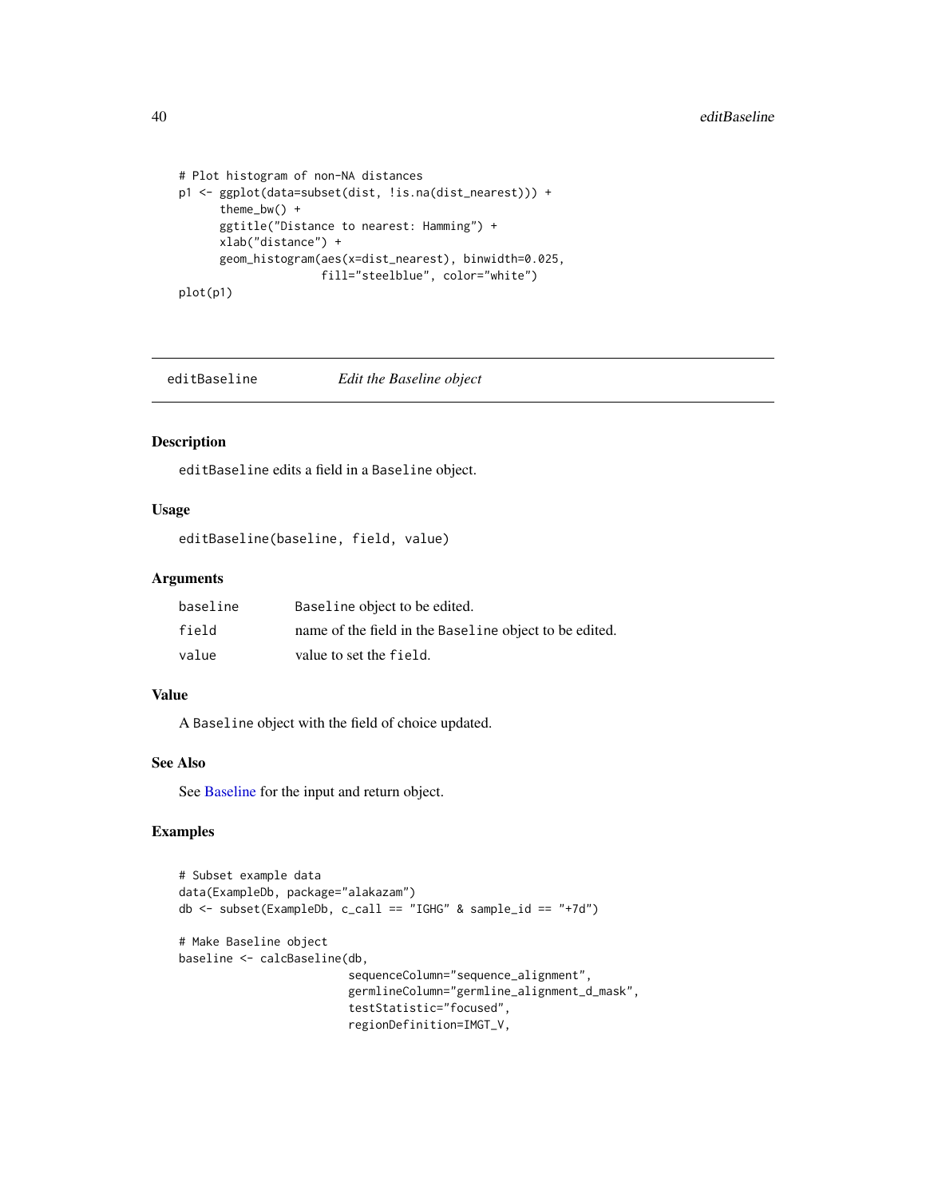```
# Plot histogram of non-NA distances
p1 <- ggplot(data=subset(dist, !is.na(dist_nearest))) +
      theme_bw() +
      ggtitle("Distance to nearest: Hamming") +
      xlab("distance") +
      geom_histogram(aes(x=dist_nearest), binwidth=0.025,
                     fill="steelblue", color="white")
plot(p1)
```

## editBaseline *Edit the Baseline object*

### Description

editBaseline edits a field in a Baseline object.

### Usage

```
editBaseline(baseline, field, value)
```

### Arguments

| | |
|---|---|
| baseline | Baseline object to be edited. |
| field | name of the field in the Baseline object to be edited. |
| value | value to set the field. |

### Value

A Baseline object with the field of choice updated.

### See Also

See Baseline for the input and return object.

### Examples

```
# Subset example data
data(ExampleDb, package="alakazam")
db <- subset(ExampleDb, c_call == "IGHG" & sample_id == "+7d")

# Make Baseline object
baseline <- calcBaseline(db,
                         sequenceColumn="sequence_alignment",
                         germlineColumn="germline_alignment_d_mask",
                         testStatistic="focused",
                         regionDefinition=IMGT_V,
```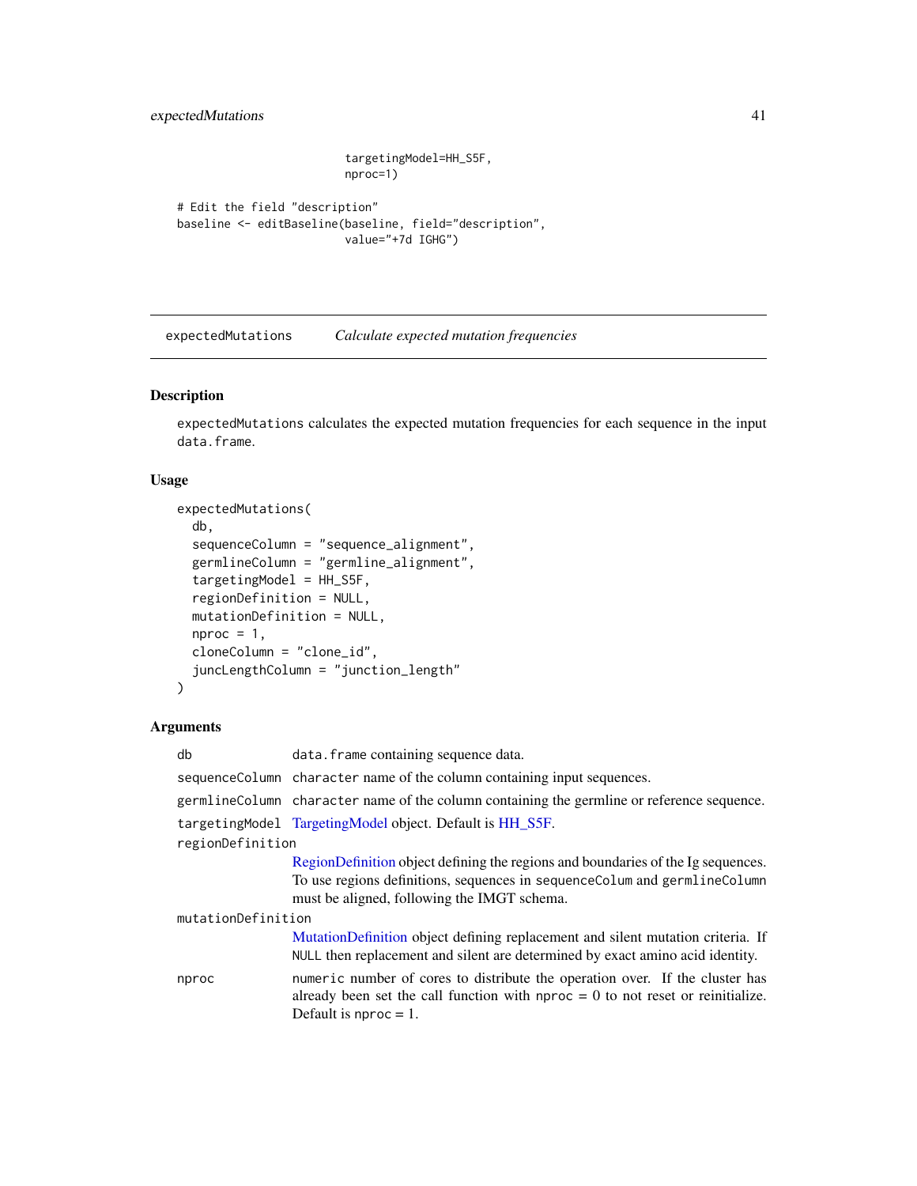```
                          targetingModel=HH_S5F,
                          nproc=1)

# Edit the field "description"
baseline <- editBaseline(baseline, field="description",
                          value="+7d IGHG")
```

---

## expectedMutations    *Calculate expected mutation frequencies*

---

### Description

expectedMutations calculates the expected mutation frequencies for each sequence in the input data.frame.

### Usage

```
expectedMutations(
  db,
  sequenceColumn = "sequence_alignment",
  germlineColumn = "germline_alignment",
  targetingModel = HH_S5F,
  regionDefinition = NULL,
  mutationDefinition = NULL,
  nproc = 1,
  cloneColumn = "clone_id",
  juncLengthColumn = "junction_length"
)
```

### Arguments

| | |
|---|---|
| db | data.frame containing sequence data. |
| sequenceColumn | character name of the column containing input sequences. |
| germlineColumn | character name of the column containing the germline or reference sequence. |
| targetingModel | TargetingModel object. Default is HH_S5F. |
| regionDefinition | RegionDefinition object defining the regions and boundaries of the Ig sequences. To use regions definitions, sequences in sequenceColum and germlineColumn must be aligned, following the IMGT schema. |
| mutationDefinition | MutationDefinition object defining replacement and silent mutation criteria. If NULL then replacement and silent are determined by exact amino acid identity. |
| nproc | numeric number of cores to distribute the operation over. If the cluster has already been set the call function with nproc = 0 to not reset or reinitialize. Default is nproc = 1. |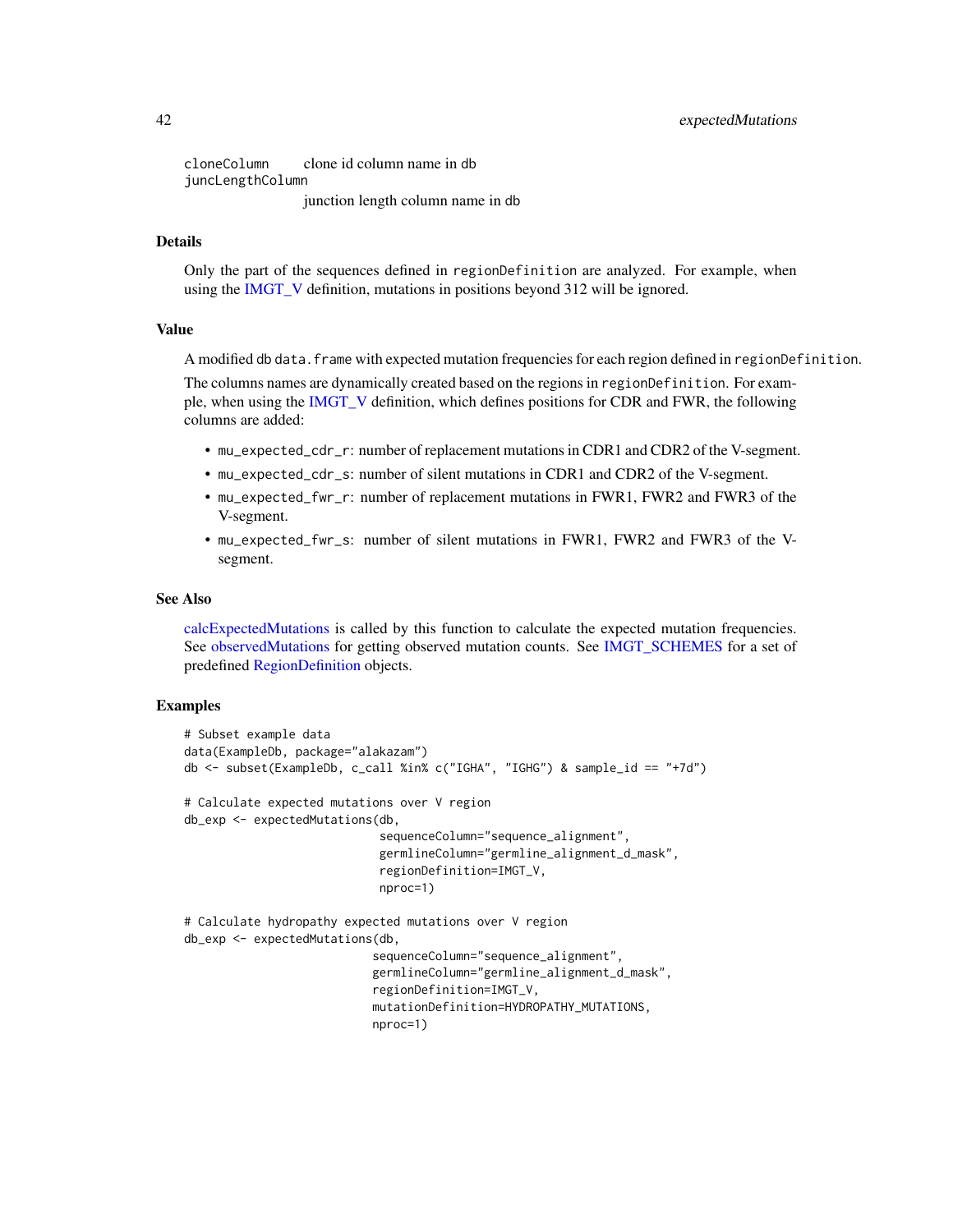| | |
|---|---|
| cloneColumn | clone id column name in db |
| juncLengthColumn | junction length column name in db |

### Details

Only the part of the sequences defined in regionDefinition are analyzed. For example, when using the IMGT_V definition, mutations in positions beyond 312 will be ignored.

### Value

A modified db data.frame with expected mutation frequencies for each region defined in regionDefinition.

The columns names are dynamically created based on the regions in regionDefinition. For example, when using the IMGT_V definition, which defines positions for CDR and FWR, the following columns are added:

- mu_expected_cdr_r: number of replacement mutations in CDR1 and CDR2 of the V-segment.
- mu_expected_cdr_s: number of silent mutations in CDR1 and CDR2 of the V-segment.
- mu_expected_fwr_r: number of replacement mutations in FWR1, FWR2 and FWR3 of the V-segment.
- mu_expected_fwr_s: number of silent mutations in FWR1, FWR2 and FWR3 of the V-segment.

### See Also

calcExpectedMutations is called by this function to calculate the expected mutation frequencies. See observedMutations for getting observed mutation counts. See IMGT_SCHEMES for a set of predefined RegionDefinition objects.

### Examples

```
# Subset example data
data(ExampleDb, package="alakazam")
db <- subset(ExampleDb, c_call %in% c("IGHA", "IGHG") & sample_id == "+7d")

# Calculate expected mutations over V region
db_exp <- expectedMutations(db,
                            sequenceColumn="sequence_alignment",
                            germlineColumn="germline_alignment_d_mask",
                            regionDefinition=IMGT_V,
                            nproc=1)

# Calculate hydropathy expected mutations over V region
db_exp <- expectedMutations(db,
                           sequenceColumn="sequence_alignment",
                           germlineColumn="germline_alignment_d_mask",
                           regionDefinition=IMGT_V,
                           mutationDefinition=HYDROPATHY_MUTATIONS,
                           nproc=1)
```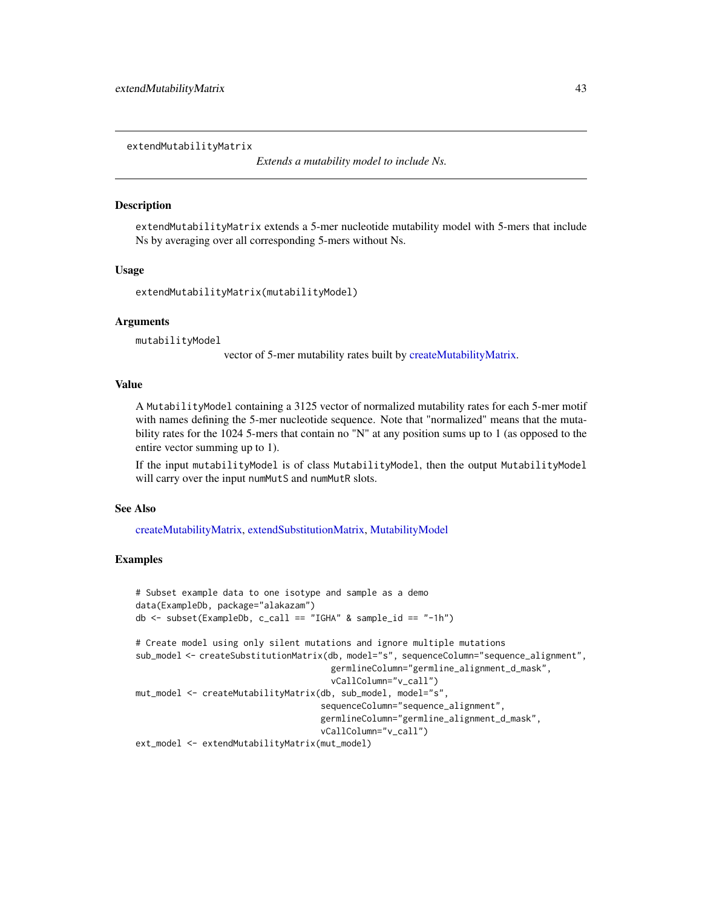# extendMutabilityMatrix

*Extends a mutability model to include Ns.*

## Description

extendMutabilityMatrix extends a 5-mer nucleotide mutability model with 5-mers that include Ns by averaging over all corresponding 5-mers without Ns.

## Usage

```
extendMutabilityMatrix(mutabilityModel)
```

## Arguments

mutabilityModel
: vector of 5-mer mutability rates built by createMutabilityMatrix.

## Value

A MutabilityModel containing a 3125 vector of normalized mutability rates for each 5-mer motif with names defining the 5-mer nucleotide sequence. Note that "normalized" means that the mutability rates for the 1024 5-mers that contain no "N" at any position sums up to 1 (as opposed to the entire vector summing up to 1).

If the input mutabilityModel is of class MutabilityModel, then the output MutabilityModel will carry over the input numMutS and numMutR slots.

## See Also

createMutabilityMatrix, extendSubstitutionMatrix, MutabilityModel

## Examples

```
# Subset example data to one isotype and sample as a demo
data(ExampleDb, package="alakazam")
db <- subset(ExampleDb, c_call == "IGHA" & sample_id == "-1h")

# Create model using only silent mutations and ignore multiple mutations
sub_model <- createSubstitutionMatrix(db, model="s", sequenceColumn="sequence_alignment",
                                      germlineColumn="germline_alignment_d_mask",
                                      vCallColumn="v_call")
mut_model <- createMutabilityMatrix(db, sub_model, model="s",
                                    sequenceColumn="sequence_alignment",
                                    germlineColumn="germline_alignment_d_mask",
                                    vCallColumn="v_call")
ext_model <- extendMutabilityMatrix(mut_model)
```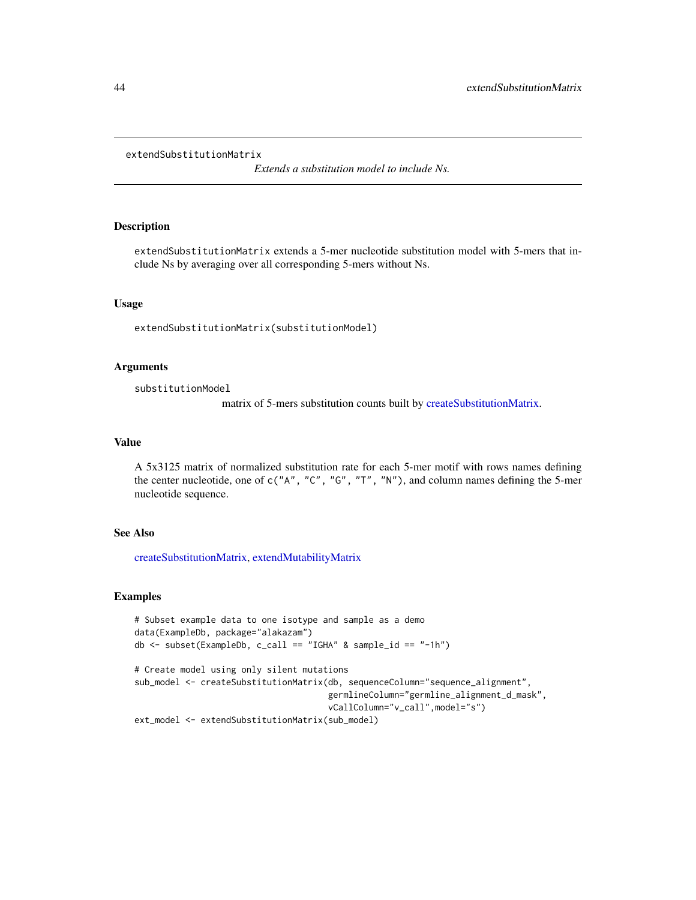# extendSubstitutionMatrix

*Extends a substitution model to include Ns.*

## Description

extendSubstitutionMatrix extends a 5-mer nucleotide substitution model with 5-mers that include Ns by averaging over all corresponding 5-mers without Ns.

## Usage

```
extendSubstitutionMatrix(substitutionModel)
```

## Arguments

substitutionModel
: matrix of 5-mers substitution counts built by createSubstitutionMatrix.

## Value

A 5x3125 matrix of normalized substitution rate for each 5-mer motif with rows names defining the center nucleotide, one of c("A", "C", "G", "T", "N"), and column names defining the 5-mer nucleotide sequence.

## See Also

createSubstitutionMatrix, extendMutabilityMatrix

## Examples

```
# Subset example data to one isotype and sample as a demo
data(ExampleDb, package="alakazam")
db <- subset(ExampleDb, c_call == "IGHA" & sample_id == "-1h")

# Create model using only silent mutations
sub_model <- createSubstitutionMatrix(db, sequenceColumn="sequence_alignment",
                                      germlineColumn="germline_alignment_d_mask",
                                      vCallColumn="v_call",model="s")
ext_model <- extendSubstitutionMatrix(sub_model)
```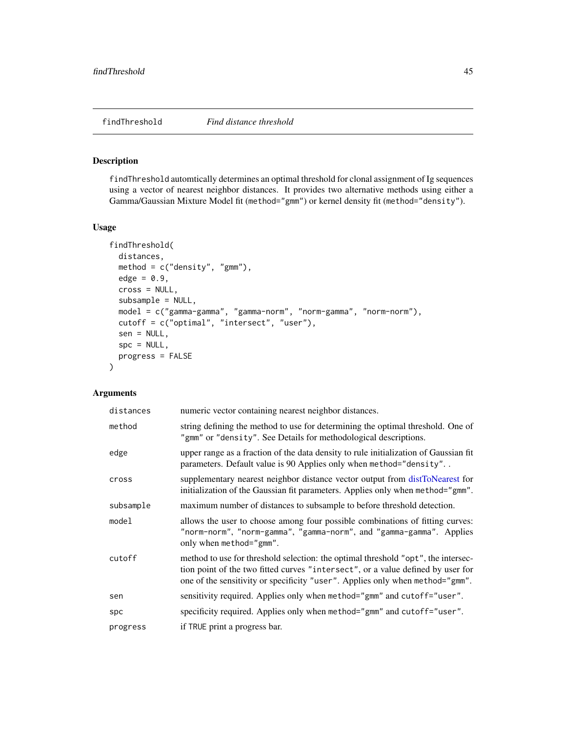## findThreshold — *Find distance threshold*

### Description

findThreshold automtically determines an optimal threshold for clonal assignment of Ig sequences using a vector of nearest neighbor distances. It provides two alternative methods using either a Gamma/Gaussian Mixture Model fit (method="gmm") or kernel density fit (method="density").

### Usage

```
findThreshold(
  distances,
  method = c("density", "gmm"),
  edge = 0.9,
  cross = NULL,
  subsample = NULL,
  model = c("gamma-gamma", "gamma-norm", "norm-gamma", "norm-norm"),
  cutoff = c("optimal", "intersect", "user"),
  sen = NULL,
  spc = NULL,
  progress = FALSE
)
```

### Arguments

| | |
|---|---|
| distances | numeric vector containing nearest neighbor distances. |
| method | string defining the method to use for determining the optimal threshold. One of "gmm" or "density". See Details for methodological descriptions. |
| edge | upper range as a fraction of the data density to rule initialization of Gaussian fit parameters. Default value is 90 Applies only when method="density". . |
| cross | supplementary nearest neighbor distance vector output from distToNearest for initialization of the Gaussian fit parameters. Applies only when method="gmm". |
| subsample | maximum number of distances to subsample to before threshold detection. |
| model | allows the user to choose among four possible combinations of fitting curves: "norm-norm", "norm-gamma", "gamma-norm", and "gamma-gamma". Applies only when method="gmm". |
| cutoff | method to use for threshold selection: the optimal threshold "opt", the intersection point of the two fitted curves "intersect", or a value defined by user for one of the sensitivity or specificity "user". Applies only when method="gmm". |
| sen | sensitivity required. Applies only when method="gmm" and cutoff="user". |
| spc | specificity required. Applies only when method="gmm" and cutoff="user". |
| progress | if TRUE print a progress bar. |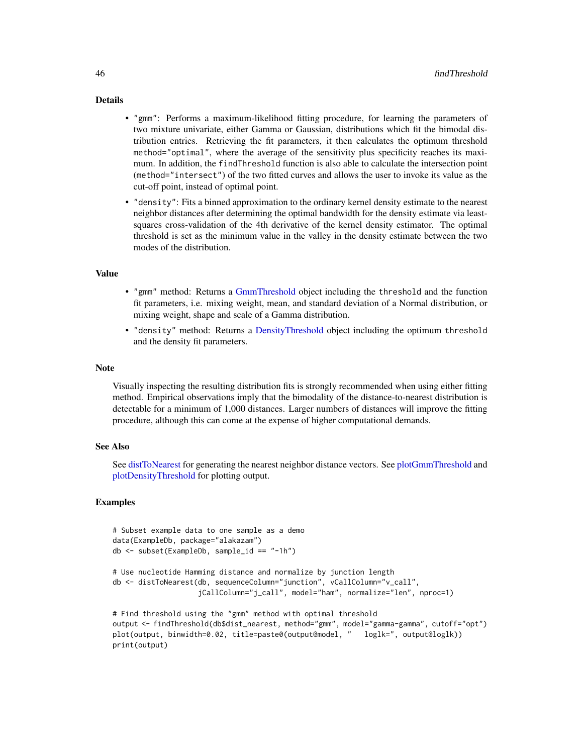## Details

- "gmm": Performs a maximum-likelihood fitting procedure, for learning the parameters of two mixture univariate, either Gamma or Gaussian, distributions which fit the bimodal distribution entries. Retrieving the fit parameters, it then calculates the optimum threshold method="optimal", where the average of the sensitivity plus specificity reaches its maximum. In addition, the findThreshold function is also able to calculate the intersection point (method="intersect") of the two fitted curves and allows the user to invoke its value as the cut-off point, instead of optimal point.
- "density": Fits a binned approximation to the ordinary kernel density estimate to the nearest neighbor distances after determining the optimal bandwidth for the density estimate via least-squares cross-validation of the 4th derivative of the kernel density estimator. The optimal threshold is set as the minimum value in the valley in the density estimate between the two modes of the distribution.

## Value

- "gmm" method: Returns a GmmThreshold object including the threshold and the function fit parameters, i.e. mixing weight, mean, and standard deviation of a Normal distribution, or mixing weight, shape and scale of a Gamma distribution.
- "density" method: Returns a DensityThreshold object including the optimum threshold and the density fit parameters.

## Note

Visually inspecting the resulting distribution fits is strongly recommended when using either fitting method. Empirical observations imply that the bimodality of the distance-to-nearest distribution is detectable for a minimum of 1,000 distances. Larger numbers of distances will improve the fitting procedure, although this can come at the expense of higher computational demands.

## See Also

See distToNearest for generating the nearest neighbor distance vectors. See plotGmmThreshold and plotDensityThreshold for plotting output.

## Examples

```
# Subset example data to one sample as a demo
data(ExampleDb, package="alakazam")
db <- subset(ExampleDb, sample_id == "-1h")

# Use nucleotide Hamming distance and normalize by junction length
db <- distToNearest(db, sequenceColumn="junction", vCallColumn="v_call",
                    jCallColumn="j_call", model="ham", normalize="len", nproc=1)

# Find threshold using the "gmm" method with optimal threshold
output <- findThreshold(db$dist_nearest, method="gmm", model="gamma-gamma", cutoff="opt")
plot(output, binwidth=0.02, title=paste0(output@model, "   loglk=", output@loglk))
print(output)
```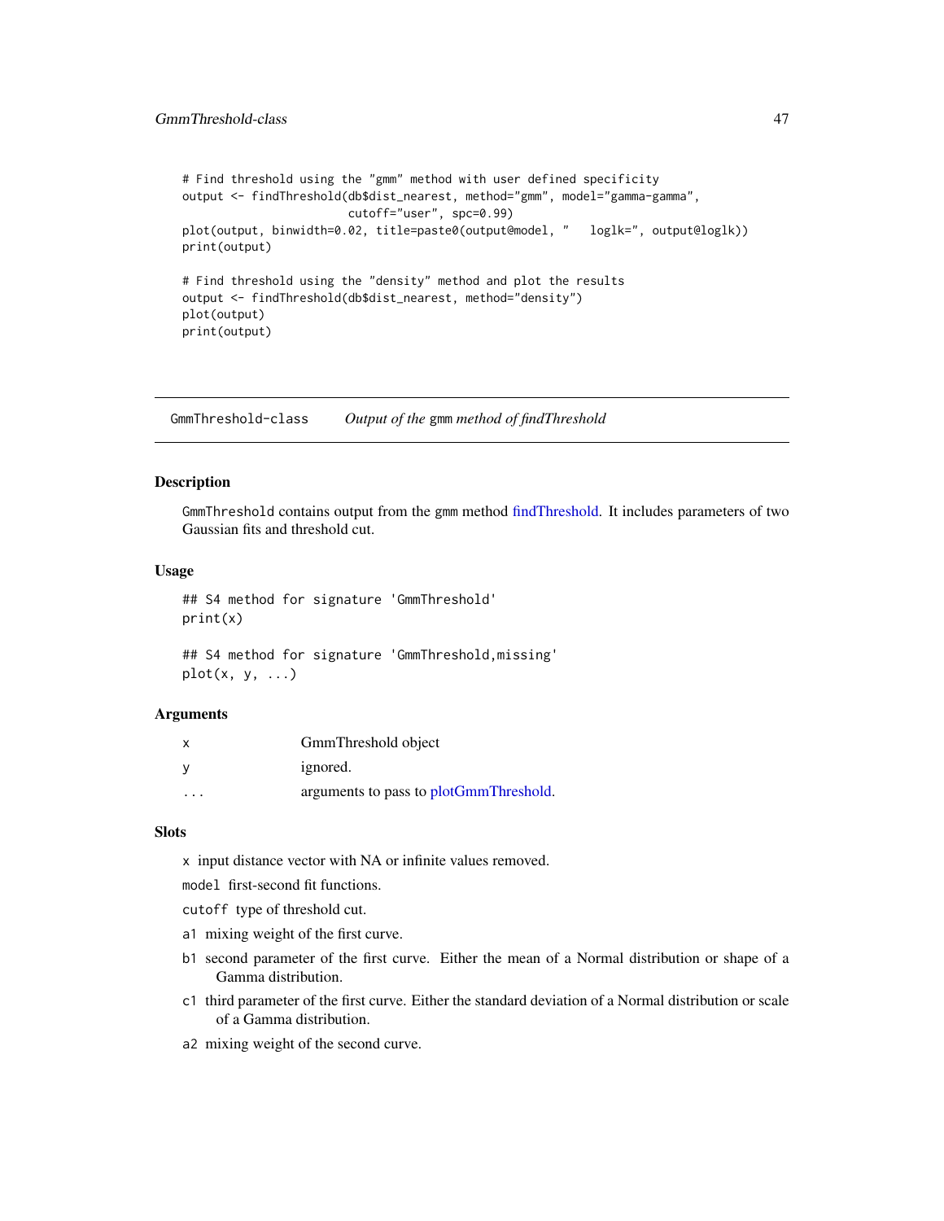```
# Find threshold using the "gmm" method with user defined specificity
output <- findThreshold(db$dist_nearest, method="gmm", model="gamma-gamma",
                        cutoff="user", spc=0.99)
plot(output, binwidth=0.02, title=paste0(output@model, "   loglk=", output@loglk))
print(output)

# Find threshold using the "density" method and plot the results
output <- findThreshold(db$dist_nearest, method="density")
plot(output)
print(output)
```

## GmmThreshold-class — *Output of the* gmm *method of findThreshold*

### Description

`GmmThreshold` contains output from the `gmm` method findThreshold. It includes parameters of two Gaussian fits and threshold cut.

### Usage

```
## S4 method for signature 'GmmThreshold'
print(x)

## S4 method for signature 'GmmThreshold,missing'
plot(x, y, ...)
```

### Arguments

| | |
|---|---|
| `x` | GmmThreshold object |
| `y` | ignored. |
| `...` | arguments to pass to plotGmmThreshold. |

### Slots

`x` input distance vector with NA or infinite values removed.

`model` first-second fit functions.

`cutoff` type of threshold cut.

`a1` mixing weight of the first curve.

`b1` second parameter of the first curve. Either the mean of a Normal distribution or shape of a Gamma distribution.

`c1` third parameter of the first curve. Either the standard deviation of a Normal distribution or scale of a Gamma distribution.

`a2` mixing weight of the second curve.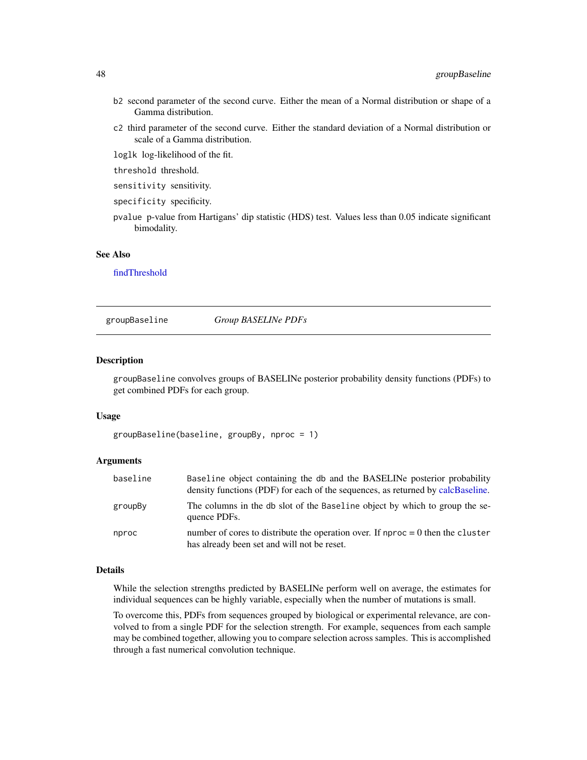b2 second parameter of the second curve. Either the mean of a Normal distribution or shape of a Gamma distribution.

c2 third parameter of the second curve. Either the standard deviation of a Normal distribution or scale of a Gamma distribution.

loglk log-likelihood of the fit.

threshold threshold.

sensitivity sensitivity.

specificity specificity.

pvalue p-value from Hartigans' dip statistic (HDS) test. Values less than 0.05 indicate significant bimodality.

### See Also

findThreshold

---

## groupBaseline — *Group BASELINe PDFs*

### Description

groupBaseline convolves groups of BASELINe posterior probability density functions (PDFs) to get combined PDFs for each group.

### Usage

```
groupBaseline(baseline, groupBy, nproc = 1)
```

### Arguments

| | |
|---|---|
| baseline | Baseline object containing the db and the BASELINe posterior probability density functions (PDF) for each of the sequences, as returned by calcBaseline. |
| groupBy | The columns in the db slot of the Baseline object by which to group the sequence PDFs. |
| nproc | number of cores to distribute the operation over. If nproc = 0 then the cluster has already been set and will not be reset. |

### Details

While the selection strengths predicted by BASELINe perform well on average, the estimates for individual sequences can be highly variable, especially when the number of mutations is small.

To overcome this, PDFs from sequences grouped by biological or experimental relevance, are convolved to from a single PDF for the selection strength. For example, sequences from each sample may be combined together, allowing you to compare selection across samples. This is accomplished through a fast numerical convolution technique.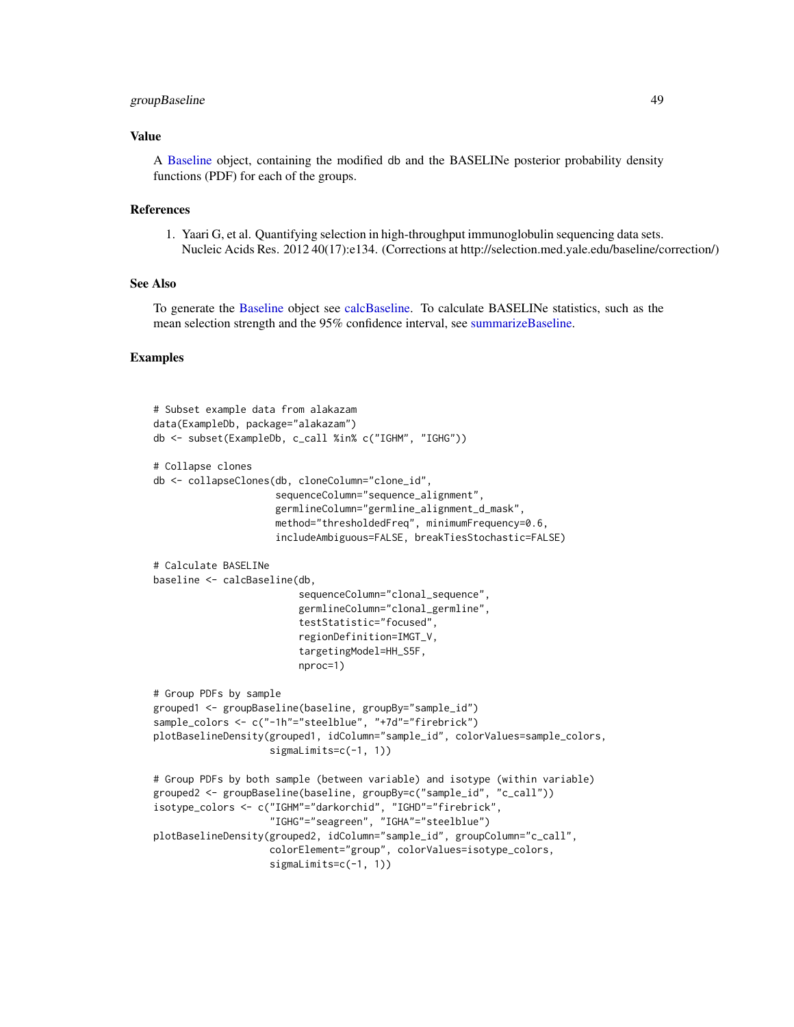### Value

A Baseline object, containing the modified db and the BASELINe posterior probability density functions (PDF) for each of the groups.

### References

1. Yaari G, et al. Quantifying selection in high-throughput immunoglobulin sequencing data sets. Nucleic Acids Res. 2012 40(17):e134. (Corrections at http://selection.med.yale.edu/baseline/correction/)

### See Also

To generate the Baseline object see calcBaseline. To calculate BASELINe statistics, such as the mean selection strength and the 95% confidence interval, see summarizeBaseline.

### Examples

```
# Subset example data from alakazam
data(ExampleDb, package="alakazam")
db <- subset(ExampleDb, c_call %in% c("IGHM", "IGHG"))

# Collapse clones
db <- collapseClones(db, cloneColumn="clone_id",
                     sequenceColumn="sequence_alignment",
                     germlineColumn="germline_alignment_d_mask",
                     method="thresholdedFreq", minimumFrequency=0.6,
                     includeAmbiguous=FALSE, breakTiesStochastic=FALSE)

# Calculate BASELINe
baseline <- calcBaseline(db,
                         sequenceColumn="clonal_sequence",
                         germlineColumn="clonal_germline",
                         testStatistic="focused",
                         regionDefinition=IMGT_V,
                         targetingModel=HH_S5F,
                         nproc=1)

# Group PDFs by sample
grouped1 <- groupBaseline(baseline, groupBy="sample_id")
sample_colors <- c("-1h"="steelblue", "+7d"="firebrick")
plotBaselineDensity(grouped1, idColumn="sample_id", colorValues=sample_colors,
                    sigmaLimits=c(-1, 1))

# Group PDFs by both sample (between variable) and isotype (within variable)
grouped2 <- groupBaseline(baseline, groupBy=c("sample_id", "c_call"))
isotype_colors <- c("IGHM"="darkorchid", "IGHD"="firebrick",
                    "IGHG"="seagreen", "IGHA"="steelblue")
plotBaselineDensity(grouped2, idColumn="sample_id", groupColumn="c_call",
                    colorElement="group", colorValues=isotype_colors,
                    sigmaLimits=c(-1, 1))
```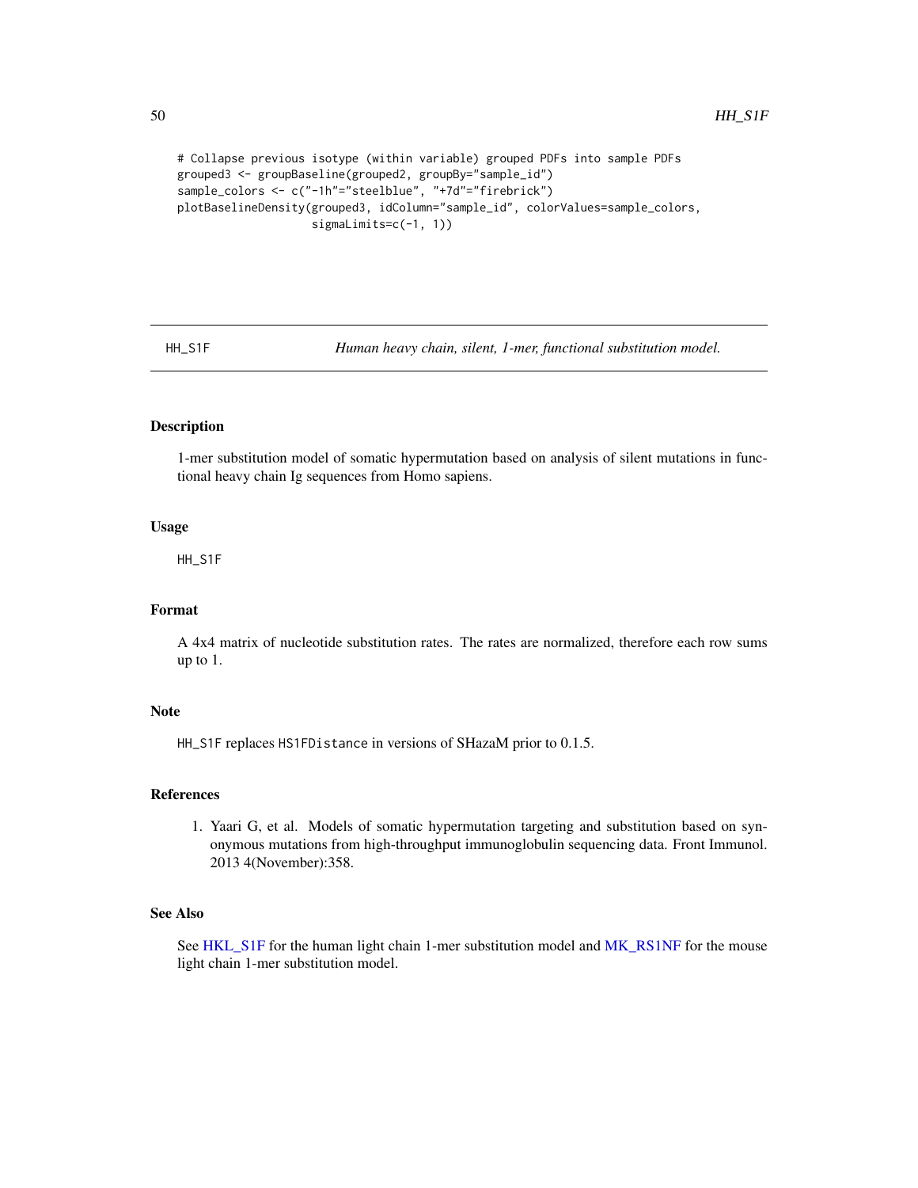```
# Collapse previous isotype (within variable) grouped PDFs into sample PDFs
grouped3 <- groupBaseline(grouped2, groupBy="sample_id")
sample_colors <- c("-1h"="steelblue", "+7d"="firebrick")
plotBaselineDensity(grouped3, idColumn="sample_id", colorValues=sample_colors,
                    sigmaLimits=c(-1, 1))
```

## HH_S1F *Human heavy chain, silent, 1-mer, functional substitution model.*

### Description

1-mer substitution model of somatic hypermutation based on analysis of silent mutations in functional heavy chain Ig sequences from Homo sapiens.

### Usage

```
HH_S1F
```

### Format

A 4x4 matrix of nucleotide substitution rates. The rates are normalized, therefore each row sums up to 1.

### Note

HH_S1F replaces HS1FDistance in versions of SHazaM prior to 0.1.5.

### References

1. Yaari G, et al. Models of somatic hypermutation targeting and substitution based on synonymous mutations from high-throughput immunoglobulin sequencing data. Front Immunol. 2013 4(November):358.

### See Also

See HKL_S1F for the human light chain 1-mer substitution model and MK_RS1NF for the mouse light chain 1-mer substitution model.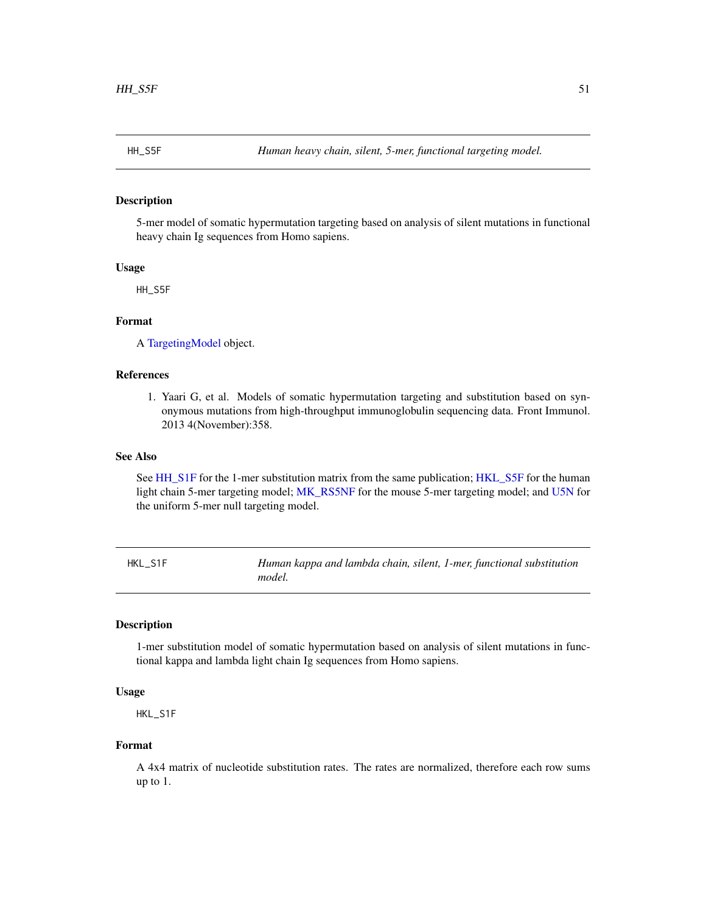## HH_S5F *Human heavy chain, silent, 5-mer, functional targeting model.*

### Description

5-mer model of somatic hypermutation targeting based on analysis of silent mutations in functional heavy chain Ig sequences from Homo sapiens.

### Usage

```
HH_S5F
```

### Format

A TargetingModel object.

### References

1. Yaari G, et al. Models of somatic hypermutation targeting and substitution based on synonymous mutations from high-throughput immunoglobulin sequencing data. Front Immunol. 2013 4(November):358.

### See Also

See HH_S1F for the 1-mer substitution matrix from the same publication; HKL_S5F for the human light chain 5-mer targeting model; MK_RS5NF for the mouse 5-mer targeting model; and U5N for the uniform 5-mer null targeting model.

## HKL_S1F *Human kappa and lambda chain, silent, 1-mer, functional substitution model.*

### Description

1-mer substitution model of somatic hypermutation based on analysis of silent mutations in functional kappa and lambda light chain Ig sequences from Homo sapiens.

### Usage

```
HKL_S1F
```

### Format

A 4x4 matrix of nucleotide substitution rates. The rates are normalized, therefore each row sums up to 1.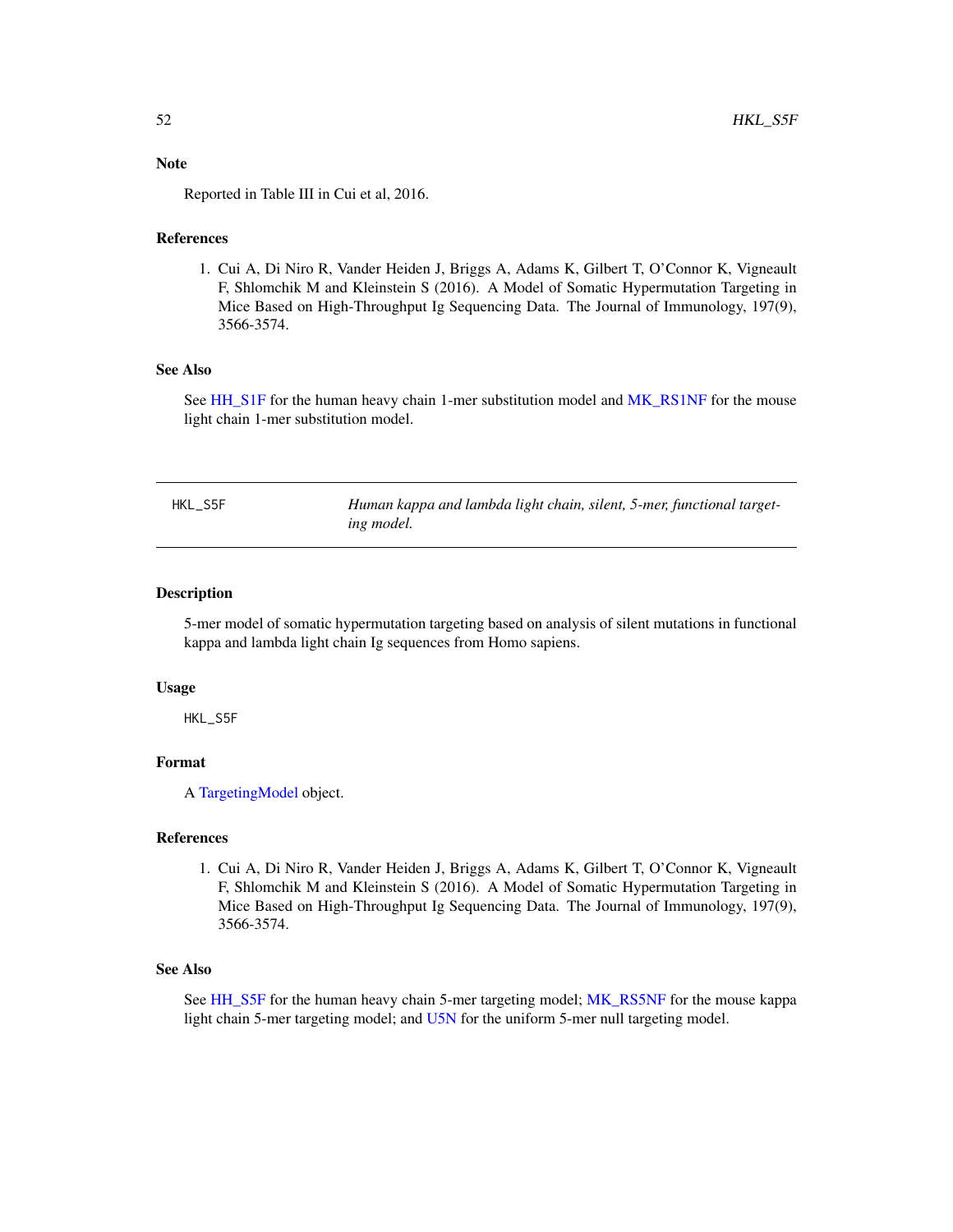### Note

Reported in Table III in Cui et al, 2016.

### References

1. Cui A, Di Niro R, Vander Heiden J, Briggs A, Adams K, Gilbert T, O'Connor K, Vigneault F, Shlomchik M and Kleinstein S (2016). A Model of Somatic Hypermutation Targeting in Mice Based on High-Throughput Ig Sequencing Data. The Journal of Immunology, 197(9), 3566-3574.

### See Also

See HH_S1F for the human heavy chain 1-mer substitution model and MK_RS1NF for the mouse light chain 1-mer substitution model.

---

## HKL_S5F — *Human kappa and lambda light chain, silent, 5-mer, functional targeting model.*

---

### Description

5-mer model of somatic hypermutation targeting based on analysis of silent mutations in functional kappa and lambda light chain Ig sequences from Homo sapiens.

### Usage

```
HKL_S5F
```

### Format

A TargetingModel object.

### References

1. Cui A, Di Niro R, Vander Heiden J, Briggs A, Adams K, Gilbert T, O'Connor K, Vigneault F, Shlomchik M and Kleinstein S (2016). A Model of Somatic Hypermutation Targeting in Mice Based on High-Throughput Ig Sequencing Data. The Journal of Immunology, 197(9), 3566-3574.

### See Also

See HH_S5F for the human heavy chain 5-mer targeting model; MK_RS5NF for the mouse kappa light chain 5-mer targeting model; and U5N for the uniform 5-mer null targeting model.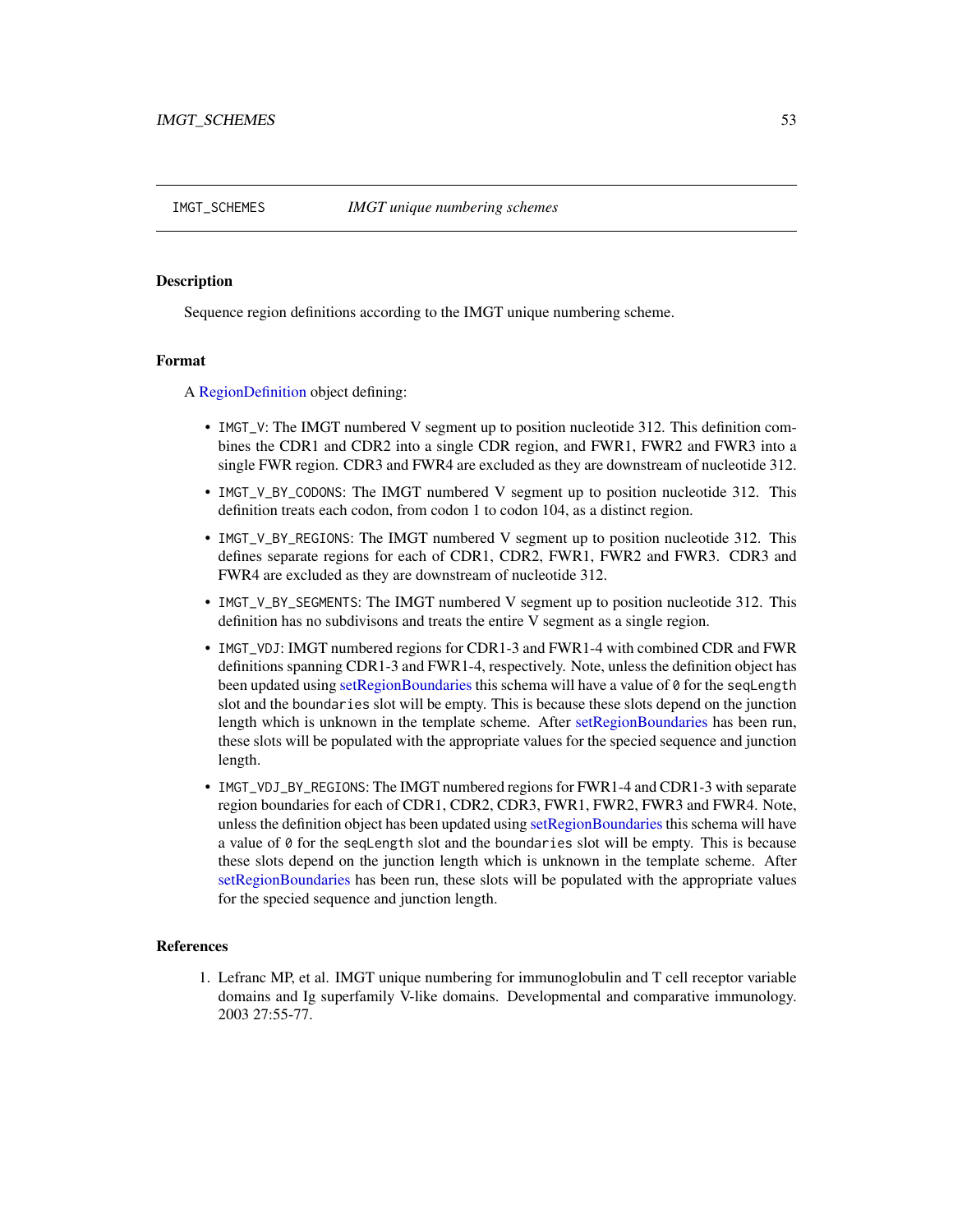IMGT_SCHEMES *IMGT unique numbering schemes*

## Description

Sequence region definitions according to the IMGT unique numbering scheme.

## Format

A RegionDefinition object defining:

- `IMGT_V`: The IMGT numbered V segment up to position nucleotide 312. This definition combines the CDR1 and CDR2 into a single CDR region, and FWR1, FWR2 and FWR3 into a single FWR region. CDR3 and FWR4 are excluded as they are downstream of nucleotide 312.
- `IMGT_V_BY_CODONS`: The IMGT numbered V segment up to position nucleotide 312. This definition treats each codon, from codon 1 to codon 104, as a distinct region.
- `IMGT_V_BY_REGIONS`: The IMGT numbered V segment up to position nucleotide 312. This defines separate regions for each of CDR1, CDR2, FWR1, FWR2 and FWR3. CDR3 and FWR4 are excluded as they are downstream of nucleotide 312.
- `IMGT_V_BY_SEGMENTS`: The IMGT numbered V segment up to position nucleotide 312. This definition has no subdivisons and treats the entire V segment as a single region.
- `IMGT_VDJ`: IMGT numbered regions for CDR1-3 and FWR1-4 with combined CDR and FWR definitions spanning CDR1-3 and FWR1-4, respectively. Note, unless the definition object has been updated using setRegionBoundaries this schema will have a value of `0` for the `seqLength` slot and the `boundaries` slot will be empty. This is because these slots depend on the junction length which is unknown in the template scheme. After setRegionBoundaries has been run, these slots will be populated with the appropriate values for the specied sequence and junction length.
- `IMGT_VDJ_BY_REGIONS`: The IMGT numbered regions for FWR1-4 and CDR1-3 with separate region boundaries for each of CDR1, CDR2, CDR3, FWR1, FWR2, FWR3 and FWR4. Note, unless the definition object has been updated using setRegionBoundaries this schema will have a value of `0` for the `seqLength` slot and the `boundaries` slot will be empty. This is because these slots depend on the junction length which is unknown in the template scheme. After setRegionBoundaries has been run, these slots will be populated with the appropriate values for the specied sequence and junction length.

## References

1. Lefranc MP, et al. IMGT unique numbering for immunoglobulin and T cell receptor variable domains and Ig superfamily V-like domains. Developmental and comparative immunology. 2003 27:55-77.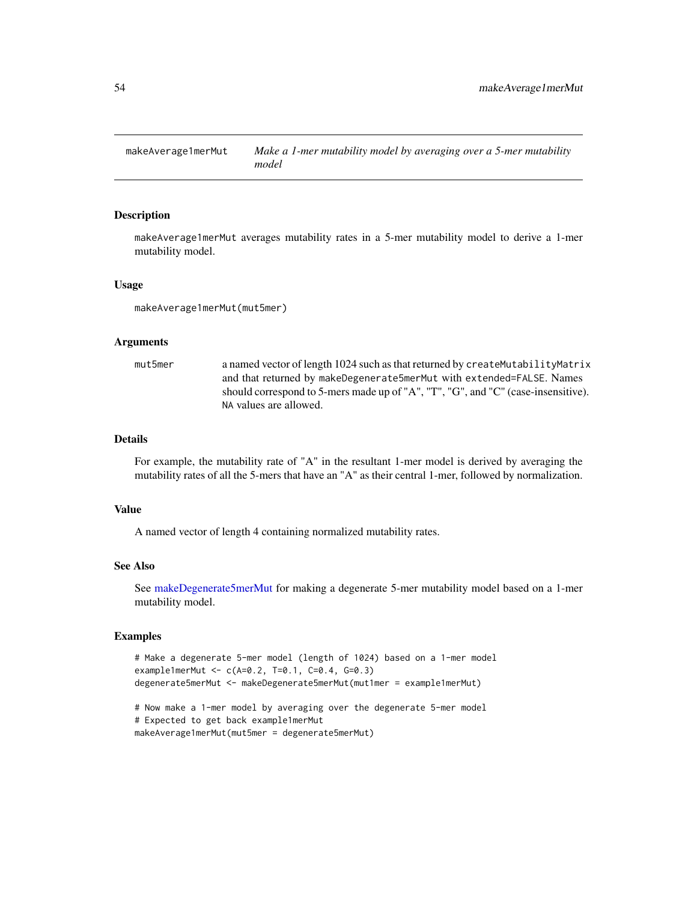## makeAverage1merMut — *Make a 1-mer mutability model by averaging over a 5-mer mutability model*

### Description

`makeAverage1merMut` averages mutability rates in a 5-mer mutability model to derive a 1-mer mutability model.

### Usage

```
makeAverage1merMut(mut5mer)
```

### Arguments

| | |
|---|---|
| `mut5mer` | a named vector of length 1024 such as that returned by `createMutabilityMatrix` and that returned by `makeDegenerate5merMut` with `extended=FALSE`. Names should correspond to 5-mers made up of "A", "T", "G", and "C" (case-insensitive). `NA` values are allowed. |

### Details

For example, the mutability rate of "A" in the resultant 1-mer model is derived by averaging the mutability rates of all the 5-mers that have an "A" as their central 1-mer, followed by normalization.

### Value

A named vector of length 4 containing normalized mutability rates.

### See Also

See makeDegenerate5merMut for making a degenerate 5-mer mutability model based on a 1-mer mutability model.

### Examples

```
# Make a degenerate 5-mer model (length of 1024) based on a 1-mer model
example1merMut <- c(A=0.2, T=0.1, C=0.4, G=0.3)
degenerate5merMut <- makeDegenerate5merMut(mut1mer = example1merMut)

# Now make a 1-mer model by averaging over the degenerate 5-mer model
# Expected to get back example1merMut
makeAverage1merMut(mut5mer = degenerate5merMut)
```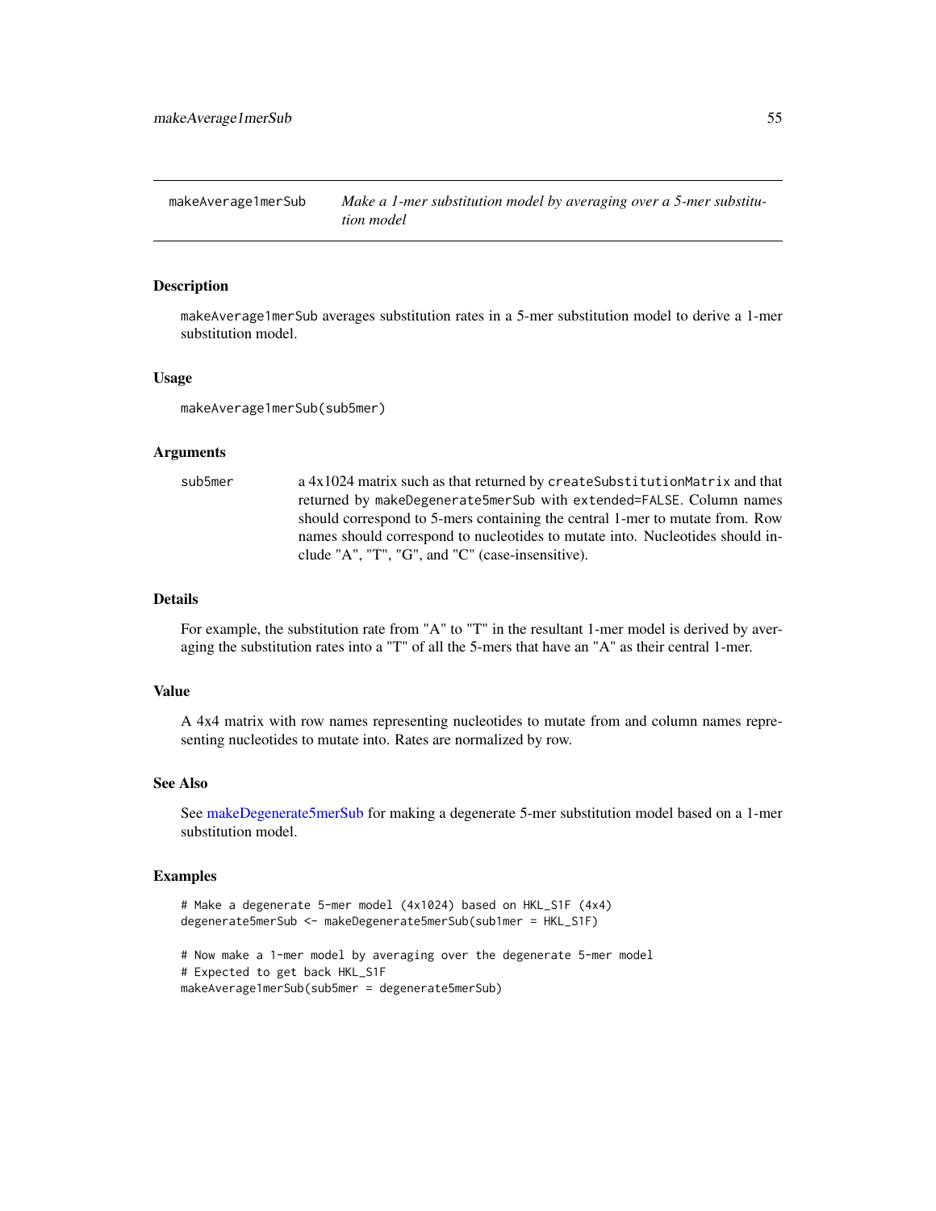## makeAverage1merSub — *Make a 1-mer substitution model by averaging over a 5-mer substitution model*

### Description

makeAverage1merSub averages substitution rates in a 5-mer substitution model to derive a 1-mer substitution model.

### Usage

```
makeAverage1merSub(sub5mer)
```

### Arguments

sub5mer — a 4x1024 matrix such as that returned by createSubstitutionMatrix and that returned by makeDegenerate5merSub with extended=FALSE. Column names should correspond to 5-mers containing the central 1-mer to mutate from. Row names should correspond to nucleotides to mutate into. Nucleotides should include "A", "T", "G", and "C" (case-insensitive).

### Details

For example, the substitution rate from "A" to "T" in the resultant 1-mer model is derived by averaging the substitution rates into a "T" of all the 5-mers that have an "A" as their central 1-mer.

### Value

A 4x4 matrix with row names representing nucleotides to mutate from and column names representing nucleotides to mutate into. Rates are normalized by row.

### See Also

See makeDegenerate5merSub for making a degenerate 5-mer substitution model based on a 1-mer substitution model.

### Examples

```
# Make a degenerate 5-mer model (4x1024) based on HKL_S1F (4x4)
degenerate5merSub <- makeDegenerate5merSub(sub1mer = HKL_S1F)

# Now make a 1-mer model by averaging over the degenerate 5-mer model
# Expected to get back HKL_S1F
makeAverage1merSub(sub5mer = degenerate5merSub)
```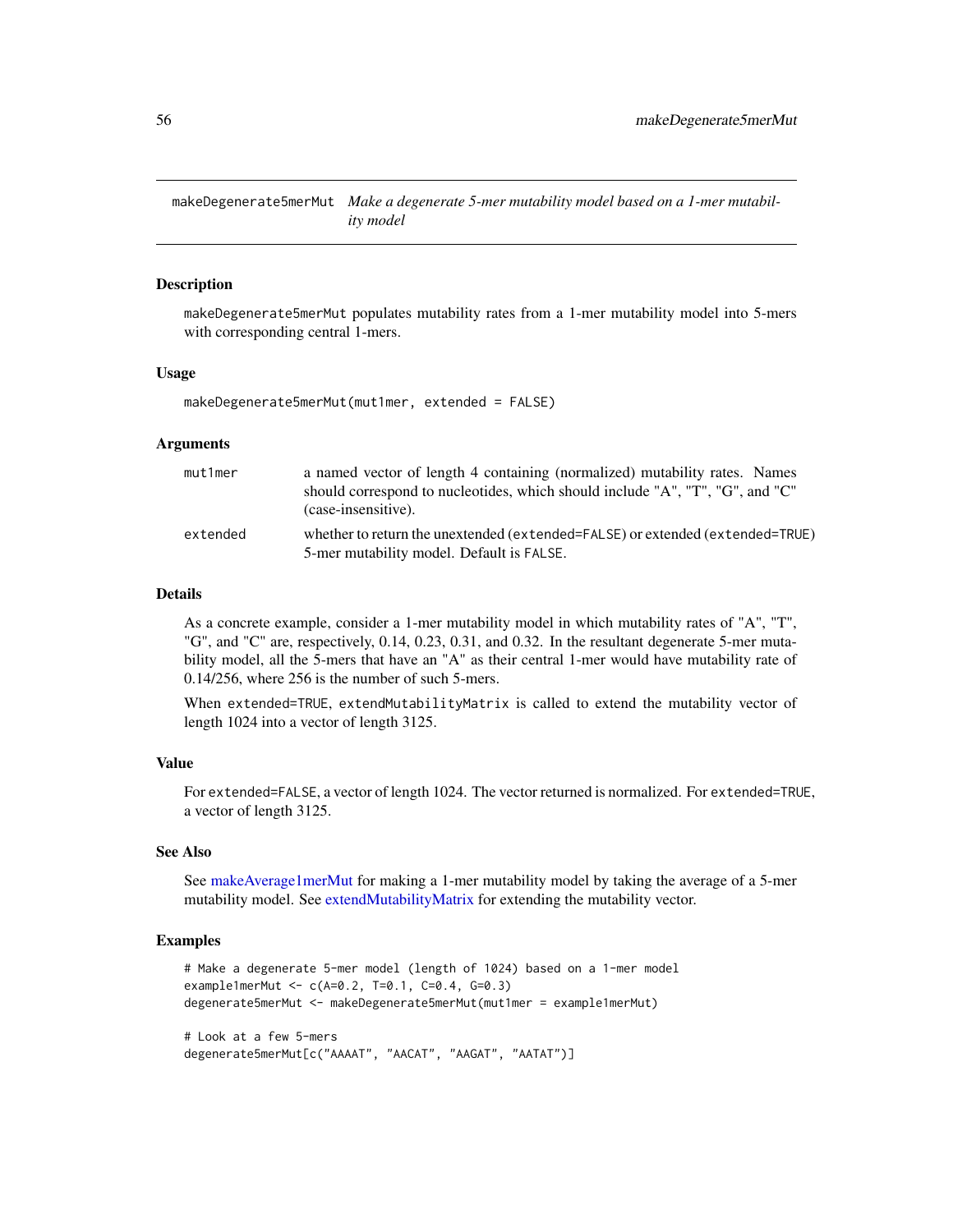## makeDegenerate5merMut — *Make a degenerate 5-mer mutability model based on a 1-mer mutability model*

### Description

makeDegenerate5merMut populates mutability rates from a 1-mer mutability model into 5-mers with corresponding central 1-mers.

### Usage

```
makeDegenerate5merMut(mut1mer, extended = FALSE)
```

### Arguments

| | |
|---|---|
| mut1mer | a named vector of length 4 containing (normalized) mutability rates. Names should correspond to nucleotides, which should include "A", "T", "G", and "C" (case-insensitive). |
| extended | whether to return the unextended (extended=FALSE) or extended (extended=TRUE) 5-mer mutability model. Default is FALSE. |

### Details

As a concrete example, consider a 1-mer mutability model in which mutability rates of "A", "T", "G", and "C" are, respectively, 0.14, 0.23, 0.31, and 0.32. In the resultant degenerate 5-mer mutability model, all the 5-mers that have an "A" as their central 1-mer would have mutability rate of 0.14/256, where 256 is the number of such 5-mers.

When extended=TRUE, extendMutabilityMatrix is called to extend the mutability vector of length 1024 into a vector of length 3125.

### Value

For extended=FALSE, a vector of length 1024. The vector returned is normalized. For extended=TRUE, a vector of length 3125.

### See Also

See makeAverage1merMut for making a 1-mer mutability model by taking the average of a 5-mer mutability model. See extendMutabilityMatrix for extending the mutability vector.

### Examples

```
# Make a degenerate 5-mer model (length of 1024) based on a 1-mer model
example1merMut <- c(A=0.2, T=0.1, C=0.4, G=0.3)
degenerate5merMut <- makeDegenerate5merMut(mut1mer = example1merMut)

# Look at a few 5-mers
degenerate5merMut[c("AAAAT", "AACAT", "AAGAT", "AATAT")]
```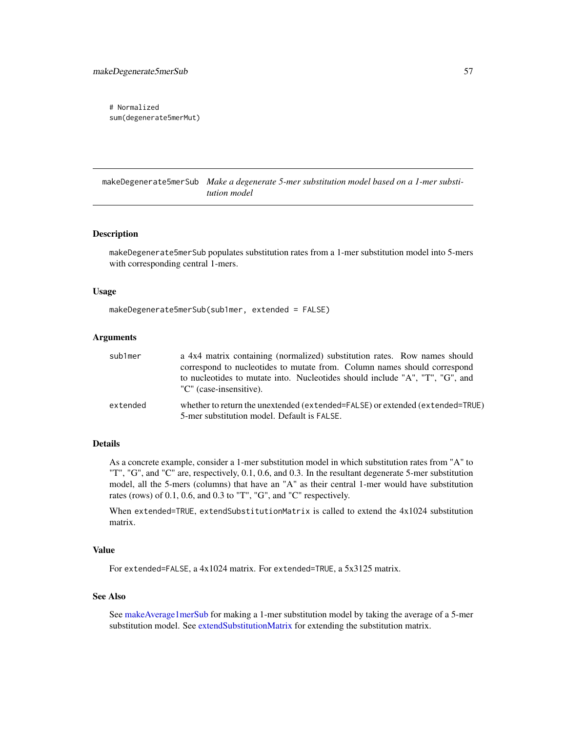```
# Normalized
sum(degenerate5merMut)
```

## makeDegenerate5merSub — *Make a degenerate 5-mer substitution model based on a 1-mer substitution model*

### Description

makeDegenerate5merSub populates substitution rates from a 1-mer substitution model into 5-mers with corresponding central 1-mers.

### Usage

```
makeDegenerate5merSub(sub1mer, extended = FALSE)
```

### Arguments

| | |
|---|---|
| sub1mer | a 4x4 matrix containing (normalized) substitution rates. Row names should correspond to nucleotides to mutate from. Column names should correspond to nucleotides to mutate into. Nucleotides should include "A", "T", "G", and "C" (case-insensitive). |
| extended | whether to return the unextended (extended=FALSE) or extended (extended=TRUE) 5-mer substitution model. Default is FALSE. |

### Details

As a concrete example, consider a 1-mer substitution model in which substitution rates from "A" to "T", "G", and "C" are, respectively, 0.1, 0.6, and 0.3. In the resultant degenerate 5-mer substitution model, all the 5-mers (columns) that have an "A" as their central 1-mer would have substitution rates (rows) of 0.1, 0.6, and 0.3 to "T", "G", and "C" respectively.

When extended=TRUE, extendSubstitutionMatrix is called to extend the 4x1024 substitution matrix.

### Value

For extended=FALSE, a 4x1024 matrix. For extended=TRUE, a 5x3125 matrix.

### See Also

See makeAverage1merSub for making a 1-mer substitution model by taking the average of a 5-mer substitution model. See extendSubstitutionMatrix for extending the substitution matrix.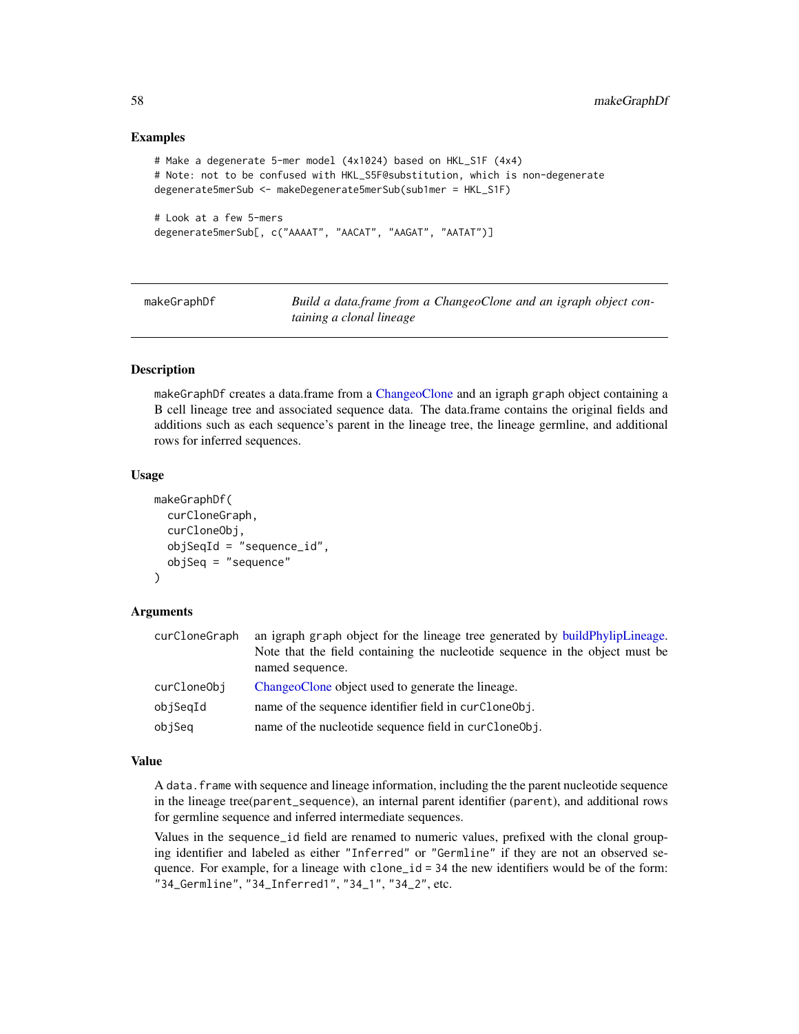### Examples

```
# Make a degenerate 5-mer model (4x1024) based on HKL_S1F (4x4)
# Note: not to be confused with HKL_S5F@substitution, which is non-degenerate
degenerate5merSub <- makeDegenerate5merSub(sub1mer = HKL_S1F)

# Look at a few 5-mers
degenerate5merSub[, c("AAAAT", "AACAT", "AAGAT", "AATAT")]
```

---

## makeGraphDf — *Build a data.frame from a ChangeoClone and an igraph object containing a clonal lineage*

### Description

`makeGraphDf` creates a data.frame from a ChangeoClone and an igraph `graph` object containing a B cell lineage tree and associated sequence data. The data.frame contains the original fields and additions such as each sequence's parent in the lineage tree, the lineage germline, and additional rows for inferred sequences.

### Usage

```
makeGraphDf(
  curCloneGraph,
  curCloneObj,
  objSeqId = "sequence_id",
  objSeq = "sequence"
)
```

### Arguments

| | |
|---|---|
| `curCloneGraph` | an igraph `graph` object for the lineage tree generated by buildPhylipLineage. Note that the field containing the nucleotide sequence in the object must be named `sequence`. |
| `curCloneObj` | ChangeoClone object used to generate the lineage. |
| `objSeqId` | name of the sequence identifier field in `curCloneObj`. |
| `objSeq` | name of the nucleotide sequence field in `curCloneObj`. |

### Value

A `data.frame` with sequence and lineage information, including the the parent nucleotide sequence in the lineage tree(`parent_sequence`), an internal parent identifier (`parent`), and additional rows for germline sequence and inferred intermediate sequences.

Values in the `sequence_id` field are renamed to numeric values, prefixed with the clonal grouping identifier and labeled as either `"Inferred"` or `"Germline"` if they are not an observed sequence. For example, for a lineage with `clone_id = 34` the new identifiers would be of the form: `"34_Germline"`, `"34_Inferred1"`, `"34_1"`, `"34_2"`, etc.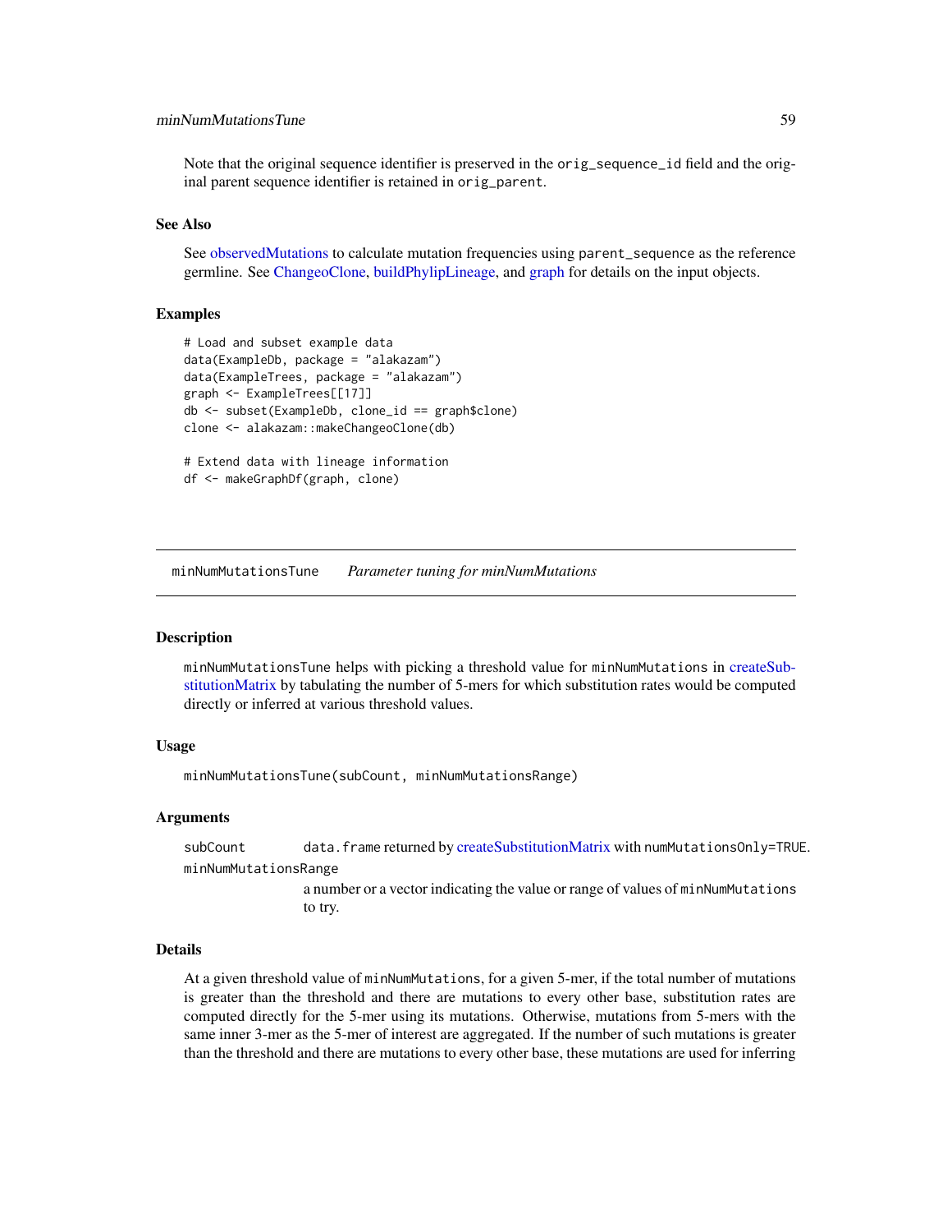Note that the original sequence identifier is preserved in the `orig_sequence_id` field and the original parent sequence identifier is retained in `orig_parent`.

### See Also

See observedMutations to calculate mutation frequencies using `parent_sequence` as the reference germline. See ChangeoClone, buildPhylipLineage, and graph for details on the input objects.

### Examples

```
# Load and subset example data
data(ExampleDb, package = "alakazam")
data(ExampleTrees, package = "alakazam")
graph <- ExampleTrees[[17]]
db <- subset(ExampleDb, clone_id == graph$clone)
clone <- alakazam::makeChangeoClone(db)

# Extend data with lineage information
df <- makeGraphDf(graph, clone)
```

---

## minNumMutationsTune    *Parameter tuning for minNumMutations*

---

### Description

`minNumMutationsTune` helps with picking a threshold value for `minNumMutations` in createSubstitutionMatrix by tabulating the number of 5-mers for which substitution rates would be computed directly or inferred at various threshold values.

### Usage

```
minNumMutationsTune(subCount, minNumMutationsRange)
```

### Arguments

- `subCount` — `data.frame` returned by createSubstitutionMatrix with `numMutationsOnly=TRUE`.
- `minNumMutationsRange` — a number or a vector indicating the value or range of values of `minNumMutations` to try.

### Details

At a given threshold value of `minNumMutations`, for a given 5-mer, if the total number of mutations is greater than the threshold and there are mutations to every other base, substitution rates are computed directly for the 5-mer using its mutations. Otherwise, mutations from 5-mers with the same inner 3-mer as the 5-mer of interest are aggregated. If the number of such mutations is greater than the threshold and there are mutations to every other base, these mutations are used for inferring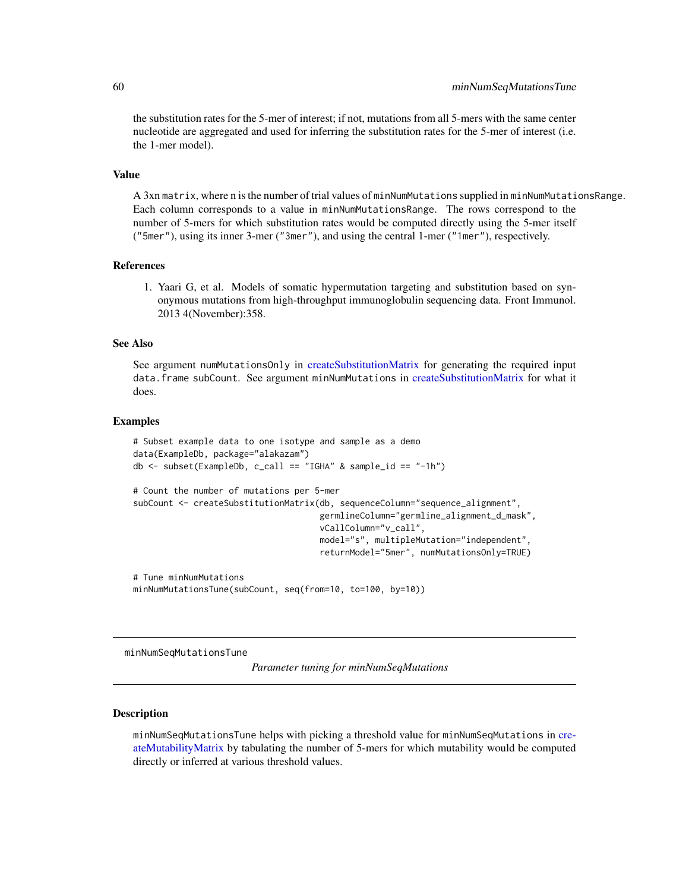the substitution rates for the 5-mer of interest; if not, mutations from all 5-mers with the same center nucleotide are aggregated and used for inferring the substitution rates for the 5-mer of interest (i.e. the 1-mer model).

### Value

A 3xn `matrix`, where n is the number of trial values of `minNumMutations` supplied in `minNumMutationsRange`. Each column corresponds to a value in `minNumMutationsRange`. The rows correspond to the number of 5-mers for which substitution rates would be computed directly using the 5-mer itself (`"5mer"`), using its inner 3-mer (`"3mer"`), and using the central 1-mer (`"1mer"`), respectively.

### References

1. Yaari G, et al. Models of somatic hypermutation targeting and substitution based on synonymous mutations from high-throughput immunoglobulin sequencing data. Front Immunol. 2013 4(November):358.

### See Also

See argument `numMutationsOnly` in createSubstitutionMatrix for generating the required input `data.frame subCount`. See argument `minNumMutations` in createSubstitutionMatrix for what it does.

### Examples

```
# Subset example data to one isotype and sample as a demo
data(ExampleDb, package="alakazam")
db <- subset(ExampleDb, c_call == "IGHA" & sample_id == "-1h")

# Count the number of mutations per 5-mer
subCount <- createSubstitutionMatrix(db, sequenceColumn="sequence_alignment",
                                     germlineColumn="germline_alignment_d_mask",
                                     vCallColumn="v_call",
                                     model="s", multipleMutation="independent",
                                     returnModel="5mer", numMutationsOnly=TRUE)

# Tune minNumMutations
minNumMutationsTune(subCount, seq(from=10, to=100, by=10))
```

---

## minNumSeqMutationsTune

*Parameter tuning for minNumSeqMutations*

### Description

`minNumSeqMutationsTune` helps with picking a threshold value for `minNumSeqMutations` in createMutabilityMatrix by tabulating the number of 5-mers for which mutability would be computed directly or inferred at various threshold values.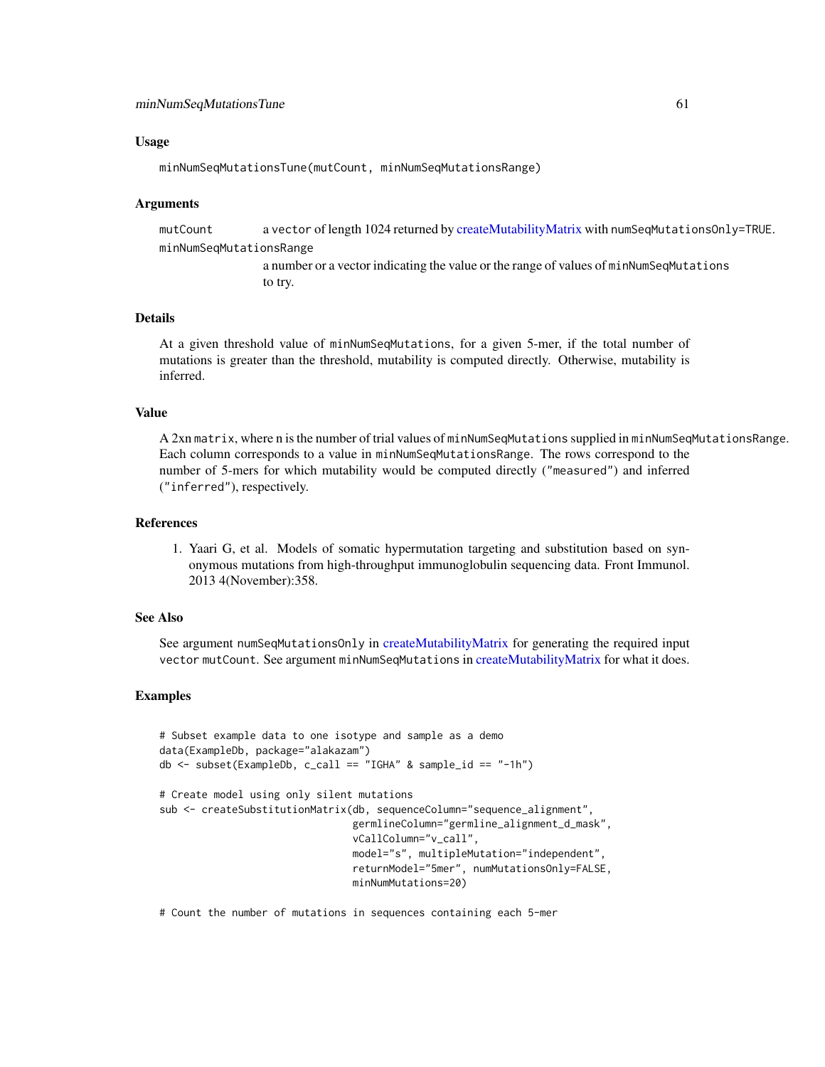### Usage

```
minNumSeqMutationsTune(mutCount, minNumSeqMutationsRange)
```

### Arguments

| | |
|---|---|
| mutCount | a vector of length 1024 returned by createMutabilityMatrix with numSeqMutationsOnly=TRUE. |
| minNumSeqMutationsRange | a number or a vector indicating the value or the range of values of minNumSeqMutations to try. |

### Details

At a given threshold value of `minNumSeqMutations`, for a given 5-mer, if the total number of mutations is greater than the threshold, mutability is computed directly. Otherwise, mutability is inferred.

### Value

A 2xn `matrix`, where n is the number of trial values of `minNumSeqMutations` supplied in `minNumSeqMutationsRange`. Each column corresponds to a value in `minNumSeqMutationsRange`. The rows correspond to the number of 5-mers for which mutability would be computed directly (`"measured"`) and inferred (`"inferred"`), respectively.

### References

1. Yaari G, et al. Models of somatic hypermutation targeting and substitution based on synonymous mutations from high-throughput immunoglobulin sequencing data. Front Immunol. 2013 4(November):358.

### See Also

See argument `numSeqMutationsOnly` in createMutabilityMatrix for generating the required input `vector` `mutCount`. See argument `minNumSeqMutations` in createMutabilityMatrix for what it does.

### Examples

```
# Subset example data to one isotype and sample as a demo
data(ExampleDb, package="alakazam")
db <- subset(ExampleDb, c_call == "IGHA" & sample_id == "-1h")

# Create model using only silent mutations
sub <- createSubstitutionMatrix(db, sequenceColumn="sequence_alignment",
                                germlineColumn="germline_alignment_d_mask",
                                vCallColumn="v_call",
                                model="s", multipleMutation="independent",
                                returnModel="5mer", numMutationsOnly=FALSE,
                                minNumMutations=20)

# Count the number of mutations in sequences containing each 5-mer
```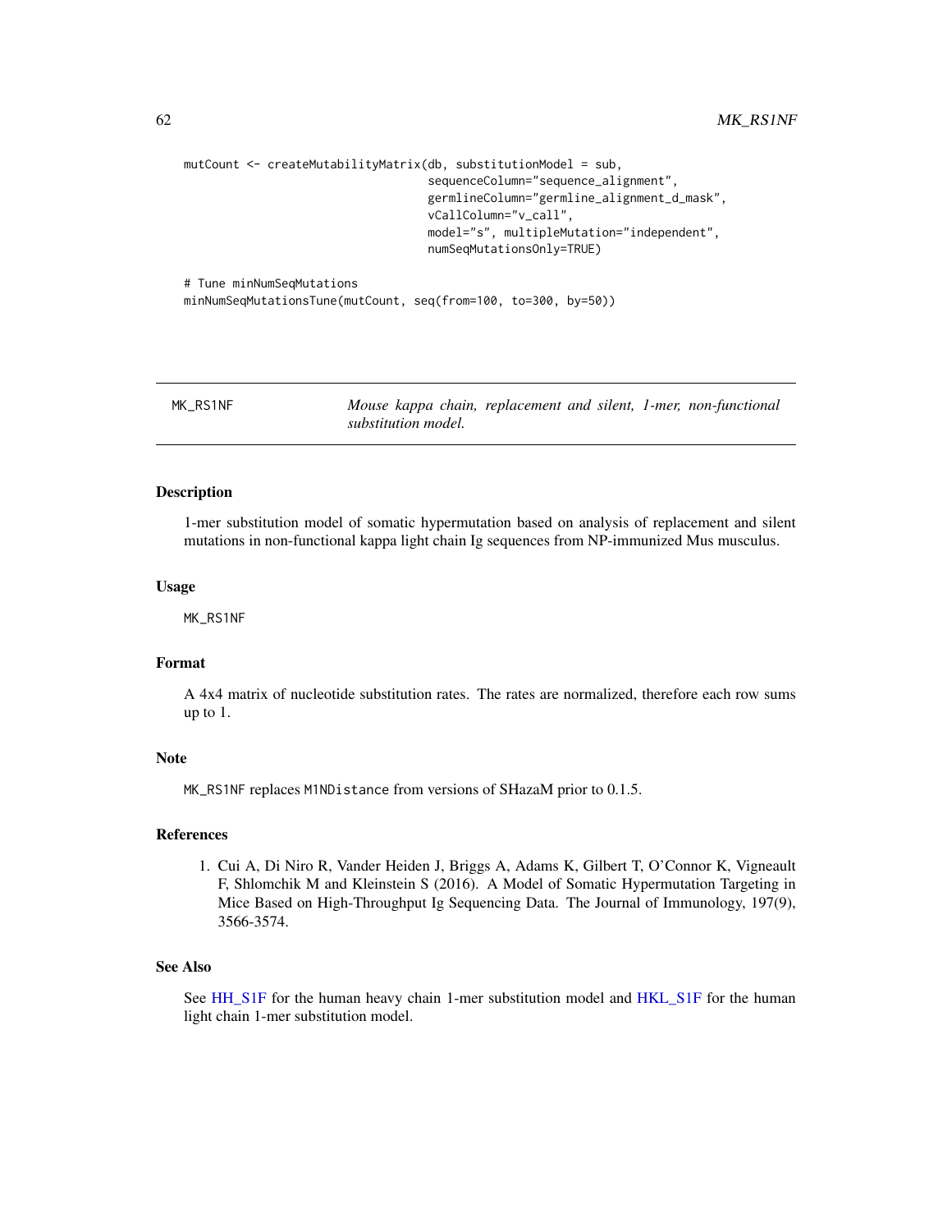```
mutCount <- createMutabilityMatrix(db, substitutionModel = sub,
                                   sequenceColumn="sequence_alignment",
                                   germlineColumn="germline_alignment_d_mask",
                                   vCallColumn="v_call",
                                   model="s", multipleMutation="independent",
                                   numSeqMutationsOnly=TRUE)

# Tune minNumSeqMutations
minNumSeqMutationsTune(mutCount, seq(from=100, to=300, by=50))
```

---

MK_RS1NF — *Mouse kappa chain, replacement and silent, 1-mer, non-functional substitution model.*

---

### Description

1-mer substitution model of somatic hypermutation based on analysis of replacement and silent mutations in non-functional kappa light chain Ig sequences from NP-immunized Mus musculus.

### Usage

```
MK_RS1NF
```

### Format

A 4x4 matrix of nucleotide substitution rates. The rates are normalized, therefore each row sums up to 1.

### Note

`MK_RS1NF` replaces `M1NDistance` from versions of SHazaM prior to 0.1.5.

### References

1. Cui A, Di Niro R, Vander Heiden J, Briggs A, Adams K, Gilbert T, O'Connor K, Vigneault F, Shlomchik M and Kleinstein S (2016). A Model of Somatic Hypermutation Targeting in Mice Based on High-Throughput Ig Sequencing Data. The Journal of Immunology, 197(9), 3566-3574.

### See Also

See HH_S1F for the human heavy chain 1-mer substitution model and HKL_S1F for the human light chain 1-mer substitution model.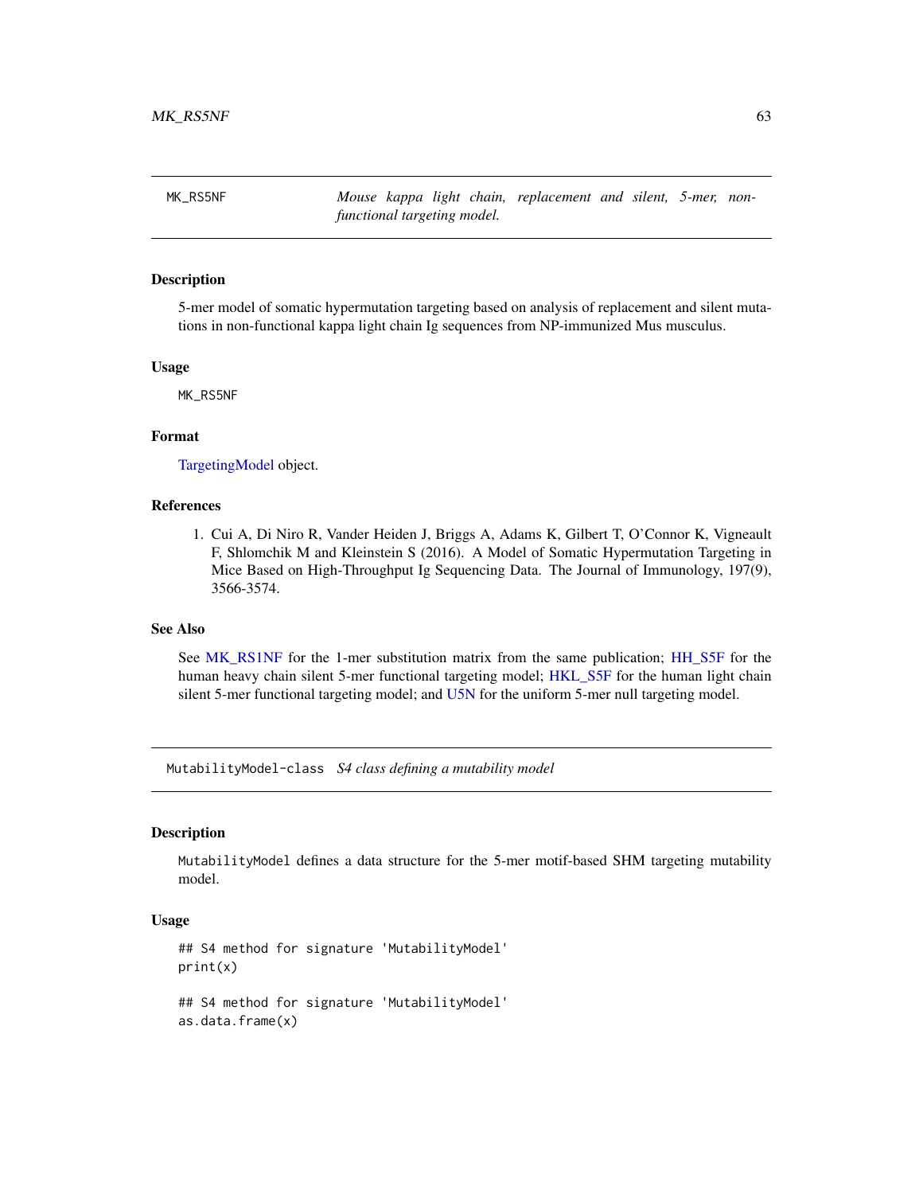## MK_RS5NF — *Mouse kappa light chain, replacement and silent, 5-mer, non-functional targeting model.*

### Description

5-mer model of somatic hypermutation targeting based on analysis of replacement and silent mutations in non-functional kappa light chain Ig sequences from NP-immunized Mus musculus.

### Usage

```
MK_RS5NF
```

### Format

TargetingModel object.

### References

1. Cui A, Di Niro R, Vander Heiden J, Briggs A, Adams K, Gilbert T, O'Connor K, Vigneault F, Shlomchik M and Kleinstein S (2016). A Model of Somatic Hypermutation Targeting in Mice Based on High-Throughput Ig Sequencing Data. The Journal of Immunology, 197(9), 3566-3574.

### See Also

See MK_RS1NF for the 1-mer substitution matrix from the same publication; HH_S5F for the human heavy chain silent 5-mer functional targeting model; HKL_S5F for the human light chain silent 5-mer functional targeting model; and U5N for the uniform 5-mer null targeting model.

## MutabilityModel-class — *S4 class defining a mutability model*

### Description

`MutabilityModel` defines a data structure for the 5-mer motif-based SHM targeting mutability model.

### Usage

```
## S4 method for signature 'MutabilityModel'
print(x)

## S4 method for signature 'MutabilityModel'
as.data.frame(x)
```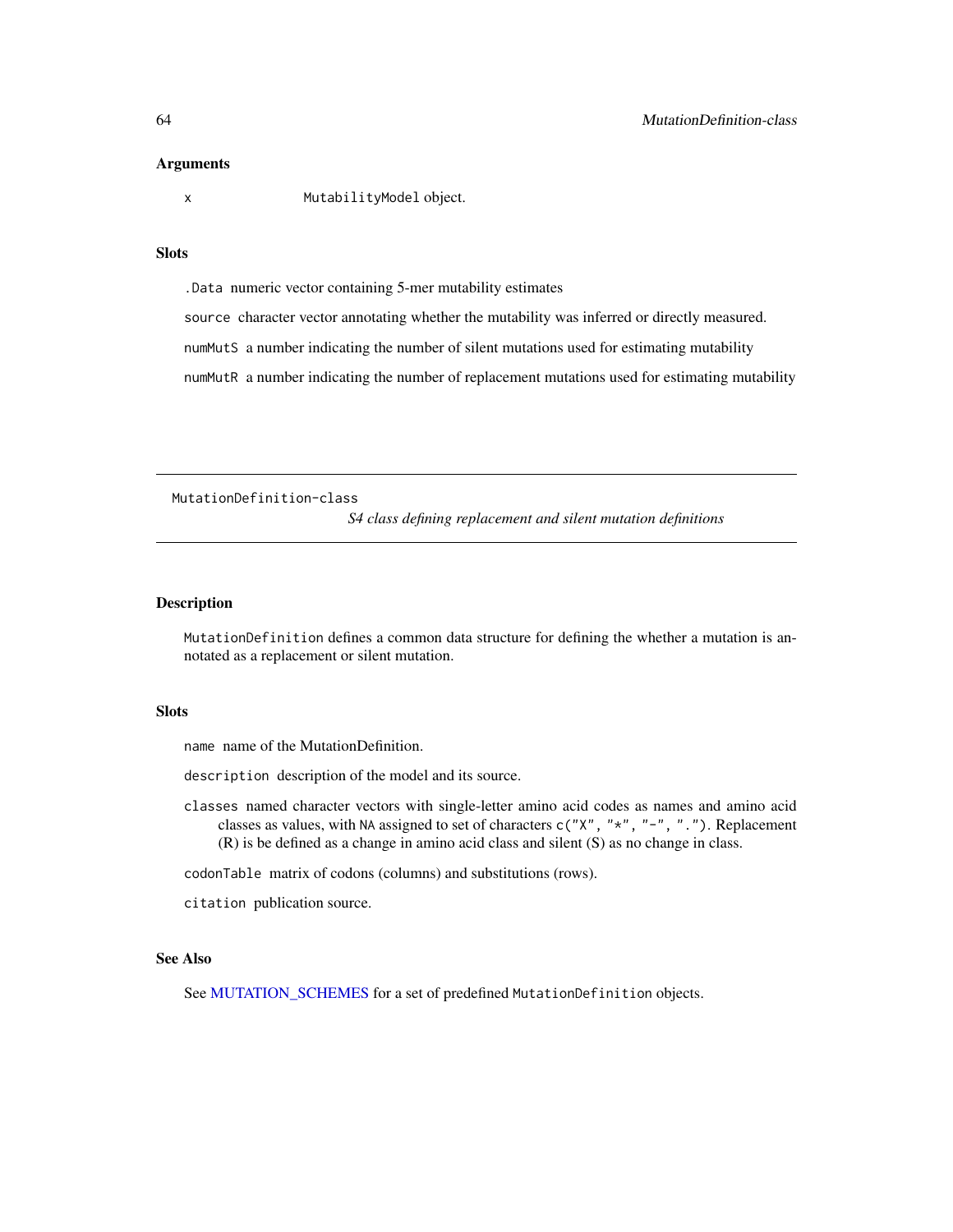### Arguments

| | |
|---|---|
| x | `MutabilityModel` object. |

### Slots

- `.Data` numeric vector containing 5-mer mutability estimates
- `source` character vector annotating whether the mutability was inferred or directly measured.
- `numMutS` a number indicating the number of silent mutations used for estimating mutability
- `numMutR` a number indicating the number of replacement mutations used for estimating mutability

---

## MutationDefinition-class

*S4 class defining replacement and silent mutation definitions*

---

### Description

`MutationDefinition` defines a common data structure for defining the whether a mutation is annotated as a replacement or silent mutation.

### Slots

- `name` name of the MutationDefinition.
- `description` description of the model and its source.
- `classes` named character vectors with single-letter amino acid codes as names and amino acid classes as values, with `NA` assigned to set of characters `c("X", "*", "-", ".")`. Replacement (R) is be defined as a change in amino acid class and silent (S) as no change in class.
- `codonTable` matrix of codons (columns) and substitutions (rows).
- `citation` publication source.

### See Also

See MUTATION_SCHEMES for a set of predefined `MutationDefinition` objects.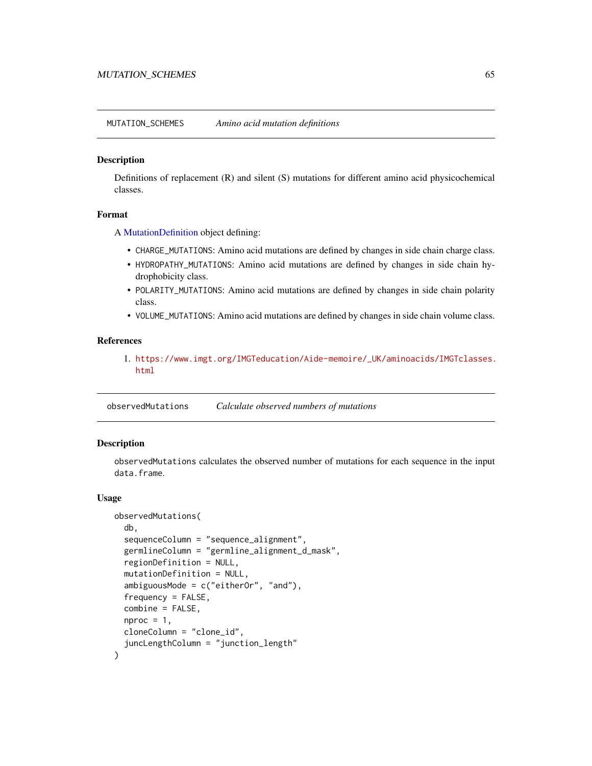## MUTATION_SCHEMES *Amino acid mutation definitions*

### Description

Definitions of replacement (R) and silent (S) mutations for different amino acid physicochemical classes.

### Format

A MutationDefinition object defining:

- `CHARGE_MUTATIONS`: Amino acid mutations are defined by changes in side chain charge class.
- `HYDROPATHY_MUTATIONS`: Amino acid mutations are defined by changes in side chain hydrophobicity class.
- `POLARITY_MUTATIONS`: Amino acid mutations are defined by changes in side chain polarity class.
- `VOLUME_MUTATIONS`: Amino acid mutations are defined by changes in side chain volume class.

### References

1. https://www.imgt.org/IMGTeducation/Aide-memoire/_UK/aminoacids/IMGTclasses.html

## observedMutations *Calculate observed numbers of mutations*

### Description

`observedMutations` calculates the observed number of mutations for each sequence in the input `data.frame`.

### Usage

```
observedMutations(
  db,
  sequenceColumn = "sequence_alignment",
  germlineColumn = "germline_alignment_d_mask",
  regionDefinition = NULL,
  mutationDefinition = NULL,
  ambiguousMode = c("eitherOr", "and"),
  frequency = FALSE,
  combine = FALSE,
  nproc = 1,
  cloneColumn = "clone_id",
  juncLengthColumn = "junction_length"
)
```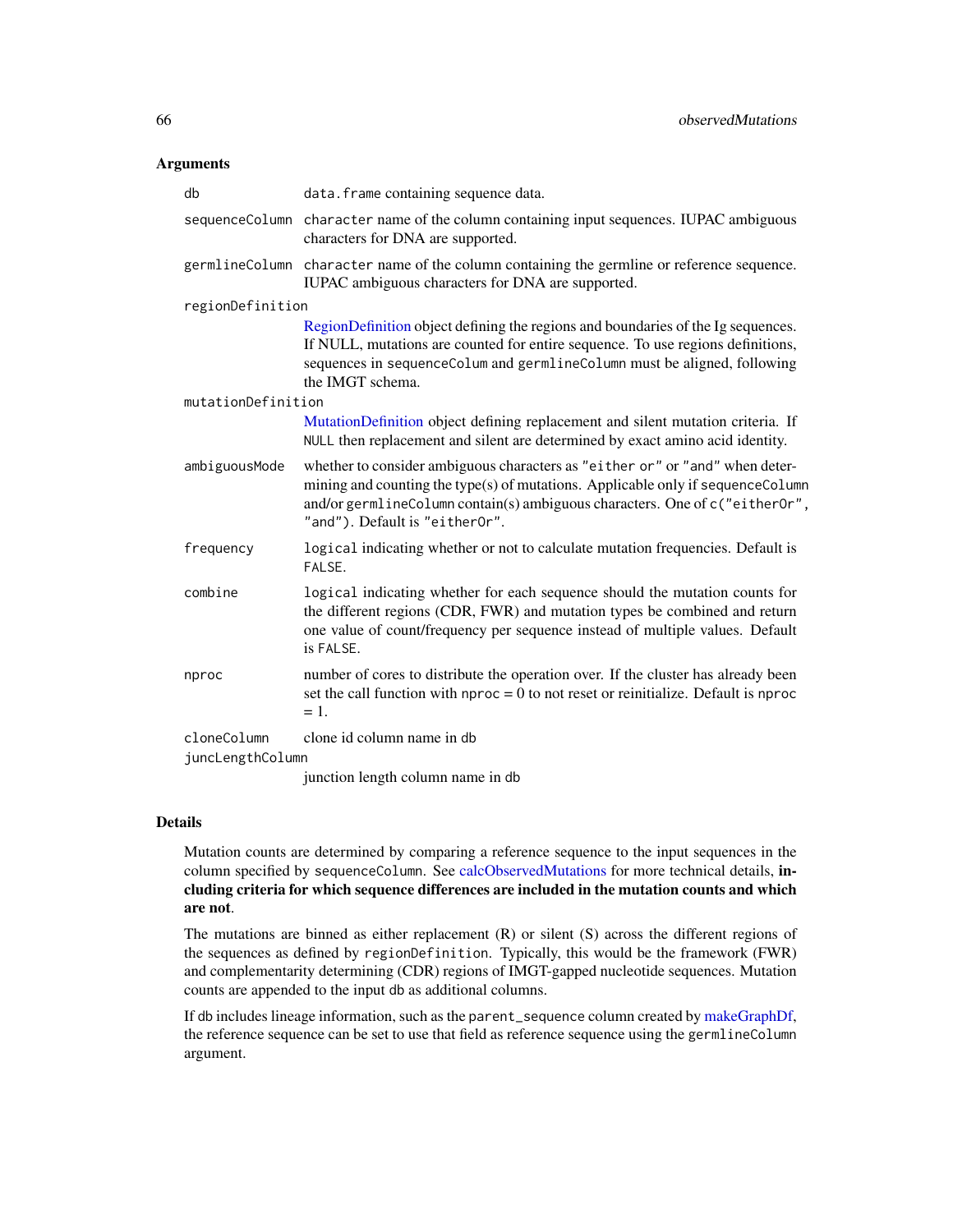## Arguments

| Argument | Description |
|---|---|
| `db` | `data.frame` containing sequence data. |
| `sequenceColumn` | `character` name of the column containing input sequences. IUPAC ambiguous characters for DNA are supported. |
| `germlineColumn` | `character` name of the column containing the germline or reference sequence. IUPAC ambiguous characters for DNA are supported. |
| `regionDefinition` | RegionDefinition object defining the regions and boundaries of the Ig sequences. If NULL, mutations are counted for entire sequence. To use regions definitions, sequences in `sequenceColum` and `germlineColumn` must be aligned, following the IMGT schema. |
| `mutationDefinition` | MutationDefinition object defining replacement and silent mutation criteria. If `NULL` then replacement and silent are determined by exact amino acid identity. |
| `ambiguousMode` | whether to consider ambiguous characters as `"either or"` or `"and"` when determining and counting the type(s) of mutations. Applicable only if `sequenceColumn` and/or `germlineColumn` contain(s) ambiguous characters. One of `c("eitherOr", "and")`. Default is `"eitherOr"`. |
| `frequency` | `logical` indicating whether or not to calculate mutation frequencies. Default is `FALSE`. |
| `combine` | `logical` indicating whether for each sequence should the mutation counts for the different regions (CDR, FWR) and mutation types be combined and return one value of count/frequency per sequence instead of multiple values. Default is `FALSE`. |
| `nproc` | number of cores to distribute the operation over. If the cluster has already been set the call function with `nproc` = 0 to not reset or reinitialize. Default is `nproc` = 1. |
| `cloneColumn` | clone id column name in `db` |
| `juncLengthColumn` | junction length column name in `db` |

## Details

Mutation counts are determined by comparing a reference sequence to the input sequences in the column specified by `sequenceColumn`. See calcObservedMutations for more technical details, **including criteria for which sequence differences are included in the mutation counts and which are not**.

The mutations are binned as either replacement (R) or silent (S) across the different regions of the sequences as defined by `regionDefinition`. Typically, this would be the framework (FWR) and complementarity determining (CDR) regions of IMGT-gapped nucleotide sequences. Mutation counts are appended to the input `db` as additional columns.

If `db` includes lineage information, such as the `parent_sequence` column created by makeGraphDf, the reference sequence can be set to use that field as reference sequence using the `germlineColumn` argument.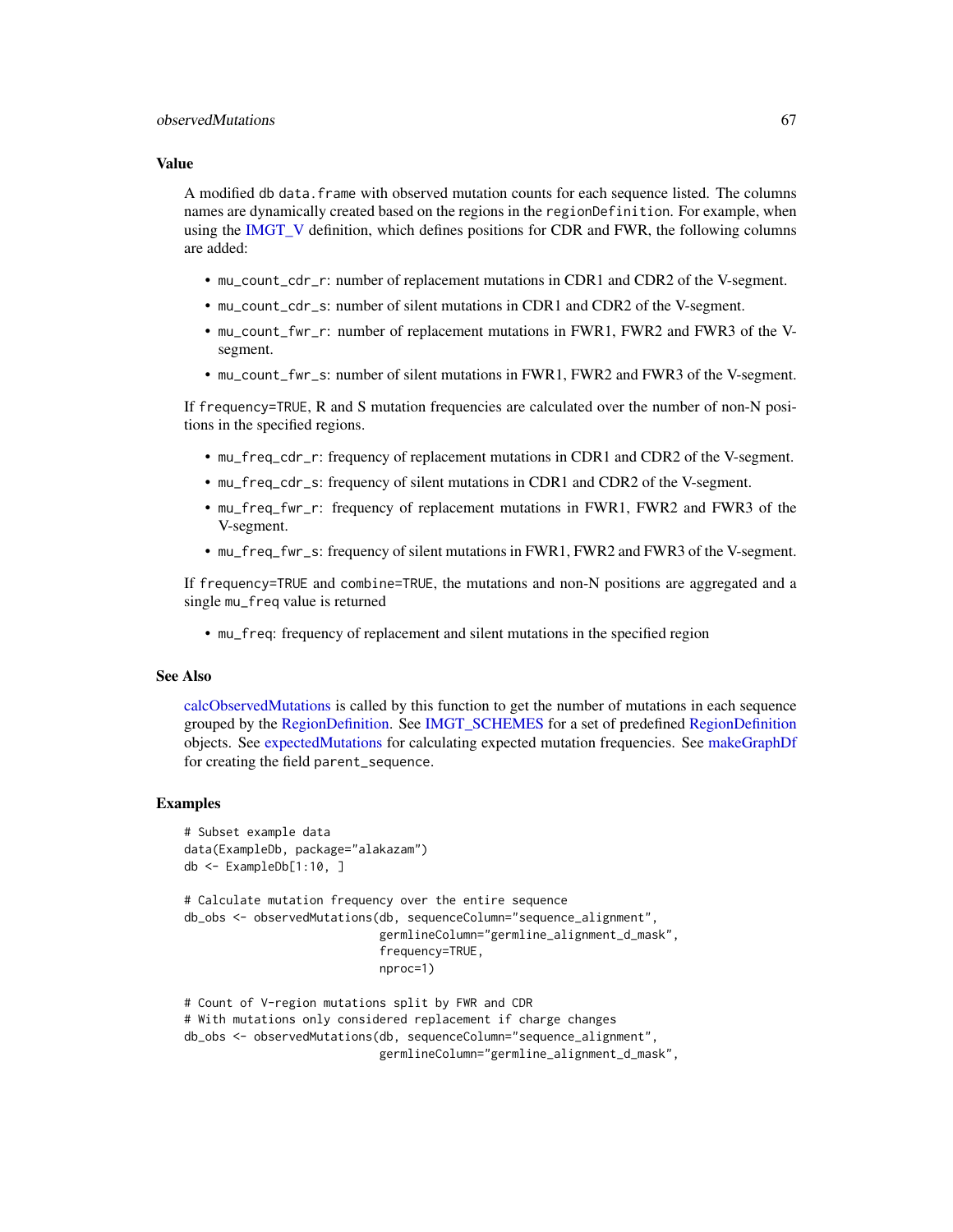### Value

A modified db `data.frame` with observed mutation counts for each sequence listed. The columns names are dynamically created based on the regions in the `regionDefinition`. For example, when using the IMGT_V definition, which defines positions for CDR and FWR, the following columns are added:

- `mu_count_cdr_r`: number of replacement mutations in CDR1 and CDR2 of the V-segment.
- `mu_count_cdr_s`: number of silent mutations in CDR1 and CDR2 of the V-segment.
- `mu_count_fwr_r`: number of replacement mutations in FWR1, FWR2 and FWR3 of the V-segment.
- `mu_count_fwr_s`: number of silent mutations in FWR1, FWR2 and FWR3 of the V-segment.

If `frequency=TRUE`, R and S mutation frequencies are calculated over the number of non-N positions in the specified regions.

- `mu_freq_cdr_r`: frequency of replacement mutations in CDR1 and CDR2 of the V-segment.
- `mu_freq_cdr_s`: frequency of silent mutations in CDR1 and CDR2 of the V-segment.
- `mu_freq_fwr_r`: frequency of replacement mutations in FWR1, FWR2 and FWR3 of the V-segment.
- `mu_freq_fwr_s`: frequency of silent mutations in FWR1, FWR2 and FWR3 of the V-segment.

If `frequency=TRUE` and `combine=TRUE`, the mutations and non-N positions are aggregated and a single `mu_freq` value is returned

- `mu_freq`: frequency of replacement and silent mutations in the specified region

### See Also

calcObservedMutations is called by this function to get the number of mutations in each sequence grouped by the RegionDefinition. See IMGT_SCHEMES for a set of predefined RegionDefinition objects. See expectedMutations for calculating expected mutation frequencies. See makeGraphDf for creating the field `parent_sequence`.

### Examples

```
# Subset example data
data(ExampleDb, package="alakazam")
db <- ExampleDb[1:10, ]

# Calculate mutation frequency over the entire sequence
db_obs <- observedMutations(db, sequenceColumn="sequence_alignment",
                            germlineColumn="germline_alignment_d_mask",
                            frequency=TRUE,
                            nproc=1)

# Count of V-region mutations split by FWR and CDR
# With mutations only considered replacement if charge changes
db_obs <- observedMutations(db, sequenceColumn="sequence_alignment",
                            germlineColumn="germline_alignment_d_mask",
```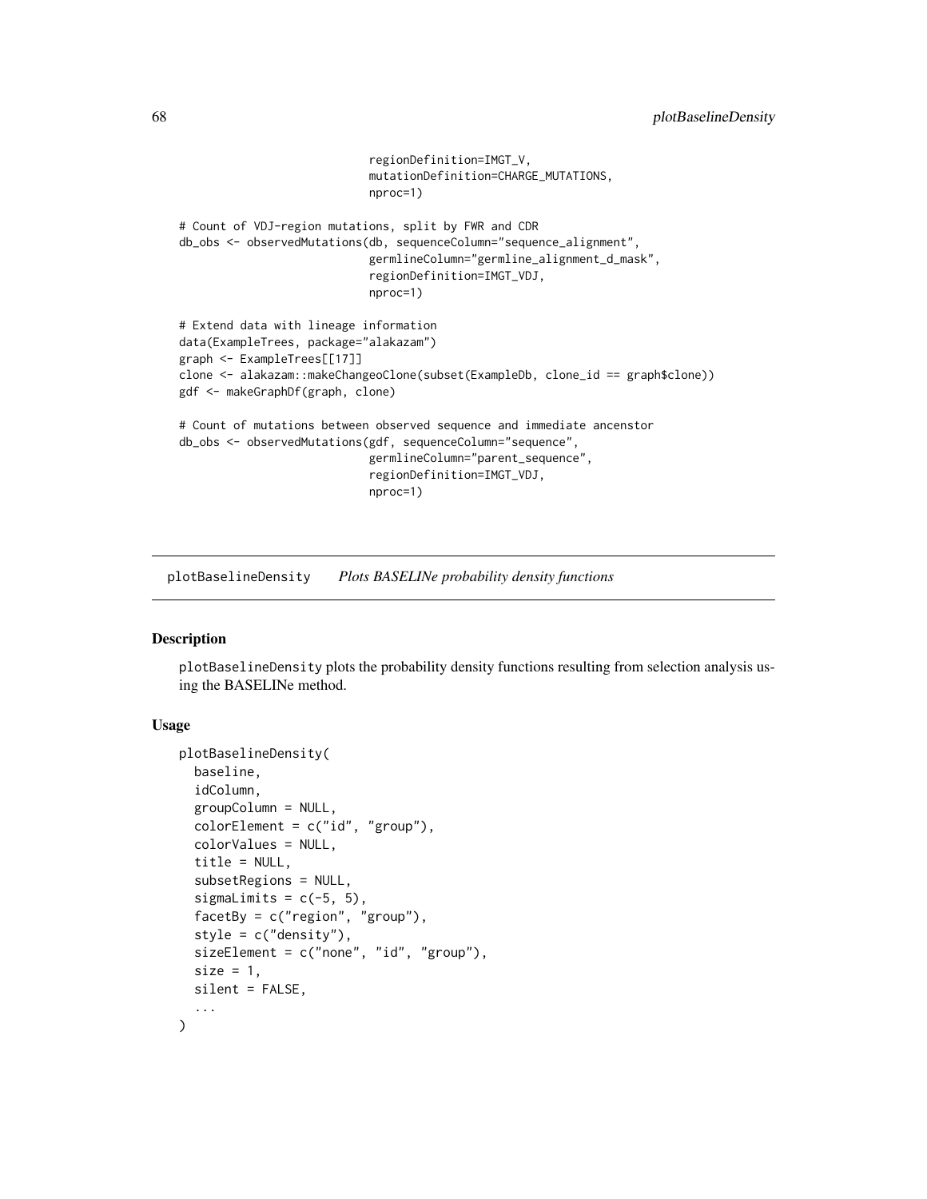```
                            regionDefinition=IMGT_V,
                            mutationDefinition=CHARGE_MUTATIONS,
                            nproc=1)

# Count of VDJ-region mutations, split by FWR and CDR
db_obs <- observedMutations(db, sequenceColumn="sequence_alignment",
                            germlineColumn="germline_alignment_d_mask",
                            regionDefinition=IMGT_VDJ,
                            nproc=1)

# Extend data with lineage information
data(ExampleTrees, package="alakazam")
graph <- ExampleTrees[[17]]
clone <- alakazam::makeChangeoClone(subset(ExampleDb, clone_id == graph$clone))
gdf <- makeGraphDf(graph, clone)

# Count of mutations between observed sequence and immediate ancenstor
db_obs <- observedMutations(gdf, sequenceColumn="sequence",
                            germlineColumn="parent_sequence",
                            regionDefinition=IMGT_VDJ,
                            nproc=1)
```

## plotBaselineDensity *Plots BASELINe probability density functions*

### Description

plotBaselineDensity plots the probability density functions resulting from selection analysis using the BASELINe method.

### Usage

```
plotBaselineDensity(
  baseline,
  idColumn,
  groupColumn = NULL,
  colorElement = c("id", "group"),
  colorValues = NULL,
  title = NULL,
  subsetRegions = NULL,
  sigmaLimits = c(-5, 5),
  facetBy = c("region", "group"),
  style = c("density"),
  sizeElement = c("none", "id", "group"),
  size = 1,
  silent = FALSE,
  ...
)
```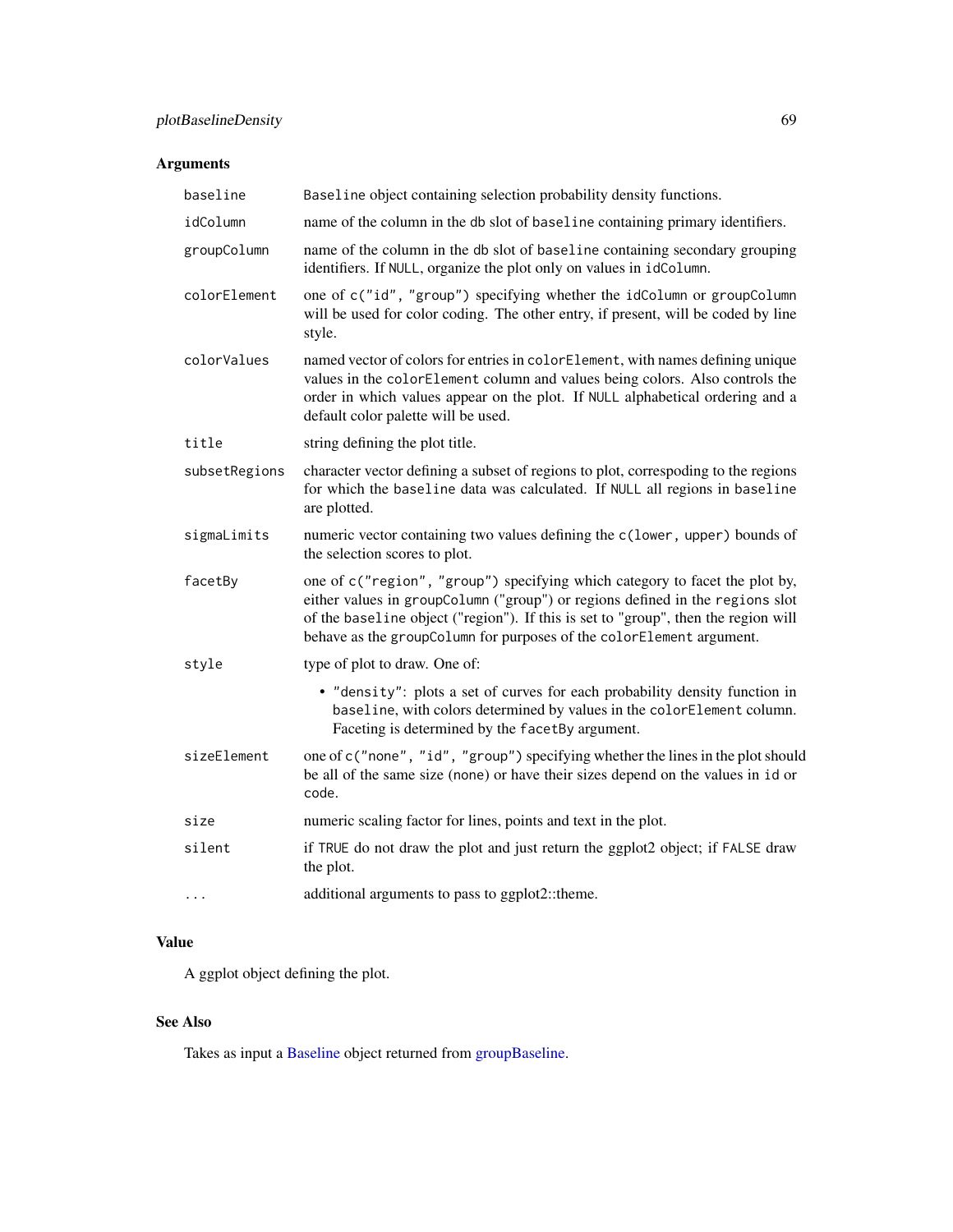## Arguments

| | |
|---|---|
| `baseline` | `Baseline` object containing selection probability density functions. |
| `idColumn` | name of the column in the `db` slot of `baseline` containing primary identifiers. |
| `groupColumn` | name of the column in the `db` slot of `baseline` containing secondary grouping identifiers. If `NULL`, organize the plot only on values in `idColumn`. |
| `colorElement` | one of `c("id", "group")` specifying whether the `idColumn` or `groupColumn` will be used for color coding. The other entry, if present, will be coded by line style. |
| `colorValues` | named vector of colors for entries in `colorElement`, with names defining unique values in the `colorElement` column and values being colors. Also controls the order in which values appear on the plot. If `NULL` alphabetical ordering and a default color palette will be used. |
| `title` | string defining the plot title. |
| `subsetRegions` | character vector defining a subset of regions to plot, correspoding to the regions for which the `baseline` data was calculated. If `NULL` all regions in `baseline` are plotted. |
| `sigmaLimits` | numeric vector containing two values defining the `c(lower, upper)` bounds of the selection scores to plot. |
| `facetBy` | one of `c("region", "group")` specifying which category to facet the plot by, either values in `groupColumn` ("group") or regions defined in the `regions` slot of the `baseline` object ("region"). If this is set to "group", then the region will behave as the `groupColumn` for purposes of the `colorElement` argument. |
| `style` | type of plot to draw. One of: <br>• `"density"`: plots a set of curves for each probability density function in `baseline`, with colors determined by values in the `colorElement` column. Faceting is determined by the `facetBy` argument. |
| `sizeElement` | one of `c("none", "id", "group")` specifying whether the lines in the plot should be all of the same size (`none`) or have their sizes depend on the values in `id` or `code`. |
| `size` | numeric scaling factor for lines, points and text in the plot. |
| `silent` | if `TRUE` do not draw the plot and just return the ggplot2 object; if `FALSE` draw the plot. |
| `...` | additional arguments to pass to ggplot2::theme. |

## Value

A ggplot object defining the plot.

## See Also

Takes as input a Baseline object returned from groupBaseline.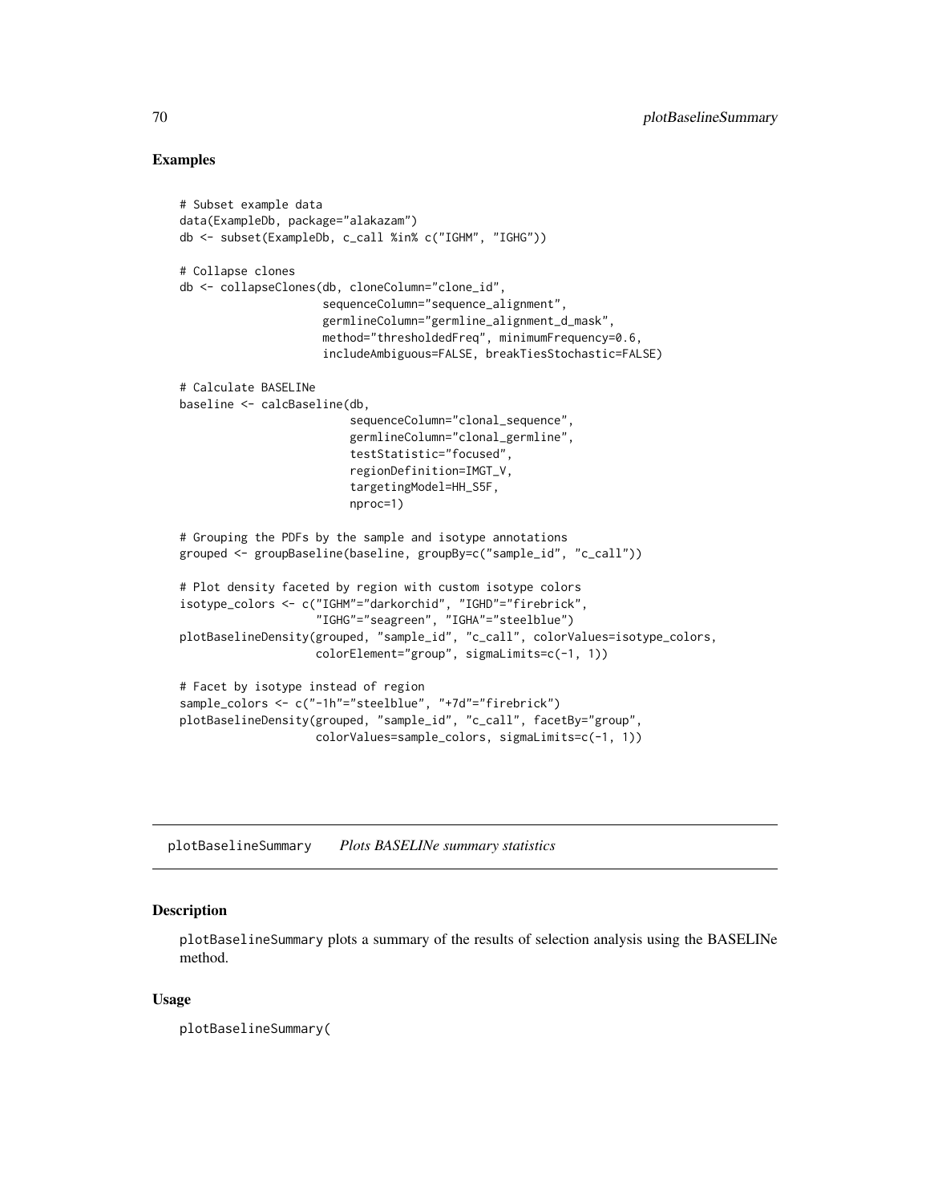## Examples

```
# Subset example data
data(ExampleDb, package="alakazam")
db <- subset(ExampleDb, c_call %in% c("IGHM", "IGHG"))

# Collapse clones
db <- collapseClones(db, cloneColumn="clone_id",
                     sequenceColumn="sequence_alignment",
                     germlineColumn="germline_alignment_d_mask",
                     method="thresholdedFreq", minimumFrequency=0.6,
                     includeAmbiguous=FALSE, breakTiesStochastic=FALSE)

# Calculate BASELINe
baseline <- calcBaseline(db,
                         sequenceColumn="clonal_sequence",
                         germlineColumn="clonal_germline",
                         testStatistic="focused",
                         regionDefinition=IMGT_V,
                         targetingModel=HH_S5F,
                         nproc=1)

# Grouping the PDFs by the sample and isotype annotations
grouped <- groupBaseline(baseline, groupBy=c("sample_id", "c_call"))

# Plot density faceted by region with custom isotype colors
isotype_colors <- c("IGHM"="darkorchid", "IGHD"="firebrick",
                    "IGHG"="seagreen", "IGHA"="steelblue")
plotBaselineDensity(grouped, "sample_id", "c_call", colorValues=isotype_colors,
                    colorElement="group", sigmaLimits=c(-1, 1))

# Facet by isotype instead of region
sample_colors <- c("-1h"="steelblue", "+7d"="firebrick")
plotBaselineDensity(grouped, "sample_id", "c_call", facetBy="group",
                    colorValues=sample_colors, sigmaLimits=c(-1, 1))
```

---

# plotBaselineSummary    *Plots BASELINe summary statistics*

## Description

plotBaselineSummary plots a summary of the results of selection analysis using the BASELINe method.

## Usage

```
plotBaselineSummary(
```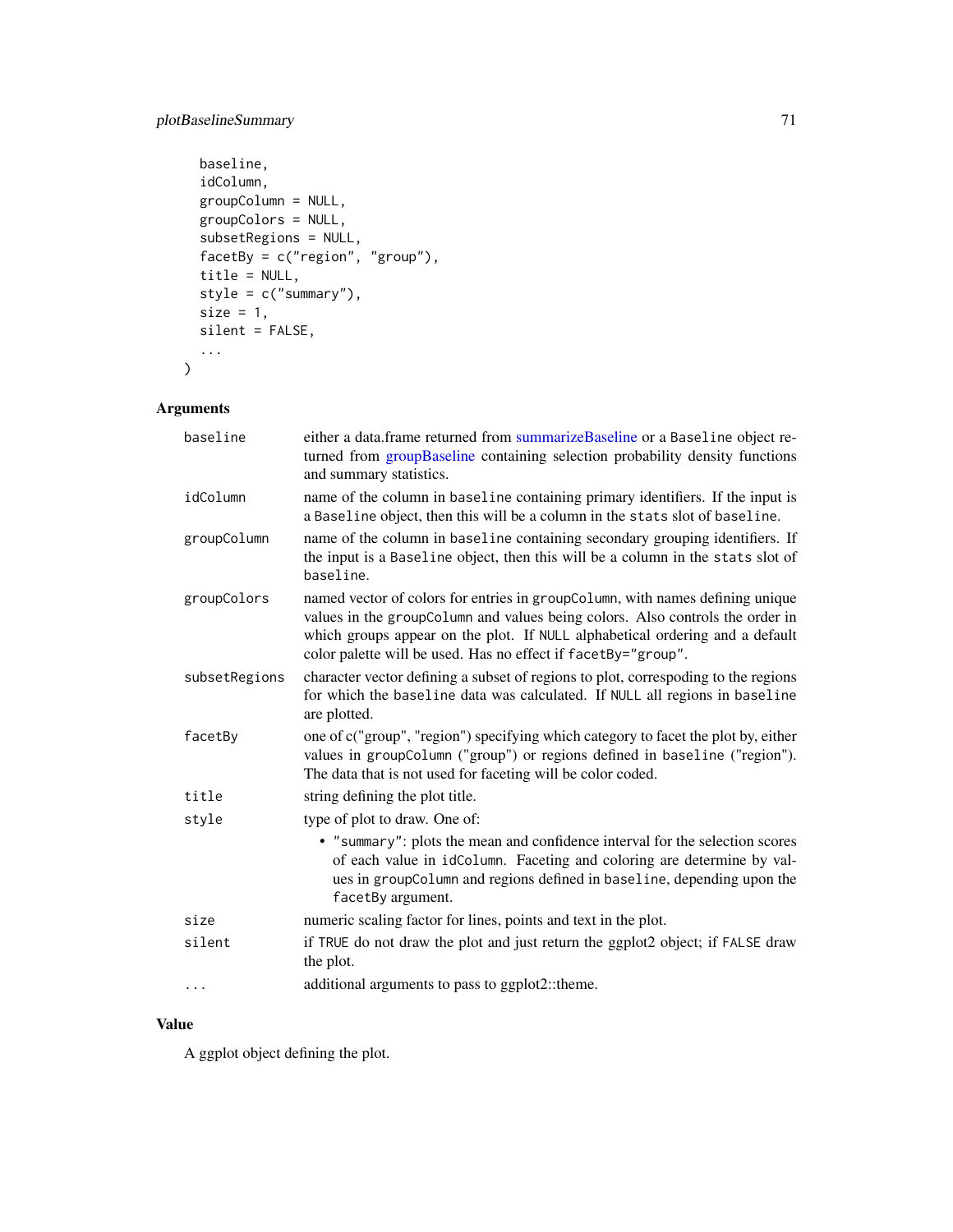```
  baseline,
  idColumn,
  groupColumn = NULL,
  groupColors = NULL,
  subsetRegions = NULL,
  facetBy = c("region", "group"),
  title = NULL,
  style = c("summary"),
  size = 1,
  silent = FALSE,
  ...
)
```

## Arguments

| | |
|---|---|
| `baseline` | either a data.frame returned from summarizeBaseline or a `Baseline` object returned from groupBaseline containing selection probability density functions and summary statistics. |
| `idColumn` | name of the column in `baseline` containing primary identifiers. If the input is a `Baseline` object, then this will be a column in the `stats` slot of `baseline`. |
| `groupColumn` | name of the column in `baseline` containing secondary grouping identifiers. If the input is a `Baseline` object, then this will be a column in the `stats` slot of `baseline`. |
| `groupColors` | named vector of colors for entries in `groupColumn`, with names defining unique values in the `groupColumn` and values being colors. Also controls the order in which groups appear on the plot. If `NULL` alphabetical ordering and a default color palette will be used. Has no effect if `facetBy="group"`. |
| `subsetRegions` | character vector defining a subset of regions to plot, correspoding to the regions for which the `baseline` data was calculated. If `NULL` all regions in `baseline` are plotted. |
| `facetBy` | one of c("group", "region") specifying which category to facet the plot by, either values in `groupColumn` ("group") or regions defined in `baseline` ("region"). The data that is not used for faceting will be color coded. |
| `title` | string defining the plot title. |
| `style` | type of plot to draw. One of:<br>• `"summary"`: plots the mean and confidence interval for the selection scores of each value in `idColumn`. Faceting and coloring are determine by values in `groupColumn` and regions defined in `baseline`, depending upon the `facetBy` argument. |
| `size` | numeric scaling factor for lines, points and text in the plot. |
| `silent` | if `TRUE` do not draw the plot and just return the ggplot2 object; if `FALSE` draw the plot. |
| `...` | additional arguments to pass to ggplot2::theme. |

## Value

A ggplot object defining the plot.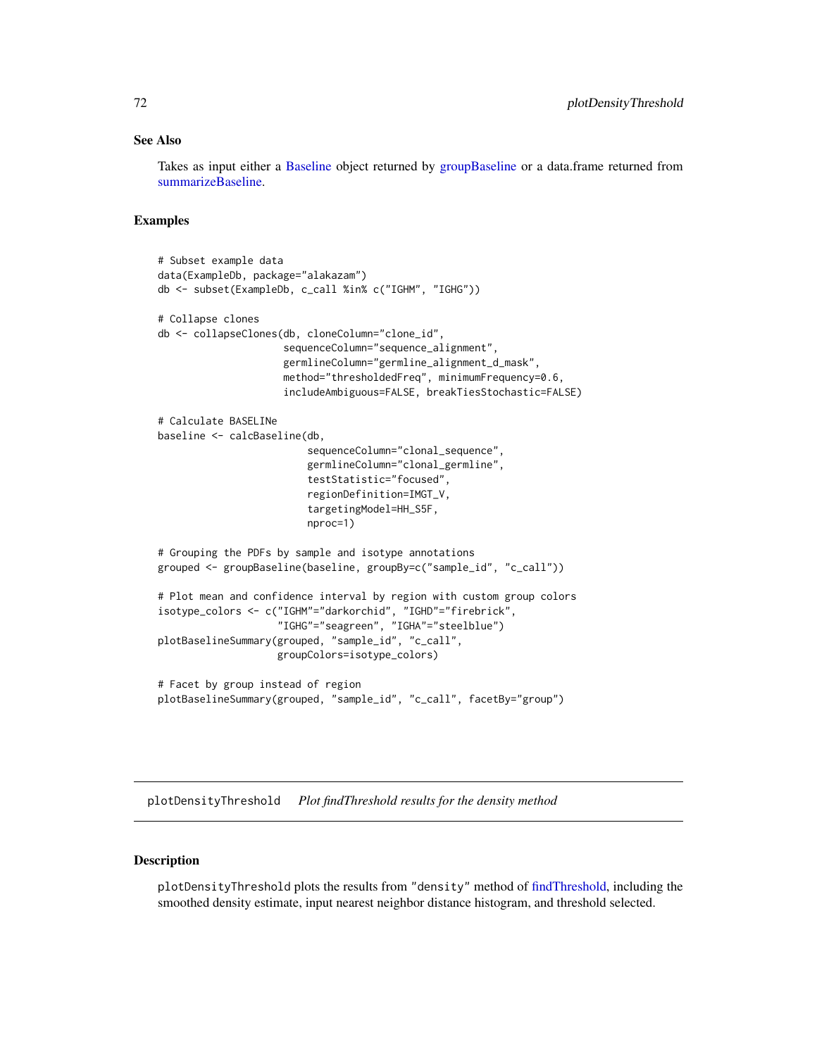### See Also

Takes as input either a Baseline object returned by groupBaseline or a data.frame returned from summarizeBaseline.

### Examples

```
# Subset example data
data(ExampleDb, package="alakazam")
db <- subset(ExampleDb, c_call %in% c("IGHM", "IGHG"))

# Collapse clones
db <- collapseClones(db, cloneColumn="clone_id",
                     sequenceColumn="sequence_alignment",
                     germlineColumn="germline_alignment_d_mask",
                     method="thresholdedFreq", minimumFrequency=0.6,
                     includeAmbiguous=FALSE, breakTiesStochastic=FALSE)

# Calculate BASELINe
baseline <- calcBaseline(db,
                         sequenceColumn="clonal_sequence",
                         germlineColumn="clonal_germline",
                         testStatistic="focused",
                         regionDefinition=IMGT_V,
                         targetingModel=HH_S5F,
                         nproc=1)

# Grouping the PDFs by sample and isotype annotations
grouped <- groupBaseline(baseline, groupBy=c("sample_id", "c_call"))

# Plot mean and confidence interval by region with custom group colors
isotype_colors <- c("IGHM"="darkorchid", "IGHD"="firebrick",
                    "IGHG"="seagreen", "IGHA"="steelblue")
plotBaselineSummary(grouped, "sample_id", "c_call",
                    groupColors=isotype_colors)

# Facet by group instead of region
plotBaselineSummary(grouped, "sample_id", "c_call", facetBy="group")
```

---

## plotDensityThreshold    *Plot findThreshold results for the density method*

---

### Description

plotDensityThreshold plots the results from "density" method of findThreshold, including the smoothed density estimate, input nearest neighbor distance histogram, and threshold selected.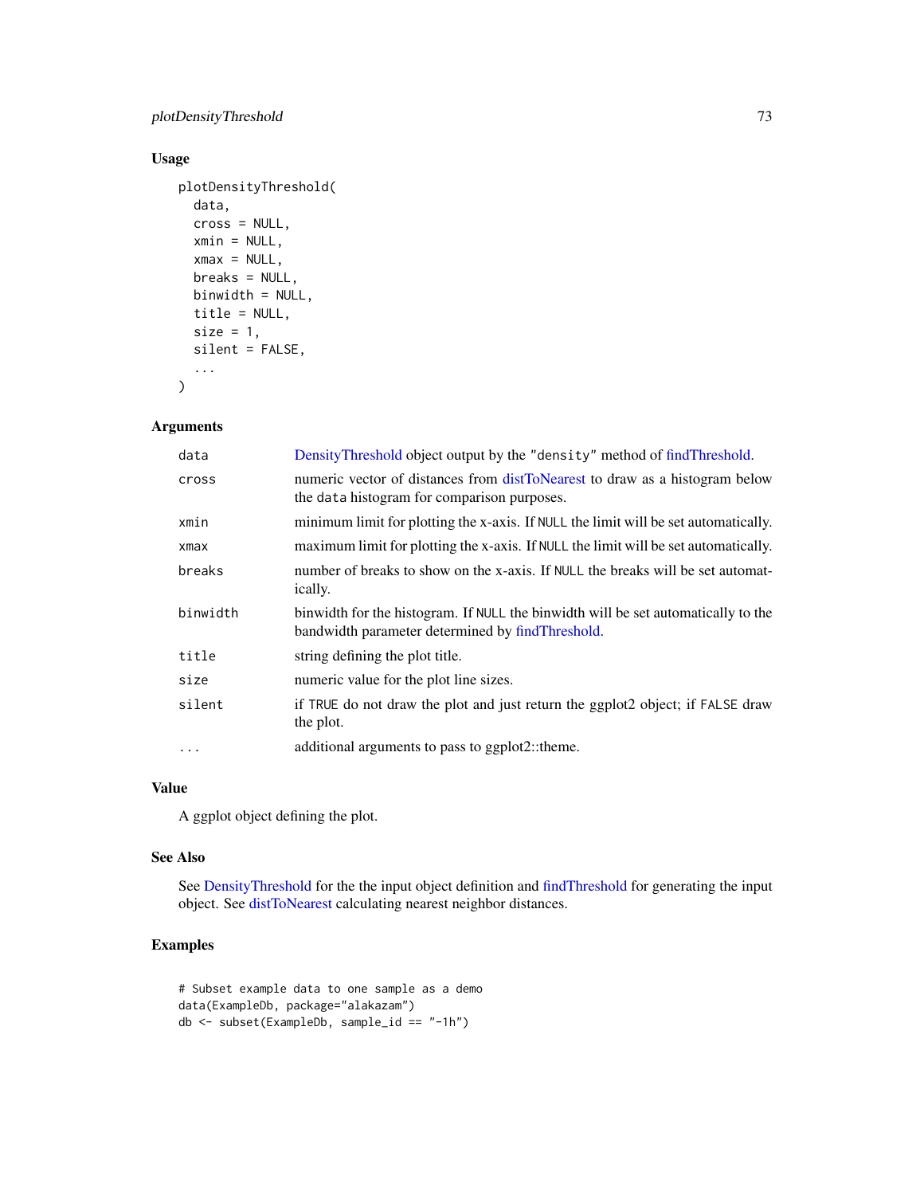### Usage

```
plotDensityThreshold(
  data,
  cross = NULL,
  xmin = NULL,
  xmax = NULL,
  breaks = NULL,
  binwidth = NULL,
  title = NULL,
  size = 1,
  silent = FALSE,
  ...
)
```

### Arguments

| | |
|---|---|
| `data` | DensityThreshold object output by the `"density"` method of findThreshold. |
| `cross` | numeric vector of distances from distToNearest to draw as a histogram below the `data` histogram for comparison purposes. |
| `xmin` | minimum limit for plotting the x-axis. If `NULL` the limit will be set automatically. |
| `xmax` | maximum limit for plotting the x-axis. If `NULL` the limit will be set automatically. |
| `breaks` | number of breaks to show on the x-axis. If `NULL` the breaks will be set automatically. |
| `binwidth` | binwidth for the histogram. If `NULL` the binwidth will be set automatically to the bandwidth parameter determined by findThreshold. |
| `title` | string defining the plot title. |
| `size` | numeric value for the plot line sizes. |
| `silent` | if `TRUE` do not draw the plot and just return the ggplot2 object; if `FALSE` draw the plot. |
| `...` | additional arguments to pass to ggplot2::theme. |

### Value

A ggplot object defining the plot.

### See Also

See DensityThreshold for the the input object definition and findThreshold for generating the input object. See distToNearest calculating nearest neighbor distances.

### Examples

```
# Subset example data to one sample as a demo
data(ExampleDb, package="alakazam")
db <- subset(ExampleDb, sample_id == "-1h")
```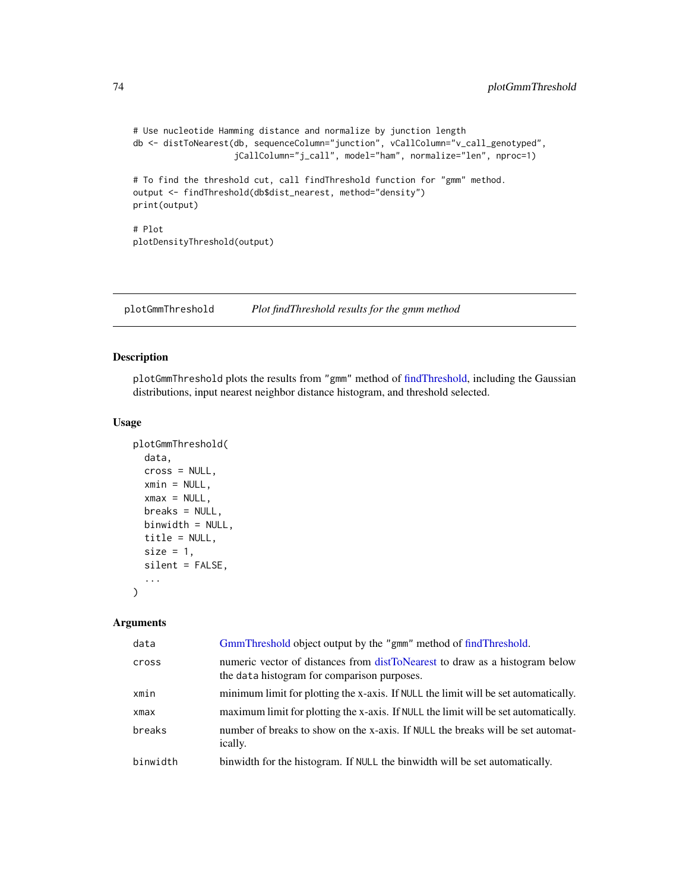```
# Use nucleotide Hamming distance and normalize by junction length
db <- distToNearest(db, sequenceColumn="junction", vCallColumn="v_call_genotyped",
                    jCallColumn="j_call", model="ham", normalize="len", nproc=1)

# To find the threshold cut, call findThreshold function for "gmm" method.
output <- findThreshold(db$dist_nearest, method="density")
print(output)

# Plot
plotDensityThreshold(output)
```

---

## plotGmmThreshold    *Plot findThreshold results for the gmm method*

---

### Description

plotGmmThreshold plots the results from "gmm" method of findThreshold, including the Gaussian distributions, input nearest neighbor distance histogram, and threshold selected.

### Usage

```
plotGmmThreshold(
  data,
  cross = NULL,
  xmin = NULL,
  xmax = NULL,
  breaks = NULL,
  binwidth = NULL,
  title = NULL,
  size = 1,
  silent = FALSE,
  ...
)
```

### Arguments

| | |
|---|---|
| data | GmmThreshold object output by the "gmm" method of findThreshold. |
| cross | numeric vector of distances from distToNearest to draw as a histogram below the data histogram for comparison purposes. |
| xmin | minimum limit for plotting the x-axis. If NULL the limit will be set automatically. |
| xmax | maximum limit for plotting the x-axis. If NULL the limit will be set automatically. |
| breaks | number of breaks to show on the x-axis. If NULL the breaks will be set automatically. |
| binwidth | binwidth for the histogram. If NULL the binwidth will be set automatically. |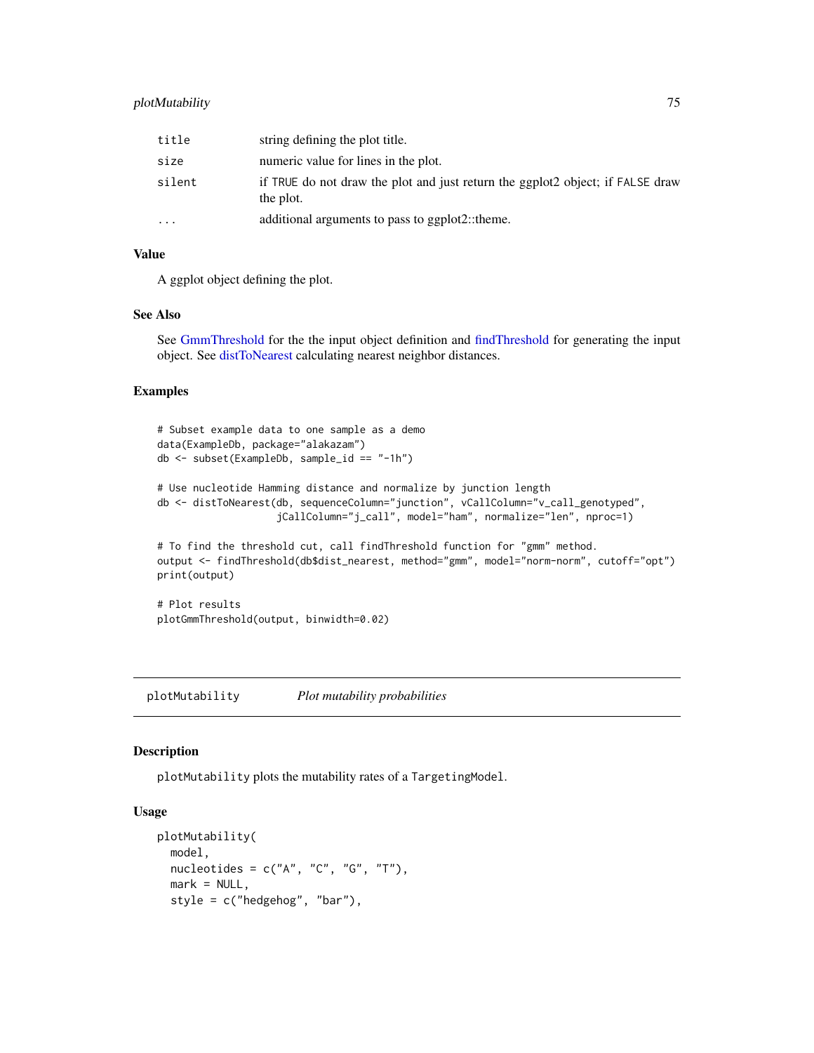| | |
|---|---|
| title | string defining the plot title. |
| size | numeric value for lines in the plot. |
| silent | if TRUE do not draw the plot and just return the ggplot2 object; if FALSE draw the plot. |
| ... | additional arguments to pass to ggplot2::theme. |

### Value

A ggplot object defining the plot.

### See Also

See GmmThreshold for the the input object definition and findThreshold for generating the input object. See distToNearest calculating nearest neighbor distances.

### Examples

```
# Subset example data to one sample as a demo
data(ExampleDb, package="alakazam")
db <- subset(ExampleDb, sample_id == "-1h")

# Use nucleotide Hamming distance and normalize by junction length
db <- distToNearest(db, sequenceColumn="junction", vCallColumn="v_call_genotyped",
                    jCallColumn="j_call", model="ham", normalize="len", nproc=1)

# To find the threshold cut, call findThreshold function for "gmm" method.
output <- findThreshold(db$dist_nearest, method="gmm", model="norm-norm", cutoff="opt")
print(output)

# Plot results
plotGmmThreshold(output, binwidth=0.02)
```

---

## plotMutability *Plot mutability probabilities*

### Description

`plotMutability` plots the mutability rates of a `TargetingModel`.

### Usage

```
plotMutability(
  model,
  nucleotides = c("A", "C", "G", "T"),
  mark = NULL,
  style = c("hedgehog", "bar"),
```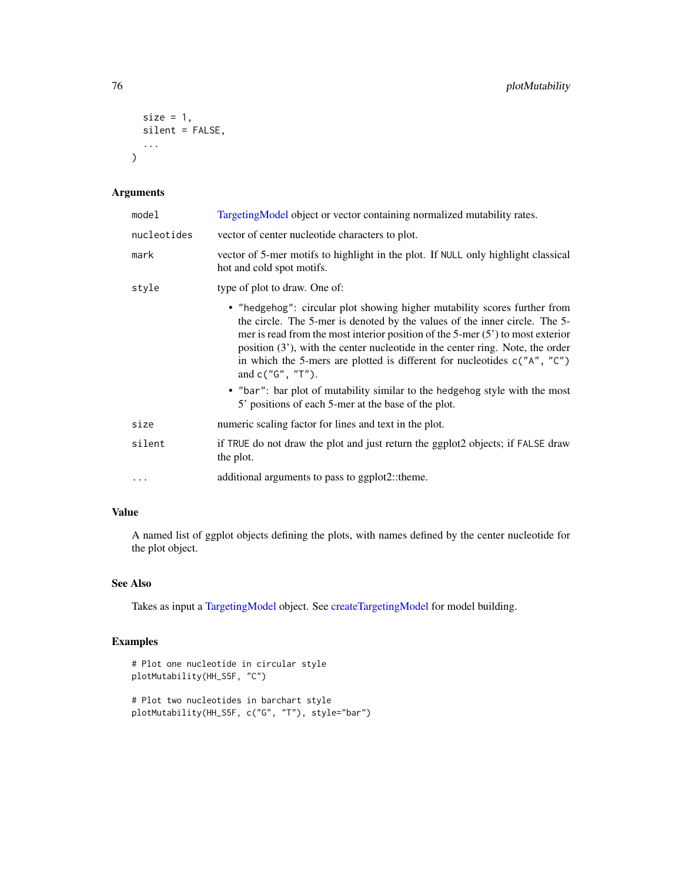```
  size = 1,
  silent = FALSE,
  ...
)
```

## Arguments

- **model**: TargetingModel object or vector containing normalized mutability rates.
- **nucleotides**: vector of center nucleotide characters to plot.
- **mark**: vector of 5-mer motifs to highlight in the plot. If `NULL` only highlight classical hot and cold spot motifs.
- **style**: type of plot to draw. One of:
  - `"hedgehog"`: circular plot showing higher mutability scores further from the circle. The 5-mer is denoted by the values of the inner circle. The 5-mer is read from the most interior position of the 5-mer (5') to most exterior position (3'), with the center nucleotide in the center ring. Note, the order in which the 5-mers are plotted is different for nucleotides `c("A", "C")` and `c("G", "T")`.
  - `"bar"`: bar plot of mutability similar to the `hedgehog` style with the most 5' positions of each 5-mer at the base of the plot.
- **size**: numeric scaling factor for lines and text in the plot.
- **silent**: if `TRUE` do not draw the plot and just return the ggplot2 objects; if `FALSE` draw the plot.
- **...**: additional arguments to pass to ggplot2::theme.

## Value

A named list of ggplot objects defining the plots, with names defined by the center nucleotide for the plot object.

## See Also

Takes as input a TargetingModel object. See createTargetingModel for model building.

## Examples

```
# Plot one nucleotide in circular style
plotMutability(HH_S5F, "C")

# Plot two nucleotides in barchart style
plotMutability(HH_S5F, c("G", "T"), style="bar")
```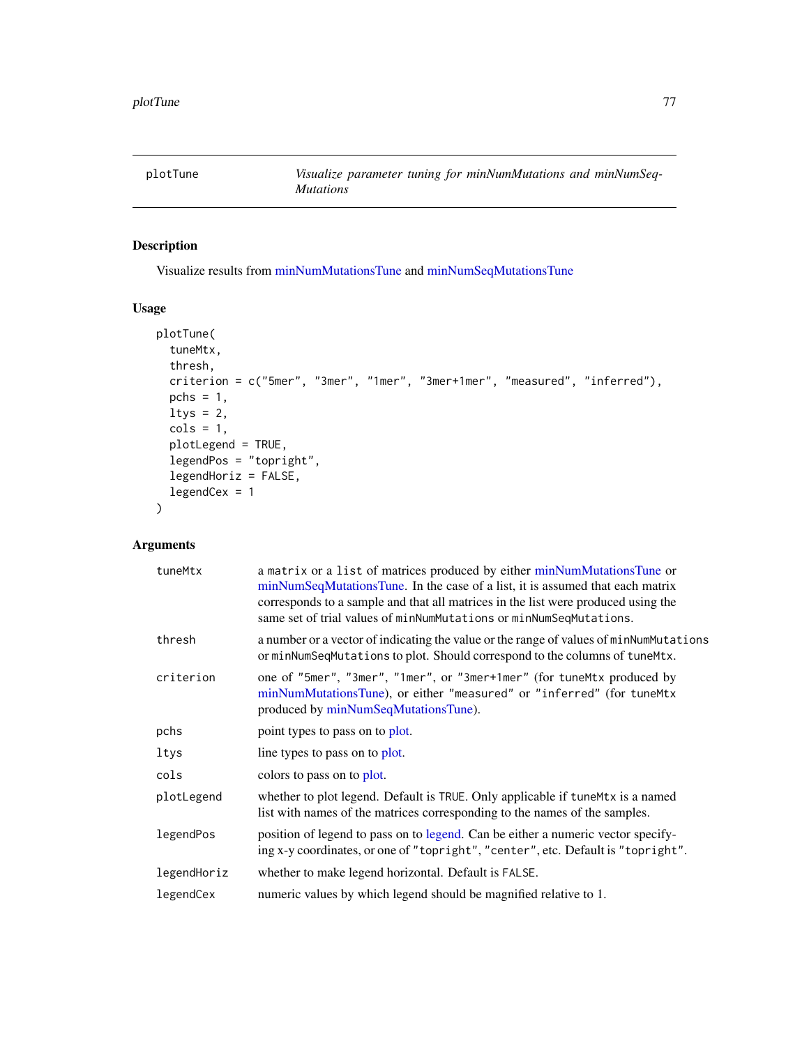# plotTune — *Visualize parameter tuning for minNumMutations and minNumSeqMutations*

## Description

Visualize results from minNumMutationsTune and minNumSeqMutationsTune

## Usage

```
plotTune(
  tuneMtx,
  thresh,
  criterion = c("5mer", "3mer", "1mer", "3mer+1mer", "measured", "inferred"),
  pchs = 1,
  ltys = 2,
  cols = 1,
  plotLegend = TRUE,
  legendPos = "topright",
  legendHoriz = FALSE,
  legendCex = 1
)
```

## Arguments

| Argument | Description |
|---|---|
| `tuneMtx` | a `matrix` or a `list` of matrices produced by either minNumMutationsTune or minNumSeqMutationsTune. In the case of a list, it is assumed that each matrix corresponds to a sample and that all matrices in the list were produced using the same set of trial values of `minNumMutations` or `minNumSeqMutations`. |
| `thresh` | a number or a vector of indicating the value or the range of values of `minNumMutations` or `minNumSeqMutations` to plot. Should correspond to the columns of `tuneMtx`. |
| `criterion` | one of `"5mer"`, `"3mer"`, `"1mer"`, or `"3mer+1mer"` (for `tuneMtx` produced by minNumMutationsTune), or either `"measured"` or `"inferred"` (for `tuneMtx` produced by minNumSeqMutationsTune). |
| `pchs` | point types to pass on to plot. |
| `ltys` | line types to pass on to plot. |
| `cols` | colors to pass on to plot. |
| `plotLegend` | whether to plot legend. Default is `TRUE`. Only applicable if `tuneMtx` is a named list with names of the matrices corresponding to the names of the samples. |
| `legendPos` | position of legend to pass on to legend. Can be either a numeric vector specifying x-y coordinates, or one of `"topright"`, `"center"`, etc. Default is `"topright"`. |
| `legendHoriz` | whether to make legend horizontal. Default is `FALSE`. |
| `legendCex` | numeric values by which legend should be magnified relative to 1. |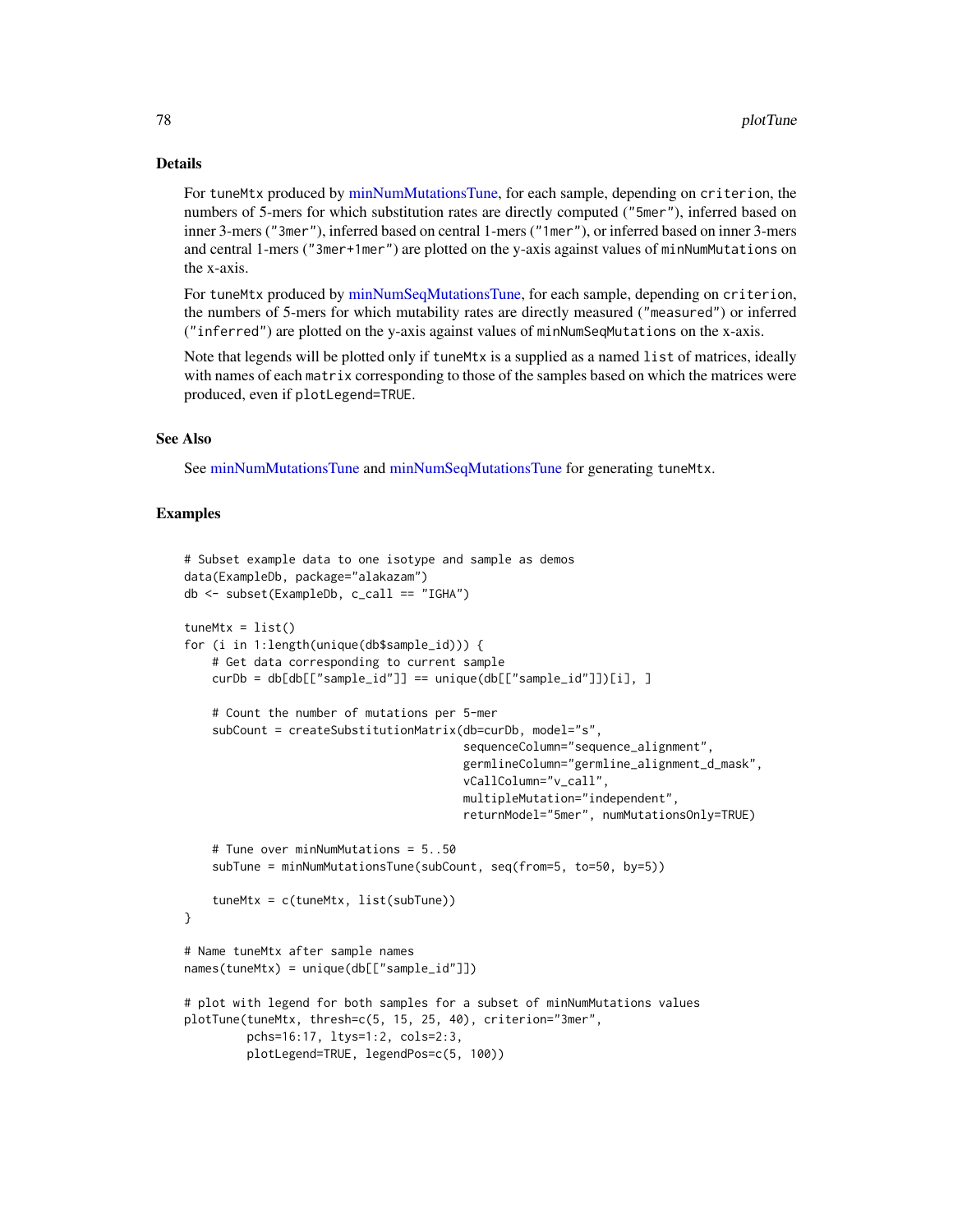## Details

For `tuneMtx` produced by minNumMutationsTune, for each sample, depending on `criterion`, the numbers of 5-mers for which substitution rates are directly computed (`"5mer"`), inferred based on inner 3-mers (`"3mer"`), inferred based on central 1-mers (`"1mer"`), or inferred based on inner 3-mers and central 1-mers (`"3mer+1mer"`) are plotted on the y-axis against values of `minNumMutations` on the x-axis.

For `tuneMtx` produced by minNumSeqMutationsTune, for each sample, depending on `criterion`, the numbers of 5-mers for which mutability rates are directly measured (`"measured"`) or inferred (`"inferred"`) are plotted on the y-axis against values of `minNumSeqMutations` on the x-axis.

Note that legends will be plotted only if `tuneMtx` is a supplied as a named `list` of matrices, ideally with names of each `matrix` corresponding to those of the samples based on which the matrices were produced, even if `plotLegend=TRUE`.

## See Also

See minNumMutationsTune and minNumSeqMutationsTune for generating `tuneMtx`.

## Examples

```
# Subset example data to one isotype and sample as demos
data(ExampleDb, package="alakazam")
db <- subset(ExampleDb, c_call == "IGHA")

tuneMtx = list()
for (i in 1:length(unique(db$sample_id))) {
    # Get data corresponding to current sample
    curDb = db[db[["sample_id"]] == unique(db[["sample_id"]])[i], ]

    # Count the number of mutations per 5-mer
    subCount = createSubstitutionMatrix(db=curDb, model="s",
                                        sequenceColumn="sequence_alignment",
                                        germlineColumn="germline_alignment_d_mask",
                                        vCallColumn="v_call",
                                        multipleMutation="independent",
                                        returnModel="5mer", numMutationsOnly=TRUE)

    # Tune over minNumMutations = 5..50
    subTune = minNumMutationsTune(subCount, seq(from=5, to=50, by=5))

    tuneMtx = c(tuneMtx, list(subTune))
}

# Name tuneMtx after sample names
names(tuneMtx) = unique(db[["sample_id"]])

# plot with legend for both samples for a subset of minNumMutations values
plotTune(tuneMtx, thresh=c(5, 15, 25, 40), criterion="3mer",
         pchs=16:17, ltys=1:2, cols=2:3,
         plotLegend=TRUE, legendPos=c(5, 100))
```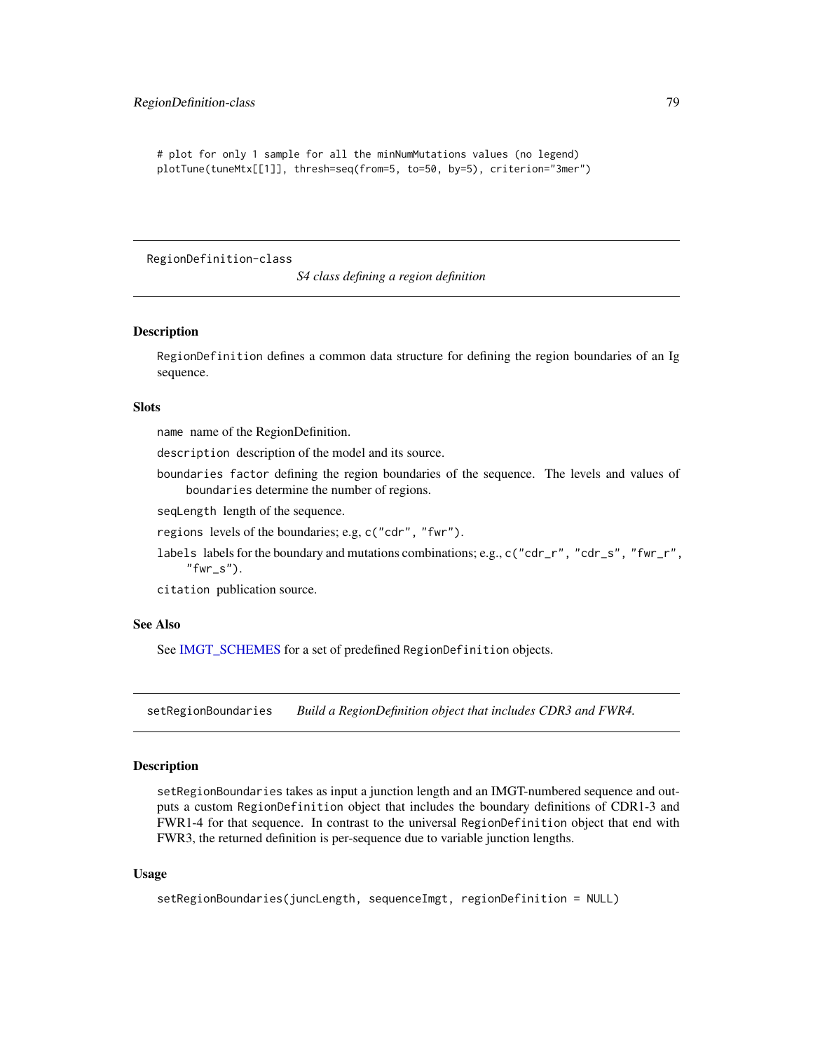```
# plot for only 1 sample for all the minNumMutations values (no legend)
plotTune(tuneMtx[[1]], thresh=seq(from=5, to=50, by=5), criterion="3mer")
```

---

## RegionDefinition-class — *S4 class defining a region definition*

### Description

`RegionDefinition` defines a common data structure for defining the region boundaries of an Ig sequence.

### Slots

`name` name of the RegionDefinition.

`description` description of the model and its source.

`boundaries` `factor` defining the region boundaries of the sequence. The levels and values of `boundaries` determine the number of regions.

`seqLength` length of the sequence.

`regions` levels of the boundaries; e.g, `c("cdr", "fwr")`.

`labels` labels for the boundary and mutations combinations; e.g., `c("cdr_r", "cdr_s", "fwr_r", "fwr_s")`.

`citation` publication source.

### See Also

See IMGT_SCHEMES for a set of predefined `RegionDefinition` objects.

---

## setRegionBoundaries — *Build a RegionDefinition object that includes CDR3 and FWR4.*

### Description

`setRegionBoundaries` takes as input a junction length and an IMGT-numbered sequence and outputs a custom `RegionDefinition` object that includes the boundary definitions of CDR1-3 and FWR1-4 for that sequence. In contrast to the universal `RegionDefinition` object that end with FWR3, the returned definition is per-sequence due to variable junction lengths.

### Usage

```
setRegionBoundaries(juncLength, sequenceImgt, regionDefinition = NULL)
```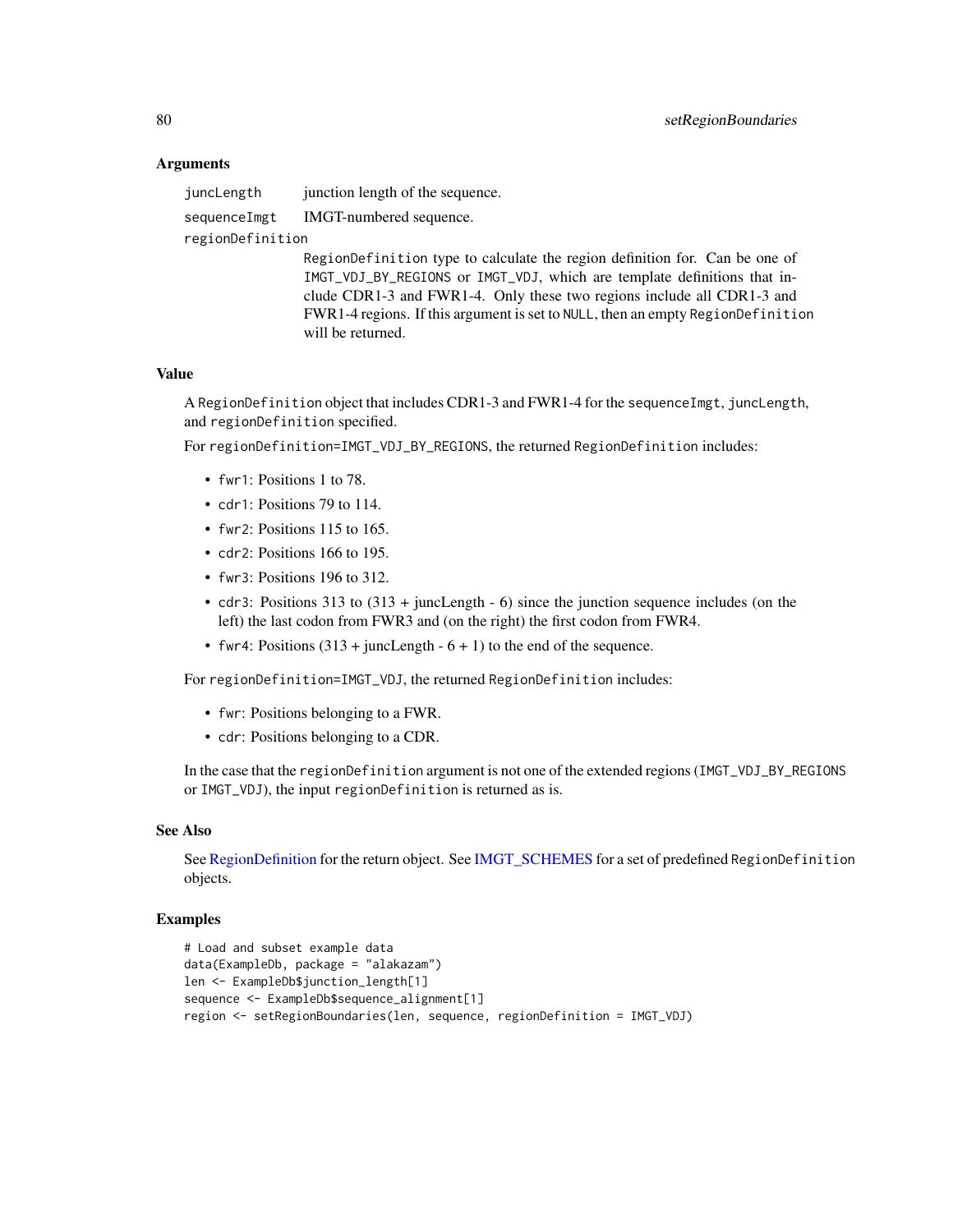### Arguments

- `juncLength` — junction length of the sequence.
- `sequenceImgt` — IMGT-numbered sequence.
- `regionDefinition` — `RegionDefinition` type to calculate the region definition for. Can be one of `IMGT_VDJ_BY_REGIONS` or `IMGT_VDJ`, which are template definitions that include CDR1-3 and FWR1-4. Only these two regions include all CDR1-3 and FWR1-4 regions. If this argument is set to `NULL`, then an empty `RegionDefinition` will be returned.

### Value

A `RegionDefinition` object that includes CDR1-3 and FWR1-4 for the `sequenceImgt`, `juncLength`, and `regionDefinition` specified.

For `regionDefinition=IMGT_VDJ_BY_REGIONS`, the returned `RegionDefinition` includes:

- `fwr1`: Positions 1 to 78.
- `cdr1`: Positions 79 to 114.
- `fwr2`: Positions 115 to 165.
- `cdr2`: Positions 166 to 195.
- `fwr3`: Positions 196 to 312.
- `cdr3`: Positions 313 to (313 + juncLength - 6) since the junction sequence includes (on the left) the last codon from FWR3 and (on the right) the first codon from FWR4.
- `fwr4`: Positions (313 + juncLength - 6 + 1) to the end of the sequence.

For `regionDefinition=IMGT_VDJ`, the returned `RegionDefinition` includes:

- `fwr`: Positions belonging to a FWR.
- `cdr`: Positions belonging to a CDR.

In the case that the `regionDefinition` argument is not one of the extended regions (`IMGT_VDJ_BY_REGIONS` or `IMGT_VDJ`), the input `regionDefinition` is returned as is.

### See Also

See RegionDefinition for the return object. See IMGT_SCHEMES for a set of predefined `RegionDefinition` objects.

### Examples

```
# Load and subset example data
data(ExampleDb, package = "alakazam")
len <- ExampleDb$junction_length[1]
sequence <- ExampleDb$sequence_alignment[1]
region <- setRegionBoundaries(len, sequence, regionDefinition = IMGT_VDJ)
```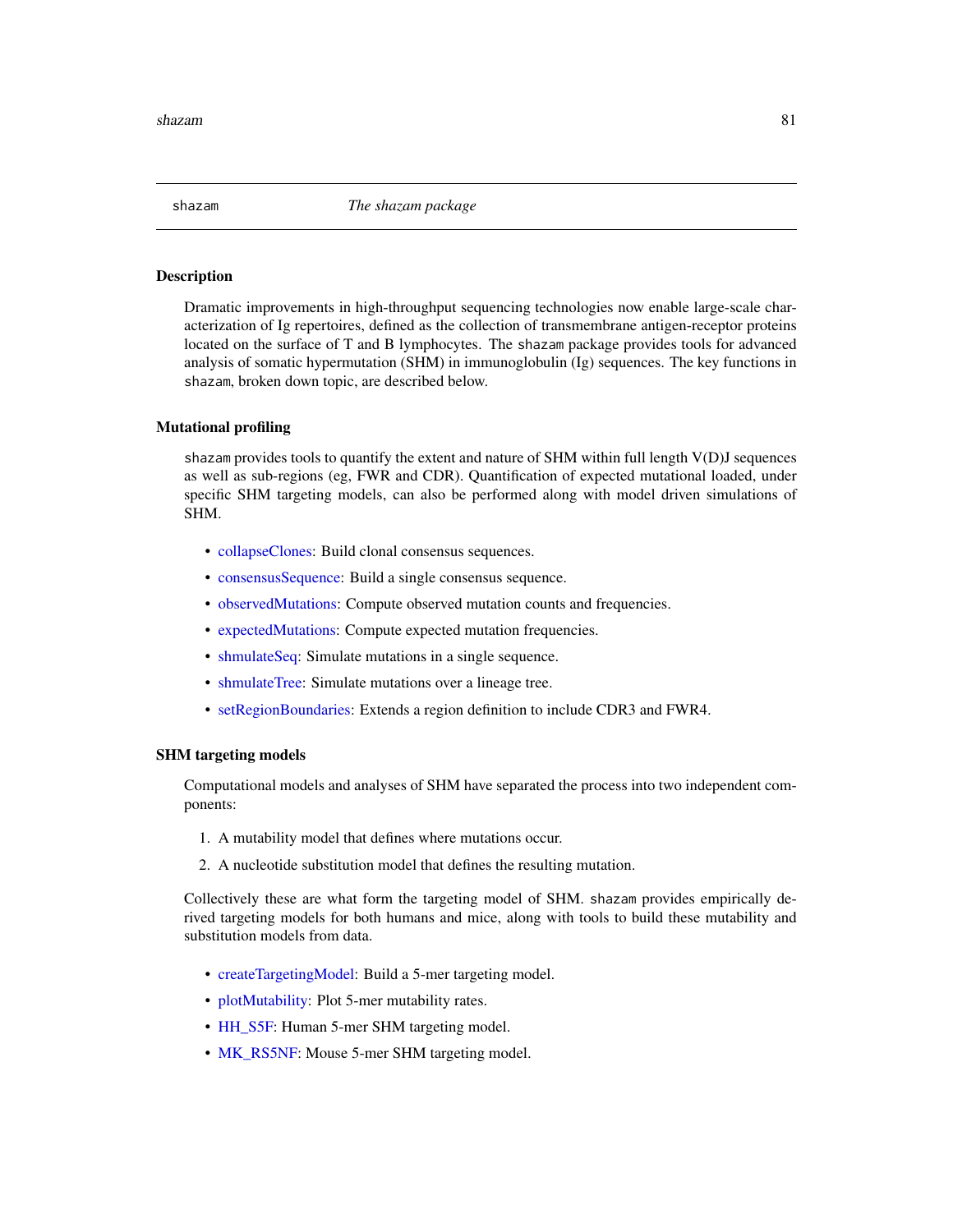# shazam — *The shazam package*

## Description

Dramatic improvements in high-throughput sequencing technologies now enable large-scale characterization of Ig repertoires, defined as the collection of transmembrane antigen-receptor proteins located on the surface of T and B lymphocytes. The shazam package provides tools for advanced analysis of somatic hypermutation (SHM) in immunoglobulin (Ig) sequences. The key functions in shazam, broken down topic, are described below.

## Mutational profiling

shazam provides tools to quantify the extent and nature of SHM within full length V(D)J sequences as well as sub-regions (eg, FWR and CDR). Quantification of expected mutational loaded, under specific SHM targeting models, can also be performed along with model driven simulations of SHM.

- collapseClones: Build clonal consensus sequences.
- consensusSequence: Build a single consensus sequence.
- observedMutations: Compute observed mutation counts and frequencies.
- expectedMutations: Compute expected mutation frequencies.
- shmulateSeq: Simulate mutations in a single sequence.
- shmulateTree: Simulate mutations over a lineage tree.
- setRegionBoundaries: Extends a region definition to include CDR3 and FWR4.

## SHM targeting models

Computational models and analyses of SHM have separated the process into two independent components:

1. A mutability model that defines where mutations occur.
2. A nucleotide substitution model that defines the resulting mutation.

Collectively these are what form the targeting model of SHM. shazam provides empirically derived targeting models for both humans and mice, along with tools to build these mutability and substitution models from data.

- createTargetingModel: Build a 5-mer targeting model.
- plotMutability: Plot 5-mer mutability rates.
- HH_S5F: Human 5-mer SHM targeting model.
- MK_RS5NF: Mouse 5-mer SHM targeting model.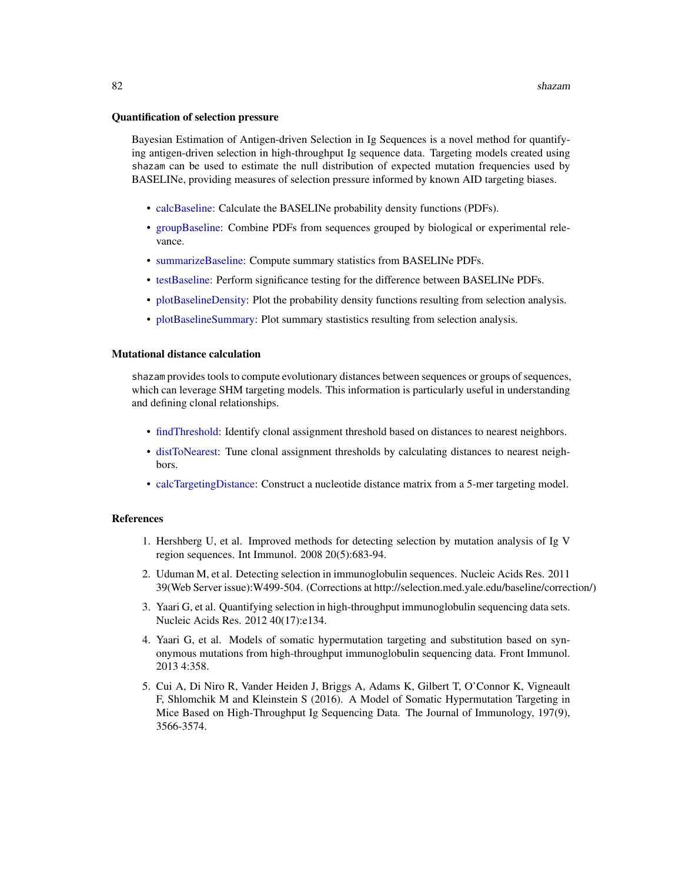### Quantification of selection pressure

Bayesian Estimation of Antigen-driven Selection in Ig Sequences is a novel method for quantifying antigen-driven selection in high-throughput Ig sequence data. Targeting models created using `shazam` can be used to estimate the null distribution of expected mutation frequencies used by BASELINe, providing measures of selection pressure informed by known AID targeting biases.

- calcBaseline: Calculate the BASELINe probability density functions (PDFs).
- groupBaseline: Combine PDFs from sequences grouped by biological or experimental relevance.
- summarizeBaseline: Compute summary statistics from BASELINe PDFs.
- testBaseline: Perform significance testing for the difference between BASELINe PDFs.
- plotBaselineDensity: Plot the probability density functions resulting from selection analysis.
- plotBaselineSummary: Plot summary stastistics resulting from selection analysis.

### Mutational distance calculation

`shazam` provides tools to compute evolutionary distances between sequences or groups of sequences, which can leverage SHM targeting models. This information is particularly useful in understanding and defining clonal relationships.

- findThreshold: Identify clonal assignment threshold based on distances to nearest neighbors.
- distToNearest: Tune clonal assignment thresholds by calculating distances to nearest neighbors.
- calcTargetingDistance: Construct a nucleotide distance matrix from a 5-mer targeting model.

### References

1. Hershberg U, et al. Improved methods for detecting selection by mutation analysis of Ig V region sequences. Int Immunol. 2008 20(5):683-94.
2. Uduman M, et al. Detecting selection in immunoglobulin sequences. Nucleic Acids Res. 2011 39(Web Server issue):W499-504. (Corrections at http://selection.med.yale.edu/baseline/correction/)
3. Yaari G, et al. Quantifying selection in high-throughput immunoglobulin sequencing data sets. Nucleic Acids Res. 2012 40(17):e134.
4. Yaari G, et al. Models of somatic hypermutation targeting and substitution based on synonymous mutations from high-throughput immunoglobulin sequencing data. Front Immunol. 2013 4:358.
5. Cui A, Di Niro R, Vander Heiden J, Briggs A, Adams K, Gilbert T, O'Connor K, Vigneault F, Shlomchik M and Kleinstein S (2016). A Model of Somatic Hypermutation Targeting in Mice Based on High-Throughput Ig Sequencing Data. The Journal of Immunology, 197(9), 3566-3574.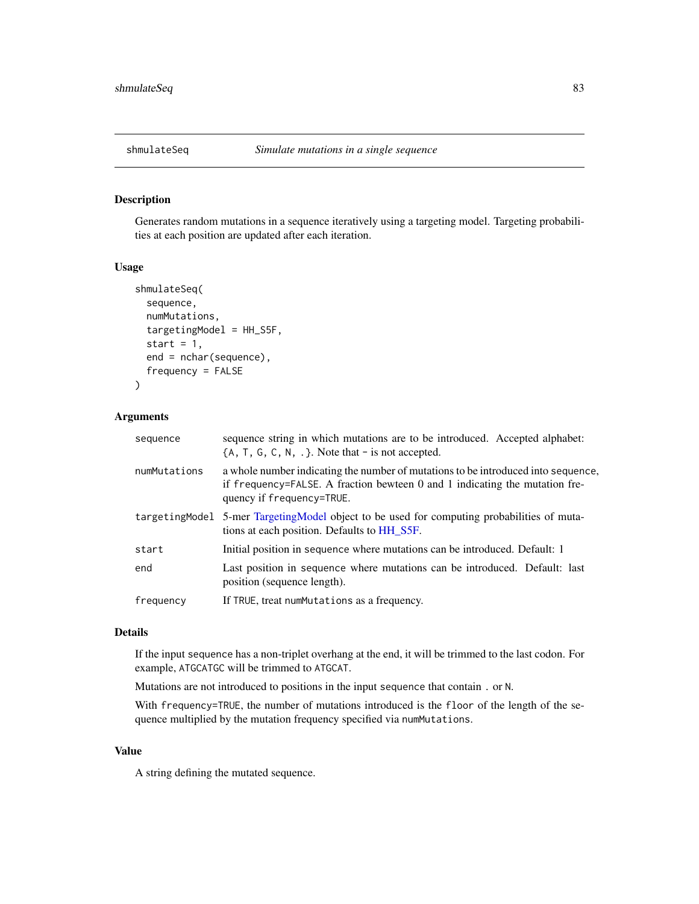## shmulateSeq — *Simulate mutations in a single sequence*

### Description

Generates random mutations in a sequence iteratively using a targeting model. Targeting probabilities at each position are updated after each iteration.

### Usage

```
shmulateSeq(
  sequence,
  numMutations,
  targetingModel = HH_S5F,
  start = 1,
  end = nchar(sequence),
  frequency = FALSE
)
```

### Arguments

| Argument | Description |
|---|---|
| `sequence` | sequence string in which mutations are to be introduced. Accepted alphabet: `{A, T, G, C, N, .}`. Note that `-` is not accepted. |
| `numMutations` | a whole number indicating the number of mutations to be introduced into `sequence`, if `frequency=FALSE`. A fraction bewteen 0 and 1 indicating the mutation frequency if `frequency=TRUE`. |
| `targetingModel` | 5-mer TargetingModel object to be used for computing probabilities of mutations at each position. Defaults to HH_S5F. |
| `start` | Initial position in `sequence` where mutations can be introduced. Default: 1 |
| `end` | Last position in `sequence` where mutations can be introduced. Default: last position (sequence length). |
| `frequency` | If `TRUE`, treat `numMutations` as a frequency. |

### Details

If the input `sequence` has a non-triplet overhang at the end, it will be trimmed to the last codon. For example, `ATGCATGC` will be trimmed to `ATGCAT`.

Mutations are not introduced to positions in the input `sequence` that contain `.` or `N`.

With `frequency=TRUE`, the number of mutations introduced is the `floor` of the length of the sequence multiplied by the mutation frequency specified via `numMutations`.

### Value

A string defining the mutated sequence.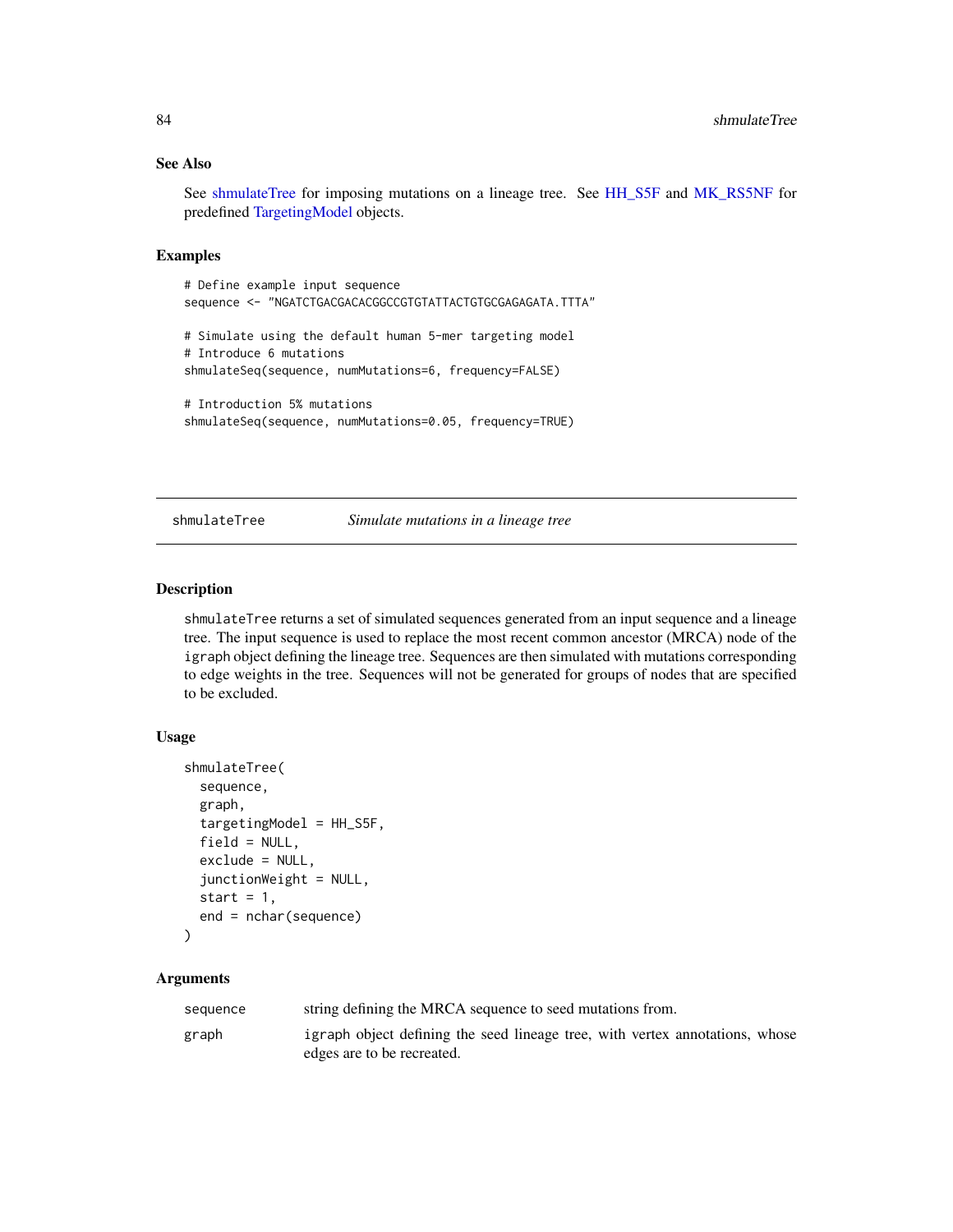### See Also

See shmulateTree for imposing mutations on a lineage tree. See HH_S5F and MK_RS5NF for predefined TargetingModel objects.

### Examples

```
# Define example input sequence
sequence <- "NGATCTGACGACACGGCCGTGTATTACTGTGCGAGAGATA.TTTA"

# Simulate using the default human 5-mer targeting model
# Introduce 6 mutations
shmulateSeq(sequence, numMutations=6, frequency=FALSE)

# Introduction 5% mutations
shmulateSeq(sequence, numMutations=0.05, frequency=TRUE)
```

---

## shmulateTree — *Simulate mutations in a lineage tree*

### Description

shmulateTree returns a set of simulated sequences generated from an input sequence and a lineage tree. The input sequence is used to replace the most recent common ancestor (MRCA) node of the igraph object defining the lineage tree. Sequences are then simulated with mutations corresponding to edge weights in the tree. Sequences will not be generated for groups of nodes that are specified to be excluded.

### Usage

```
shmulateTree(
  sequence,
  graph,
  targetingModel = HH_S5F,
  field = NULL,
  exclude = NULL,
  junctionWeight = NULL,
  start = 1,
  end = nchar(sequence)
)
```

### Arguments

| | |
|---|---|
| sequence | string defining the MRCA sequence to seed mutations from. |
| graph | igraph object defining the seed lineage tree, with vertex annotations, whose edges are to be recreated. |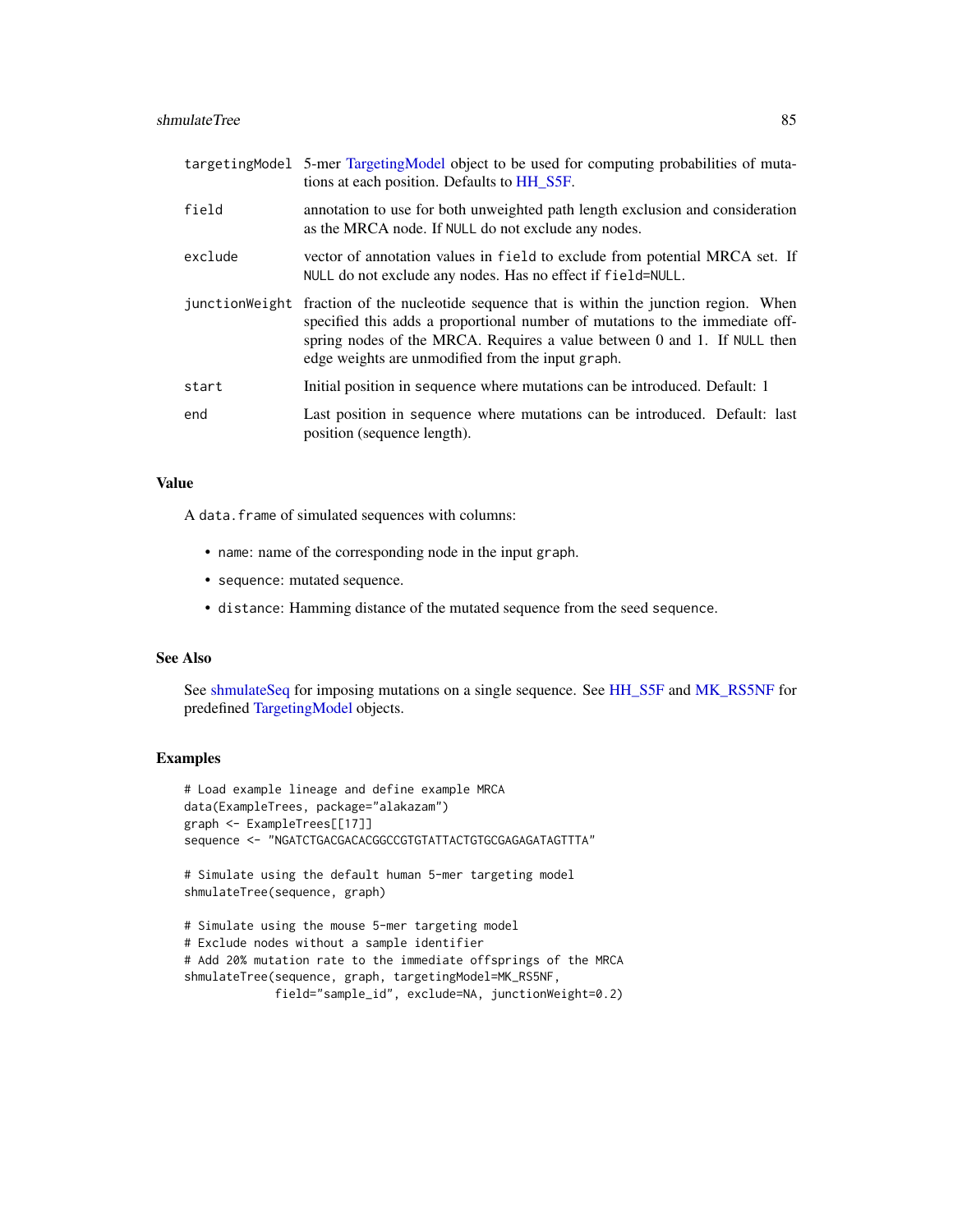| | |
|---|---|
| targetingModel | 5-mer TargetingModel object to be used for computing probabilities of mutations at each position. Defaults to HH_S5F. |
| field | annotation to use for both unweighted path length exclusion and consideration as the MRCA node. If NULL do not exclude any nodes. |
| exclude | vector of annotation values in field to exclude from potential MRCA set. If NULL do not exclude any nodes. Has no effect if field=NULL. |
| junctionWeight | fraction of the nucleotide sequence that is within the junction region. When specified this adds a proportional number of mutations to the immediate offspring nodes of the MRCA. Requires a value between 0 and 1. If NULL then edge weights are unmodified from the input graph. |
| start | Initial position in sequence where mutations can be introduced. Default: 1 |
| end | Last position in sequence where mutations can be introduced. Default: last position (sequence length). |

### Value

A data.frame of simulated sequences with columns:

- name: name of the corresponding node in the input graph.
- sequence: mutated sequence.
- distance: Hamming distance of the mutated sequence from the seed sequence.

### See Also

See shmulateSeq for imposing mutations on a single sequence. See HH_S5F and MK_RS5NF for predefined TargetingModel objects.

### Examples

```
# Load example lineage and define example MRCA
data(ExampleTrees, package="alakazam")
graph <- ExampleTrees[[17]]
sequence <- "NGATCTGACGACACGGCCGTGTATTACTGTGCGAGAGATAGTTTA"

# Simulate using the default human 5-mer targeting model
shmulateTree(sequence, graph)

# Simulate using the mouse 5-mer targeting model
# Exclude nodes without a sample identifier
# Add 20% mutation rate to the immediate offsprings of the MRCA
shmulateTree(sequence, graph, targetingModel=MK_RS5NF,
             field="sample_id", exclude=NA, junctionWeight=0.2)
```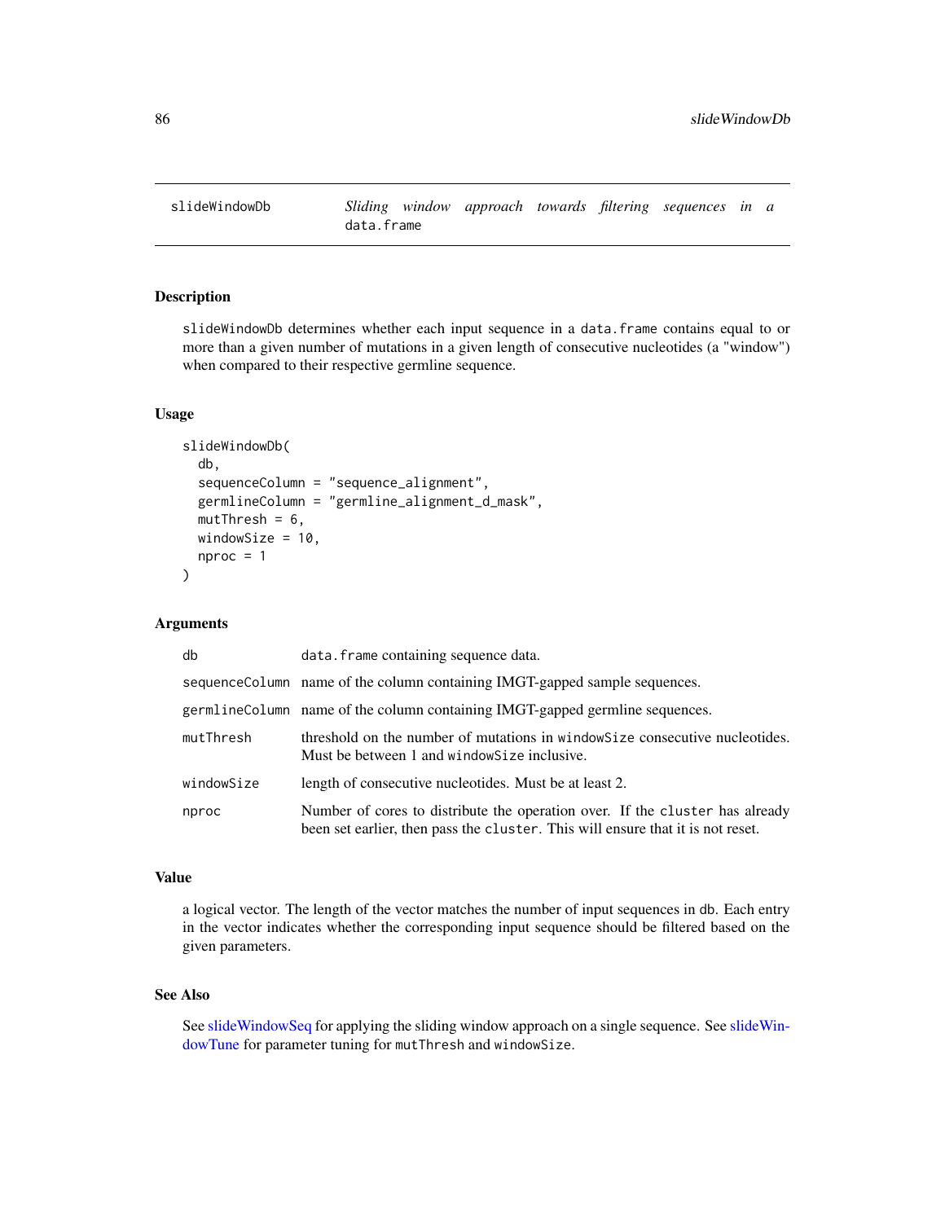# slideWindowDb — *Sliding window approach towards filtering sequences in a* `data.frame`

## Description

`slideWindowDb` determines whether each input sequence in a `data.frame` contains equal to or more than a given number of mutations in a given length of consecutive nucleotides (a "window") when compared to their respective germline sequence.

## Usage

```
slideWindowDb(
  db,
  sequenceColumn = "sequence_alignment",
  germlineColumn = "germline_alignment_d_mask",
  mutThresh = 6,
  windowSize = 10,
  nproc = 1
)
```

## Arguments

| | |
|---|---|
| `db` | `data.frame` containing sequence data. |
| `sequenceColumn` | name of the column containing IMGT-gapped sample sequences. |
| `germlineColumn` | name of the column containing IMGT-gapped germline sequences. |
| `mutThresh` | threshold on the number of mutations in `windowSize` consecutive nucleotides. Must be between 1 and `windowSize` inclusive. |
| `windowSize` | length of consecutive nucleotides. Must be at least 2. |
| `nproc` | Number of cores to distribute the operation over. If the `cluster` has already been set earlier, then pass the `cluster`. This will ensure that it is not reset. |

## Value

a logical vector. The length of the vector matches the number of input sequences in `db`. Each entry in the vector indicates whether the corresponding input sequence should be filtered based on the given parameters.

## See Also

See slideWindowSeq for applying the sliding window approach on a single sequence. See slideWindowTune for parameter tuning for `mutThresh` and `windowSize`.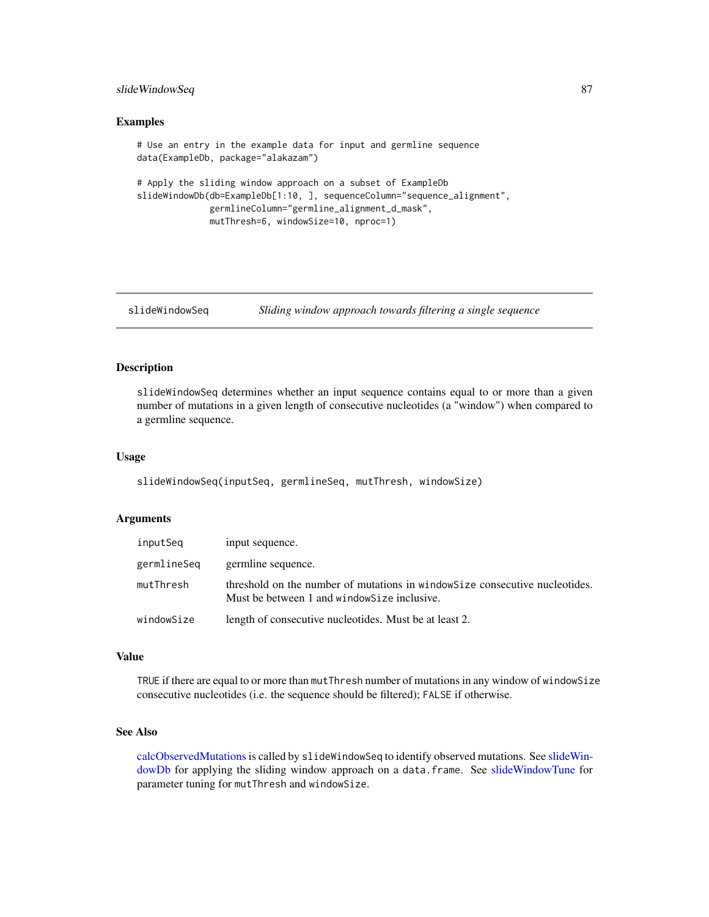## Examples

```
# Use an entry in the example data for input and germline sequence
data(ExampleDb, package="alakazam")

# Apply the sliding window approach on a subset of ExampleDb
slideWindowDb(db=ExampleDb[1:10, ], sequenceColumn="sequence_alignment",
              germlineColumn="germline_alignment_d_mask",
              mutThresh=6, windowSize=10, nproc=1)
```

---

# slideWindowSeq — *Sliding window approach towards filtering a single sequence*

---

## Description

slideWindowSeq determines whether an input sequence contains equal to or more than a given number of mutations in a given length of consecutive nucleotides (a "window") when compared to a germline sequence.

## Usage

```
slideWindowSeq(inputSeq, germlineSeq, mutThresh, windowSize)
```

## Arguments

| | |
|---|---|
| inputSeq | input sequence. |
| germlineSeq | germline sequence. |
| mutThresh | threshold on the number of mutations in windowSize consecutive nucleotides. Must be between 1 and windowSize inclusive. |
| windowSize | length of consecutive nucleotides. Must be at least 2. |

## Value

TRUE if there are equal to or more than mutThresh number of mutations in any window of windowSize consecutive nucleotides (i.e. the sequence should be filtered); FALSE if otherwise.

## See Also

calcObservedMutations is called by slideWindowSeq to identify observed mutations. See slideWindowDb for applying the sliding window approach on a data.frame. See slideWindowTune for parameter tuning for mutThresh and windowSize.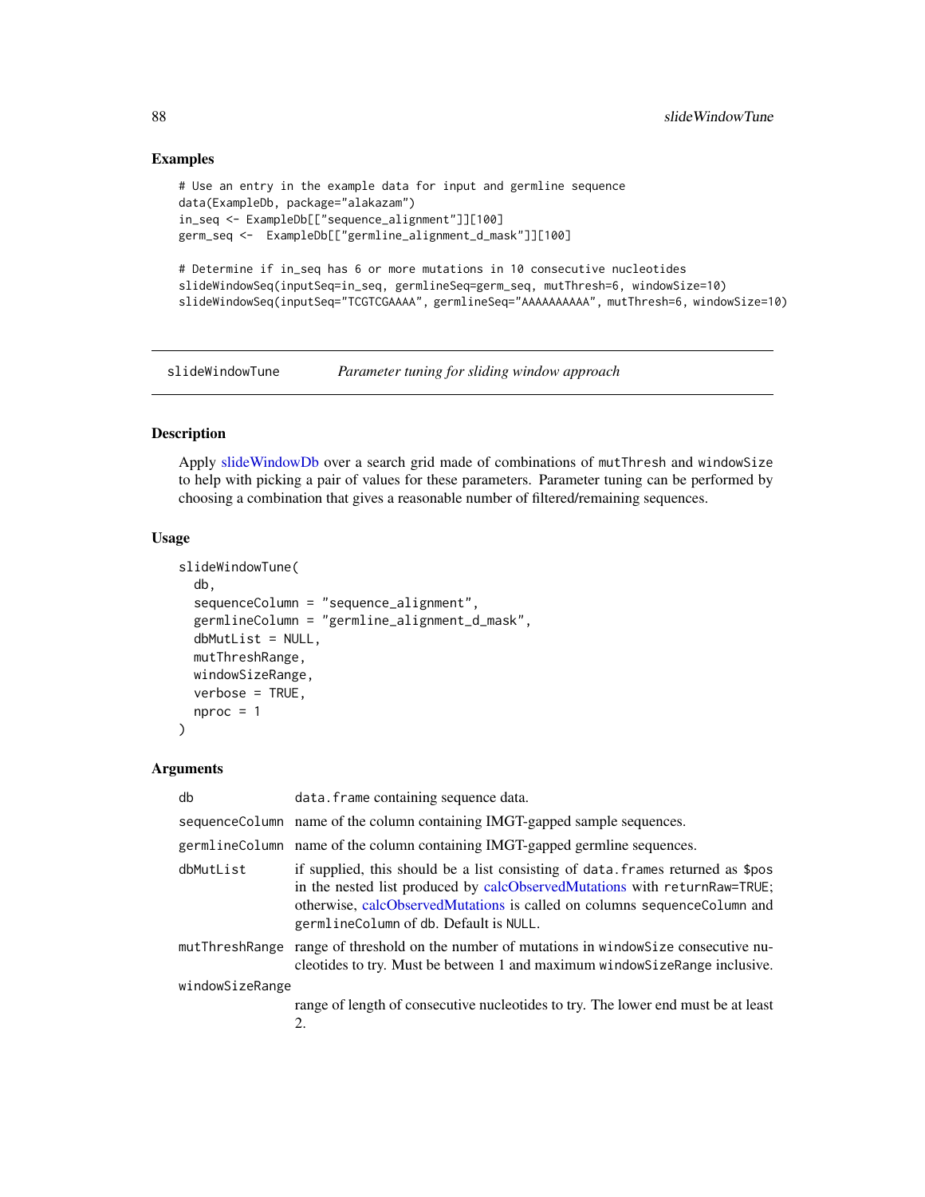## Examples

```
# Use an entry in the example data for input and germline sequence
data(ExampleDb, package="alakazam")
in_seq <- ExampleDb[["sequence_alignment"]][100]
germ_seq <-  ExampleDb[["germline_alignment_d_mask"]][100]

# Determine if in_seq has 6 or more mutations in 10 consecutive nucleotides
slideWindowSeq(inputSeq=in_seq, germlineSeq=germ_seq, mutThresh=6, windowSize=10)
slideWindowSeq(inputSeq="TCGTCGAAAA", germlineSeq="AAAAAAAAAA", mutThresh=6, windowSize=10)
```

---

# slideWindowTune — *Parameter tuning for sliding window approach*

## Description

Apply slideWindowDb over a search grid made of combinations of mutThresh and windowSize to help with picking a pair of values for these parameters. Parameter tuning can be performed by choosing a combination that gives a reasonable number of filtered/remaining sequences.

## Usage

```
slideWindowTune(
  db,
  sequenceColumn = "sequence_alignment",
  germlineColumn = "germline_alignment_d_mask",
  dbMutList = NULL,
  mutThreshRange,
  windowSizeRange,
  verbose = TRUE,
  nproc = 1
)
```

## Arguments

| Argument | Description |
|---|---|
| db | data.frame containing sequence data. |
| sequenceColumn | name of the column containing IMGT-gapped sample sequences. |
| germlineColumn | name of the column containing IMGT-gapped germline sequences. |
| dbMutList | if supplied, this should be a list consisting of data.frames returned as $pos in the nested list produced by calcObservedMutations with returnRaw=TRUE; otherwise, calcObservedMutations is called on columns sequenceColumn and germlineColumn of db. Default is NULL. |
| mutThreshRange | range of threshold on the number of mutations in windowSize consecutive nucleotides to try. Must be between 1 and maximum windowSizeRange inclusive. |
| windowSizeRange | range of length of consecutive nucleotides to try. The lower end must be at least 2. |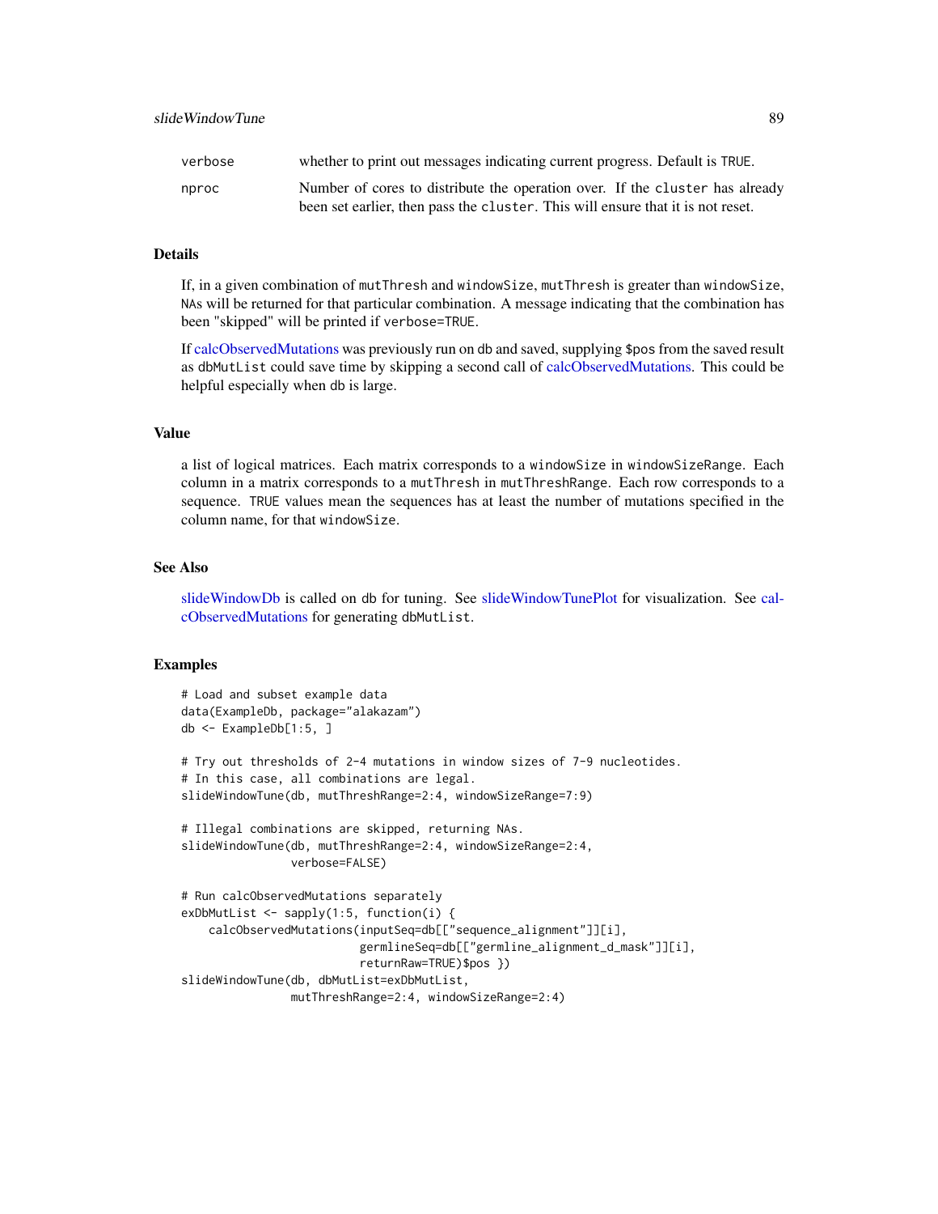| | |
|---|---|
| verbose | whether to print out messages indicating current progress. Default is TRUE. |
| nproc | Number of cores to distribute the operation over. If the cluster has already been set earlier, then pass the cluster. This will ensure that it is not reset. |

## Details

If, in a given combination of mutThresh and windowSize, mutThresh is greater than windowSize, NAs will be returned for that particular combination. A message indicating that the combination has been "skipped" will be printed if verbose=TRUE.

If calcObservedMutations was previously run on db and saved, supplying $pos from the saved result as dbMutList could save time by skipping a second call of calcObservedMutations. This could be helpful especially when db is large.

## Value

a list of logical matrices. Each matrix corresponds to a windowSize in windowSizeRange. Each column in a matrix corresponds to a mutThresh in mutThreshRange. Each row corresponds to a sequence. TRUE values mean the sequences has at least the number of mutations specified in the column name, for that windowSize.

## See Also

slideWindowDb is called on db for tuning. See slideWindowTunePlot for visualization. See calcObservedMutations for generating dbMutList.

## Examples

```
# Load and subset example data
data(ExampleDb, package="alakazam")
db <- ExampleDb[1:5, ]

# Try out thresholds of 2-4 mutations in window sizes of 7-9 nucleotides.
# In this case, all combinations are legal.
slideWindowTune(db, mutThreshRange=2:4, windowSizeRange=7:9)

# Illegal combinations are skipped, returning NAs.
slideWindowTune(db, mutThreshRange=2:4, windowSizeRange=2:4,
                verbose=FALSE)

# Run calcObservedMutations separately
exDbMutList <- sapply(1:5, function(i) {
    calcObservedMutations(inputSeq=db[["sequence_alignment"]][i],
                          germlineSeq=db[["germline_alignment_d_mask"]][i],
                          returnRaw=TRUE)$pos })
slideWindowTune(db, dbMutList=exDbMutList,
                mutThreshRange=2:4, windowSizeRange=2:4)
```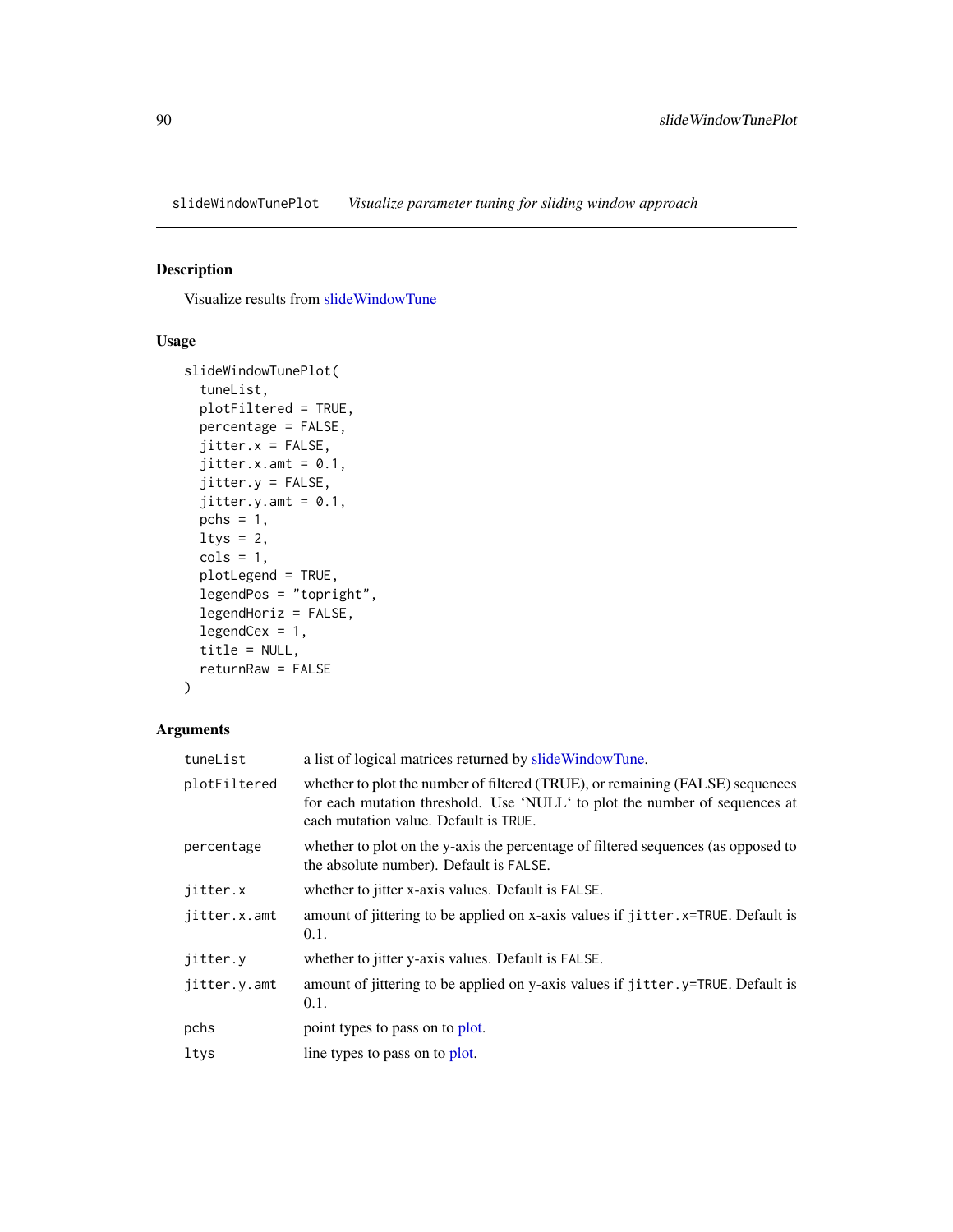## slideWindowTunePlot *Visualize parameter tuning for sliding window approach*

### Description

Visualize results from slideWindowTune

### Usage

```
slideWindowTunePlot(
  tuneList,
  plotFiltered = TRUE,
  percentage = FALSE,
  jitter.x = FALSE,
  jitter.x.amt = 0.1,
  jitter.y = FALSE,
  jitter.y.amt = 0.1,
  pchs = 1,
  ltys = 2,
  cols = 1,
  plotLegend = TRUE,
  legendPos = "topright",
  legendHoriz = FALSE,
  legendCex = 1,
  title = NULL,
  returnRaw = FALSE
)
```

### Arguments

| | |
|---|---|
| `tuneList` | a list of logical matrices returned by slideWindowTune. |
| `plotFiltered` | whether to plot the number of filtered (TRUE), or remaining (FALSE) sequences for each mutation threshold. Use 'NULL' to plot the number of sequences at each mutation value. Default is `TRUE`. |
| `percentage` | whether to plot on the y-axis the percentage of filtered sequences (as opposed to the absolute number). Default is `FALSE`. |
| `jitter.x` | whether to jitter x-axis values. Default is `FALSE`. |
| `jitter.x.amt` | amount of jittering to be applied on x-axis values if `jitter.x=TRUE`. Default is 0.1. |
| `jitter.y` | whether to jitter y-axis values. Default is `FALSE`. |
| `jitter.y.amt` | amount of jittering to be applied on y-axis values if `jitter.y=TRUE`. Default is 0.1. |
| `pchs` | point types to pass on to plot. |
| `ltys` | line types to pass on to plot. |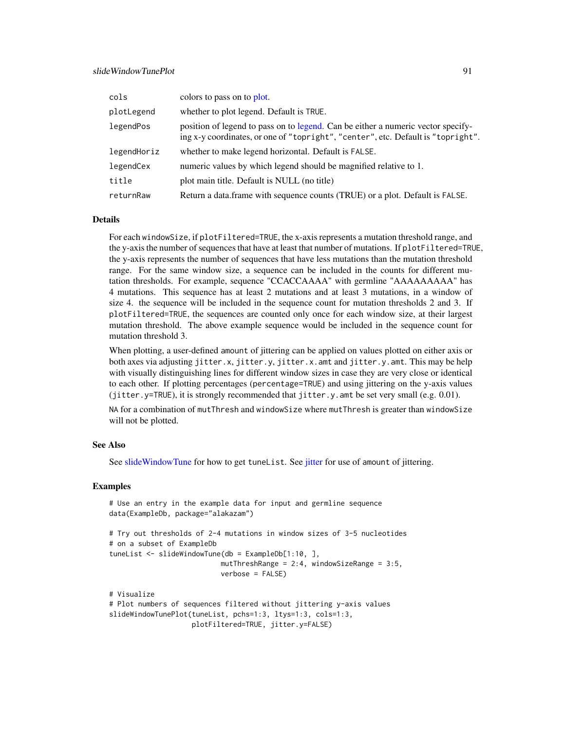| | |
|---|---|
| cols | colors to pass on to plot. |
| plotLegend | whether to plot legend. Default is TRUE. |
| legendPos | position of legend to pass on to legend. Can be either a numeric vector specifying x-y coordinates, or one of "topright", "center", etc. Default is "topright". |
| legendHoriz | whether to make legend horizontal. Default is FALSE. |
| legendCex | numeric values by which legend should be magnified relative to 1. |
| title | plot main title. Default is NULL (no title) |
| returnRaw | Return a data.frame with sequence counts (TRUE) or a plot. Default is FALSE. |

## Details

For each windowSize, if plotFiltered=TRUE, the x-axis represents a mutation threshold range, and the y-axis the number of sequences that have at least that number of mutations. If plotFiltered=TRUE, the y-axis represents the number of sequences that have less mutations than the mutation threshold range. For the same window size, a sequence can be included in the counts for different mutation thresholds. For example, sequence "CCACCAAAA" with germline "AAAAAAAAA" has 4 mutations. This sequence has at least 2 mutations and at least 3 mutations, in a window of size 4. the sequence will be included in the sequence count for mutation thresholds 2 and 3. If plotFiltered=TRUE, the sequences are counted only once for each window size, at their largest mutation threshold. The above example sequence would be included in the sequence count for mutation threshold 3.

When plotting, a user-defined amount of jittering can be applied on values plotted on either axis or both axes via adjusting jitter.x, jitter.y, jitter.x.amt and jitter.y.amt. This may be help with visually distinguishing lines for different window sizes in case they are very close or identical to each other. If plotting percentages (percentage=TRUE) and using jittering on the y-axis values (jitter.y=TRUE), it is strongly recommended that jitter.y.amt be set very small (e.g. 0.01).

NA for a combination of mutThresh and windowSize where mutThresh is greater than windowSize will not be plotted.

## See Also

See slideWindowTune for how to get tuneList. See jitter for use of amount of jittering.

## Examples

```
# Use an entry in the example data for input and germline sequence
data(ExampleDb, package="alakazam")

# Try out thresholds of 2-4 mutations in window sizes of 3-5 nucleotides
# on a subset of ExampleDb
tuneList <- slideWindowTune(db = ExampleDb[1:10, ],
                            mutThreshRange = 2:4, windowSizeRange = 3:5,
                            verbose = FALSE)

# Visualize
# Plot numbers of sequences filtered without jittering y-axis values
slideWindowTunePlot(tuneList, pchs=1:3, ltys=1:3, cols=1:3,
                    plotFiltered=TRUE, jitter.y=FALSE)
```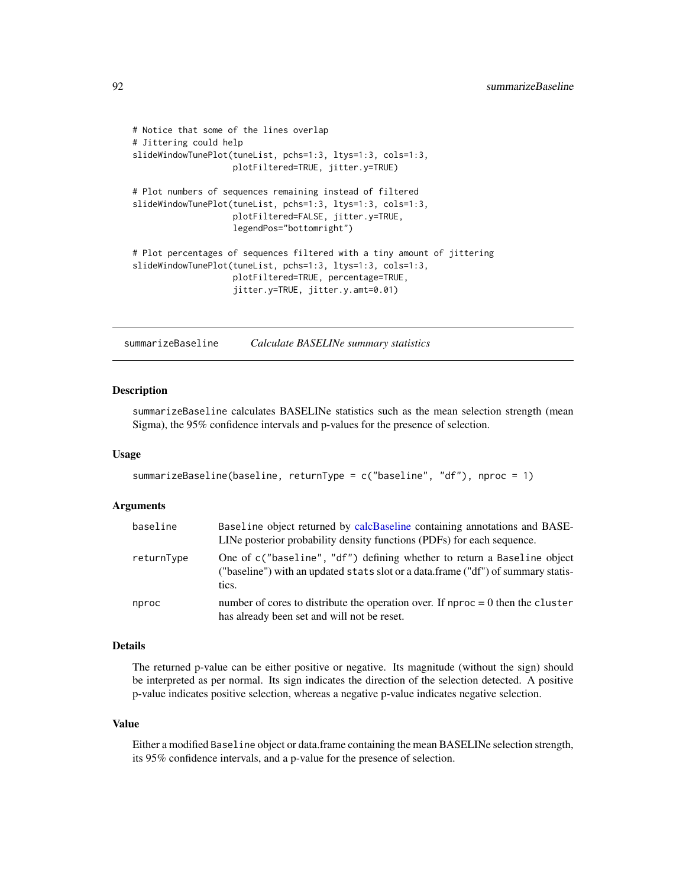```
# Notice that some of the lines overlap
# Jittering could help
slideWindowTunePlot(tuneList, pchs=1:3, ltys=1:3, cols=1:3,
                    plotFiltered=TRUE, jitter.y=TRUE)

# Plot numbers of sequences remaining instead of filtered
slideWindowTunePlot(tuneList, pchs=1:3, ltys=1:3, cols=1:3,
                    plotFiltered=FALSE, jitter.y=TRUE,
                    legendPos="bottomright")

# Plot percentages of sequences filtered with a tiny amount of jittering
slideWindowTunePlot(tuneList, pchs=1:3, ltys=1:3, cols=1:3,
                    plotFiltered=TRUE, percentage=TRUE,
                    jitter.y=TRUE, jitter.y.amt=0.01)
```

---

## summarizeBaseline *Calculate BASELINe summary statistics*

---

### Description

summarizeBaseline calculates BASELINe statistics such as the mean selection strength (mean Sigma), the 95% confidence intervals and p-values for the presence of selection.

### Usage

```
summarizeBaseline(baseline, returnType = c("baseline", "df"), nproc = 1)
```

### Arguments

| | |
|---|---|
| baseline | Baseline object returned by calcBaseline containing annotations and BASELINe posterior probability density functions (PDFs) for each sequence. |
| returnType | One of c("baseline", "df") defining whether to return a Baseline object ("baseline") with an updated stats slot or a data.frame ("df") of summary statistics. |
| nproc | number of cores to distribute the operation over. If nproc = 0 then the cluster has already been set and will not be reset. |

### Details

The returned p-value can be either positive or negative. Its magnitude (without the sign) should be interpreted as per normal. Its sign indicates the direction of the selection detected. A positive p-value indicates positive selection, whereas a negative p-value indicates negative selection.

### Value

Either a modified Baseline object or data.frame containing the mean BASELINe selection strength, its 95% confidence intervals, and a p-value for the presence of selection.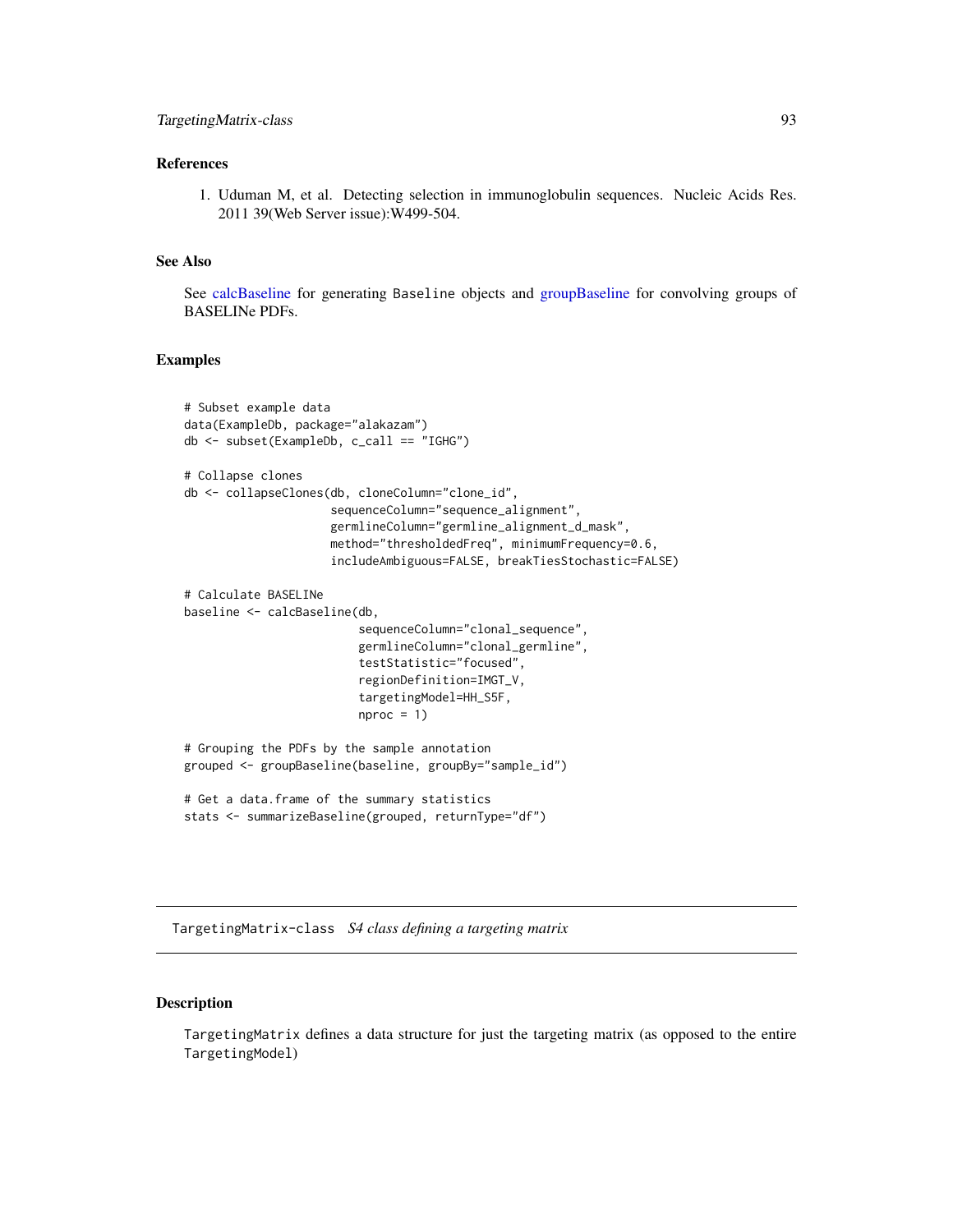## References

1. Uduman M, et al. Detecting selection in immunoglobulin sequences. Nucleic Acids Res. 2011 39(Web Server issue):W499-504.

## See Also

See calcBaseline for generating `Baseline` objects and groupBaseline for convolving groups of BASELINe PDFs.

## Examples

```
# Subset example data
data(ExampleDb, package="alakazam")
db <- subset(ExampleDb, c_call == "IGHG")

# Collapse clones
db <- collapseClones(db, cloneColumn="clone_id",
                     sequenceColumn="sequence_alignment",
                     germlineColumn="germline_alignment_d_mask",
                     method="thresholdedFreq", minimumFrequency=0.6,
                     includeAmbiguous=FALSE, breakTiesStochastic=FALSE)

# Calculate BASELINe
baseline <- calcBaseline(db,
                         sequenceColumn="clonal_sequence",
                         germlineColumn="clonal_germline",
                         testStatistic="focused",
                         regionDefinition=IMGT_V,
                         targetingModel=HH_S5F,
                         nproc = 1)

# Grouping the PDFs by the sample annotation
grouped <- groupBaseline(baseline, groupBy="sample_id")

# Get a data.frame of the summary statistics
stats <- summarizeBaseline(grouped, returnType="df")
```

---

# `TargetingMatrix-class` *S4 class defining a targeting matrix*

## Description

`TargetingMatrix` defines a data structure for just the targeting matrix (as opposed to the entire `TargetingModel`)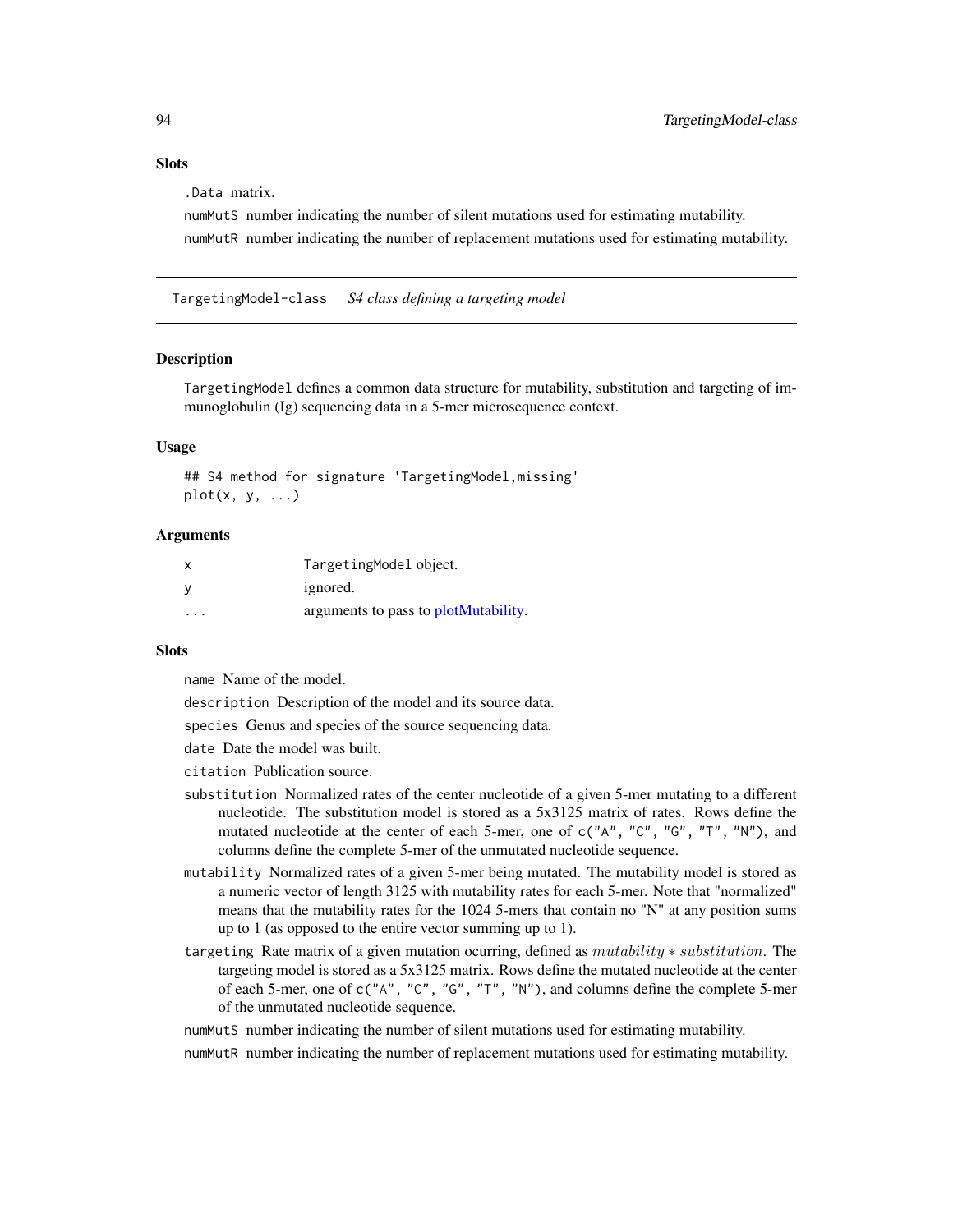### Slots

`.Data` matrix.

`numMutS` number indicating the number of silent mutations used for estimating mutability.

`numMutR` number indicating the number of replacement mutations used for estimating mutability.

---

## TargetingModel-class *S4 class defining a targeting model*

---

### Description

`TargetingModel` defines a common data structure for mutability, substitution and targeting of immunoglobulin (Ig) sequencing data in a 5-mer microsequence context.

### Usage

```
## S4 method for signature 'TargetingModel,missing'
plot(x, y, ...)
```

### Arguments

| | |
|---|---|
| `x` | `TargetingModel` object. |
| `y` | ignored. |
| `...` | arguments to pass to plotMutability. |

### Slots

`name` Name of the model.

`description` Description of the model and its source data.

`species` Genus and species of the source sequencing data.

`date` Date the model was built.

`citation` Publication source.

`substitution` Normalized rates of the center nucleotide of a given 5-mer mutating to a different nucleotide. The substitution model is stored as a 5x3125 matrix of rates. Rows define the mutated nucleotide at the center of each 5-mer, one of `c("A", "C", "G", "T", "N")`, and columns define the complete 5-mer of the unmutated nucleotide sequence.

`mutability` Normalized rates of a given 5-mer being mutated. The mutability model is stored as a numeric vector of length 3125 with mutability rates for each 5-mer. Note that "normalized" means that the mutability rates for the 1024 5-mers that contain no "N" at any position sums up to 1 (as opposed to the entire vector summing up to 1).

`targeting` Rate matrix of a given mutation ocurring, defined as $mutability * substitution$. The targeting model is stored as a 5x3125 matrix. Rows define the mutated nucleotide at the center of each 5-mer, one of `c("A", "C", "G", "T", "N")`, and columns define the complete 5-mer of the unmutated nucleotide sequence.

`numMutS` number indicating the number of silent mutations used for estimating mutability.

`numMutR` number indicating the number of replacement mutations used for estimating mutability.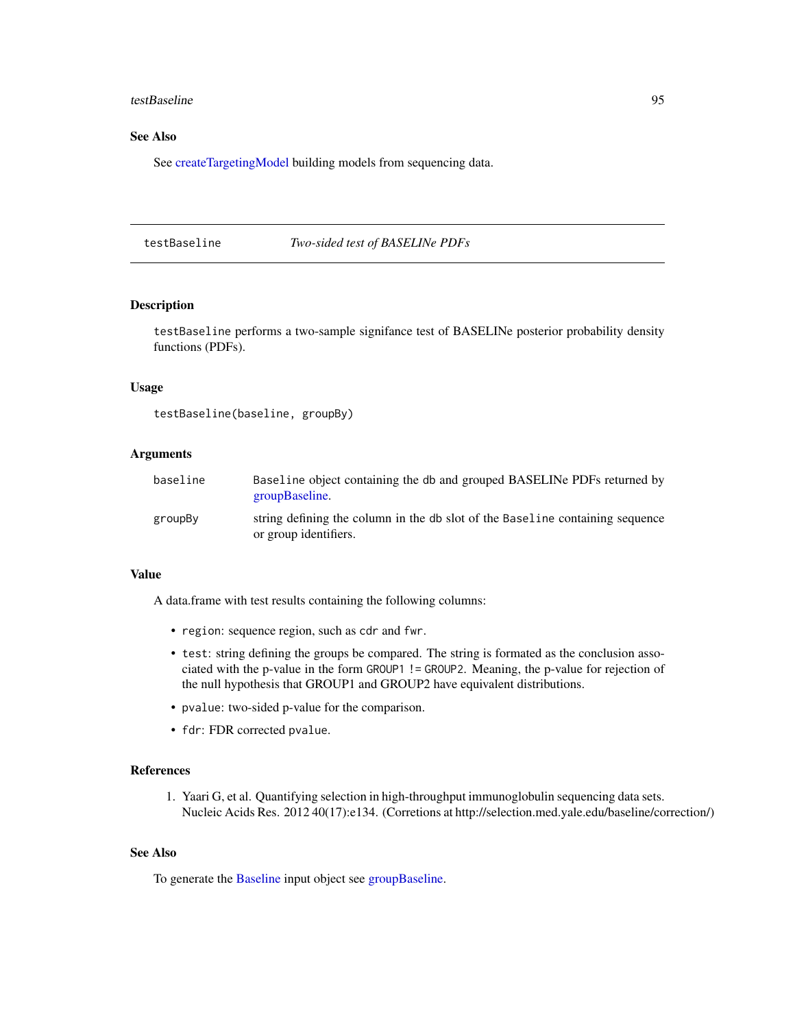## See Also

See createTargetingModel building models from sequencing data.

---

# testBaseline — *Two-sided test of BASELINe PDFs*

## Description

testBaseline performs a two-sample signifance test of BASELINe posterior probability density functions (PDFs).

## Usage

```
testBaseline(baseline, groupBy)
```

## Arguments

| | |
|---|---|
| baseline | Baseline object containing the db and grouped BASELINe PDFs returned by groupBaseline. |
| groupBy | string defining the column in the db slot of the Baseline containing sequence or group identifiers. |

## Value

A data.frame with test results containing the following columns:

- `region`: sequence region, such as `cdr` and `fwr`.
- `test`: string defining the groups be compared. The string is formated as the conclusion associated with the p-value in the form `GROUP1 != GROUP2`. Meaning, the p-value for rejection of the null hypothesis that GROUP1 and GROUP2 have equivalent distributions.
- `pvalue`: two-sided p-value for the comparison.
- `fdr`: FDR corrected `pvalue`.

## References

1. Yaari G, et al. Quantifying selection in high-throughput immunoglobulin sequencing data sets. Nucleic Acids Res. 2012 40(17):e134. (Corretions at http://selection.med.yale.edu/baseline/correction/)

## See Also

To generate the Baseline input object see groupBaseline.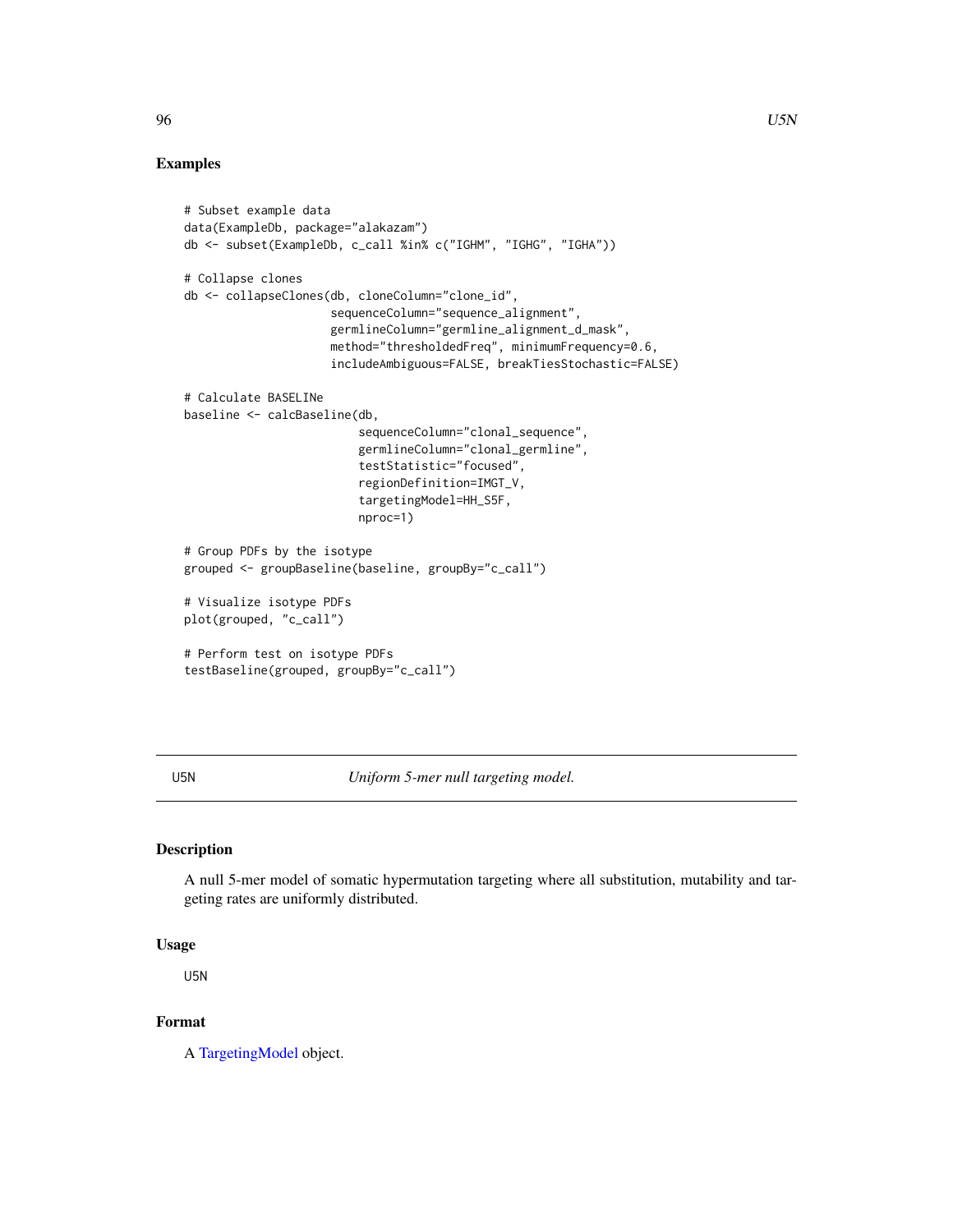## Examples

```
# Subset example data
data(ExampleDb, package="alakazam")
db <- subset(ExampleDb, c_call %in% c("IGHM", "IGHG", "IGHA"))

# Collapse clones
db <- collapseClones(db, cloneColumn="clone_id",
                     sequenceColumn="sequence_alignment",
                     germlineColumn="germline_alignment_d_mask",
                     method="thresholdedFreq", minimumFrequency=0.6,
                     includeAmbiguous=FALSE, breakTiesStochastic=FALSE)

# Calculate BASELINe
baseline <- calcBaseline(db,
                         sequenceColumn="clonal_sequence",
                         germlineColumn="clonal_germline",
                         testStatistic="focused",
                         regionDefinition=IMGT_V,
                         targetingModel=HH_S5F,
                         nproc=1)

# Group PDFs by the isotype
grouped <- groupBaseline(baseline, groupBy="c_call")

# Visualize isotype PDFs
plot(grouped, "c_call")

# Perform test on isotype PDFs
testBaseline(grouped, groupBy="c_call")
```

---

# U5N — *Uniform 5-mer null targeting model.*

## Description

A null 5-mer model of somatic hypermutation targeting where all substitution, mutability and targeting rates are uniformly distributed.

## Usage

```
U5N
```

## Format

A TargetingModel object.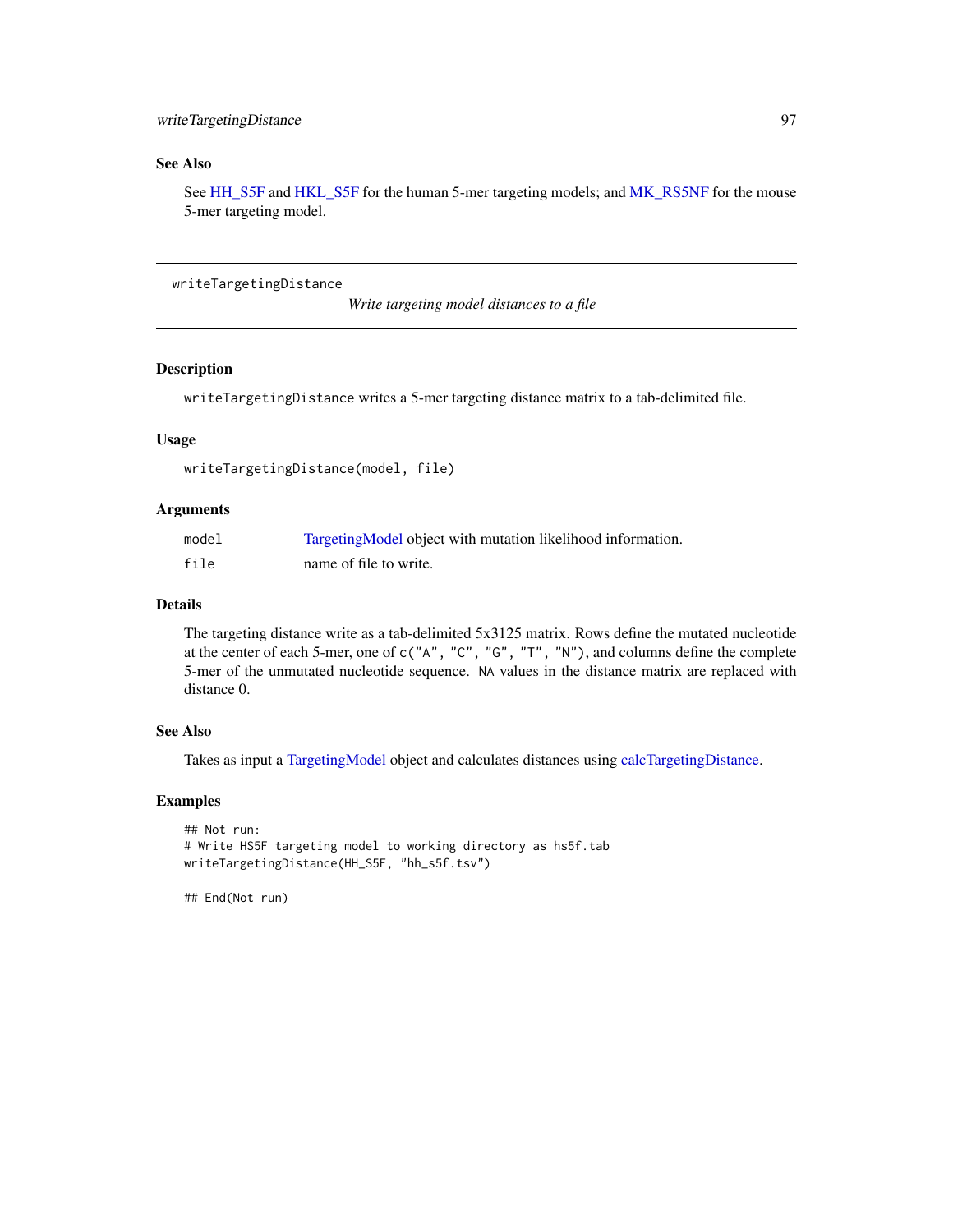## See Also

See HH_S5F and HKL_S5F for the human 5-mer targeting models; and MK_RS5NF for the mouse 5-mer targeting model.

---

# writeTargetingDistance

*Write targeting model distances to a file*

---

## Description

`writeTargetingDistance` writes a 5-mer targeting distance matrix to a tab-delimited file.

## Usage

```
writeTargetingDistance(model, file)
```

## Arguments

| | |
|---|---|
| `model` | TargetingModel object with mutation likelihood information. |
| `file` | name of file to write. |

## Details

The targeting distance write as a tab-delimited 5x3125 matrix. Rows define the mutated nucleotide at the center of each 5-mer, one of `c("A", "C", "G", "T", "N")`, and columns define the complete 5-mer of the unmutated nucleotide sequence. `NA` values in the distance matrix are replaced with distance 0.

## See Also

Takes as input a TargetingModel object and calculates distances using calcTargetingDistance.

## Examples

```
## Not run:
# Write HS5F targeting model to working directory as hs5f.tab
writeTargetingDistance(HH_S5F, "hh_s5f.tsv")

## End(Not run)
```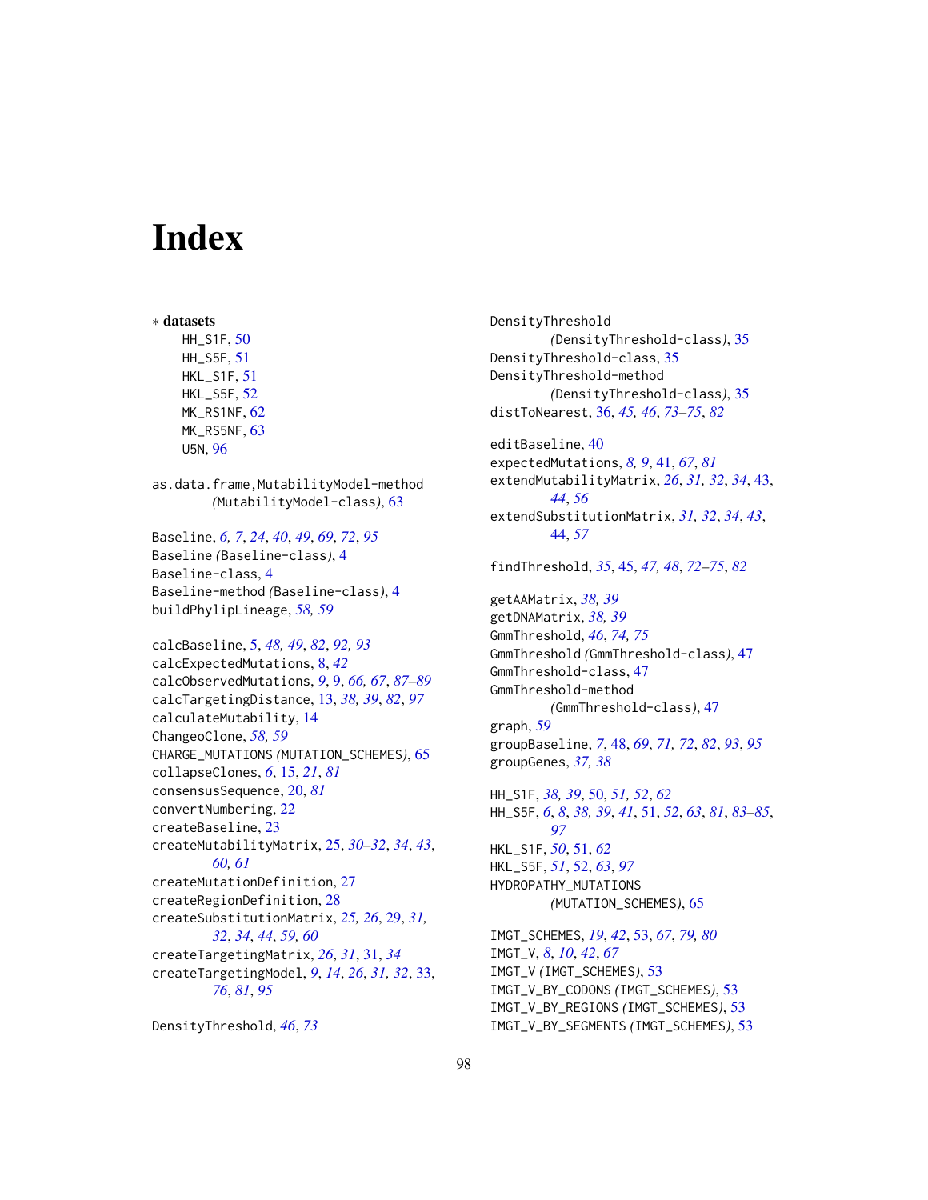# Index

∗ **datasets**
HH_S1F, 50
HH_S5F, 51
HKL_S1F, 51
HKL_S5F, 52
MK_RS1NF, 62
MK_RS5NF, 63
U5N, 96

as.data.frame,MutabilityModel-method *(*MutabilityModel-class*)*, 63

Baseline, *6, 7*, *24*, *40*, *49*, *69*, *72*, *95*
Baseline *(*Baseline-class*)*, 4
Baseline-class, 4
Baseline-method *(*Baseline-class*)*, 4
buildPhylipLineage, *58, 59*

calcBaseline, 5, *48, 49*, *82*, *92, 93*
calcExpectedMutations, 8, *42*
calcObservedMutations, *9*, 9, *66, 67*, *87–89*
calcTargetingDistance, 13, *38, 39*, *82*, *97*
calculateMutability, 14
ChangeoClone, *58, 59*
CHARGE_MUTATIONS *(*MUTATION_SCHEMES*)*, 65
collapseClones, *6*, 15, *21*, *81*
consensusSequence, 20, *81*
convertNumbering, 22
createBaseline, 23
createMutabilityMatrix, 25, *30–32*, *34*, *43*, *60, 61*
createMutationDefinition, 27
createRegionDefinition, 28
createSubstitutionMatrix, *25, 26*, 29, *31, 32*, *34*, *44*, *59, 60*
createTargetingMatrix, *26*, *31*, 31, *34*
createTargetingModel, *9*, *14*, *26*, *31, 32*, 33, *76*, *81*, *95*

DensityThreshold, *46*, *73*
DensityThreshold *(*DensityThreshold-class*)*, 35
DensityThreshold-class, 35
DensityThreshold-method *(*DensityThreshold-class*)*, 35
distToNearest, 36, *45, 46*, *73–75*, *82*

editBaseline, 40
expectedMutations, *8, 9*, 41, *67*, *81*
extendMutabilityMatrix, *26*, *31, 32*, *34*, 43, *44*, *56*
extendSubstitutionMatrix, *31, 32*, *34*, *43*, 44, *57*

findThreshold, *35*, 45, *47, 48*, *72–75*, *82*

getAAMatrix, *38, 39*
getDNAMatrix, *38, 39*
GmmThreshold, *46*, *74, 75*
GmmThreshold *(*GmmThreshold-class*)*, 47
GmmThreshold-class, 47
GmmThreshold-method *(*GmmThreshold-class*)*, 47
graph, *59*
groupBaseline, *7*, 48, *69*, *71, 72*, *82*, *93*, *95*
groupGenes, *37, 38*

HH_S1F, *38, 39*, 50, *51, 52*, *62*
HH_S5F, *6*, *8*, *38, 39*, *41*, 51, *52*, *63*, *81*, *83–85*, *97*
HKL_S1F, *50*, 51, *62*
HKL_S5F, *51*, 52, *63*, *97*
HYDROPATHY_MUTATIONS *(*MUTATION_SCHEMES*)*, 65

IMGT_SCHEMES, *19*, *42*, 53, *67*, *79, 80*
IMGT_V, *8*, *10*, *42*, *67*
IMGT_V *(*IMGT_SCHEMES*)*, 53
IMGT_V_BY_CODONS *(*IMGT_SCHEMES*)*, 53
IMGT_V_BY_REGIONS *(*IMGT_SCHEMES*)*, 53
IMGT_V_BY_SEGMENTS *(*IMGT_SCHEMES*)*, 53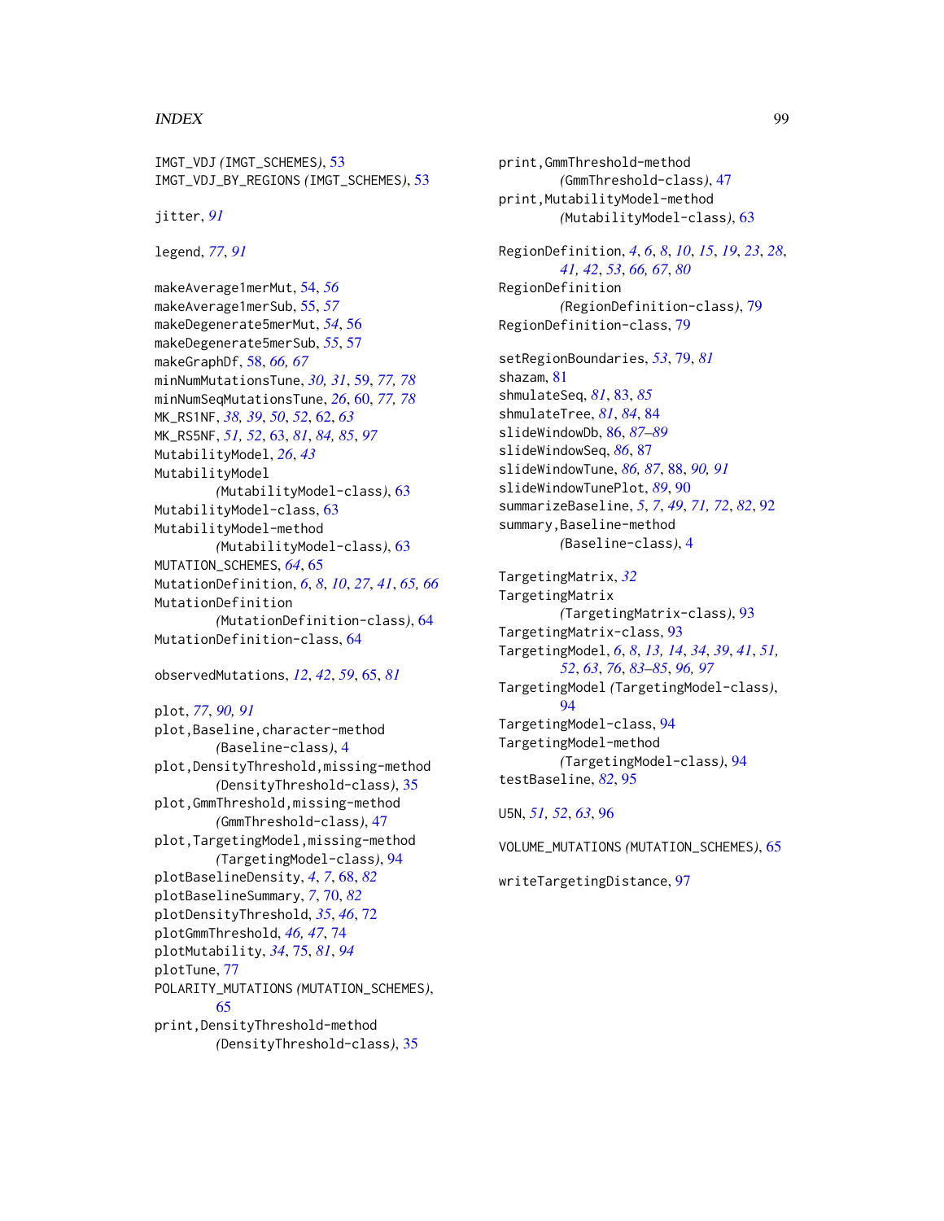IMGT_VDJ *(IMGT_SCHEMES)*, 53
IMGT_VDJ_BY_REGIONS *(IMGT_SCHEMES)*, 53

jitter, *91*

legend, *77*, *91*

makeAverage1merMut, 54, *56*
makeAverage1merSub, 55, *57*
makeDegenerate5merMut, *54*, 56
makeDegenerate5merSub, *55*, 57
makeGraphDf, 58, *66, 67*
minNumMutationsTune, *30, 31*, 59, *77, 78*
minNumSeqMutationsTune, *26*, 60, *77, 78*
MK_RS1NF, *38, 39*, *50*, *52*, 62, *63*
MK_RS5NF, *51, 52*, 63, *81*, *84, 85*, *97*
MutabilityModel, *26*, *43*
MutabilityModel
        *(*MutabilityModel-class*)*, 63
MutabilityModel-class, 63
MutabilityModel-method
        *(*MutabilityModel-class*)*, 63
MUTATION_SCHEMES, *64*, 65
MutationDefinition, *6*, *8*, *10*, *27*, *41*, *65, 66*
MutationDefinition
        *(*MutationDefinition-class*)*, 64
MutationDefinition-class, 64

observedMutations, *12*, *42*, *59*, 65, *81*

plot, *77*, *90, 91*
plot,Baseline,character-method
        *(*Baseline-class*)*, 4
plot,DensityThreshold,missing-method
        *(*DensityThreshold-class*)*, 35
plot,GmmThreshold,missing-method
        *(*GmmThreshold-class*)*, 47
plot,TargetingModel,missing-method
        *(*TargetingModel-class*)*, 94
plotBaselineDensity, *4*, *7*, 68, *82*
plotBaselineSummary, *7*, 70, *82*
plotDensityThreshold, *35*, *46*, 72
plotGmmThreshold, *46, 47*, 74
plotMutability, *34*, 75, *81*, *94*
plotTune, 77
POLARITY_MUTATIONS *(MUTATION_SCHEMES)*,
        65
print,DensityThreshold-method
        *(*DensityThreshold-class*)*, 35
print,GmmThreshold-method
        *(*GmmThreshold-class*)*, 47
print,MutabilityModel-method
        *(*MutabilityModel-class*)*, 63

RegionDefinition, *4*, *6*, *8*, *10*, *15*, *19*, *23*, *28*,
        *41, 42*, *53*, *66, 67*, *80*
RegionDefinition
        *(*RegionDefinition-class*)*, 79
RegionDefinition-class, 79

setRegionBoundaries, *53*, 79, *81*
shazam, 81
shmulateSeq, *81*, 83, *85*
shmulateTree, *81*, *84*, 84
slideWindowDb, 86, *87–89*
slideWindowSeq, *86*, 87
slideWindowTune, *86, 87*, 88, *90, 91*
slideWindowTunePlot, *89*, 90
summarizeBaseline, *5*, *7*, *49*, *71, 72*, *82*, 92
summary,Baseline-method
        *(*Baseline-class*)*, 4

TargetingMatrix, *32*
TargetingMatrix
        *(*TargetingMatrix-class*)*, 93
TargetingMatrix-class, 93
TargetingModel, *6*, *8*, *13, 14*, *34*, *39*, *41*, *51,*
        *52*, *63*, *76*, *83–85*, *96, 97*
TargetingModel *(*TargetingModel-class*)*,
        94
TargetingModel-class, 94
TargetingModel-method
        *(*TargetingModel-class*)*, 94
testBaseline, *82*, 95

U5N, *51, 52*, *63*, 96

VOLUME_MUTATIONS *(MUTATION_SCHEMES)*, 65

writeTargetingDistance, 97